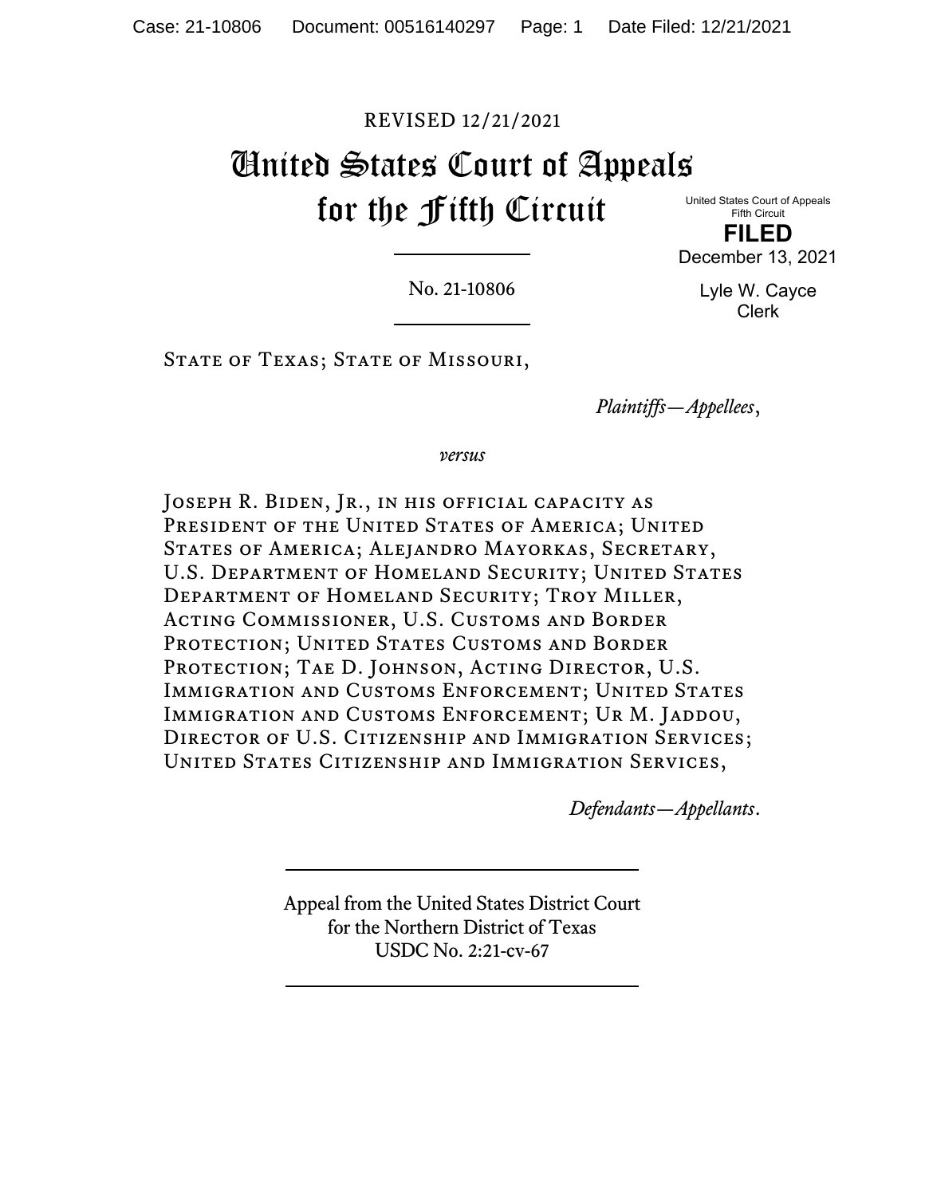REVISED 12/21/2021

# United States Court of Appeals for the Fifth Circuit

United States Court of Appeals
Fifth Circuit

**FILED**

December 13, 2021

Lyle W. Cayce
Clerk

---

No. 21-10806

---

State of Texas; State of Missouri,

*Plaintiffs—Appellees*,

*versus*

Joseph R. Biden, Jr., in his official capacity as President of the United States of America; United States of America; Alejandro Mayorkas, Secretary, U.S. Department of Homeland Security; United States Department of Homeland Security; Troy Miller, Acting Commissioner, U.S. Customs and Border Protection; United States Customs and Border Protection; Tae D. Johnson, Acting Director, U.S. Immigration and Customs Enforcement; United States Immigration and Customs Enforcement; Ur M. Jaddou, Director of U.S. Citizenship and Immigration Services; United States Citizenship and Immigration Services,

*Defendants—Appellants*.

---

Appeal from the United States District Court
for the Northern District of Texas
USDC No. 2:21-cv-67

---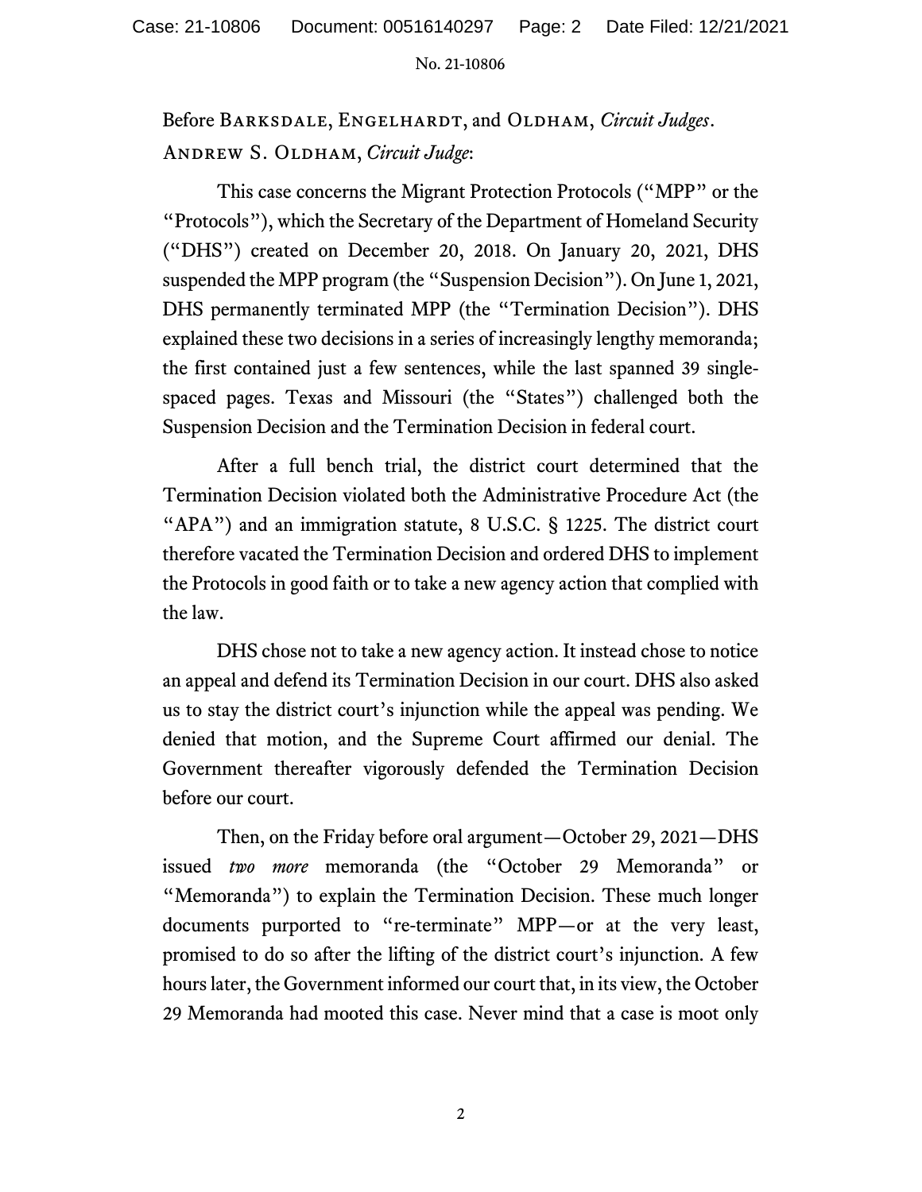Before Barksdale, Engelhardt, and Oldham, *Circuit Judges*.

Andrew S. Oldham, *Circuit Judge*:

This case concerns the Migrant Protection Protocols ("MPP" or the "Protocols"), which the Secretary of the Department of Homeland Security ("DHS") created on December 20, 2018. On January 20, 2021, DHS suspended the MPP program (the "Suspension Decision"). On June 1, 2021, DHS permanently terminated MPP (the "Termination Decision"). DHS explained these two decisions in a series of increasingly lengthy memoranda; the first contained just a few sentences, while the last spanned 39 single-spaced pages. Texas and Missouri (the "States") challenged both the Suspension Decision and the Termination Decision in federal court.

After a full bench trial, the district court determined that the Termination Decision violated both the Administrative Procedure Act (the "APA") and an immigration statute, 8 U.S.C. § 1225. The district court therefore vacated the Termination Decision and ordered DHS to implement the Protocols in good faith or to take a new agency action that complied with the law.

DHS chose not to take a new agency action. It instead chose to notice an appeal and defend its Termination Decision in our court. DHS also asked us to stay the district court's injunction while the appeal was pending. We denied that motion, and the Supreme Court affirmed our denial. The Government thereafter vigorously defended the Termination Decision before our court.

Then, on the Friday before oral argument—October 29, 2021—DHS issued *two more* memoranda (the "October 29 Memoranda" or "Memoranda") to explain the Termination Decision. These much longer documents purported to "re-terminate" MPP—or at the very least, promised to do so after the lifting of the district court's injunction. A few hours later, the Government informed our court that, in its view, the October 29 Memoranda had mooted this case. Never mind that a case is moot only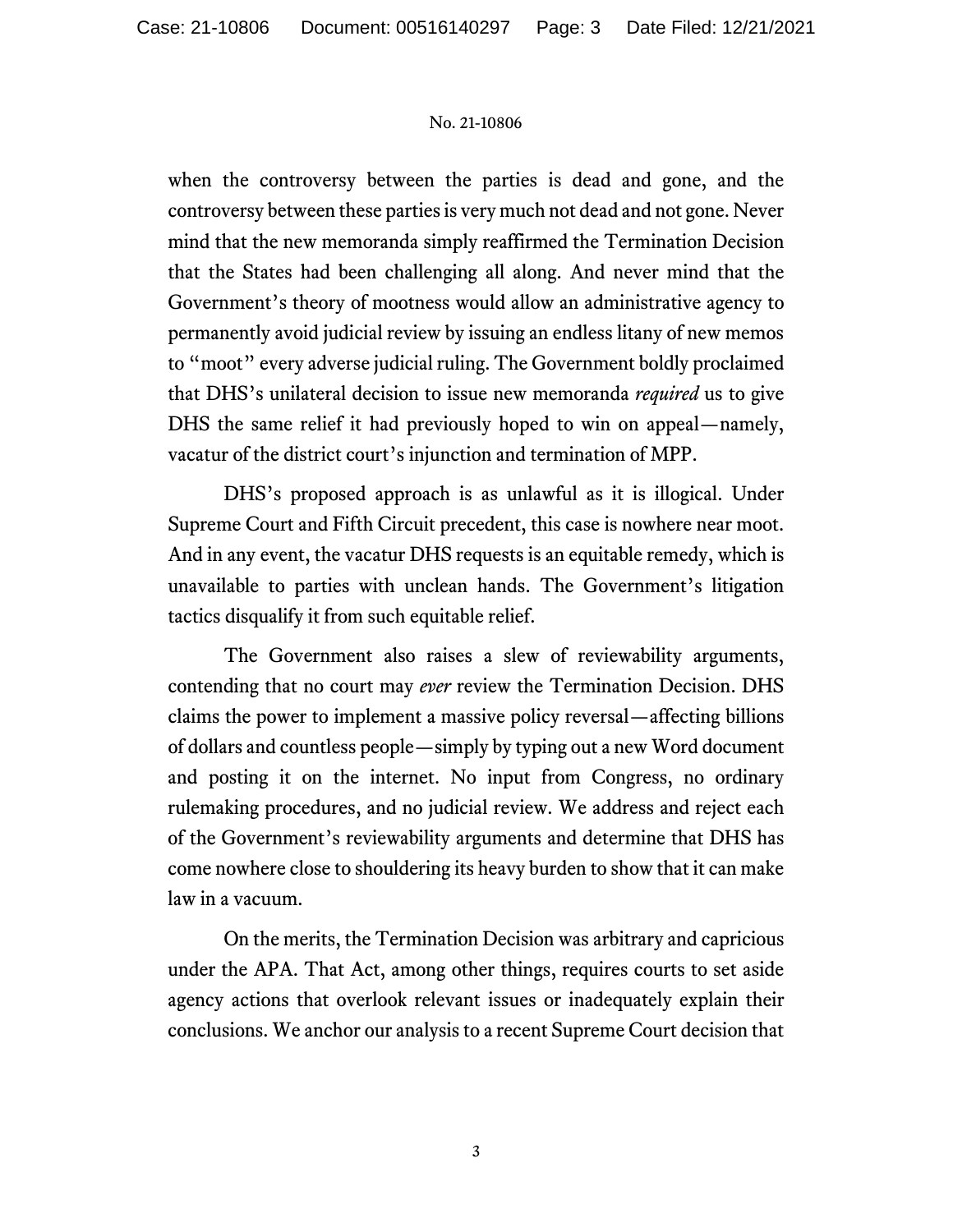when the controversy between the parties is dead and gone, and the controversy between these parties is very much not dead and not gone. Never mind that the new memoranda simply reaffirmed the Termination Decision that the States had been challenging all along. And never mind that the Government's theory of mootness would allow an administrative agency to permanently avoid judicial review by issuing an endless litany of new memos to "moot" every adverse judicial ruling. The Government boldly proclaimed that DHS's unilateral decision to issue new memoranda *required* us to give DHS the same relief it had previously hoped to win on appeal—namely, vacatur of the district court's injunction and termination of MPP.

DHS's proposed approach is as unlawful as it is illogical. Under Supreme Court and Fifth Circuit precedent, this case is nowhere near moot. And in any event, the vacatur DHS requests is an equitable remedy, which is unavailable to parties with unclean hands. The Government's litigation tactics disqualify it from such equitable relief.

The Government also raises a slew of reviewability arguments, contending that no court may *ever* review the Termination Decision. DHS claims the power to implement a massive policy reversal—affecting billions of dollars and countless people—simply by typing out a new Word document and posting it on the internet. No input from Congress, no ordinary rulemaking procedures, and no judicial review. We address and reject each of the Government's reviewability arguments and determine that DHS has come nowhere close to shouldering its heavy burden to show that it can make law in a vacuum.

On the merits, the Termination Decision was arbitrary and capricious under the APA. That Act, among other things, requires courts to set aside agency actions that overlook relevant issues or inadequately explain their conclusions. We anchor our analysis to a recent Supreme Court decision that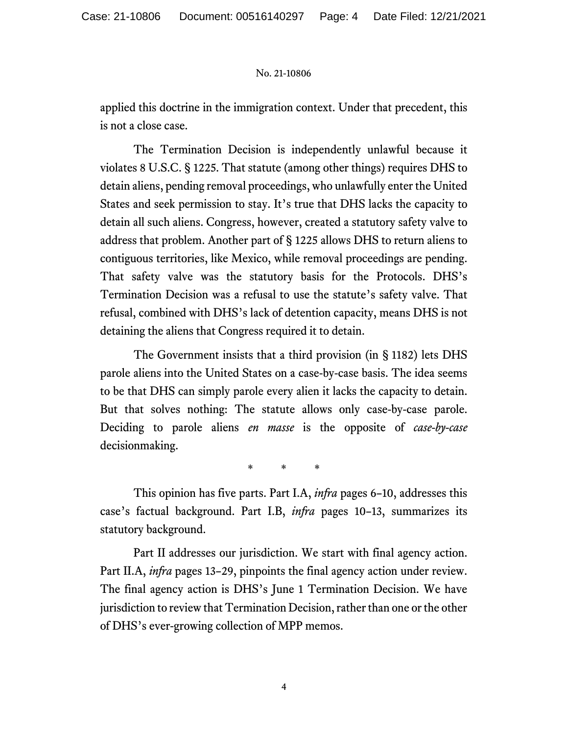applied this doctrine in the immigration context. Under that precedent, this is not a close case.

The Termination Decision is independently unlawful because it violates 8 U.S.C. § 1225. That statute (among other things) requires DHS to detain aliens, pending removal proceedings, who unlawfully enter the United States and seek permission to stay. It's true that DHS lacks the capacity to detain all such aliens. Congress, however, created a statutory safety valve to address that problem. Another part of § 1225 allows DHS to return aliens to contiguous territories, like Mexico, while removal proceedings are pending. That safety valve was the statutory basis for the Protocols. DHS's Termination Decision was a refusal to use the statute's safety valve. That refusal, combined with DHS's lack of detention capacity, means DHS is not detaining the aliens that Congress required it to detain.

The Government insists that a third provision (in § 1182) lets DHS parole aliens into the United States on a case-by-case basis. The idea seems to be that DHS can simply parole every alien it lacks the capacity to detain. But that solves nothing: The statute allows only case-by-case parole. Deciding to parole aliens *en masse* is the opposite of *case-by-case* decisionmaking.

\* \* \*

This opinion has five parts. Part I.A, *infra* pages 6–10, addresses this case's factual background. Part I.B, *infra* pages 10–13, summarizes its statutory background.

Part II addresses our jurisdiction. We start with final agency action. Part II.A, *infra* pages 13–29, pinpoints the final agency action under review. The final agency action is DHS's June 1 Termination Decision. We have jurisdiction to review that Termination Decision, rather than one or the other of DHS's ever-growing collection of MPP memos.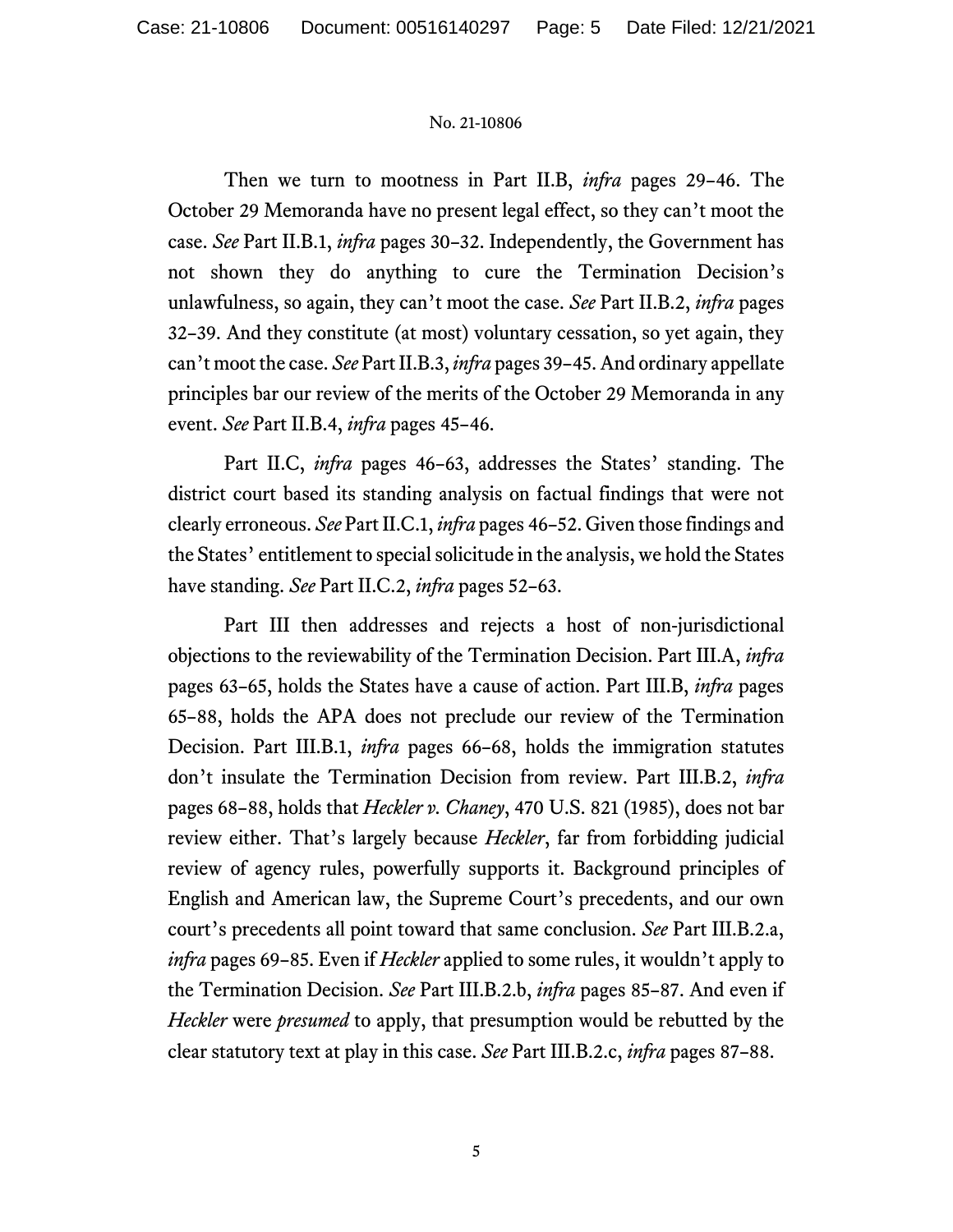Then we turn to mootness in Part II.B, *infra* pages 29–46. The October 29 Memoranda have no present legal effect, so they can't moot the case. *See* Part II.B.1, *infra* pages 30–32. Independently, the Government has not shown they do anything to cure the Termination Decision's unlawfulness, so again, they can't moot the case. *See* Part II.B.2, *infra* pages 32–39. And they constitute (at most) voluntary cessation, so yet again, they can't moot the case. *See* Part II.B.3, *infra* pages 39–45. And ordinary appellate principles bar our review of the merits of the October 29 Memoranda in any event. *See* Part II.B.4, *infra* pages 45–46.

Part II.C, *infra* pages 46–63, addresses the States' standing. The district court based its standing analysis on factual findings that were not clearly erroneous. *See* Part II.C.1, *infra* pages 46–52. Given those findings and the States' entitlement to special solicitude in the analysis, we hold the States have standing. *See* Part II.C.2, *infra* pages 52–63.

Part III then addresses and rejects a host of non-jurisdictional objections to the reviewability of the Termination Decision. Part III.A, *infra* pages 63–65, holds the States have a cause of action. Part III.B, *infra* pages 65–88, holds the APA does not preclude our review of the Termination Decision. Part III.B.1, *infra* pages 66–68, holds the immigration statutes don't insulate the Termination Decision from review. Part III.B.2, *infra* pages 68–88, holds that *Heckler v. Chaney*, 470 U.S. 821 (1985), does not bar review either. That's largely because *Heckler*, far from forbidding judicial review of agency rules, powerfully supports it. Background principles of English and American law, the Supreme Court's precedents, and our own court's precedents all point toward that same conclusion. *See* Part III.B.2.a, *infra* pages 69–85. Even if *Heckler* applied to some rules, it wouldn't apply to the Termination Decision. *See* Part III.B.2.b, *infra* pages 85–87. And even if *Heckler* were *presumed* to apply, that presumption would be rebutted by the clear statutory text at play in this case. *See* Part III.B.2.c, *infra* pages 87–88.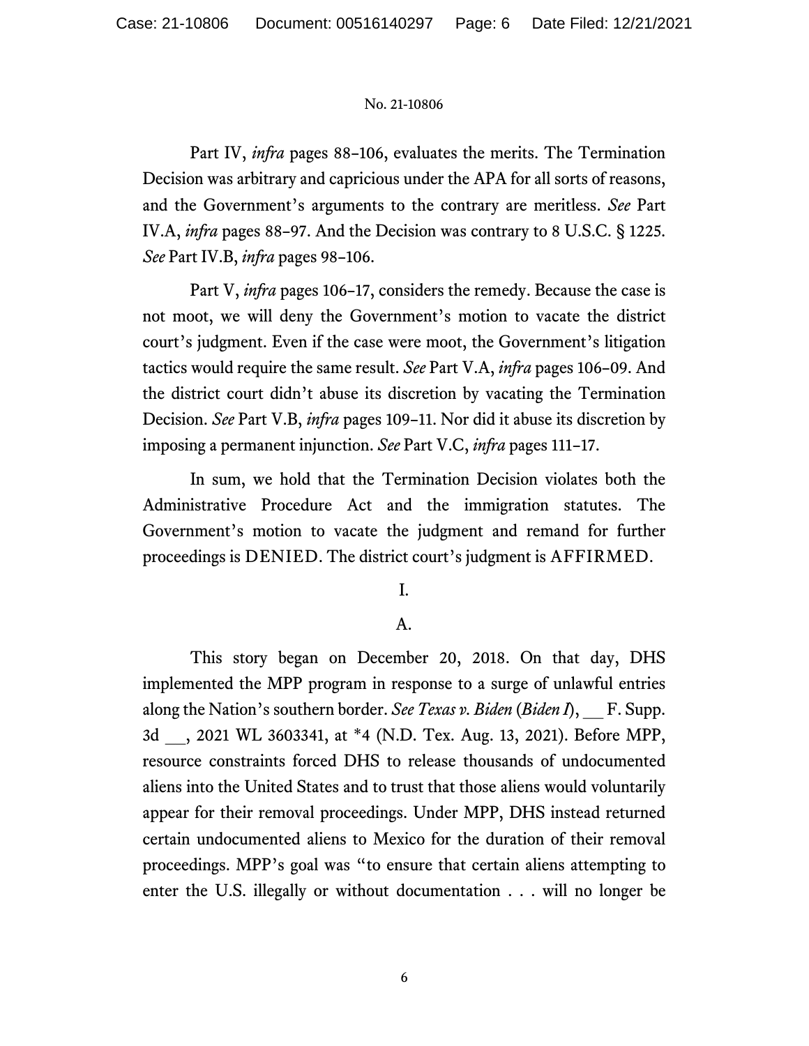Part IV, *infra* pages 88–106, evaluates the merits. The Termination Decision was arbitrary and capricious under the APA for all sorts of reasons, and the Government's arguments to the contrary are meritless. *See* Part IV.A, *infra* pages 88–97. And the Decision was contrary to 8 U.S.C. § 1225. *See* Part IV.B, *infra* pages 98–106.

Part V, *infra* pages 106–17, considers the remedy. Because the case is not moot, we will deny the Government's motion to vacate the district court's judgment. Even if the case were moot, the Government's litigation tactics would require the same result. *See* Part V.A, *infra* pages 106–09. And the district court didn't abuse its discretion by vacating the Termination Decision. *See* Part V.B, *infra* pages 109–11. Nor did it abuse its discretion by imposing a permanent injunction. *See* Part V.C, *infra* pages 111–17.

In sum, we hold that the Termination Decision violates both the Administrative Procedure Act and the immigration statutes. The Government's motion to vacate the judgment and remand for further proceedings is DENIED. The district court's judgment is AFFIRMED.

## I.

### A.

This story began on December 20, 2018. On that day, DHS implemented the MPP program in response to a surge of unlawful entries along the Nation's southern border. *See Texas v. Biden* (*Biden I*), \_\_ F. Supp. 3d \_\_, 2021 WL 3603341, at *4 (N.D. Tex. Aug. 13, 2021). Before MPP, resource constraints forced DHS to release thousands of undocumented aliens into the United States and to trust that those aliens would voluntarily appear for their removal proceedings. Under MPP, DHS instead returned certain undocumented aliens to Mexico for the duration of their removal proceedings. MPP's goal was "to ensure that certain aliens attempting to enter the U.S. illegally or without documentation . . . will no longer be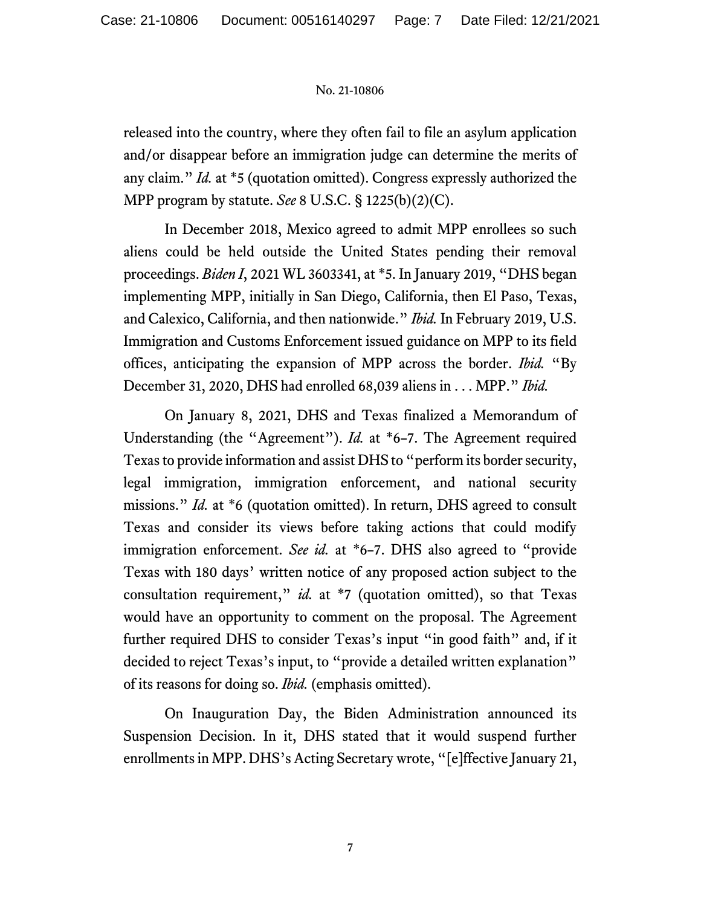released into the country, where they often fail to file an asylum application and/or disappear before an immigration judge can determine the merits of any claim." *Id.* at *5 (quotation omitted). Congress expressly authorized the MPP program by statute. *See* 8 U.S.C. § 1225(b)(2)(C).

In December 2018, Mexico agreed to admit MPP enrollees so such aliens could be held outside the United States pending their removal proceedings. *Biden I*, 2021 WL 3603341, at *5. In January 2019, "DHS began implementing MPP, initially in San Diego, California, then El Paso, Texas, and Calexico, California, and then nationwide." *Ibid.* In February 2019, U.S. Immigration and Customs Enforcement issued guidance on MPP to its field offices, anticipating the expansion of MPP across the border. *Ibid.* "By December 31, 2020, DHS had enrolled 68,039 aliens in . . . MPP." *Ibid.*

On January 8, 2021, DHS and Texas finalized a Memorandum of Understanding (the "Agreement"). *Id.* at *6–7. The Agreement required Texas to provide information and assist DHS to "perform its border security, legal immigration, immigration enforcement, and national security missions." *Id.* at *6 (quotation omitted). In return, DHS agreed to consult Texas and consider its views before taking actions that could modify immigration enforcement. *See id.* at *6–7. DHS also agreed to "provide Texas with 180 days' written notice of any proposed action subject to the consultation requirement," *id.* at *7 (quotation omitted), so that Texas would have an opportunity to comment on the proposal. The Agreement further required DHS to consider Texas's input "in good faith" and, if it decided to reject Texas's input, to "provide a detailed written explanation" of its reasons for doing so. *Ibid.* (emphasis omitted).

On Inauguration Day, the Biden Administration announced its Suspension Decision. In it, DHS stated that it would suspend further enrollments in MPP. DHS's Acting Secretary wrote, "[e]ffective January 21,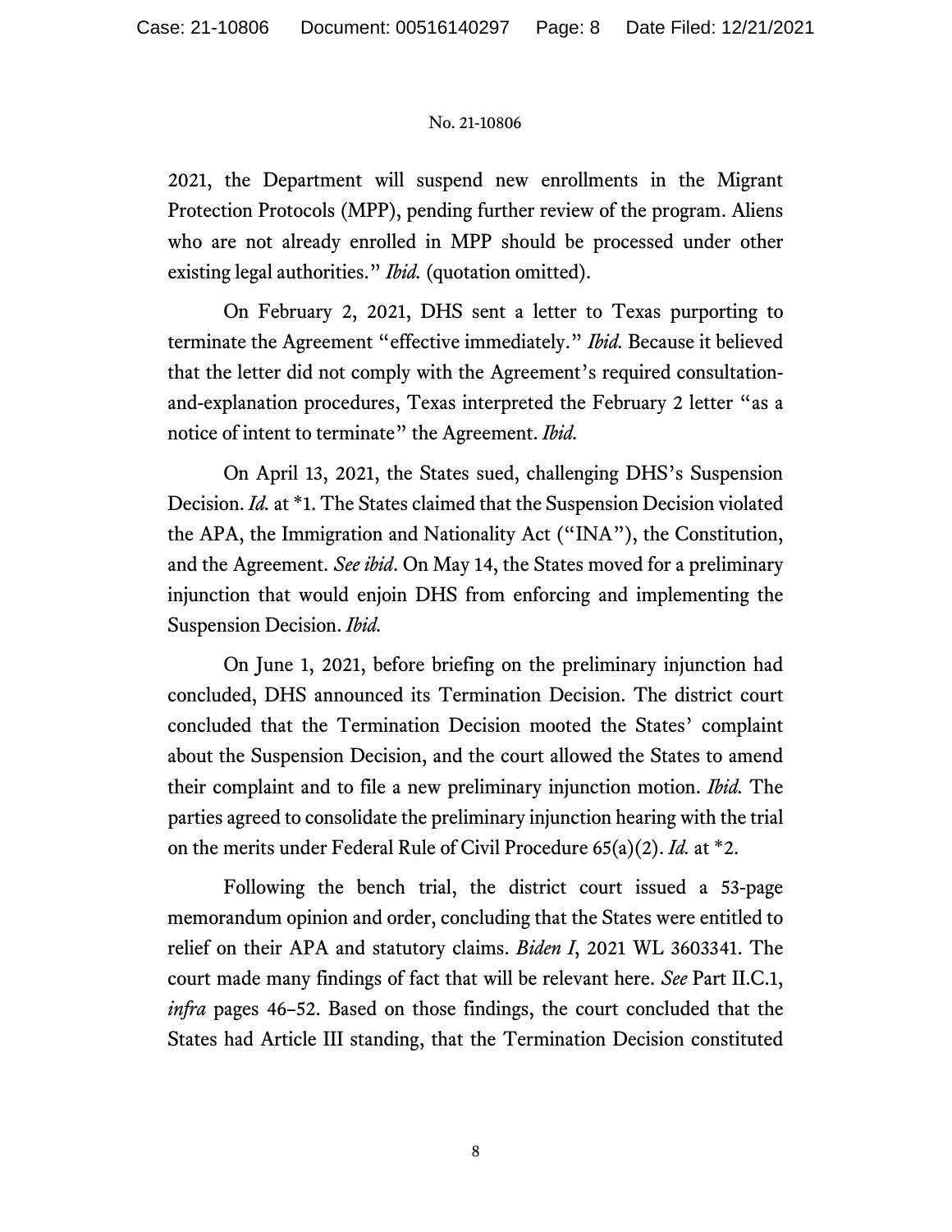2021, the Department will suspend new enrollments in the Migrant Protection Protocols (MPP), pending further review of the program. Aliens who are not already enrolled in MPP should be processed under other existing legal authorities." *Ibid.* (quotation omitted).

On February 2, 2021, DHS sent a letter to Texas purporting to terminate the Agreement "effective immediately." *Ibid.* Because it believed that the letter did not comply with the Agreement's required consultation-and-explanation procedures, Texas interpreted the February 2 letter "as a notice of intent to terminate" the Agreement. *Ibid.*

On April 13, 2021, the States sued, challenging DHS's Suspension Decision. *Id.* at *1. The States claimed that the Suspension Decision violated the APA, the Immigration and Nationality Act ("INA"), the Constitution, and the Agreement. *See ibid*. On May 14, the States moved for a preliminary injunction that would enjoin DHS from enforcing and implementing the Suspension Decision. *Ibid.*

On June 1, 2021, before briefing on the preliminary injunction had concluded, DHS announced its Termination Decision. The district court concluded that the Termination Decision mooted the States' complaint about the Suspension Decision, and the court allowed the States to amend their complaint and to file a new preliminary injunction motion. *Ibid.* The parties agreed to consolidate the preliminary injunction hearing with the trial on the merits under Federal Rule of Civil Procedure 65(a)(2). *Id.* at *2.

Following the bench trial, the district court issued a 53-page memorandum opinion and order, concluding that the States were entitled to relief on their APA and statutory claims. *Biden I*, 2021 WL 3603341. The court made many findings of fact that will be relevant here. *See* Part II.C.1, *infra* pages 46–52. Based on those findings, the court concluded that the States had Article III standing, that the Termination Decision constituted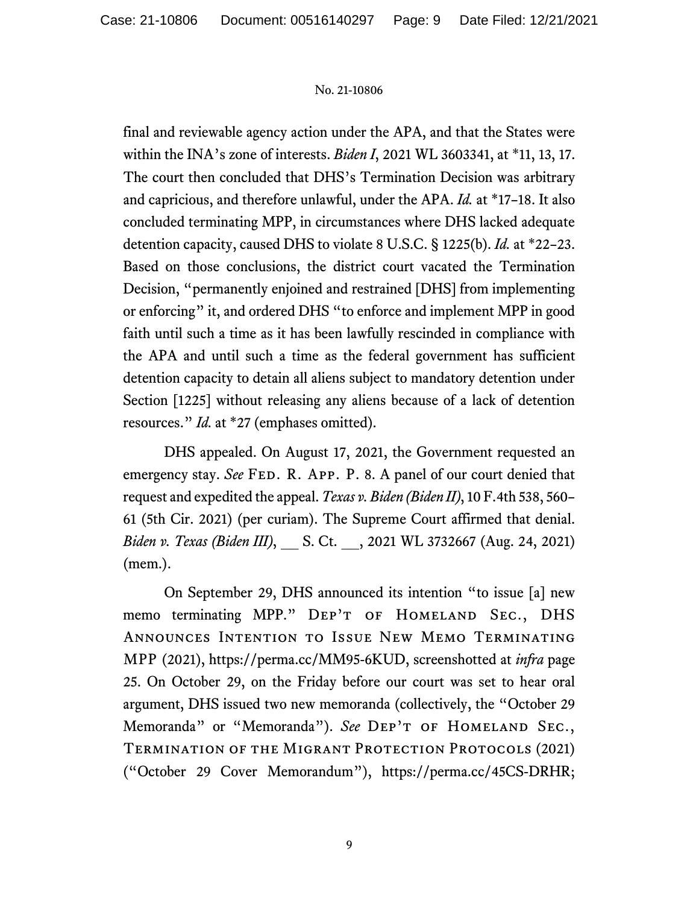final and reviewable agency action under the APA, and that the States were within the INA's zone of interests. *Biden I*, 2021 WL 3603341, at *11, 13, 17. The court then concluded that DHS's Termination Decision was arbitrary and capricious, and therefore unlawful, under the APA. *Id.* at *17–18. It also concluded terminating MPP, in circumstances where DHS lacked adequate detention capacity, caused DHS to violate 8 U.S.C. § 1225(b). *Id.* at *22–23. Based on those conclusions, the district court vacated the Termination Decision, "permanently enjoined and restrained [DHS] from implementing or enforcing" it, and ordered DHS "to enforce and implement MPP in good faith until such a time as it has been lawfully rescinded in compliance with the APA and until such a time as the federal government has sufficient detention capacity to detain all aliens subject to mandatory detention under Section [1225] without releasing any aliens because of a lack of detention resources." *Id.* at *27 (emphases omitted).

DHS appealed. On August 17, 2021, the Government requested an emergency stay. *See* Fed. R. App. P. 8. A panel of our court denied that request and expedited the appeal. *Texas v. Biden (Biden II)*, 10 F.4th 538, 560–61 (5th Cir. 2021) (per curiam). The Supreme Court affirmed that denial. *Biden v. Texas (Biden III)*, \_\_ S. Ct. \_\_, 2021 WL 3732667 (Aug. 24, 2021) (mem.).

On September 29, DHS announced its intention "to issue [a] new memo terminating MPP." Dep't of Homeland Sec., DHS Announces Intention to Issue New Memo Terminating MPP (2021), https://perma.cc/MM95-6KUD, screenshotted at *infra* page 25. On October 29, on the Friday before our court was set to hear oral argument, DHS issued two new memoranda (collectively, the "October 29 Memoranda" or "Memoranda"). *See* Dep't of Homeland Sec., Termination of the Migrant Protection Protocols (2021) ("October 29 Cover Memorandum"), https://perma.cc/45CS-DRHR;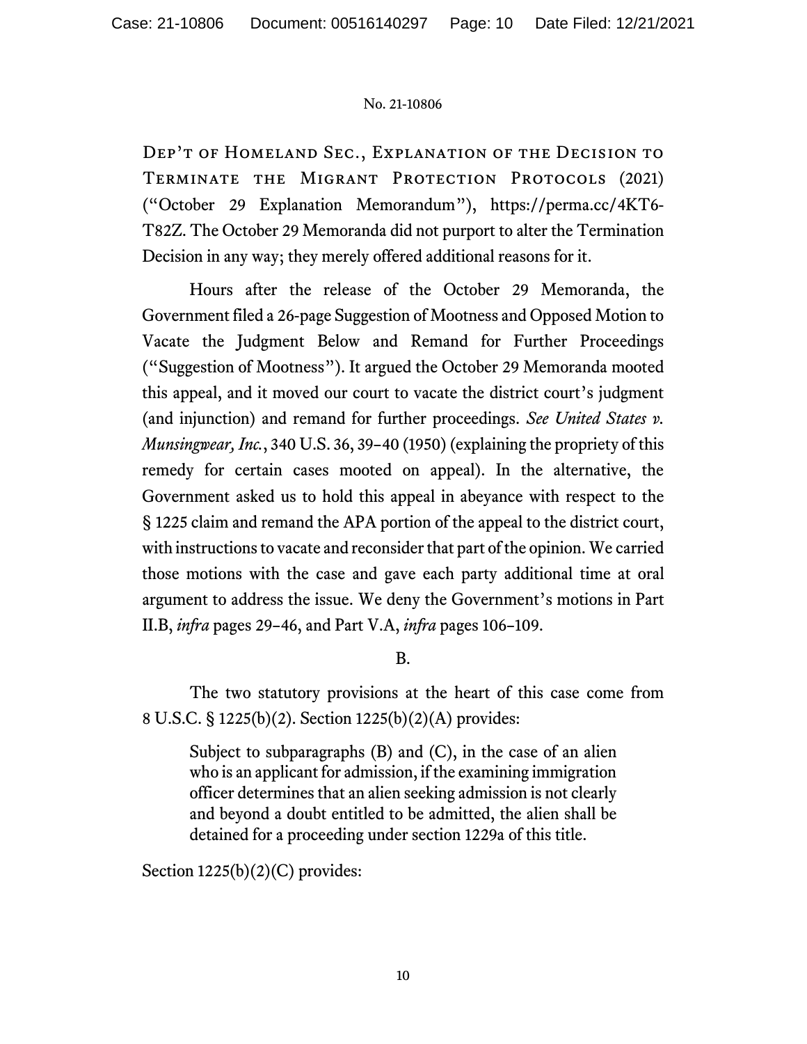Dep't of Homeland Sec., Explanation of the Decision to Terminate the Migrant Protection Protocols (2021) ("October 29 Explanation Memorandum"), https://perma.cc/4KT6-T82Z. The October 29 Memoranda did not purport to alter the Termination Decision in any way; they merely offered additional reasons for it.

Hours after the release of the October 29 Memoranda, the Government filed a 26-page Suggestion of Mootness and Opposed Motion to Vacate the Judgment Below and Remand for Further Proceedings ("Suggestion of Mootness"). It argued the October 29 Memoranda mooted this appeal, and it moved our court to vacate the district court's judgment (and injunction) and remand for further proceedings. *See United States v. Munsingwear, Inc.*, 340 U.S. 36, 39–40 (1950) (explaining the propriety of this remedy for certain cases mooted on appeal). In the alternative, the Government asked us to hold this appeal in abeyance with respect to the § 1225 claim and remand the APA portion of the appeal to the district court, with instructions to vacate and reconsider that part of the opinion. We carried those motions with the case and gave each party additional time at oral argument to address the issue. We deny the Government's motions in Part II.B, *infra* pages 29–46, and Part V.A, *infra* pages 106–109.

B.

The two statutory provisions at the heart of this case come from 8 U.S.C. § 1225(b)(2). Section 1225(b)(2)(A) provides:

> Subject to subparagraphs (B) and (C), in the case of an alien who is an applicant for admission, if the examining immigration officer determines that an alien seeking admission is not clearly and beyond a doubt entitled to be admitted, the alien shall be detained for a proceeding under section 1229a of this title.

Section 1225(b)(2)(C) provides: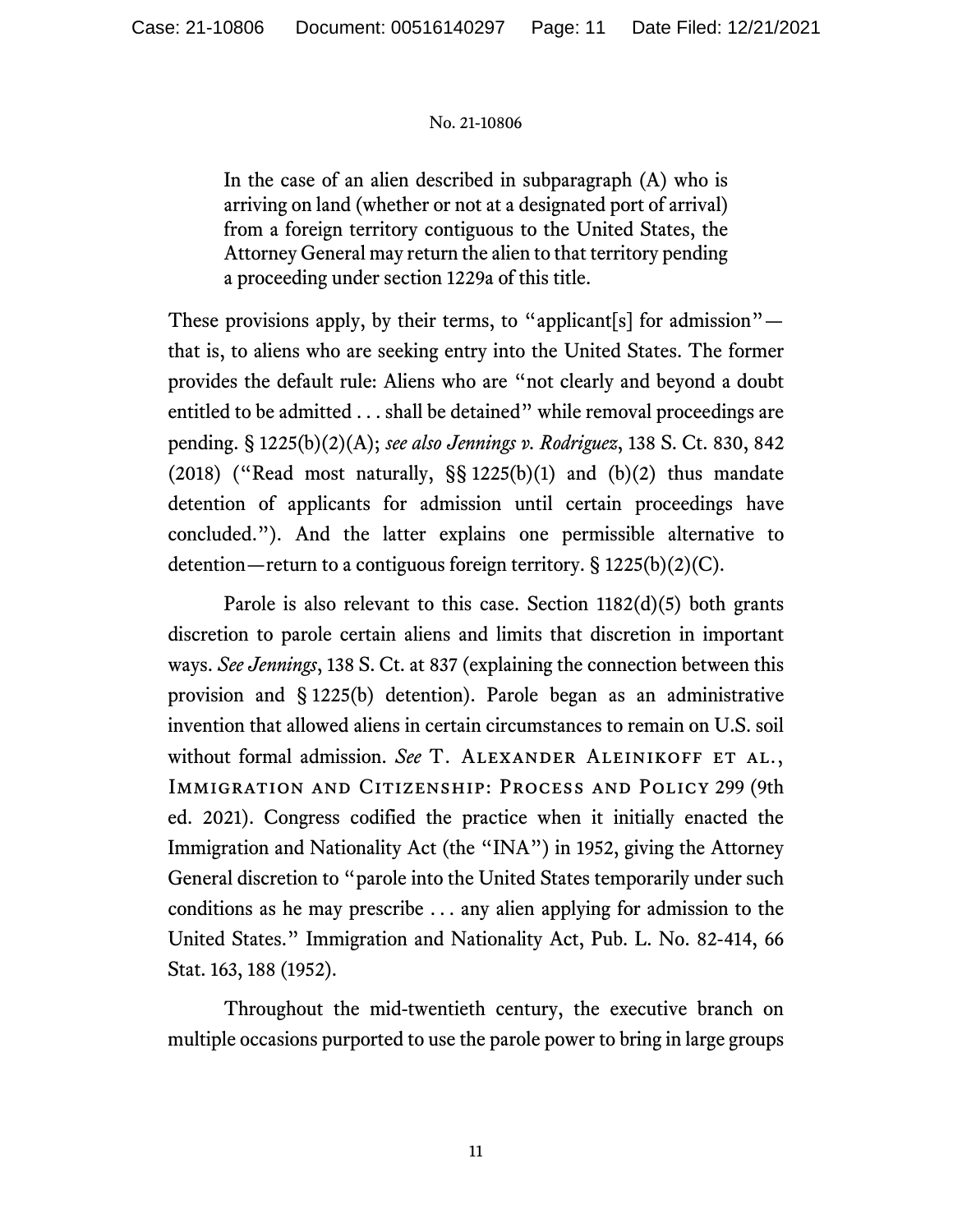> In the case of an alien described in subparagraph (A) who is arriving on land (whether or not at a designated port of arrival) from a foreign territory contiguous to the United States, the Attorney General may return the alien to that territory pending a proceeding under section 1229a of this title.

These provisions apply, by their terms, to "applicant[s] for admission"—that is, to aliens who are seeking entry into the United States. The former provides the default rule: Aliens who are "not clearly and beyond a doubt entitled to be admitted . . . shall be detained" while removal proceedings are pending. § 1225(b)(2)(A); *see also Jennings v. Rodriguez*, 138 S. Ct. 830, 842 (2018) ("Read most naturally, §§ 1225(b)(1) and (b)(2) thus mandate detention of applicants for admission until certain proceedings have concluded."). And the latter explains one permissible alternative to detention—return to a contiguous foreign territory. § 1225(b)(2)(C).

Parole is also relevant to this case. Section 1182(d)(5) both grants discretion to parole certain aliens and limits that discretion in important ways. *See Jennings*, 138 S. Ct. at 837 (explaining the connection between this provision and § 1225(b) detention). Parole began as an administrative invention that allowed aliens in certain circumstances to remain on U.S. soil without formal admission. *See* T. Alexander Aleinikoff et al., Immigration and Citizenship: Process and Policy 299 (9th ed. 2021). Congress codified the practice when it initially enacted the Immigration and Nationality Act (the "INA") in 1952, giving the Attorney General discretion to "parole into the United States temporarily under such conditions as he may prescribe . . . any alien applying for admission to the United States." Immigration and Nationality Act, Pub. L. No. 82-414, 66 Stat. 163, 188 (1952).

Throughout the mid-twentieth century, the executive branch on multiple occasions purported to use the parole power to bring in large groups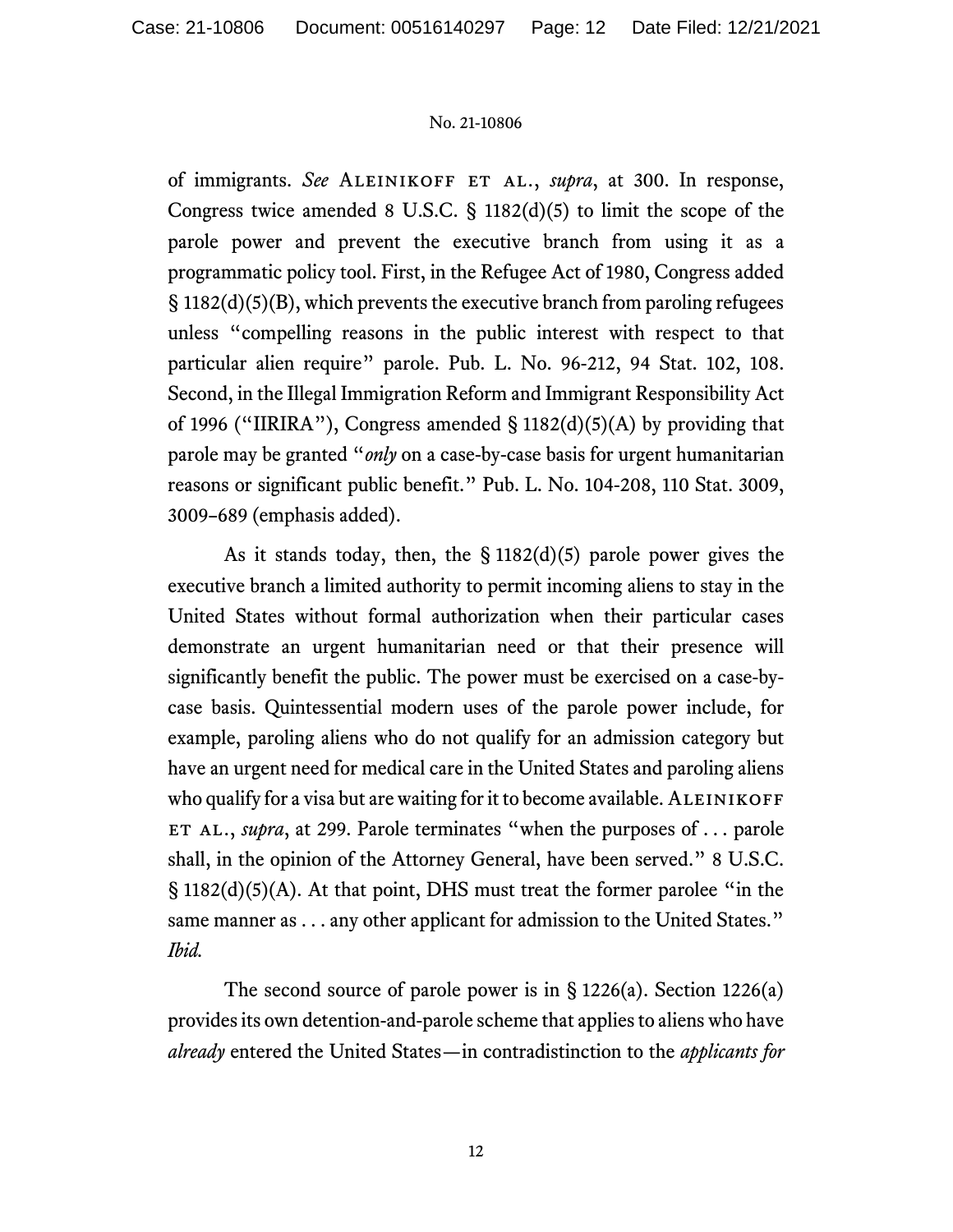of immigrants. *See* Aleinikoff et al., *supra*, at 300. In response, Congress twice amended 8 U.S.C. § 1182(d)(5) to limit the scope of the parole power and prevent the executive branch from using it as a programmatic policy tool. First, in the Refugee Act of 1980, Congress added § 1182(d)(5)(B), which prevents the executive branch from paroling refugees unless "compelling reasons in the public interest with respect to that particular alien require" parole. Pub. L. No. 96-212, 94 Stat. 102, 108. Second, in the Illegal Immigration Reform and Immigrant Responsibility Act of 1996 ("IIRIRA"), Congress amended § 1182(d)(5)(A) by providing that parole may be granted "*only* on a case-by-case basis for urgent humanitarian reasons or significant public benefit." Pub. L. No. 104-208, 110 Stat. 3009, 3009–689 (emphasis added).

As it stands today, then, the § 1182(d)(5) parole power gives the executive branch a limited authority to permit incoming aliens to stay in the United States without formal authorization when their particular cases demonstrate an urgent humanitarian need or that their presence will significantly benefit the public. The power must be exercised on a case-by-case basis. Quintessential modern uses of the parole power include, for example, paroling aliens who do not qualify for an admission category but have an urgent need for medical care in the United States and paroling aliens who qualify for a visa but are waiting for it to become available. Aleinikoff et al., *supra*, at 299. Parole terminates "when the purposes of . . . parole shall, in the opinion of the Attorney General, have been served." 8 U.S.C. § 1182(d)(5)(A). At that point, DHS must treat the former parolee "in the same manner as . . . any other applicant for admission to the United States." *Ibid.*

The second source of parole power is in § 1226(a). Section 1226(a) provides its own detention-and-parole scheme that applies to aliens who have *already* entered the United States—in contradistinction to the *applicants for*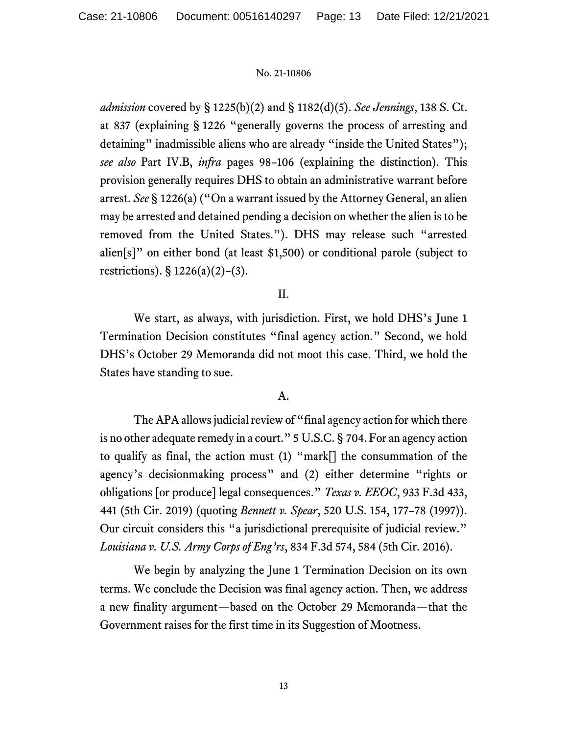*admission* covered by § 1225(b)(2) and § 1182(d)(5). *See Jennings*, 138 S. Ct. at 837 (explaining § 1226 "generally governs the process of arresting and detaining" inadmissible aliens who are already "inside the United States"); *see also* Part IV.B, *infra* pages 98–106 (explaining the distinction). This provision generally requires DHS to obtain an administrative warrant before arrest. *See* § 1226(a) ("On a warrant issued by the Attorney General, an alien may be arrested and detained pending a decision on whether the alien is to be removed from the United States."). DHS may release such "arrested alien[s]" on either bond (at least $1,500) or conditional parole (subject to restrictions). § 1226(a)(2)–(3).

## II.

We start, as always, with jurisdiction. First, we hold DHS's June 1 Termination Decision constitutes "final agency action." Second, we hold DHS's October 29 Memoranda did not moot this case. Third, we hold the States have standing to sue.

### A.

The APA allows judicial review of "final agency action for which there is no other adequate remedy in a court." 5 U.S.C. § 704. For an agency action to qualify as final, the action must (1) "mark[] the consummation of the agency's decisionmaking process" and (2) either determine "rights or obligations [or produce] legal consequences." *Texas v. EEOC*, 933 F.3d 433, 441 (5th Cir. 2019) (quoting *Bennett v. Spear*, 520 U.S. 154, 177–78 (1997)). Our circuit considers this "a jurisdictional prerequisite of judicial review." *Louisiana v. U.S. Army Corps of Eng'rs*, 834 F.3d 574, 584 (5th Cir. 2016).

We begin by analyzing the June 1 Termination Decision on its own terms. We conclude the Decision was final agency action. Then, we address a new finality argument—based on the October 29 Memoranda—that the Government raises for the first time in its Suggestion of Mootness.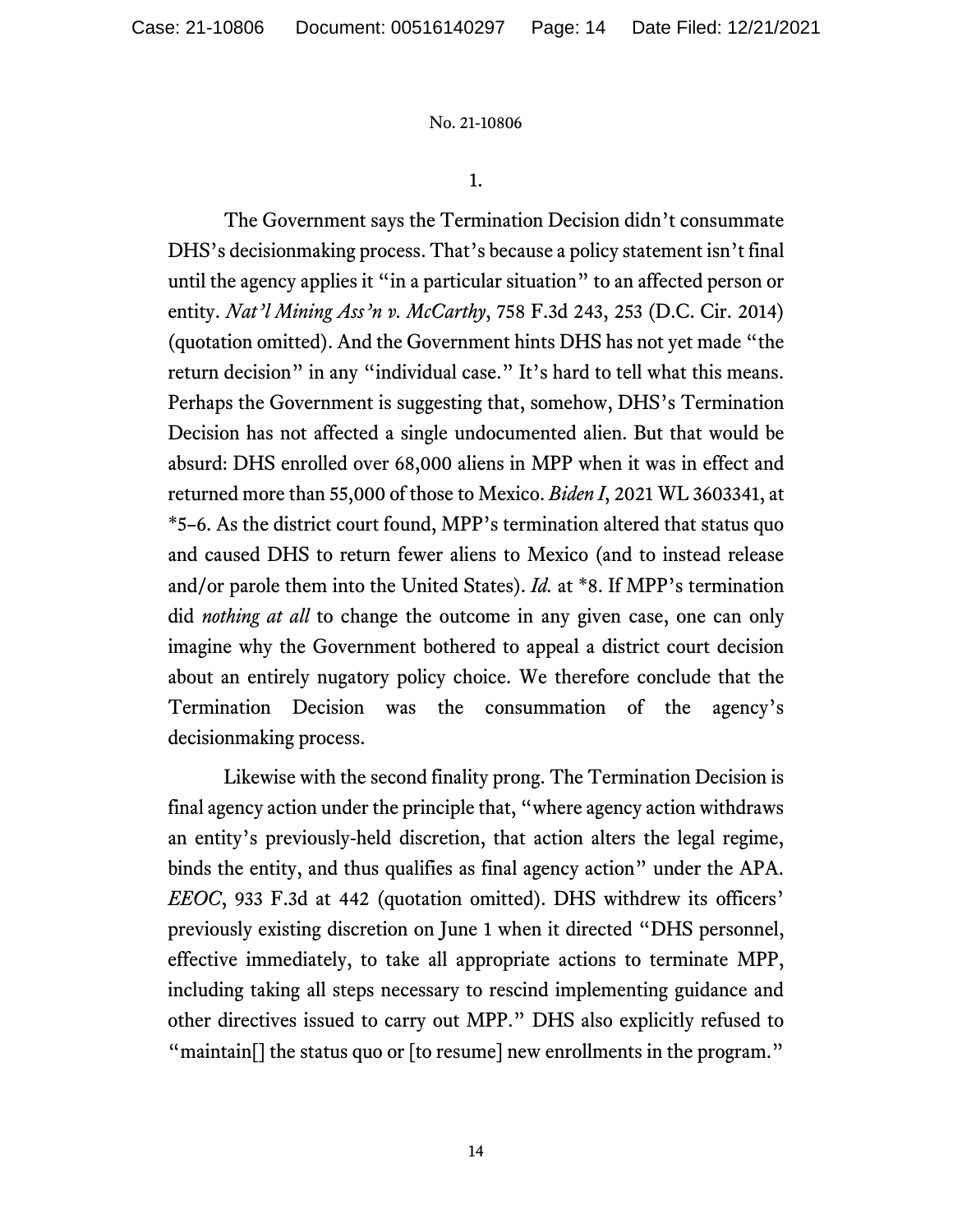1.

The Government says the Termination Decision didn't consummate DHS's decisionmaking process. That's because a policy statement isn't final until the agency applies it "in a particular situation" to an affected person or entity. *Nat'l Mining Ass'n v. McCarthy*, 758 F.3d 243, 253 (D.C. Cir. 2014) (quotation omitted). And the Government hints DHS has not yet made "the return decision" in any "individual case." It's hard to tell what this means. Perhaps the Government is suggesting that, somehow, DHS's Termination Decision has not affected a single undocumented alien. But that would be absurd: DHS enrolled over 68,000 aliens in MPP when it was in effect and returned more than 55,000 of those to Mexico. *Biden I*, 2021 WL 3603341, at *5–6. As the district court found, MPP's termination altered that status quo and caused DHS to return fewer aliens to Mexico (and to instead release and/or parole them into the United States). *Id.* at *8. If MPP's termination did *nothing at all* to change the outcome in any given case, one can only imagine why the Government bothered to appeal a district court decision about an entirely nugatory policy choice. We therefore conclude that the Termination Decision was the consummation of the agency's decisionmaking process.

Likewise with the second finality prong. The Termination Decision is final agency action under the principle that, "where agency action withdraws an entity's previously-held discretion, that action alters the legal regime, binds the entity, and thus qualifies as final agency action" under the APA. *EEOC*, 933 F.3d at 442 (quotation omitted). DHS withdrew its officers' previously existing discretion on June 1 when it directed "DHS personnel, effective immediately, to take all appropriate actions to terminate MPP, including taking all steps necessary to rescind implementing guidance and other directives issued to carry out MPP." DHS also explicitly refused to "maintain[] the status quo or [to resume] new enrollments in the program."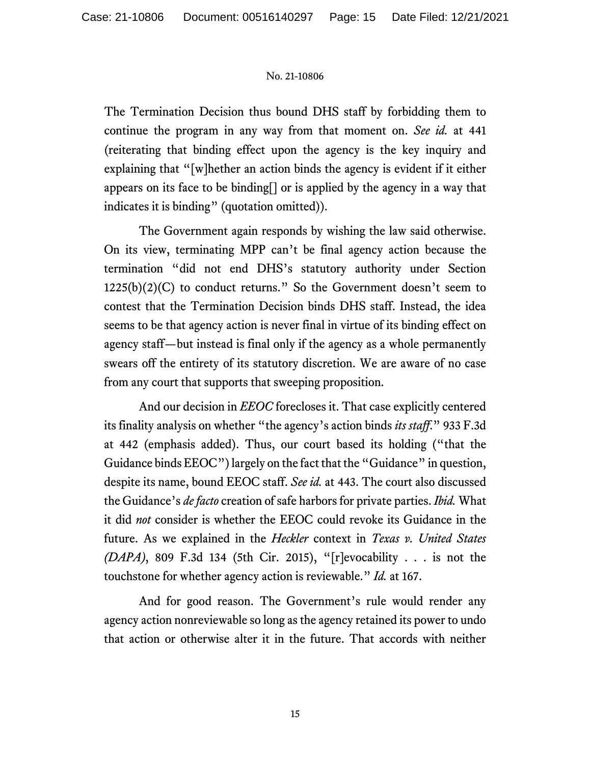The Termination Decision thus bound DHS staff by forbidding them to continue the program in any way from that moment on. *See id.* at 441 (reiterating that binding effect upon the agency is the key inquiry and explaining that "[w]hether an action binds the agency is evident if it either appears on its face to be binding[] or is applied by the agency in a way that indicates it is binding" (quotation omitted)).

The Government again responds by wishing the law said otherwise. On its view, terminating MPP can't be final agency action because the termination "did not end DHS's statutory authority under Section 1225(b)(2)(C) to conduct returns." So the Government doesn't seem to contest that the Termination Decision binds DHS staff. Instead, the idea seems to be that agency action is never final in virtue of its binding effect on agency staff—but instead is final only if the agency as a whole permanently swears off the entirety of its statutory discretion. We are aware of no case from any court that supports that sweeping proposition.

And our decision in *EEOC* forecloses it. That case explicitly centered its finality analysis on whether "the agency's action binds *its staff*." 933 F.3d at 442 (emphasis added). Thus, our court based its holding ("that the Guidance binds EEOC") largely on the fact that the "Guidance" in question, despite its name, bound EEOC staff. *See id.* at 443. The court also discussed the Guidance's *de facto* creation of safe harbors for private parties. *Ibid.* What it did *not* consider is whether the EEOC could revoke its Guidance in the future. As we explained in the *Heckler* context in *Texas v. United States (DAPA)*, 809 F.3d 134 (5th Cir. 2015), "[r]evocability . . . is not the touchstone for whether agency action is reviewable." *Id.* at 167.

And for good reason. The Government's rule would render any agency action nonreviewable so long as the agency retained its power to undo that action or otherwise alter it in the future. That accords with neither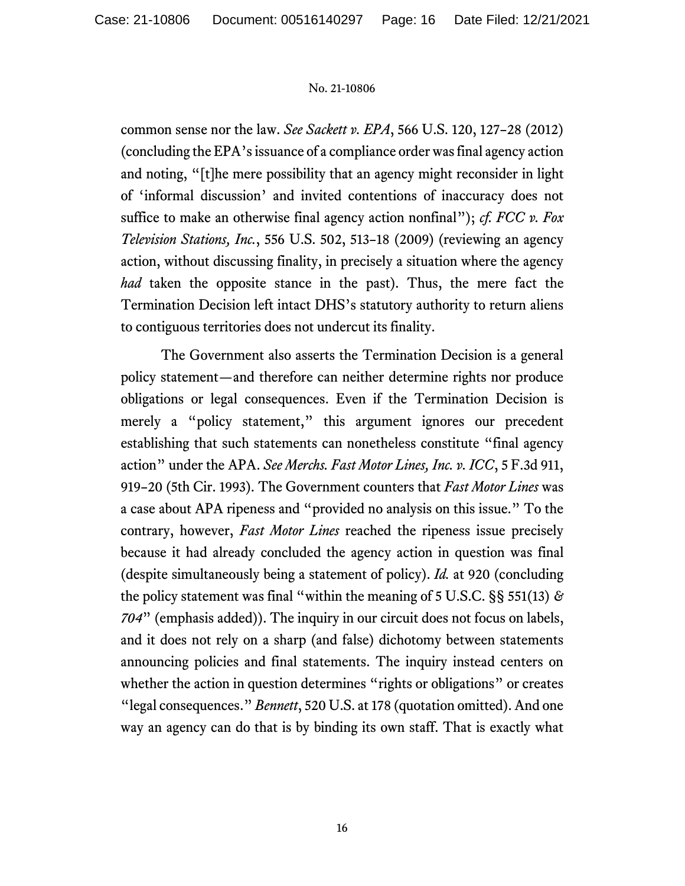common sense nor the law. *See Sackett v. EPA*, 566 U.S. 120, 127–28 (2012) (concluding the EPA's issuance of a compliance order was final agency action and noting, "[t]he mere possibility that an agency might reconsider in light of 'informal discussion' and invited contentions of inaccuracy does not suffice to make an otherwise final agency action nonfinal"); *cf. FCC v. Fox Television Stations, Inc.*, 556 U.S. 502, 513–18 (2009) (reviewing an agency action, without discussing finality, in precisely a situation where the agency *had* taken the opposite stance in the past). Thus, the mere fact the Termination Decision left intact DHS's statutory authority to return aliens to contiguous territories does not undercut its finality.

The Government also asserts the Termination Decision is a general policy statement—and therefore can neither determine rights nor produce obligations or legal consequences. Even if the Termination Decision is merely a "policy statement," this argument ignores our precedent establishing that such statements can nonetheless constitute "final agency action" under the APA. *See Merchs. Fast Motor Lines, Inc. v. ICC*, 5 F.3d 911, 919–20 (5th Cir. 1993). The Government counters that *Fast Motor Lines* was a case about APA ripeness and "provided no analysis on this issue." To the contrary, however, *Fast Motor Lines* reached the ripeness issue precisely because it had already concluded the agency action in question was final (despite simultaneously being a statement of policy). *Id.* at 920 (concluding the policy statement was final "within the meaning of 5 U.S.C. §§ 551(13) *& 704*" (emphasis added)). The inquiry in our circuit does not focus on labels, and it does not rely on a sharp (and false) dichotomy between statements announcing policies and final statements. The inquiry instead centers on whether the action in question determines "rights or obligations" or creates "legal consequences." *Bennett*, 520 U.S. at 178 (quotation omitted). And one way an agency can do that is by binding its own staff. That is exactly what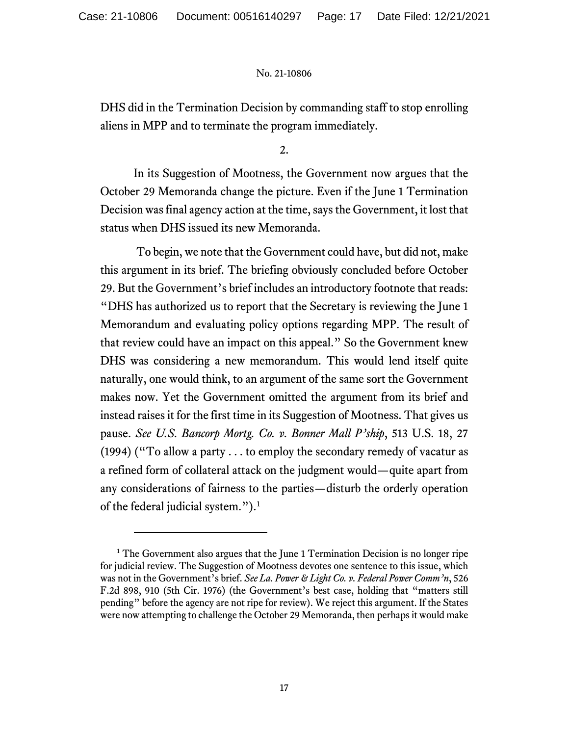DHS did in the Termination Decision by commanding staff to stop enrolling aliens in MPP and to terminate the program immediately.

2.

In its Suggestion of Mootness, the Government now argues that the October 29 Memoranda change the picture. Even if the June 1 Termination Decision was final agency action at the time, says the Government, it lost that status when DHS issued its new Memoranda.

To begin, we note that the Government could have, but did not, make this argument in its brief. The briefing obviously concluded before October 29. But the Government's brief includes an introductory footnote that reads: "DHS has authorized us to report that the Secretary is reviewing the June 1 Memorandum and evaluating policy options regarding MPP. The result of that review could have an impact on this appeal." So the Government knew DHS was considering a new memorandum. This would lend itself quite naturally, one would think, to an argument of the same sort the Government makes now. Yet the Government omitted the argument from its brief and instead raises it for the first time in its Suggestion of Mootness. That gives us pause. *See U.S. Bancorp Mortg. Co. v. Bonner Mall P'ship*, 513 U.S. 18, 27 (1994) ("To allow a party . . . to employ the secondary remedy of vacatur as a refined form of collateral attack on the judgment would—quite apart from any considerations of fairness to the parties—disturb the orderly operation of the federal judicial system.").[1]

---

[1] The Government also argues that the June 1 Termination Decision is no longer ripe for judicial review. The Suggestion of Mootness devotes one sentence to this issue, which was not in the Government's brief. *See La. Power & Light Co. v. Federal Power Comm'n*, 526 F.2d 898, 910 (5th Cir. 1976) (the Government's best case, holding that "matters still pending" before the agency are not ripe for review). We reject this argument. If the States were now attempting to challenge the October 29 Memoranda, then perhaps it would make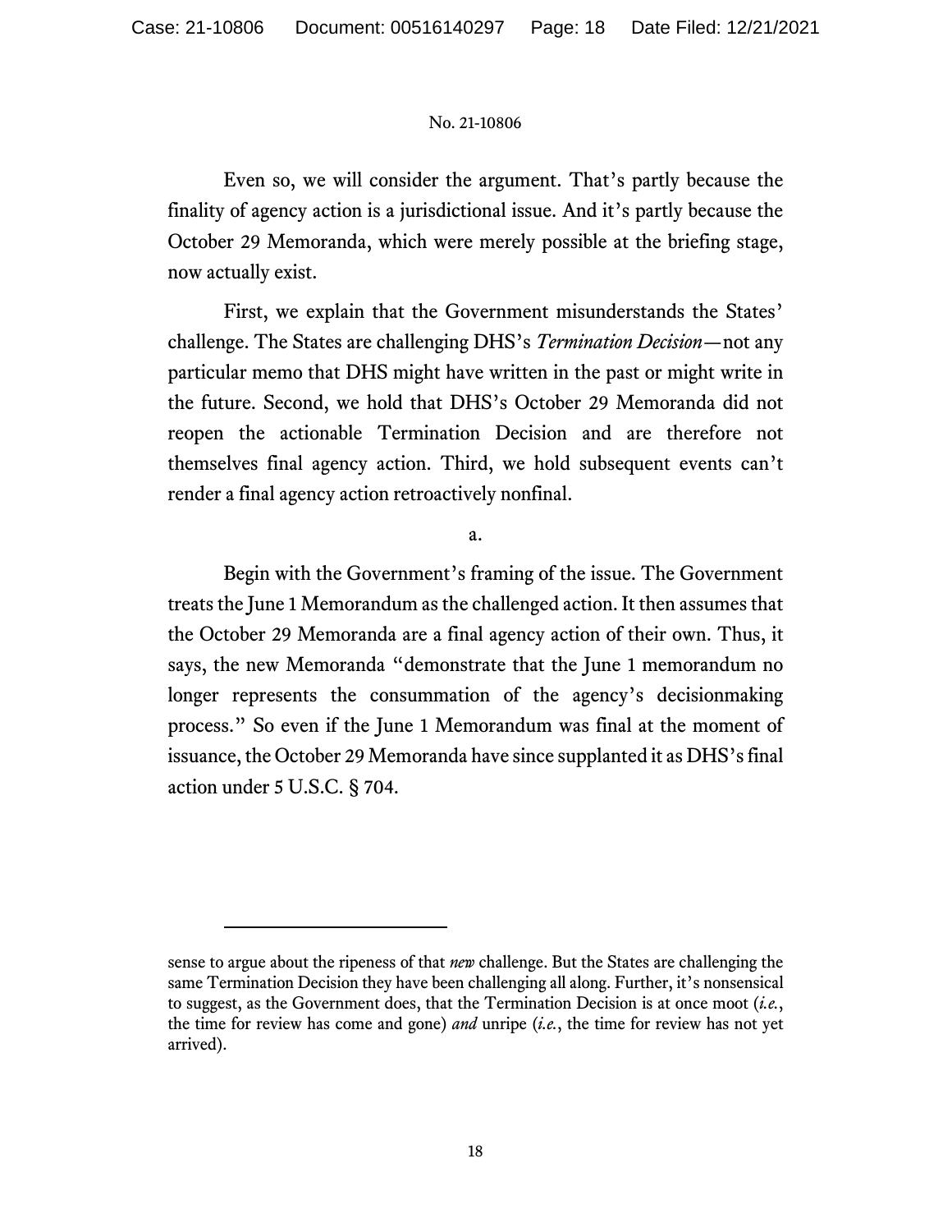Even so, we will consider the argument. That's partly because the finality of agency action is a jurisdictional issue. And it's partly because the October 29 Memoranda, which were merely possible at the briefing stage, now actually exist.

First, we explain that the Government misunderstands the States' challenge. The States are challenging DHS's *Termination Decision*—not any particular memo that DHS might have written in the past or might write in the future. Second, we hold that DHS's October 29 Memoranda did not reopen the actionable Termination Decision and are therefore not themselves final agency action. Third, we hold subsequent events can't render a final agency action retroactively nonfinal.

a.

Begin with the Government's framing of the issue. The Government treats the June 1 Memorandum as the challenged action. It then assumes that the October 29 Memoranda are a final agency action of their own. Thus, it says, the new Memoranda "demonstrate that the June 1 memorandum no longer represents the consummation of the agency's decisionmaking process." So even if the June 1 Memorandum was final at the moment of issuance, the October 29 Memoranda have since supplanted it as DHS's final action under 5 U.S.C. § 704.

---

sense to argue about the ripeness of that *new* challenge. But the States are challenging the same Termination Decision they have been challenging all along. Further, it's nonsensical to suggest, as the Government does, that the Termination Decision is at once moot (*i.e.*, the time for review has come and gone) *and* unripe (*i.e.*, the time for review has not yet arrived).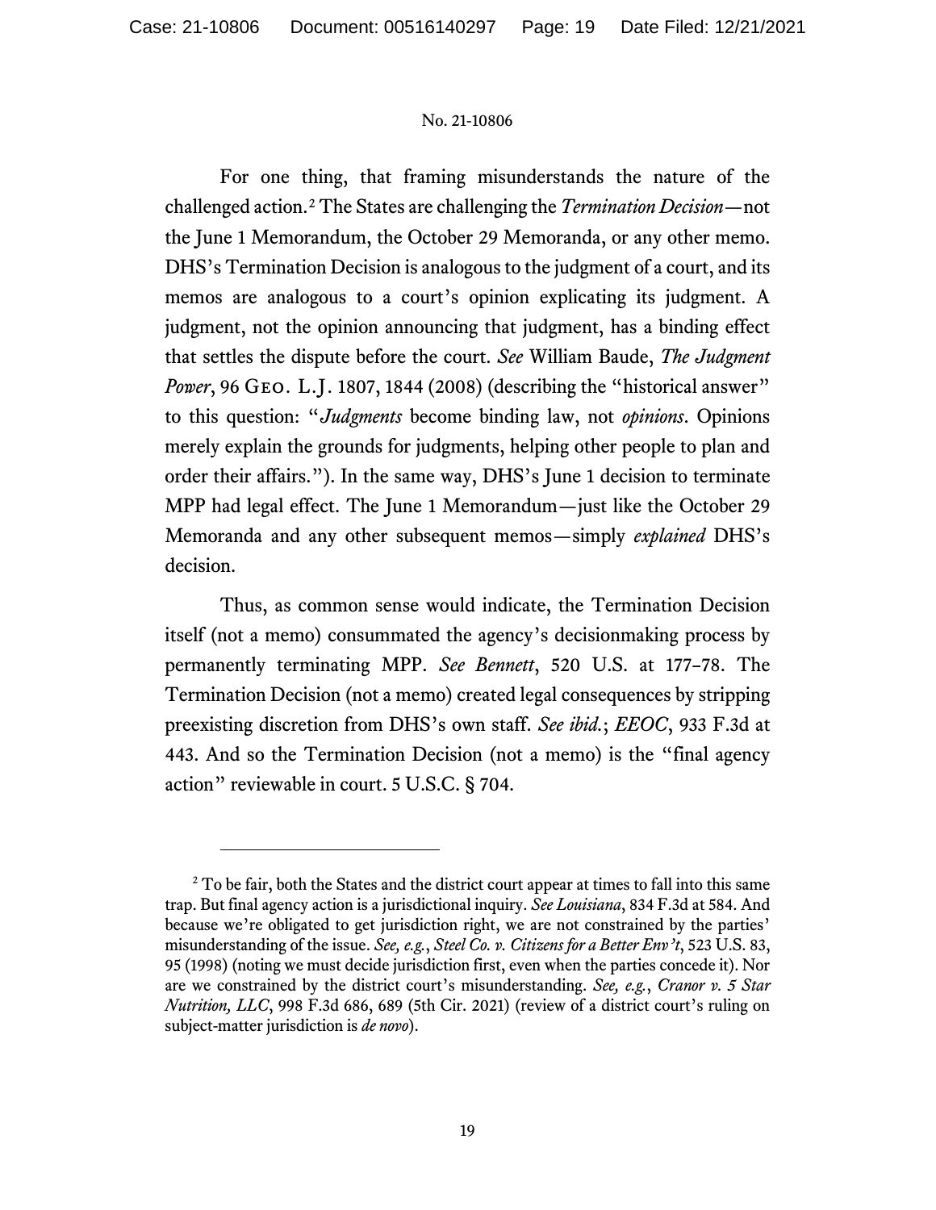For one thing, that framing misunderstands the nature of the challenged action.[2] The States are challenging the *Termination Decision*—not the June 1 Memorandum, the October 29 Memoranda, or any other memo. DHS's Termination Decision is analogous to the judgment of a court, and its memos are analogous to a court's opinion explicating its judgment. A judgment, not the opinion announcing that judgment, has a binding effect that settles the dispute before the court. *See* William Baude, *The Judgment Power*, 96 GEO. L.J. 1807, 1844 (2008) (describing the "historical answer" to this question: "*Judgments* become binding law, not *opinions*. Opinions merely explain the grounds for judgments, helping other people to plan and order their affairs."). In the same way, DHS's June 1 decision to terminate MPP had legal effect. The June 1 Memorandum—just like the October 29 Memoranda and any other subsequent memos—simply *explained* DHS's decision.

Thus, as common sense would indicate, the Termination Decision itself (not a memo) consummated the agency's decisionmaking process by permanently terminating MPP. *See Bennett*, 520 U.S. at 177–78. The Termination Decision (not a memo) created legal consequences by stripping preexisting discretion from DHS's own staff. *See ibid.*; *EEOC*, 933 F.3d at 443. And so the Termination Decision (not a memo) is the "final agency action" reviewable in court. 5 U.S.C. § 704.

---

[2] To be fair, both the States and the district court appear at times to fall into this same trap. But final agency action is a jurisdictional inquiry. *See Louisiana*, 834 F.3d at 584. And because we're obligated to get jurisdiction right, we are not constrained by the parties' misunderstanding of the issue. *See, e.g.*, *Steel Co. v. Citizens for a Better Env't*, 523 U.S. 83, 95 (1998) (noting we must decide jurisdiction first, even when the parties concede it). Nor are we constrained by the district court's misunderstanding. *See, e.g.*, *Cranor v. 5 Star Nutrition, LLC*, 998 F.3d 686, 689 (5th Cir. 2021) (review of a district court's ruling on subject-matter jurisdiction is *de novo*).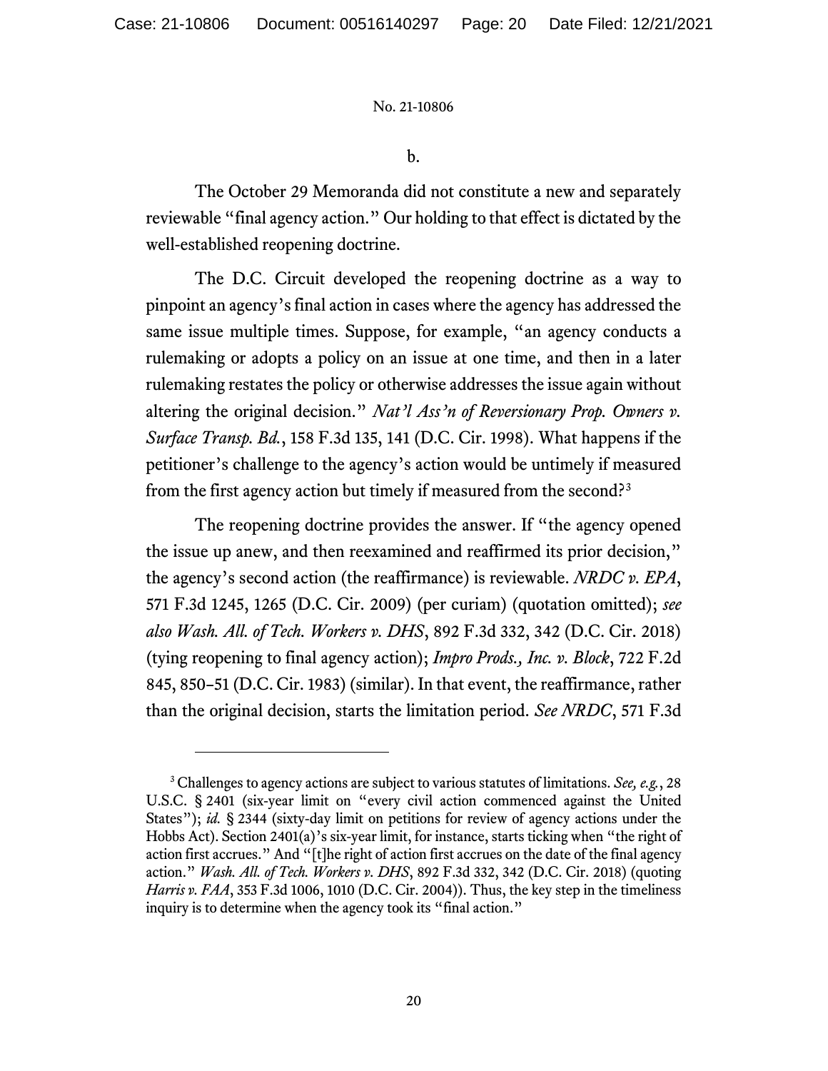b.

The October 29 Memoranda did not constitute a new and separately reviewable "final agency action." Our holding to that effect is dictated by the well-established reopening doctrine.

The D.C. Circuit developed the reopening doctrine as a way to pinpoint an agency's final action in cases where the agency has addressed the same issue multiple times. Suppose, for example, "an agency conducts a rulemaking or adopts a policy on an issue at one time, and then in a later rulemaking restates the policy or otherwise addresses the issue again without altering the original decision." *Nat'l Ass'n of Reversionary Prop. Owners v. Surface Transp. Bd.*, 158 F.3d 135, 141 (D.C. Cir. 1998). What happens if the petitioner's challenge to the agency's action would be untimely if measured from the first agency action but timely if measured from the second?[3]

The reopening doctrine provides the answer. If "the agency opened the issue up anew, and then reexamined and reaffirmed its prior decision," the agency's second action (the reaffirmance) is reviewable. *NRDC v. EPA*, 571 F.3d 1245, 1265 (D.C. Cir. 2009) (per curiam) (quotation omitted); *see also Wash. All. of Tech. Workers v. DHS*, 892 F.3d 332, 342 (D.C. Cir. 2018) (tying reopening to final agency action); *Impro Prods., Inc. v. Block*, 722 F.2d 845, 850–51 (D.C. Cir. 1983) (similar). In that event, the reaffirmance, rather than the original decision, starts the limitation period. *See NRDC*, 571 F.3d

---

[3] Challenges to agency actions are subject to various statutes of limitations. *See, e.g.*, 28 U.S.C. § 2401 (six-year limit on "every civil action commenced against the United States"); *id.* § 2344 (sixty-day limit on petitions for review of agency actions under the Hobbs Act). Section 2401(a)'s six-year limit, for instance, starts ticking when "the right of action first accrues." And "[t]he right of action first accrues on the date of the final agency action." *Wash. All. of Tech. Workers v. DHS*, 892 F.3d 332, 342 (D.C. Cir. 2018) (quoting *Harris v. FAA*, 353 F.3d 1006, 1010 (D.C. Cir. 2004)). Thus, the key step in the timeliness inquiry is to determine when the agency took its "final action."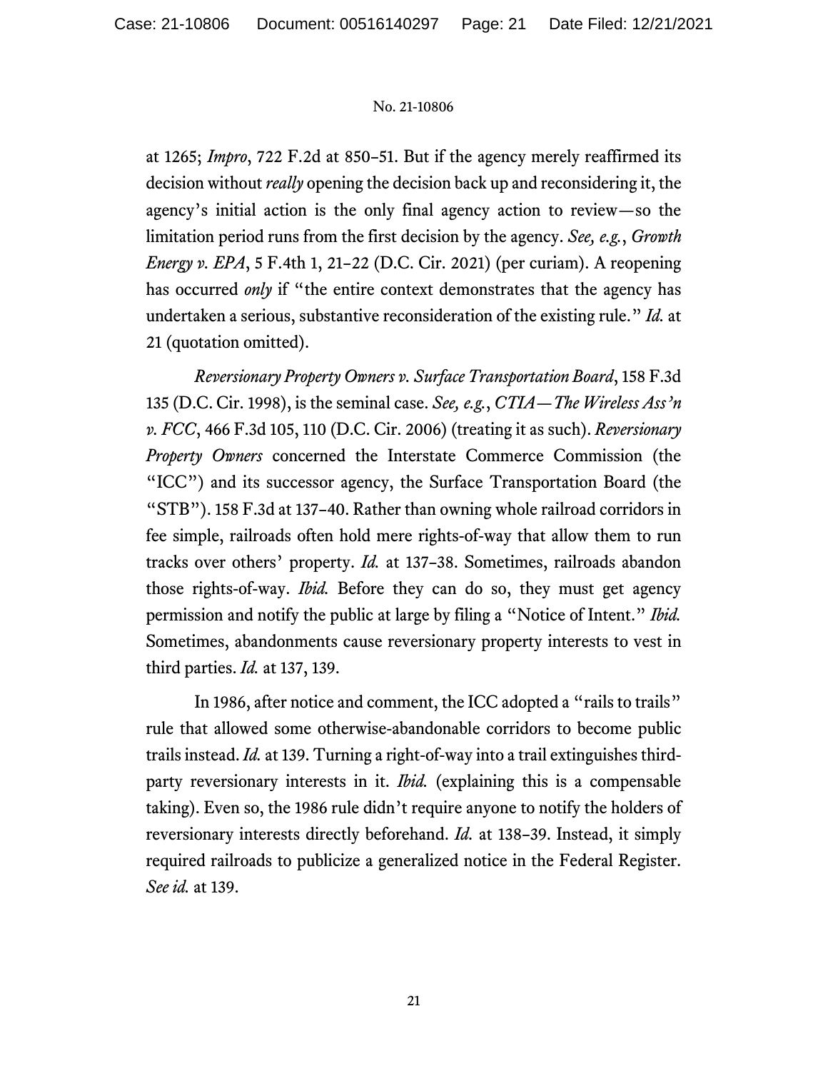at 1265; *Impro*, 722 F.2d at 850–51. But if the agency merely reaffirmed its decision without *really* opening the decision back up and reconsidering it, the agency's initial action is the only final agency action to review—so the limitation period runs from the first decision by the agency. *See, e.g.*, *Growth Energy v. EPA*, 5 F.4th 1, 21–22 (D.C. Cir. 2021) (per curiam). A reopening has occurred *only* if "the entire context demonstrates that the agency has undertaken a serious, substantive reconsideration of the existing rule." *Id.* at 21 (quotation omitted).

*Reversionary Property Owners v. Surface Transportation Board*, 158 F.3d 135 (D.C. Cir. 1998), is the seminal case. *See, e.g.*, *CTIA—The Wireless Ass'n v. FCC*, 466 F.3d 105, 110 (D.C. Cir. 2006) (treating it as such). *Reversionary Property Owners* concerned the Interstate Commerce Commission (the "ICC") and its successor agency, the Surface Transportation Board (the "STB"). 158 F.3d at 137–40. Rather than owning whole railroad corridors in fee simple, railroads often hold mere rights-of-way that allow them to run tracks over others' property. *Id.* at 137–38. Sometimes, railroads abandon those rights-of-way. *Ibid.* Before they can do so, they must get agency permission and notify the public at large by filing a "Notice of Intent." *Ibid.* Sometimes, abandonments cause reversionary property interests to vest in third parties. *Id.* at 137, 139.

In 1986, after notice and comment, the ICC adopted a "rails to trails" rule that allowed some otherwise-abandonable corridors to become public trails instead. *Id.* at 139. Turning a right-of-way into a trail extinguishes third-party reversionary interests in it. *Ibid.* (explaining this is a compensable taking). Even so, the 1986 rule didn't require anyone to notify the holders of reversionary interests directly beforehand. *Id.* at 138–39. Instead, it simply required railroads to publicize a generalized notice in the Federal Register. *See id.* at 139.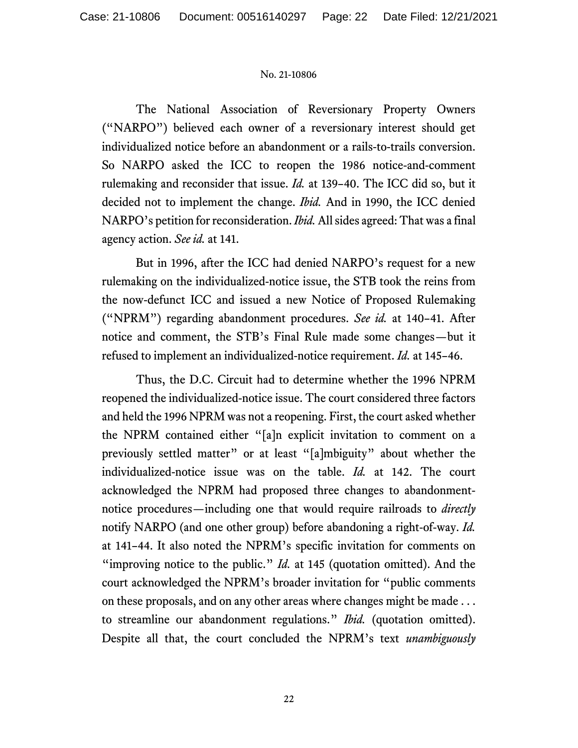The National Association of Reversionary Property Owners ("NARPO") believed each owner of a reversionary interest should get individualized notice before an abandonment or a rails-to-trails conversion. So NARPO asked the ICC to reopen the 1986 notice-and-comment rulemaking and reconsider that issue. *Id.* at 139–40. The ICC did so, but it decided not to implement the change. *Ibid.* And in 1990, the ICC denied NARPO's petition for reconsideration. *Ibid.* All sides agreed: That was a final agency action. *See id.* at 141.

But in 1996, after the ICC had denied NARPO's request for a new rulemaking on the individualized-notice issue, the STB took the reins from the now-defunct ICC and issued a new Notice of Proposed Rulemaking ("NPRM") regarding abandonment procedures. *See id.* at 140–41. After notice and comment, the STB's Final Rule made some changes—but it refused to implement an individualized-notice requirement. *Id.* at 145–46.

Thus, the D.C. Circuit had to determine whether the 1996 NPRM reopened the individualized-notice issue. The court considered three factors and held the 1996 NPRM was not a reopening. First, the court asked whether the NPRM contained either "[a]n explicit invitation to comment on a previously settled matter" or at least "[a]mbiguity" about whether the individualized-notice issue was on the table. *Id.* at 142. The court acknowledged the NPRM had proposed three changes to abandonment-notice procedures—including one that would require railroads to *directly* notify NARPO (and one other group) before abandoning a right-of-way. *Id.* at 141–44. It also noted the NPRM's specific invitation for comments on "improving notice to the public." *Id.* at 145 (quotation omitted). And the court acknowledged the NPRM's broader invitation for "public comments on these proposals, and on any other areas where changes might be made . . . to streamline our abandonment regulations." *Ibid.* (quotation omitted). Despite all that, the court concluded the NPRM's text *unambiguously*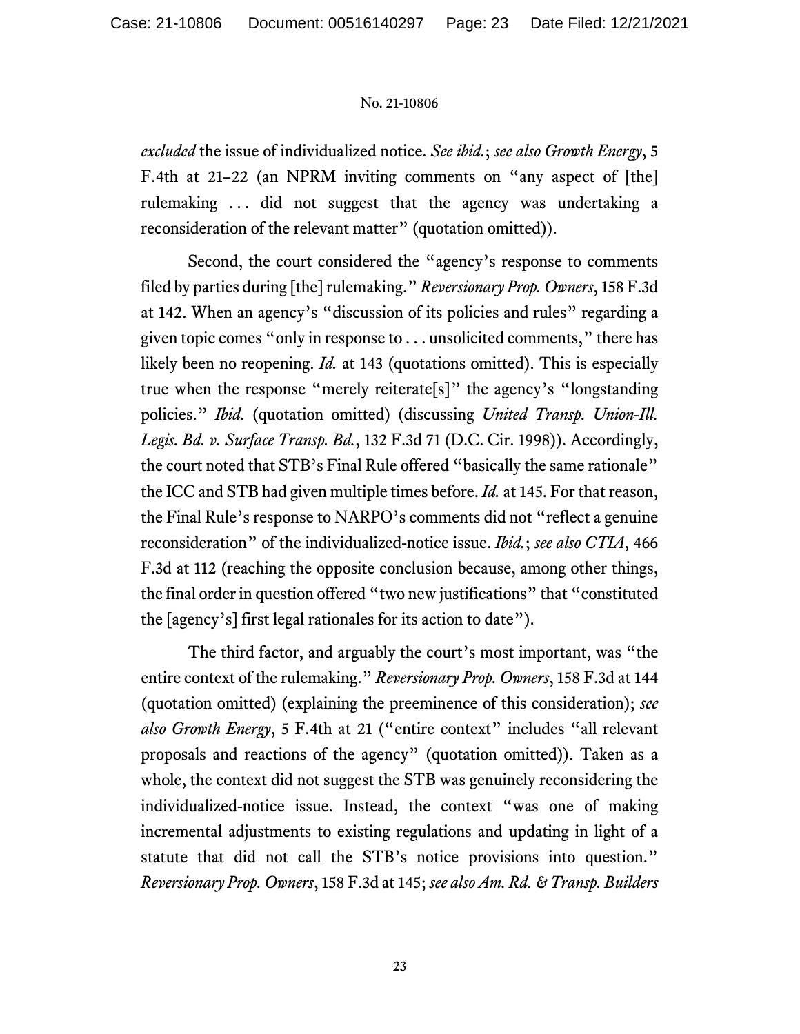*excluded* the issue of individualized notice. *See ibid.*; *see also Growth Energy*, 5 F.4th at 21–22 (an NPRM inviting comments on "any aspect of [the] rulemaking . . . did not suggest that the agency was undertaking a reconsideration of the relevant matter" (quotation omitted)).

Second, the court considered the "agency's response to comments filed by parties during [the] rulemaking." *Reversionary Prop. Owners*, 158 F.3d at 142. When an agency's "discussion of its policies and rules" regarding a given topic comes "only in response to . . . unsolicited comments," there has likely been no reopening. *Id.* at 143 (quotations omitted). This is especially true when the response "merely reiterate[s]" the agency's "longstanding policies." *Ibid.* (quotation omitted) (discussing *United Transp. Union-Ill. Legis. Bd. v. Surface Transp. Bd.*, 132 F.3d 71 (D.C. Cir. 1998)). Accordingly, the court noted that STB's Final Rule offered "basically the same rationale" the ICC and STB had given multiple times before. *Id.* at 145. For that reason, the Final Rule's response to NARPO's comments did not "reflect a genuine reconsideration" of the individualized-notice issue. *Ibid.*; *see also CTIA*, 466 F.3d at 112 (reaching the opposite conclusion because, among other things, the final order in question offered "two new justifications" that "constituted the [agency's] first legal rationales for its action to date").

The third factor, and arguably the court's most important, was "the entire context of the rulemaking." *Reversionary Prop. Owners*, 158 F.3d at 144 (quotation omitted) (explaining the preeminence of this consideration); *see also Growth Energy*, 5 F.4th at 21 ("entire context" includes "all relevant proposals and reactions of the agency" (quotation omitted)). Taken as a whole, the context did not suggest the STB was genuinely reconsidering the individualized-notice issue. Instead, the context "was one of making incremental adjustments to existing regulations and updating in light of a statute that did not call the STB's notice provisions into question." *Reversionary Prop. Owners*, 158 F.3d at 145; *see also Am. Rd. & Transp. Builders*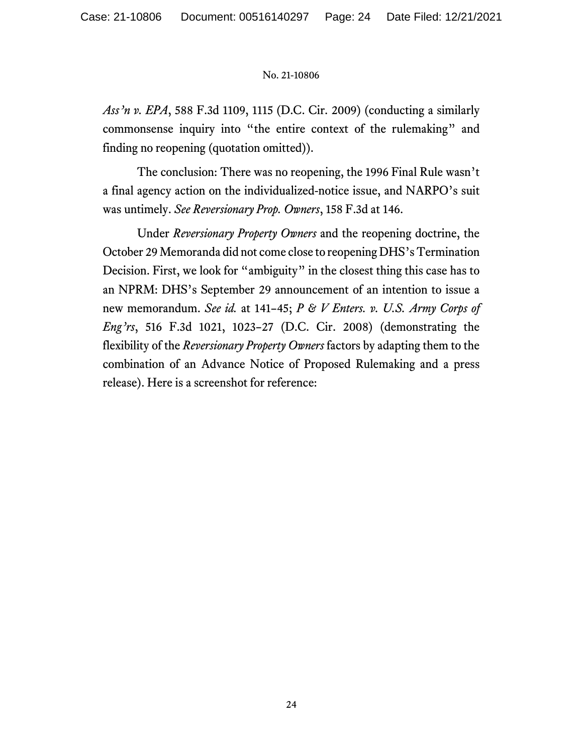*Ass'n v. EPA*, 588 F.3d 1109, 1115 (D.C. Cir. 2009) (conducting a similarly commonsense inquiry into "the entire context of the rulemaking" and finding no reopening (quotation omitted)).

The conclusion: There was no reopening, the 1996 Final Rule wasn't a final agency action on the individualized-notice issue, and NARPO's suit was untimely. *See Reversionary Prop. Owners*, 158 F.3d at 146.

Under *Reversionary Property Owners* and the reopening doctrine, the October 29 Memoranda did not come close to reopening DHS's Termination Decision. First, we look for "ambiguity" in the closest thing this case has to an NPRM: DHS's September 29 announcement of an intention to issue a new memorandum. *See id.* at 141–45; *P & V Enters. v. U.S. Army Corps of Eng'rs*, 516 F.3d 1021, 1023–27 (D.C. Cir. 2008) (demonstrating the flexibility of the *Reversionary Property Owners* factors by adapting them to the combination of an Advance Notice of Proposed Rulemaking and a press release). Here is a screenshot for reference: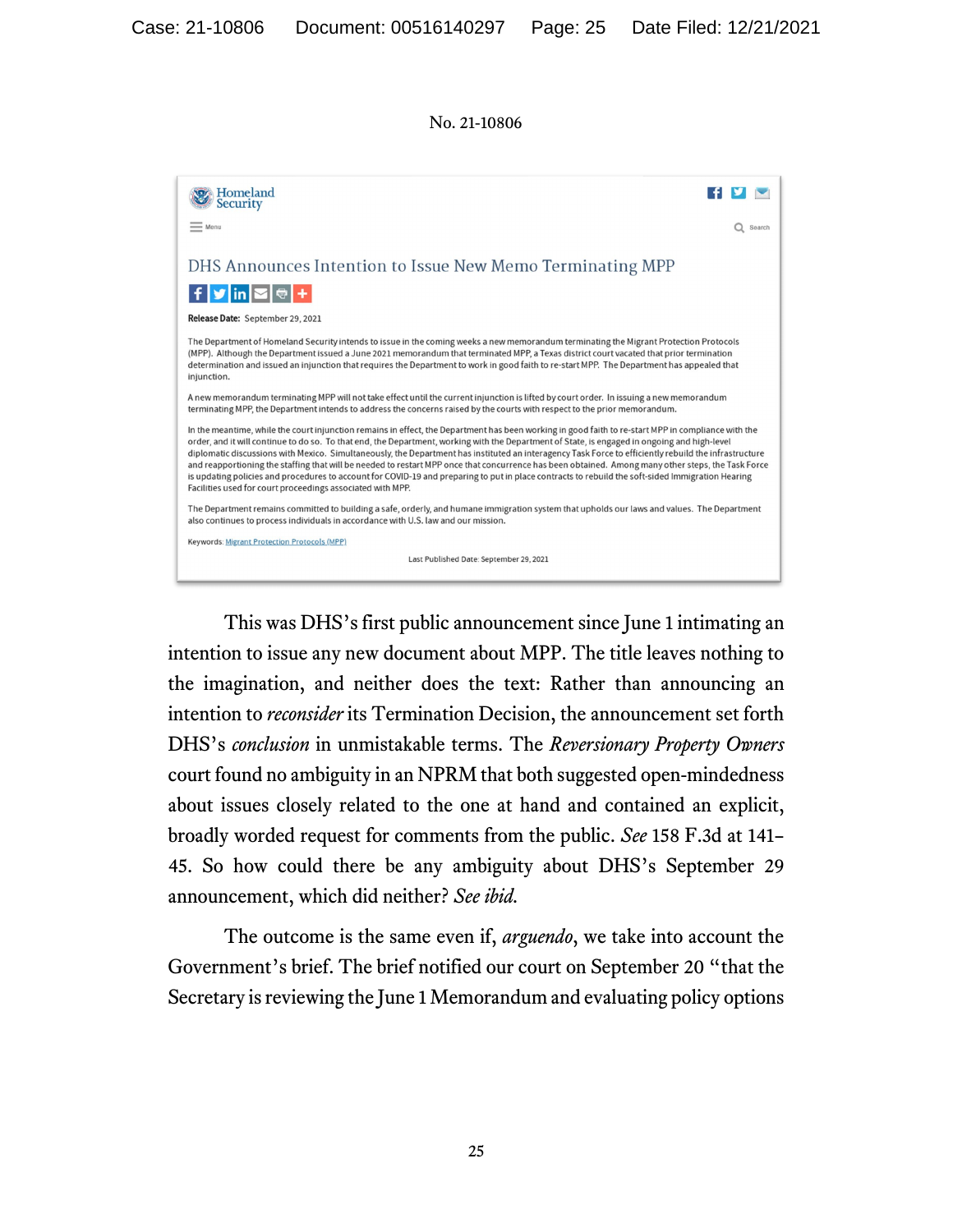No. 21-10806

Homeland Security

Menu

Search

## DHS Announces Intention to Issue New Memo Terminating MPP

**Release Date:** September 29, 2021

The Department of Homeland Security intends to issue in the coming weeks a new memorandum terminating the Migrant Protection Protocols (MPP). Although the Department issued a June 2021 memorandum that terminated MPP, a Texas district court vacated that prior termination determination and issued an injunction that requires the Department to work in good faith to re-start MPP. The Department has appealed that injunction.

A new memorandum terminating MPP will not take effect until the current injunction is lifted by court order. In issuing a new memorandum terminating MPP, the Department intends to address the concerns raised by the courts with respect to the prior memorandum.

In the meantime, while the court injunction remains in effect, the Department has been working in good faith to re-start MPP in compliance with the order, and it will continue to do so. To that end, the Department, working with the Department of State, is engaged in ongoing and high-level diplomatic discussions with Mexico. Simultaneously, the Department has instituted an interagency Task Force to efficiently rebuild the infrastructure and reapportioning the staffing that will be needed to restart MPP once that concurrence has been obtained. Among many other steps, the Task Force is updating policies and procedures to account for COVID-19 and preparing to put in place contracts to rebuild the soft-sided Immigration Hearing Facilities used for court proceedings associated with MPP.

The Department remains committed to building a safe, orderly, and humane immigration system that upholds our laws and values. The Department also continues to process individuals in accordance with U.S. law and our mission.

Keywords: Migrant Protection Protocols (MPP)

Last Published Date: September 29, 2021

This was DHS's first public announcement since June 1 intimating an intention to issue any new document about MPP. The title leaves nothing to the imagination, and neither does the text: Rather than announcing an intention to *reconsider* its Termination Decision, the announcement set forth DHS's *conclusion* in unmistakable terms. The *Reversionary Property Owners* court found no ambiguity in an NPRM that both suggested open-mindedness about issues closely related to the one at hand and contained an explicit, broadly worded request for comments from the public. *See* 158 F.3d at 141–45. So how could there be any ambiguity about DHS's September 29 announcement, which did neither? *See ibid.*

The outcome is the same even if, *arguendo*, we take into account the Government's brief. The brief notified our court on September 20 "that the Secretary is reviewing the June 1 Memorandum and evaluating policy options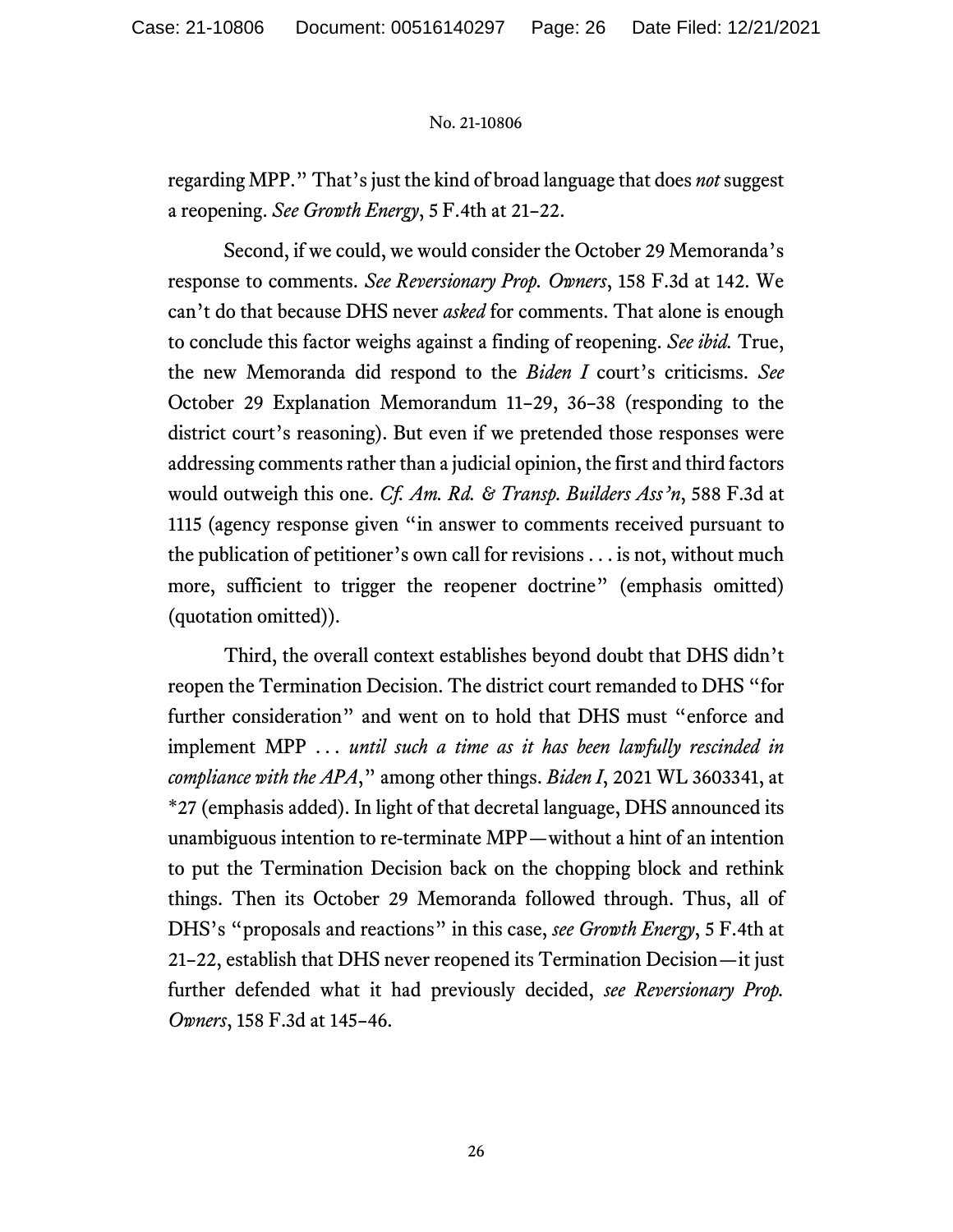regarding MPP." That's just the kind of broad language that does *not* suggest a reopening. *See Growth Energy*, 5 F.4th at 21–22.

Second, if we could, we would consider the October 29 Memoranda's response to comments. *See Reversionary Prop. Owners*, 158 F.3d at 142. We can't do that because DHS never *asked* for comments. That alone is enough to conclude this factor weighs against a finding of reopening. *See ibid.* True, the new Memoranda did respond to the *Biden I* court's criticisms. *See* October 29 Explanation Memorandum 11–29, 36–38 (responding to the district court's reasoning). But even if we pretended those responses were addressing comments rather than a judicial opinion, the first and third factors would outweigh this one. *Cf. Am. Rd. & Transp. Builders Ass'n*, 588 F.3d at 1115 (agency response given "in answer to comments received pursuant to the publication of petitioner's own call for revisions . . . is not, without much more, sufficient to trigger the reopener doctrine" (emphasis omitted) (quotation omitted)).

Third, the overall context establishes beyond doubt that DHS didn't reopen the Termination Decision. The district court remanded to DHS "for further consideration" and went on to hold that DHS must "enforce and implement MPP . . . *until such a time as it has been lawfully rescinded in compliance with the APA*," among other things. *Biden I*, 2021 WL 3603341, at *27 (emphasis added). In light of that decretal language, DHS announced its unambiguous intention to re-terminate MPP—without a hint of an intention to put the Termination Decision back on the chopping block and rethink things. Then its October 29 Memoranda followed through. Thus, all of DHS's "proposals and reactions" in this case, *see Growth Energy*, 5 F.4th at 21–22, establish that DHS never reopened its Termination Decision—it just further defended what it had previously decided, *see Reversionary Prop. Owners*, 158 F.3d at 145–46.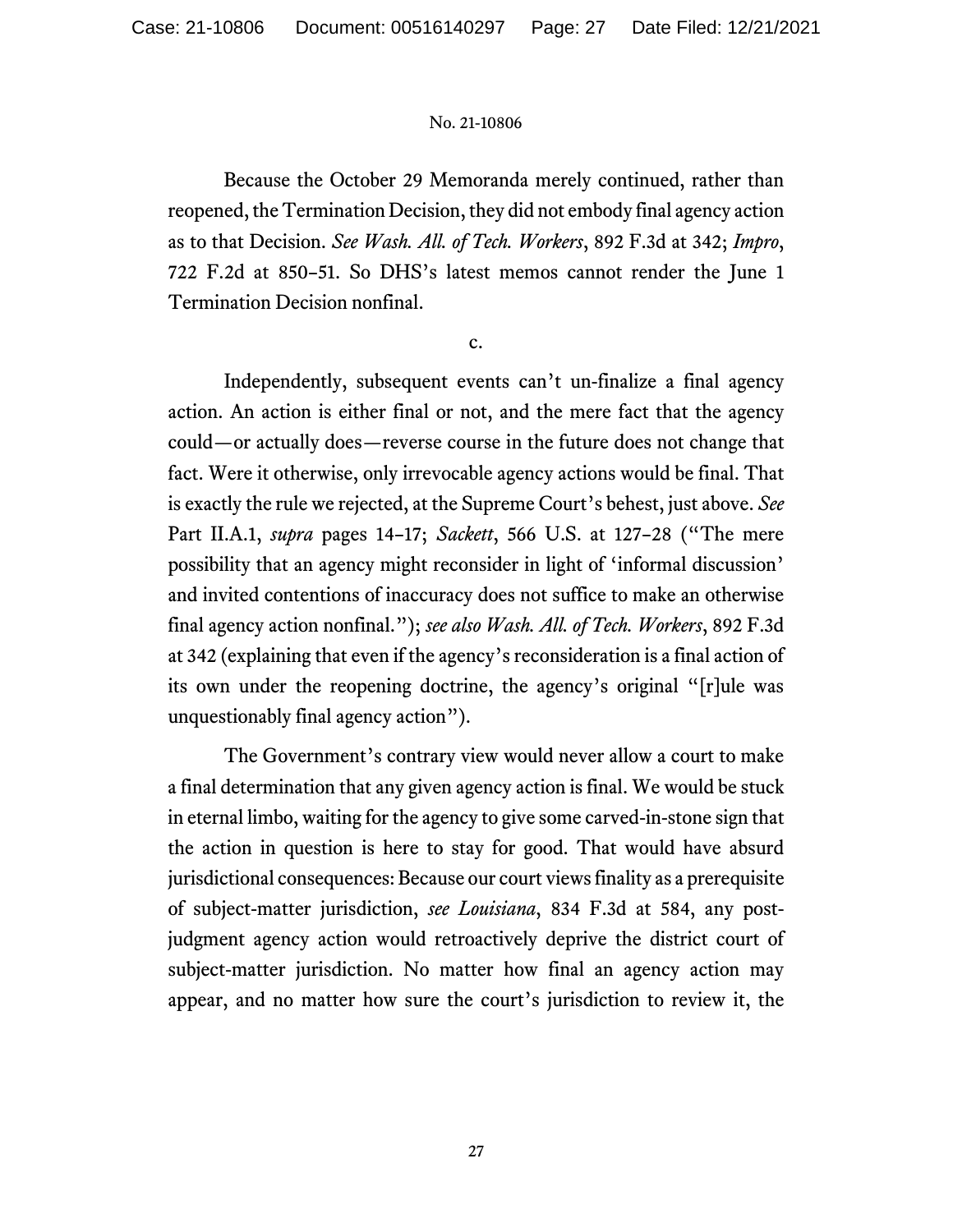Because the October 29 Memoranda merely continued, rather than reopened, the Termination Decision, they did not embody final agency action as to that Decision. *See Wash. All. of Tech. Workers*, 892 F.3d at 342; *Impro*, 722 F.2d at 850–51. So DHS's latest memos cannot render the June 1 Termination Decision nonfinal.

c.

Independently, subsequent events can't un-finalize a final agency action. An action is either final or not, and the mere fact that the agency could—or actually does—reverse course in the future does not change that fact. Were it otherwise, only irrevocable agency actions would be final. That is exactly the rule we rejected, at the Supreme Court's behest, just above. *See* Part II.A.1, *supra* pages 14–17; *Sackett*, 566 U.S. at 127–28 ("The mere possibility that an agency might reconsider in light of 'informal discussion' and invited contentions of inaccuracy does not suffice to make an otherwise final agency action nonfinal."); *see also Wash. All. of Tech. Workers*, 892 F.3d at 342 (explaining that even if the agency's reconsideration is a final action of its own under the reopening doctrine, the agency's original "[r]ule was unquestionably final agency action").

The Government's contrary view would never allow a court to make a final determination that any given agency action is final. We would be stuck in eternal limbo, waiting for the agency to give some carved-in-stone sign that the action in question is here to stay for good. That would have absurd jurisdictional consequences: Because our court views finality as a prerequisite of subject-matter jurisdiction, *see Louisiana*, 834 F.3d at 584, any post-judgment agency action would retroactively deprive the district court of subject-matter jurisdiction. No matter how final an agency action may appear, and no matter how sure the court's jurisdiction to review it, the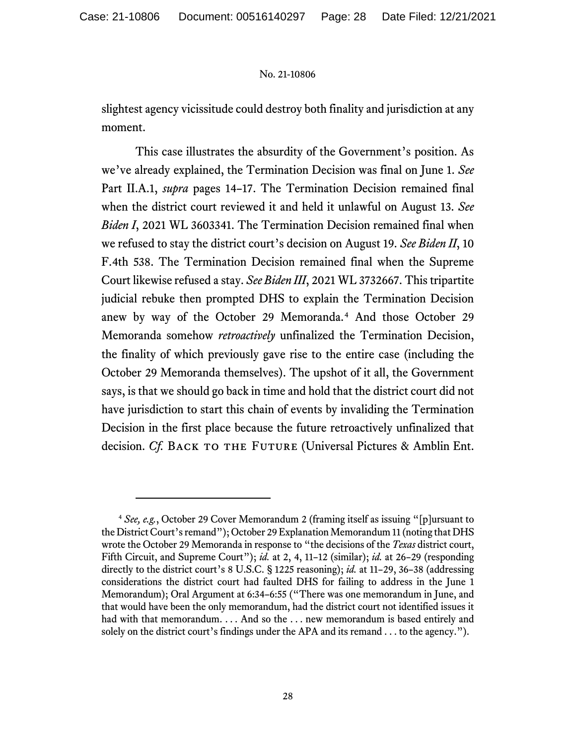slightest agency vicissitude could destroy both finality and jurisdiction at any moment.

This case illustrates the absurdity of the Government's position. As we've already explained, the Termination Decision was final on June 1. *See* Part II.A.1, *supra* pages 14–17. The Termination Decision remained final when the district court reviewed it and held it unlawful on August 13. *See Biden I*, 2021 WL 3603341. The Termination Decision remained final when we refused to stay the district court's decision on August 19. *See Biden II*, 10 F.4th 538. The Termination Decision remained final when the Supreme Court likewise refused a stay. *See Biden III*, 2021 WL 3732667. This tripartite judicial rebuke then prompted DHS to explain the Termination Decision anew by way of the October 29 Memoranda.[4] And those October 29 Memoranda somehow *retroactively* unfinalized the Termination Decision, the finality of which previously gave rise to the entire case (including the October 29 Memoranda themselves). The upshot of it all, the Government says, is that we should go back in time and hold that the district court did not have jurisdiction to start this chain of events by invaliding the Termination Decision in the first place because the future retroactively unfinalized that decision. *Cf.* BACK TO THE FUTURE (Universal Pictures & Amblin Ent.

---

[4] *See, e.g.*, October 29 Cover Memorandum 2 (framing itself as issuing "[p]ursuant to the District Court's remand"); October 29 Explanation Memorandum 11 (noting that DHS wrote the October 29 Memoranda in response to "the decisions of the *Texas* district court, Fifth Circuit, and Supreme Court"); *id.* at 2, 4, 11–12 (similar); *id.* at 26–29 (responding directly to the district court's 8 U.S.C. § 1225 reasoning); *id.* at 11–29, 36–38 (addressing considerations the district court had faulted DHS for failing to address in the June 1 Memorandum); Oral Argument at 6:34–6:55 ("There was one memorandum in June, and that would have been the only memorandum, had the district court not identified issues it had with that memorandum. . . . And so the . . . new memorandum is based entirely and solely on the district court's findings under the APA and its remand . . . to the agency.").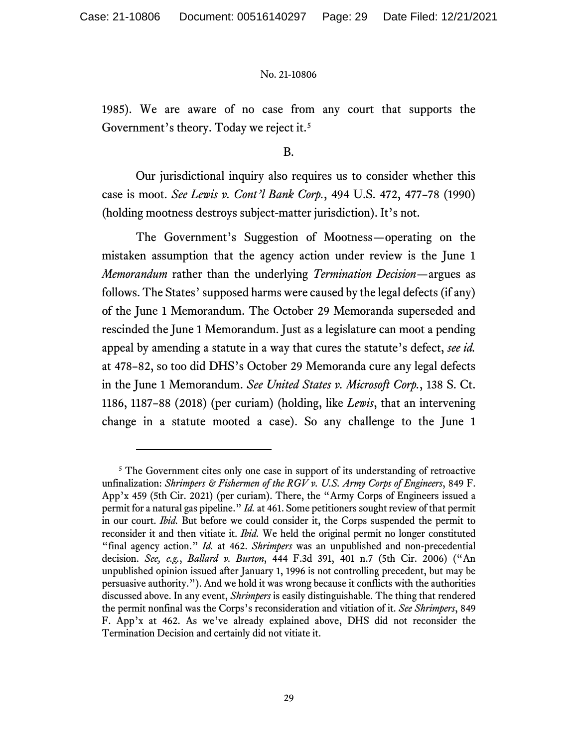1985). We are aware of no case from any court that supports the Government's theory. Today we reject it.[5]

B.

Our jurisdictional inquiry also requires us to consider whether this case is moot. *See Lewis v. Cont'l Bank Corp.*, 494 U.S. 472, 477–78 (1990) (holding mootness destroys subject-matter jurisdiction). It's not.

The Government's Suggestion of Mootness—operating on the mistaken assumption that the agency action under review is the June 1 *Memorandum* rather than the underlying *Termination Decision*—argues as follows. The States' supposed harms were caused by the legal defects (if any) of the June 1 Memorandum. The October 29 Memoranda superseded and rescinded the June 1 Memorandum. Just as a legislature can moot a pending appeal by amending a statute in a way that cures the statute's defect, *see id.* at 478–82, so too did DHS's October 29 Memoranda cure any legal defects in the June 1 Memorandum. *See United States v. Microsoft Corp.*, 138 S. Ct. 1186, 1187–88 (2018) (per curiam) (holding, like *Lewis*, that an intervening change in a statute mooted a case). So any challenge to the June 1

---

[5] The Government cites only one case in support of its understanding of retroactive unfinalization: *Shrimpers & Fishermen of the RGV v. U.S. Army Corps of Engineers*, 849 F. App'x 459 (5th Cir. 2021) (per curiam). There, the "Army Corps of Engineers issued a permit for a natural gas pipeline." *Id.* at 461. Some petitioners sought review of that permit in our court. *Ibid.* But before we could consider it, the Corps suspended the permit to reconsider it and then vitiate it. *Ibid.* We held the original permit no longer constituted "final agency action." *Id.* at 462. *Shrimpers* was an unpublished and non-precedential decision. *See, e.g.*, *Ballard v. Burton*, 444 F.3d 391, 401 n.7 (5th Cir. 2006) ("An unpublished opinion issued after January 1, 1996 is not controlling precedent, but may be persuasive authority."). And we hold it was wrong because it conflicts with the authorities discussed above. In any event, *Shrimpers* is easily distinguishable. The thing that rendered the permit nonfinal was the Corps's reconsideration and vitiation of it. *See Shrimpers*, 849 F. App'x at 462. As we've already explained above, DHS did not reconsider the Termination Decision and certainly did not vitiate it.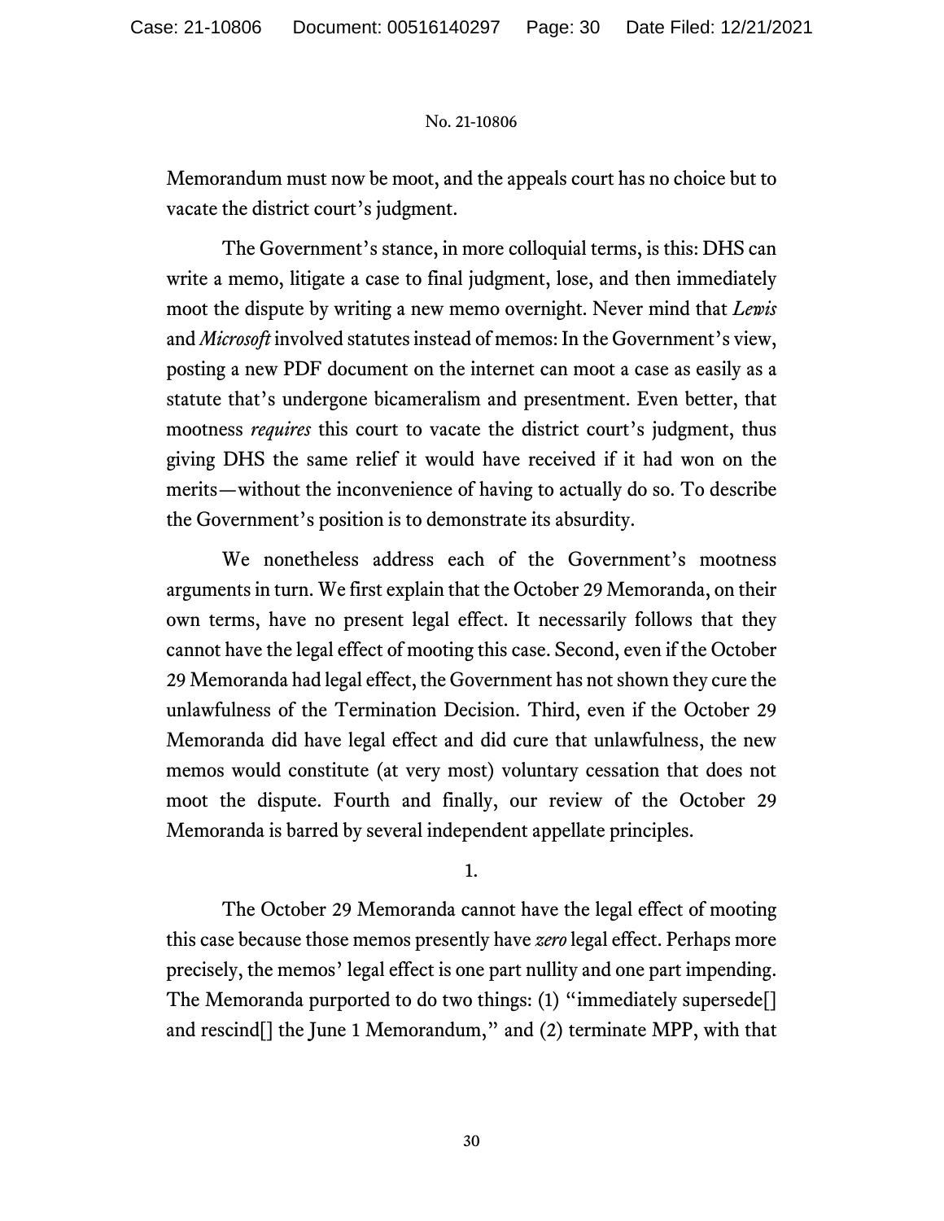Memorandum must now be moot, and the appeals court has no choice but to vacate the district court's judgment.

The Government's stance, in more colloquial terms, is this: DHS can write a memo, litigate a case to final judgment, lose, and then immediately moot the dispute by writing a new memo overnight. Never mind that *Lewis* and *Microsoft* involved statutes instead of memos: In the Government's view, posting a new PDF document on the internet can moot a case as easily as a statute that's undergone bicameralism and presentment. Even better, that mootness *requires* this court to vacate the district court's judgment, thus giving DHS the same relief it would have received if it had won on the merits—without the inconvenience of having to actually do so. To describe the Government's position is to demonstrate its absurdity.

We nonetheless address each of the Government's mootness arguments in turn. We first explain that the October 29 Memoranda, on their own terms, have no present legal effect. It necessarily follows that they cannot have the legal effect of mooting this case. Second, even if the October 29 Memoranda had legal effect, the Government has not shown they cure the unlawfulness of the Termination Decision. Third, even if the October 29 Memoranda did have legal effect and did cure that unlawfulness, the new memos would constitute (at very most) voluntary cessation that does not moot the dispute. Fourth and finally, our review of the October 29 Memoranda is barred by several independent appellate principles.

1.

The October 29 Memoranda cannot have the legal effect of mooting this case because those memos presently have *zero* legal effect. Perhaps more precisely, the memos' legal effect is one part nullity and one part impending. The Memoranda purported to do two things: (1) "immediately supersede[] and rescind[] the June 1 Memorandum," and (2) terminate MPP, with that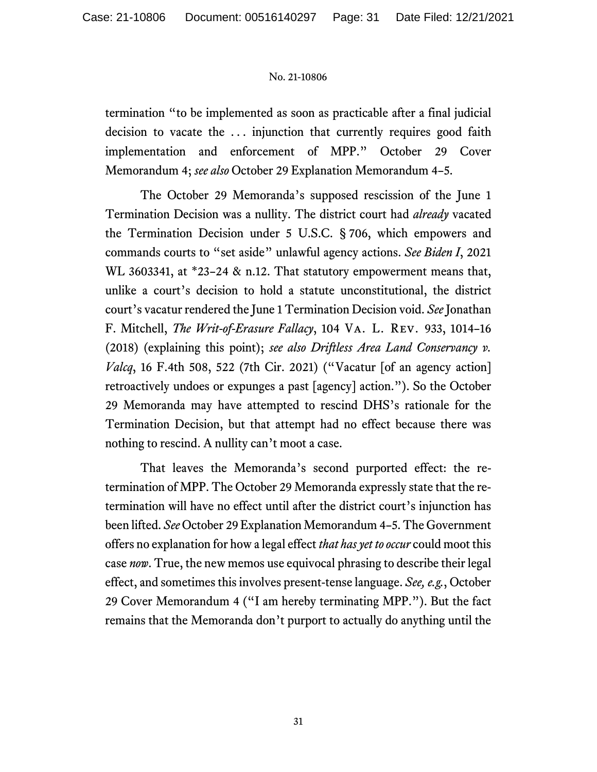termination "to be implemented as soon as practicable after a final judicial decision to vacate the . . . injunction that currently requires good faith implementation and enforcement of MPP." October 29 Cover Memorandum 4; *see also* October 29 Explanation Memorandum 4–5.

The October 29 Memoranda's supposed rescission of the June 1 Termination Decision was a nullity. The district court had *already* vacated the Termination Decision under 5 U.S.C. § 706, which empowers and commands courts to "set aside" unlawful agency actions. *See Biden I*, 2021 WL 3603341, at *23–24 & n.12. That statutory empowerment means that, unlike a court's decision to hold a statute unconstitutional, the district court's vacatur rendered the June 1 Termination Decision void. *See* Jonathan F. Mitchell, *The Writ-of-Erasure Fallacy*, 104 VA. L. REV. 933, 1014–16 (2018) (explaining this point); *see also Driftless Area Land Conservancy v. Valcq*, 16 F.4th 508, 522 (7th Cir. 2021) ("Vacatur [of an agency action] retroactively undoes or expunges a past [agency] action."). So the October 29 Memoranda may have attempted to rescind DHS's rationale for the Termination Decision, but that attempt had no effect because there was nothing to rescind. A nullity can't moot a case.

That leaves the Memoranda's second purported effect: the re-termination of MPP. The October 29 Memoranda expressly state that the re-termination will have no effect until after the district court's injunction has been lifted. *See* October 29 Explanation Memorandum 4–5. The Government offers no explanation for how a legal effect *that has yet to occur* could moot this case *now*. True, the new memos use equivocal phrasing to describe their legal effect, and sometimes this involves present-tense language. *See, e.g.*, October 29 Cover Memorandum 4 ("I am hereby terminating MPP."). But the fact remains that the Memoranda don't purport to actually do anything until the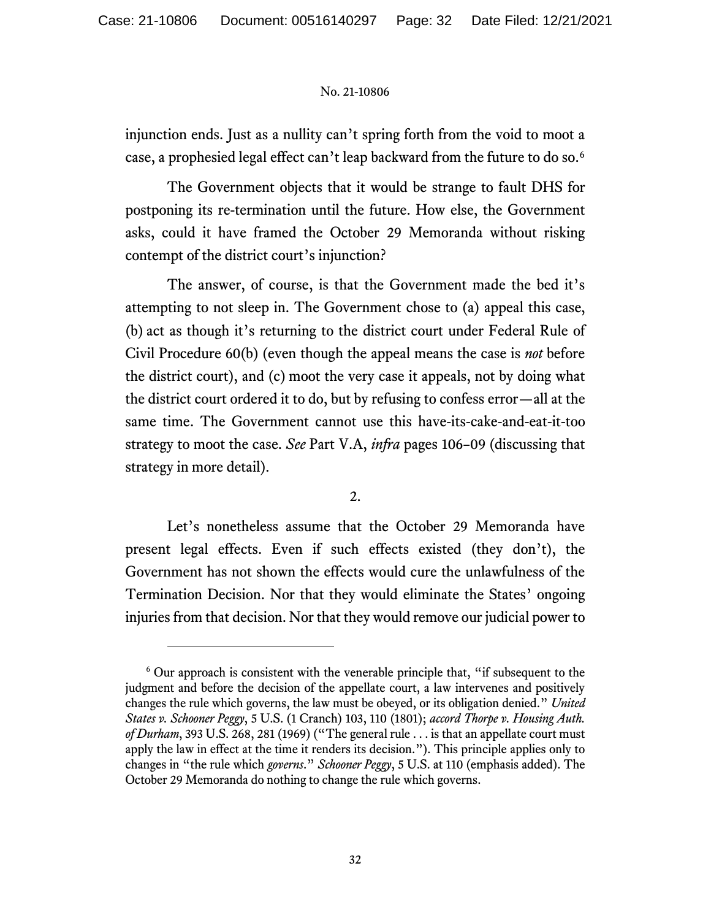injunction ends. Just as a nullity can't spring forth from the void to moot a case, a prophesied legal effect can't leap backward from the future to do so.[6]

The Government objects that it would be strange to fault DHS for postponing its re-termination until the future. How else, the Government asks, could it have framed the October 29 Memoranda without risking contempt of the district court's injunction?

The answer, of course, is that the Government made the bed it's attempting to not sleep in. The Government chose to (a) appeal this case, (b) act as though it's returning to the district court under Federal Rule of Civil Procedure 60(b) (even though the appeal means the case is *not* before the district court), and (c) moot the very case it appeals, not by doing what the district court ordered it to do, but by refusing to confess error—all at the same time. The Government cannot use this have-its-cake-and-eat-it-too strategy to moot the case. *See* Part V.A, *infra* pages 106–09 (discussing that strategy in more detail).

2.

Let's nonetheless assume that the October 29 Memoranda have present legal effects. Even if such effects existed (they don't), the Government has not shown the effects would cure the unlawfulness of the Termination Decision. Nor that they would eliminate the States' ongoing injuries from that decision. Nor that they would remove our judicial power to

---

[6] Our approach is consistent with the venerable principle that, "if subsequent to the judgment and before the decision of the appellate court, a law intervenes and positively changes the rule which governs, the law must be obeyed, or its obligation denied." *United States v. Schooner Peggy*, 5 U.S. (1 Cranch) 103, 110 (1801); *accord Thorpe v. Housing Auth. of Durham*, 393 U.S. 268, 281 (1969) ("The general rule . . . is that an appellate court must apply the law in effect at the time it renders its decision."). This principle applies only to changes in "the rule which *governs*." *Schooner Peggy*, 5 U.S. at 110 (emphasis added). The October 29 Memoranda do nothing to change the rule which governs.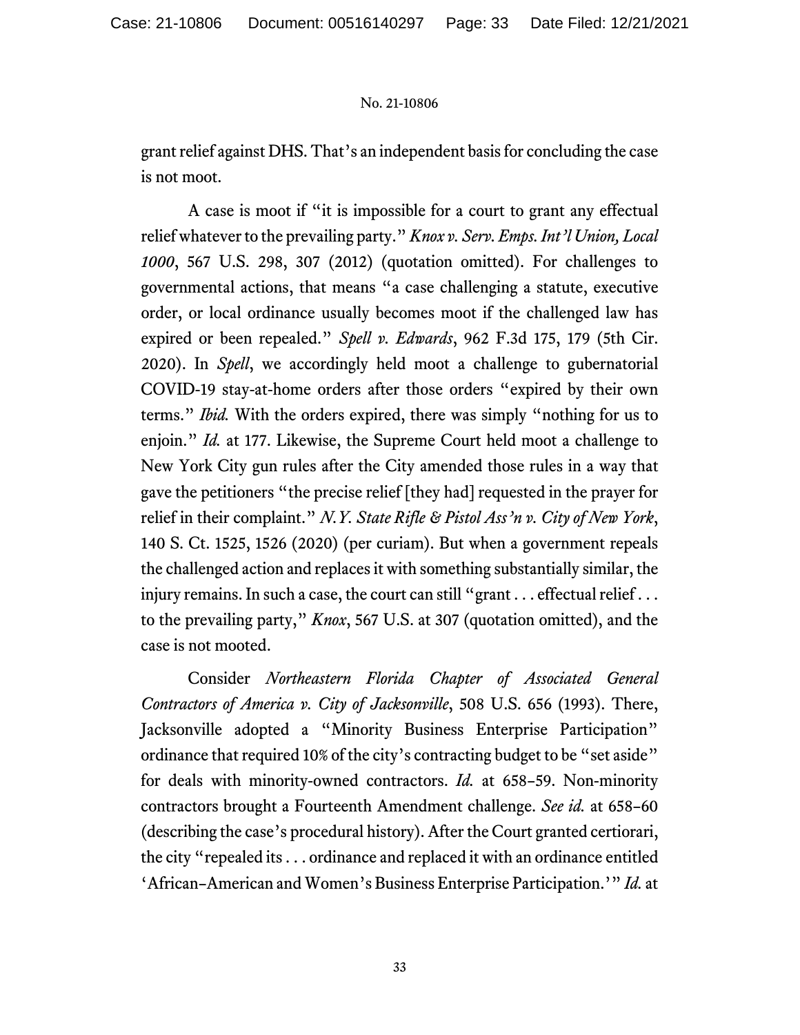grant relief against DHS. That's an independent basis for concluding the case is not moot.

A case is moot if "it is impossible for a court to grant any effectual relief whatever to the prevailing party." *Knox v. Serv. Emps. Int'l Union, Local 1000*, 567 U.S. 298, 307 (2012) (quotation omitted). For challenges to governmental actions, that means "a case challenging a statute, executive order, or local ordinance usually becomes moot if the challenged law has expired or been repealed." *Spell v. Edwards*, 962 F.3d 175, 179 (5th Cir. 2020). In *Spell*, we accordingly held moot a challenge to gubernatorial COVID-19 stay-at-home orders after those orders "expired by their own terms." *Ibid.* With the orders expired, there was simply "nothing for us to enjoin." *Id.* at 177. Likewise, the Supreme Court held moot a challenge to New York City gun rules after the City amended those rules in a way that gave the petitioners "the precise relief [they had] requested in the prayer for relief in their complaint." *N.Y. State Rifle & Pistol Ass'n v. City of New York*, 140 S. Ct. 1525, 1526 (2020) (per curiam). But when a government repeals the challenged action and replaces it with something substantially similar, the injury remains. In such a case, the court can still "grant . . . effectual relief . . . to the prevailing party," *Knox*, 567 U.S. at 307 (quotation omitted), and the case is not mooted.

Consider *Northeastern Florida Chapter of Associated General Contractors of America v. City of Jacksonville*, 508 U.S. 656 (1993). There, Jacksonville adopted a "Minority Business Enterprise Participation" ordinance that required 10% of the city's contracting budget to be "set aside" for deals with minority-owned contractors. *Id.* at 658–59. Non-minority contractors brought a Fourteenth Amendment challenge. *See id.* at 658–60 (describing the case's procedural history). After the Court granted certiorari, the city "repealed its . . . ordinance and replaced it with an ordinance entitled 'African–American and Women's Business Enterprise Participation.'" *Id.* at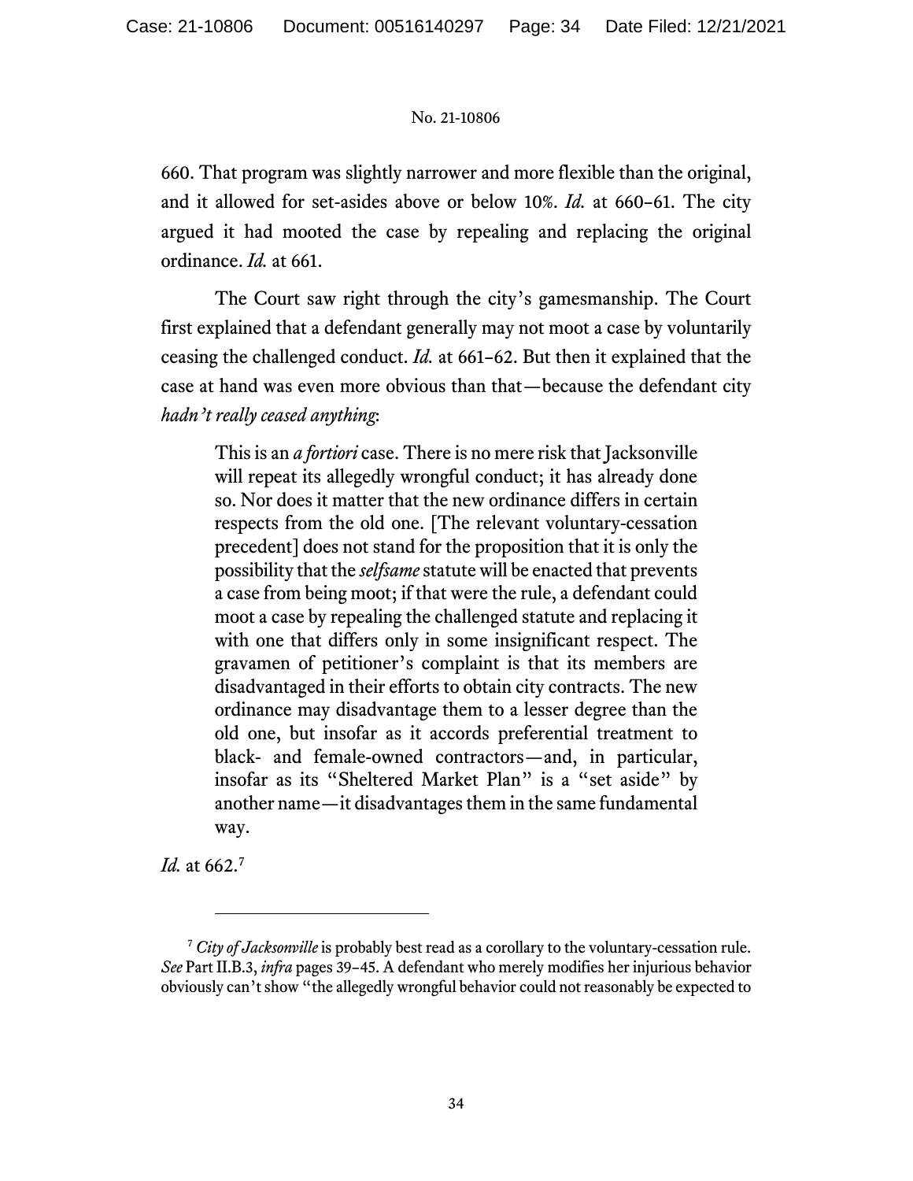660. That program was slightly narrower and more flexible than the original, and it allowed for set-asides above or below 10%. *Id.* at 660–61. The city argued it had mooted the case by repealing and replacing the original ordinance. *Id.* at 661.

The Court saw right through the city's gamesmanship. The Court first explained that a defendant generally may not moot a case by voluntarily ceasing the challenged conduct. *Id.* at 661–62. But then it explained that the case at hand was even more obvious than that—because the defendant city *hadn't really ceased anything*:

> This is an *a fortiori* case. There is no mere risk that Jacksonville will repeat its allegedly wrongful conduct; it has already done so. Nor does it matter that the new ordinance differs in certain respects from the old one. [The relevant voluntary-cessation precedent] does not stand for the proposition that it is only the possibility that the *selfsame* statute will be enacted that prevents a case from being moot; if that were the rule, a defendant could moot a case by repealing the challenged statute and replacing it with one that differs only in some insignificant respect. The gravamen of petitioner's complaint is that its members are disadvantaged in their efforts to obtain city contracts. The new ordinance may disadvantage them to a lesser degree than the old one, but insofar as it accords preferential treatment to black- and female-owned contractors—and, in particular, insofar as its "Sheltered Market Plan" is a "set aside" by another name—it disadvantages them in the same fundamental way.

*Id.* at 662.[7]

---

[7] *City of Jacksonville* is probably best read as a corollary to the voluntary-cessation rule. *See* Part II.B.3, *infra* pages 39–45. A defendant who merely modifies her injurious behavior obviously can't show "the allegedly wrongful behavior could not reasonably be expected to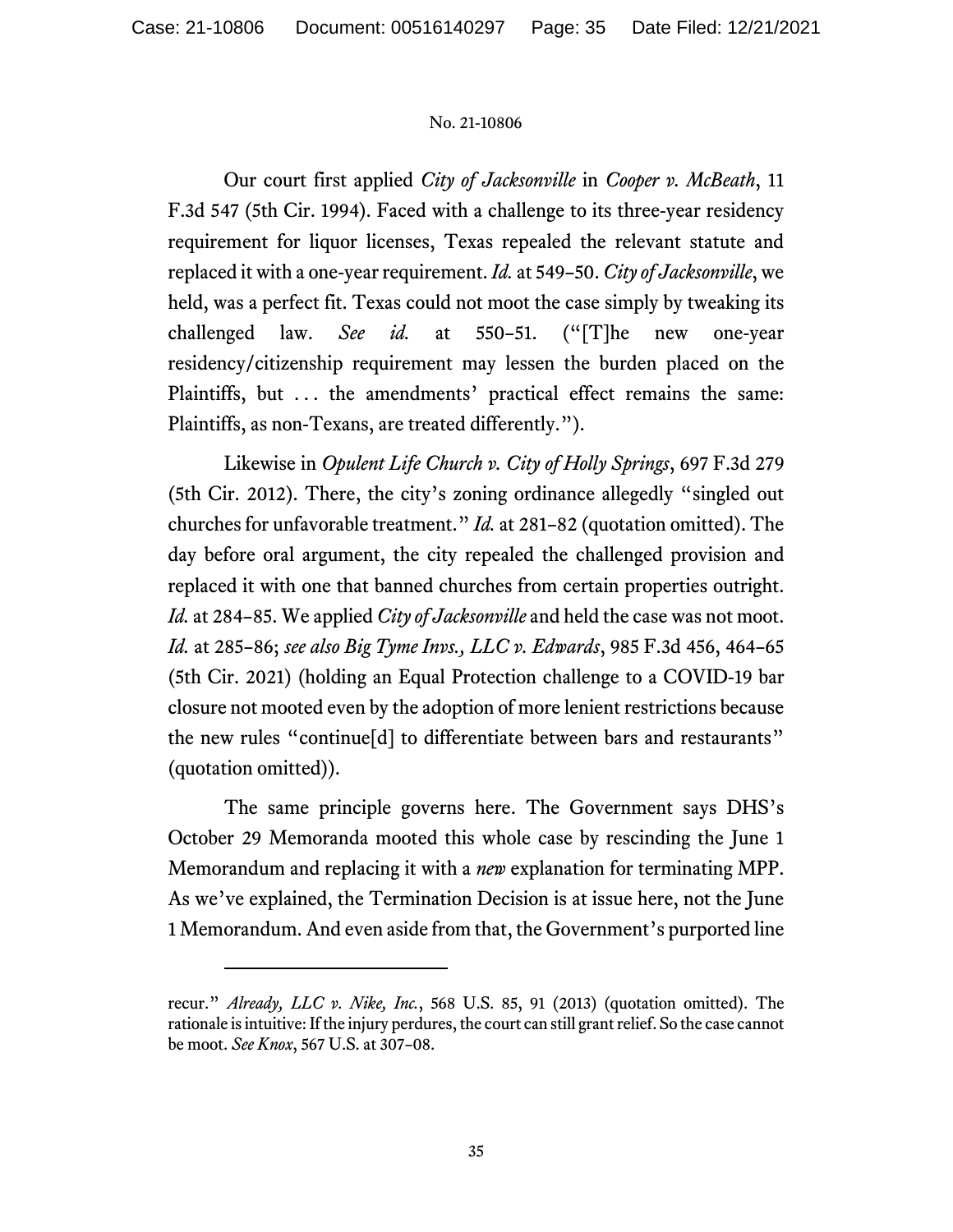Our court first applied *City of Jacksonville* in *Cooper v. McBeath*, 11 F.3d 547 (5th Cir. 1994). Faced with a challenge to its three-year residency requirement for liquor licenses, Texas repealed the relevant statute and replaced it with a one-year requirement. *Id.* at 549–50. *City of Jacksonville*, we held, was a perfect fit. Texas could not moot the case simply by tweaking its challenged law. *See id.* at 550–51. ("[T]he new one-year residency/citizenship requirement may lessen the burden placed on the Plaintiffs, but . . . the amendments' practical effect remains the same: Plaintiffs, as non-Texans, are treated differently.").

Likewise in *Opulent Life Church v. City of Holly Springs*, 697 F.3d 279 (5th Cir. 2012). There, the city's zoning ordinance allegedly "singled out churches for unfavorable treatment." *Id.* at 281–82 (quotation omitted). The day before oral argument, the city repealed the challenged provision and replaced it with one that banned churches from certain properties outright. *Id.* at 284–85. We applied *City of Jacksonville* and held the case was not moot. *Id.* at 285–86; *see also Big Tyme Invs., LLC v. Edwards*, 985 F.3d 456, 464–65 (5th Cir. 2021) (holding an Equal Protection challenge to a COVID-19 bar closure not mooted even by the adoption of more lenient restrictions because the new rules "continue[d] to differentiate between bars and restaurants" (quotation omitted)).

The same principle governs here. The Government says DHS's October 29 Memoranda mooted this whole case by rescinding the June 1 Memorandum and replacing it with a *new* explanation for terminating MPP. As we've explained, the Termination Decision is at issue here, not the June 1 Memorandum. And even aside from that, the Government's purported line

---

recur." *Already, LLC v. Nike, Inc.*, 568 U.S. 85, 91 (2013) (quotation omitted). The rationale is intuitive: If the injury perdures, the court can still grant relief. So the case cannot be moot. *See Knox*, 567 U.S. at 307–08.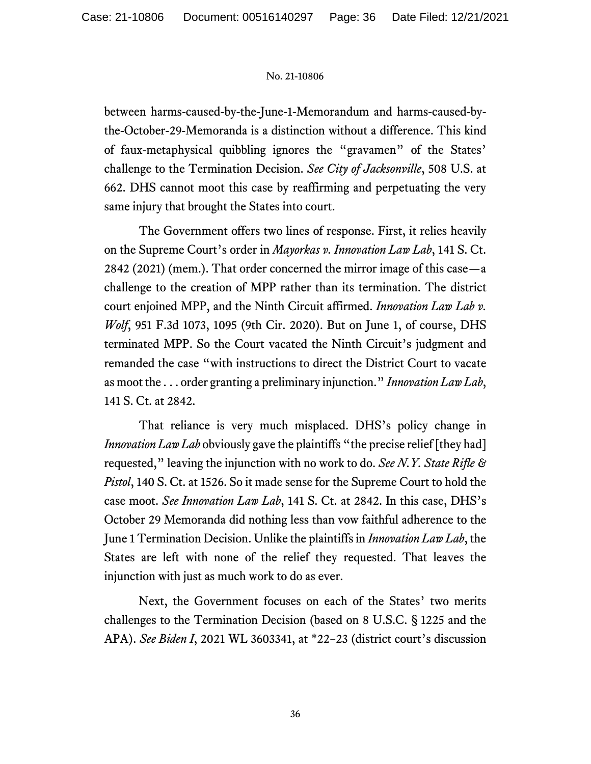between harms-caused-by-the-June-1-Memorandum and harms-caused-by-the-October-29-Memoranda is a distinction without a difference. This kind of faux-metaphysical quibbling ignores the "gravamen" of the States' challenge to the Termination Decision. *See City of Jacksonville*, 508 U.S. at 662. DHS cannot moot this case by reaffirming and perpetuating the very same injury that brought the States into court.

The Government offers two lines of response. First, it relies heavily on the Supreme Court's order in *Mayorkas v. Innovation Law Lab*, 141 S. Ct. 2842 (2021) (mem.). That order concerned the mirror image of this case—a challenge to the creation of MPP rather than its termination. The district court enjoined MPP, and the Ninth Circuit affirmed. *Innovation Law Lab v. Wolf*, 951 F.3d 1073, 1095 (9th Cir. 2020). But on June 1, of course, DHS terminated MPP. So the Court vacated the Ninth Circuit's judgment and remanded the case "with instructions to direct the District Court to vacate as moot the . . . order granting a preliminary injunction." *Innovation Law Lab*, 141 S. Ct. at 2842.

That reliance is very much misplaced. DHS's policy change in *Innovation Law Lab* obviously gave the plaintiffs "the precise relief [they had] requested," leaving the injunction with no work to do. *See N.Y. State Rifle & Pistol*, 140 S. Ct. at 1526. So it made sense for the Supreme Court to hold the case moot. *See Innovation Law Lab*, 141 S. Ct. at 2842. In this case, DHS's October 29 Memoranda did nothing less than vow faithful adherence to the June 1 Termination Decision. Unlike the plaintiffs in *Innovation Law Lab*, the States are left with none of the relief they requested. That leaves the injunction with just as much work to do as ever.

Next, the Government focuses on each of the States' two merits challenges to the Termination Decision (based on 8 U.S.C. § 1225 and the APA). *See Biden I*, 2021 WL 3603341, at *22–23 (district court's discussion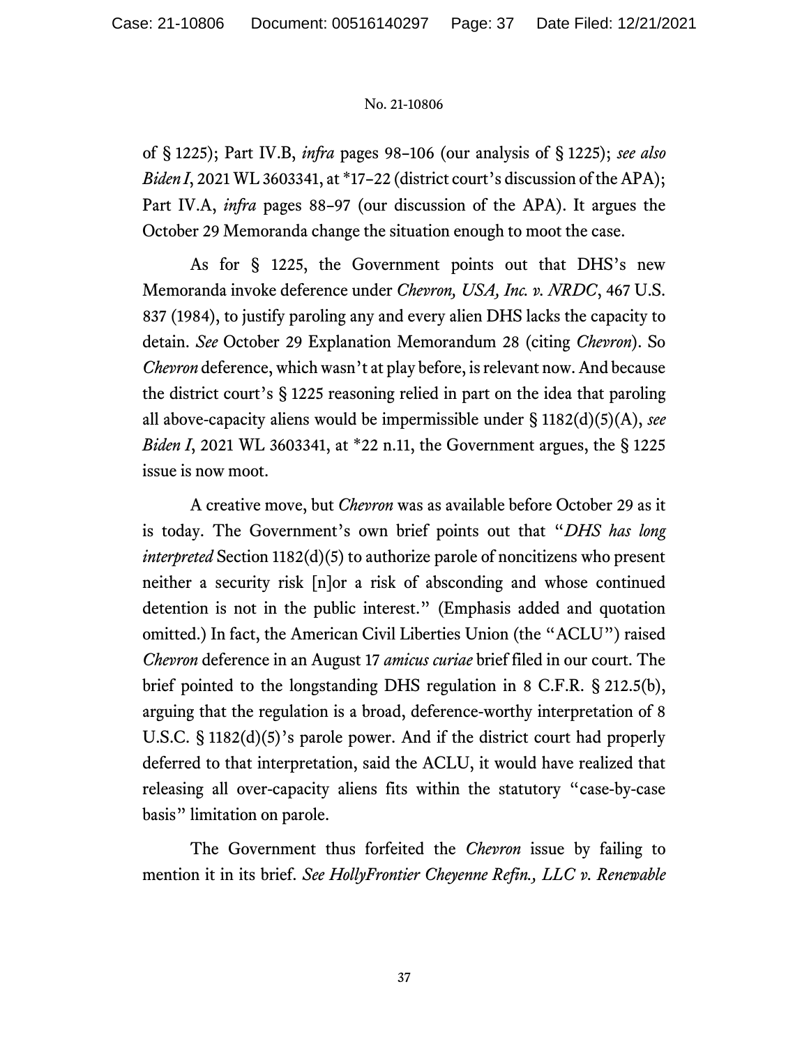of § 1225); Part IV.B, *infra* pages 98–106 (our analysis of § 1225); *see also Biden I*, 2021 WL 3603341, at *17–22 (district court's discussion of the APA); Part IV.A, *infra* pages 88–97 (our discussion of the APA). It argues the October 29 Memoranda change the situation enough to moot the case.

As for § 1225, the Government points out that DHS's new Memoranda invoke deference under *Chevron, USA, Inc. v. NRDC*, 467 U.S. 837 (1984), to justify paroling any and every alien DHS lacks the capacity to detain. *See* October 29 Explanation Memorandum 28 (citing *Chevron*). So *Chevron* deference, which wasn't at play before, is relevant now. And because the district court's § 1225 reasoning relied in part on the idea that paroling all above-capacity aliens would be impermissible under § 1182(d)(5)(A), *see Biden I*, 2021 WL 3603341, at *22 n.11, the Government argues, the § 1225 issue is now moot.

A creative move, but *Chevron* was as available before October 29 as it is today. The Government's own brief points out that "*DHS has long interpreted* Section 1182(d)(5) to authorize parole of noncitizens who present neither a security risk [n]or a risk of absconding and whose continued detention is not in the public interest." (Emphasis added and quotation omitted.) In fact, the American Civil Liberties Union (the "ACLU") raised *Chevron* deference in an August 17 *amicus curiae* brief filed in our court. The brief pointed to the longstanding DHS regulation in 8 C.F.R. § 212.5(b), arguing that the regulation is a broad, deference-worthy interpretation of 8 U.S.C. § 1182(d)(5)'s parole power. And if the district court had properly deferred to that interpretation, said the ACLU, it would have realized that releasing all over-capacity aliens fits within the statutory "case-by-case basis" limitation on parole.

The Government thus forfeited the *Chevron* issue by failing to mention it in its brief. *See HollyFrontier Cheyenne Refin., LLC v. Renewable*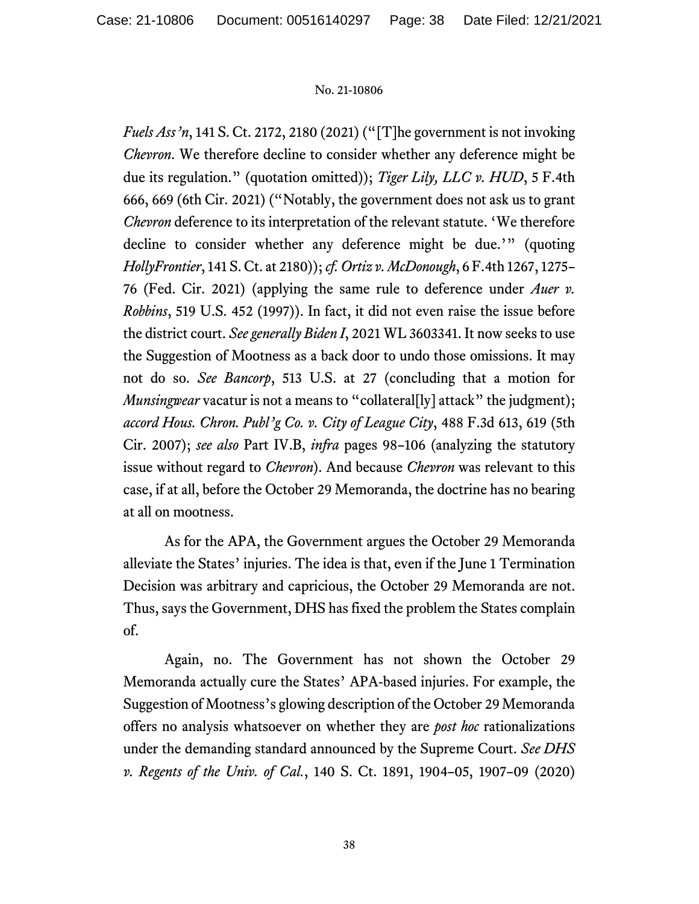*Fuels Ass'n*, 141 S. Ct. 2172, 2180 (2021) ("[T]he government is not invoking *Chevron*. We therefore decline to consider whether any deference might be due its regulation." (quotation omitted)); *Tiger Lily, LLC v. HUD*, 5 F.4th 666, 669 (6th Cir. 2021) ("Notably, the government does not ask us to grant *Chevron* deference to its interpretation of the relevant statute. 'We therefore decline to consider whether any deference might be due.'" (quoting *HollyFrontier*, 141 S. Ct. at 2180)); *cf. Ortiz v. McDonough*, 6 F.4th 1267, 1275–76 (Fed. Cir. 2021) (applying the same rule to deference under *Auer v. Robbins*, 519 U.S. 452 (1997)). In fact, it did not even raise the issue before the district court. *See generally Biden I*, 2021 WL 3603341. It now seeks to use the Suggestion of Mootness as a back door to undo those omissions. It may not do so. *See Bancorp*, 513 U.S. at 27 (concluding that a motion for *Munsingwear* vacatur is not a means to "collateral[ly] attack" the judgment); *accord Hous. Chron. Publ'g Co. v. City of League City*, 488 F.3d 613, 619 (5th Cir. 2007); *see also* Part IV.B, *infra* pages 98–106 (analyzing the statutory issue without regard to *Chevron*). And because *Chevron* was relevant to this case, if at all, before the October 29 Memoranda, the doctrine has no bearing at all on mootness.

As for the APA, the Government argues the October 29 Memoranda alleviate the States' injuries. The idea is that, even if the June 1 Termination Decision was arbitrary and capricious, the October 29 Memoranda are not. Thus, says the Government, DHS has fixed the problem the States complain of.

Again, no. The Government has not shown the October 29 Memoranda actually cure the States' APA-based injuries. For example, the Suggestion of Mootness's glowing description of the October 29 Memoranda offers no analysis whatsoever on whether they are *post hoc* rationalizations under the demanding standard announced by the Supreme Court. *See DHS v. Regents of the Univ. of Cal.*, 140 S. Ct. 1891, 1904–05, 1907–09 (2020)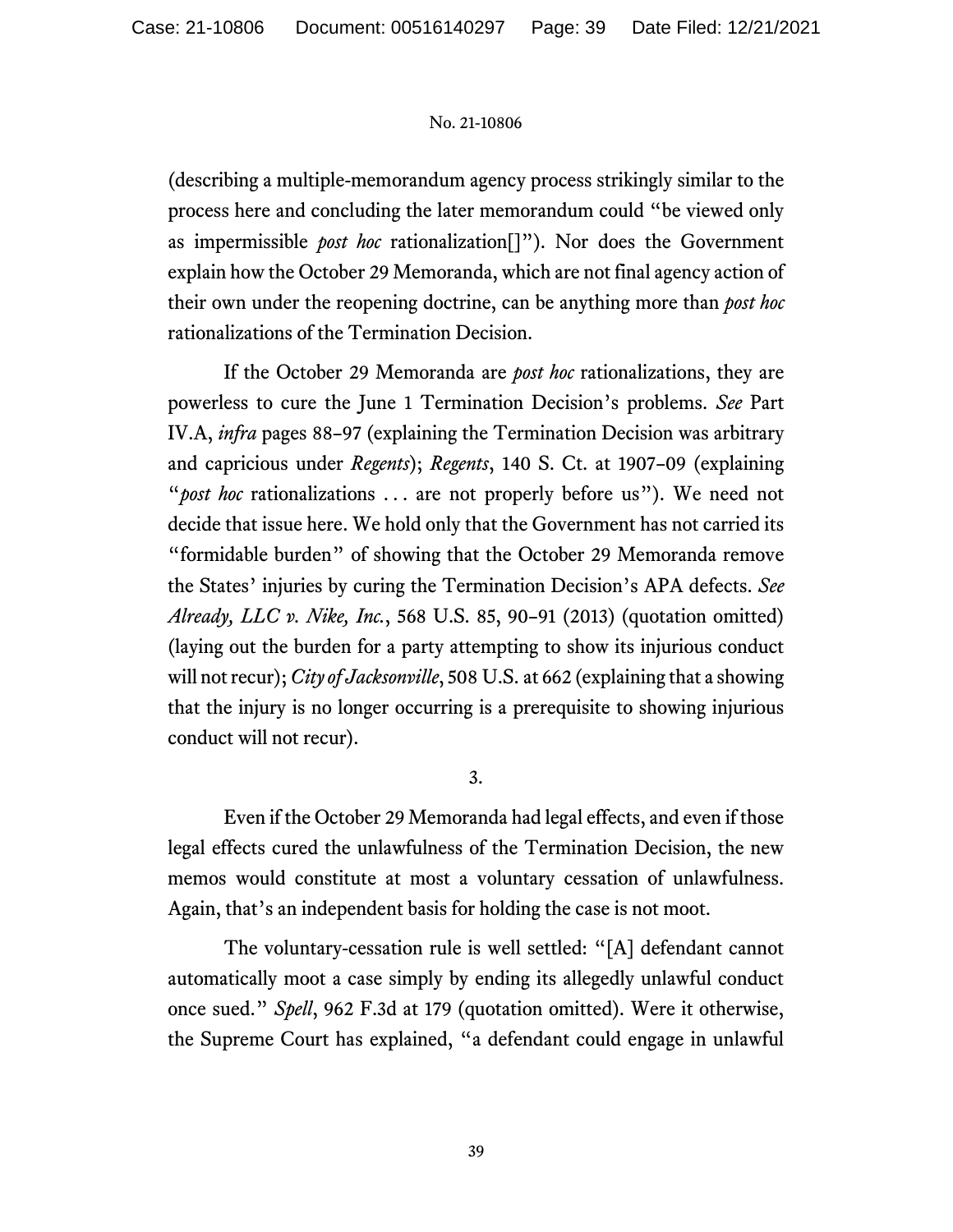(describing a multiple-memorandum agency process strikingly similar to the process here and concluding the later memorandum could "be viewed only as impermissible *post hoc* rationalization[]"). Nor does the Government explain how the October 29 Memoranda, which are not final agency action of their own under the reopening doctrine, can be anything more than *post hoc* rationalizations of the Termination Decision.

If the October 29 Memoranda are *post hoc* rationalizations, they are powerless to cure the June 1 Termination Decision's problems. *See* Part IV.A, *infra* pages 88–97 (explaining the Termination Decision was arbitrary and capricious under *Regents*); *Regents*, 140 S. Ct. at 1907–09 (explaining "*post hoc* rationalizations . . . are not properly before us"). We need not decide that issue here. We hold only that the Government has not carried its "formidable burden" of showing that the October 29 Memoranda remove the States' injuries by curing the Termination Decision's APA defects. *See Already, LLC v. Nike, Inc.*, 568 U.S. 85, 90–91 (2013) (quotation omitted) (laying out the burden for a party attempting to show its injurious conduct will not recur); *City of Jacksonville*, 508 U.S. at 662 (explaining that a showing that the injury is no longer occurring is a prerequisite to showing injurious conduct will not recur).

3.

Even if the October 29 Memoranda had legal effects, and even if those legal effects cured the unlawfulness of the Termination Decision, the new memos would constitute at most a voluntary cessation of unlawfulness. Again, that's an independent basis for holding the case is not moot.

The voluntary-cessation rule is well settled: "[A] defendant cannot automatically moot a case simply by ending its allegedly unlawful conduct once sued." *Spell*, 962 F.3d at 179 (quotation omitted). Were it otherwise, the Supreme Court has explained, "a defendant could engage in unlawful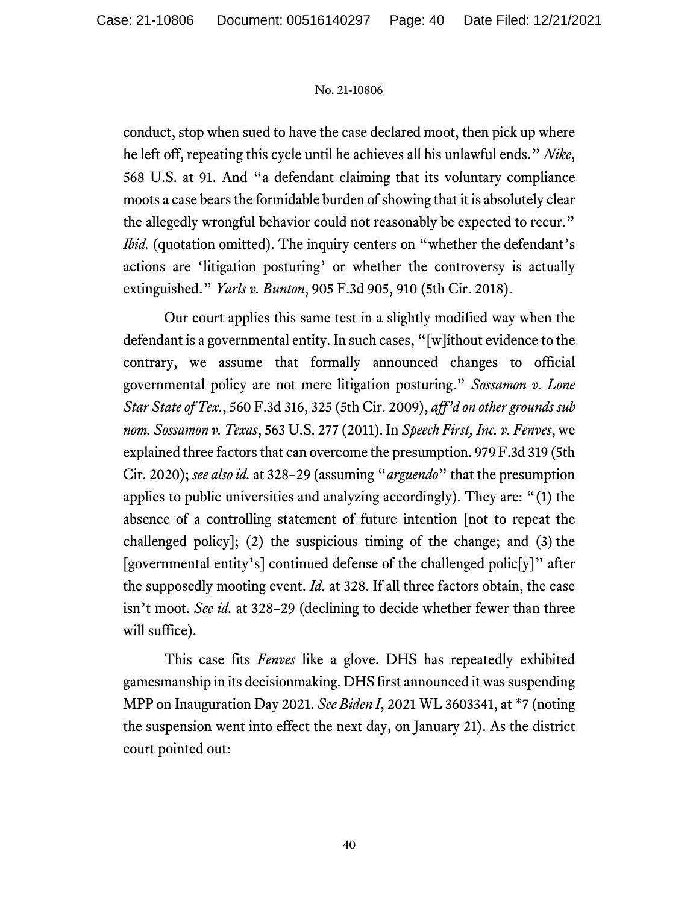conduct, stop when sued to have the case declared moot, then pick up where he left off, repeating this cycle until he achieves all his unlawful ends." *Nike*, 568 U.S. at 91. And "a defendant claiming that its voluntary compliance moots a case bears the formidable burden of showing that it is absolutely clear the allegedly wrongful behavior could not reasonably be expected to recur." *Ibid.* (quotation omitted). The inquiry centers on "whether the defendant's actions are 'litigation posturing' or whether the controversy is actually extinguished." *Yarls v. Bunton*, 905 F.3d 905, 910 (5th Cir. 2018).

Our court applies this same test in a slightly modified way when the defendant is a governmental entity. In such cases, "[w]ithout evidence to the contrary, we assume that formally announced changes to official governmental policy are not mere litigation posturing." *Sossamon v. Lone Star State of Tex.*, 560 F.3d 316, 325 (5th Cir. 2009), *aff'd on other grounds sub nom. Sossamon v. Texas*, 563 U.S. 277 (2011). In *Speech First, Inc. v. Fenves*, we explained three factors that can overcome the presumption. 979 F.3d 319 (5th Cir. 2020); *see also id.* at 328–29 (assuming "*arguendo*" that the presumption applies to public universities and analyzing accordingly). They are: "(1) the absence of a controlling statement of future intention [not to repeat the challenged policy]; (2) the suspicious timing of the change; and (3) the [governmental entity's] continued defense of the challenged polic[y]" after the supposedly mooting event. *Id.* at 328. If all three factors obtain, the case isn't moot. *See id.* at 328–29 (declining to decide whether fewer than three will suffice).

This case fits *Fenves* like a glove. DHS has repeatedly exhibited gamesmanship in its decisionmaking. DHS first announced it was suspending MPP on Inauguration Day 2021. *See Biden I*, 2021 WL 3603341, at *7 (noting the suspension went into effect the next day, on January 21). As the district court pointed out: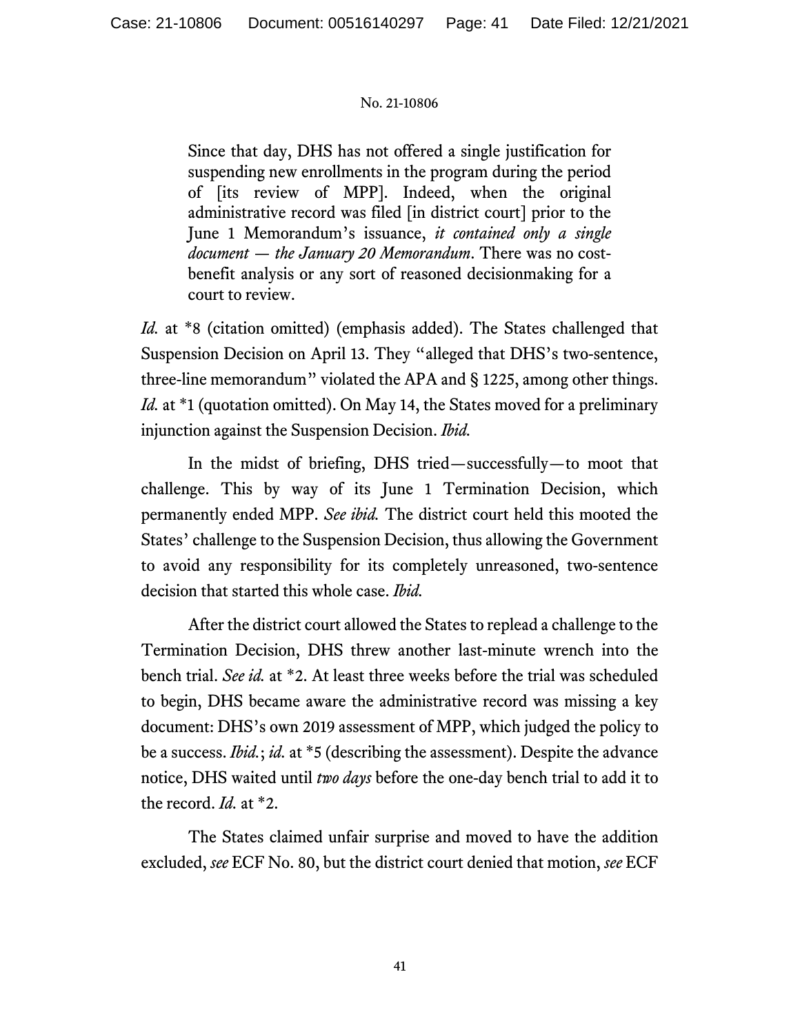> Since that day, DHS has not offered a single justification for suspending new enrollments in the program during the period of [its review of MPP]. Indeed, when the original administrative record was filed [in district court] prior to the June 1 Memorandum's issuance, *it contained only a single document — the January 20 Memorandum*. There was no cost-benefit analysis or any sort of reasoned decisionmaking for a court to review.

*Id.* at *8 (citation omitted) (emphasis added). The States challenged that Suspension Decision on April 13. They "alleged that DHS's two-sentence, three-line memorandum" violated the APA and § 1225, among other things. *Id.* at *1 (quotation omitted). On May 14, the States moved for a preliminary injunction against the Suspension Decision. *Ibid.*

In the midst of briefing, DHS tried—successfully—to moot that challenge. This by way of its June 1 Termination Decision, which permanently ended MPP. *See ibid.* The district court held this mooted the States' challenge to the Suspension Decision, thus allowing the Government to avoid any responsibility for its completely unreasoned, two-sentence decision that started this whole case. *Ibid.*

After the district court allowed the States to replead a challenge to the Termination Decision, DHS threw another last-minute wrench into the bench trial. *See id.* at *2. At least three weeks before the trial was scheduled to begin, DHS became aware the administrative record was missing a key document: DHS's own 2019 assessment of MPP, which judged the policy to be a success. *Ibid.*; *id.* at *5 (describing the assessment). Despite the advance notice, DHS waited until *two days* before the one-day bench trial to add it to the record. *Id.* at *2.

The States claimed unfair surprise and moved to have the addition excluded, *see* ECF No. 80, but the district court denied that motion, *see* ECF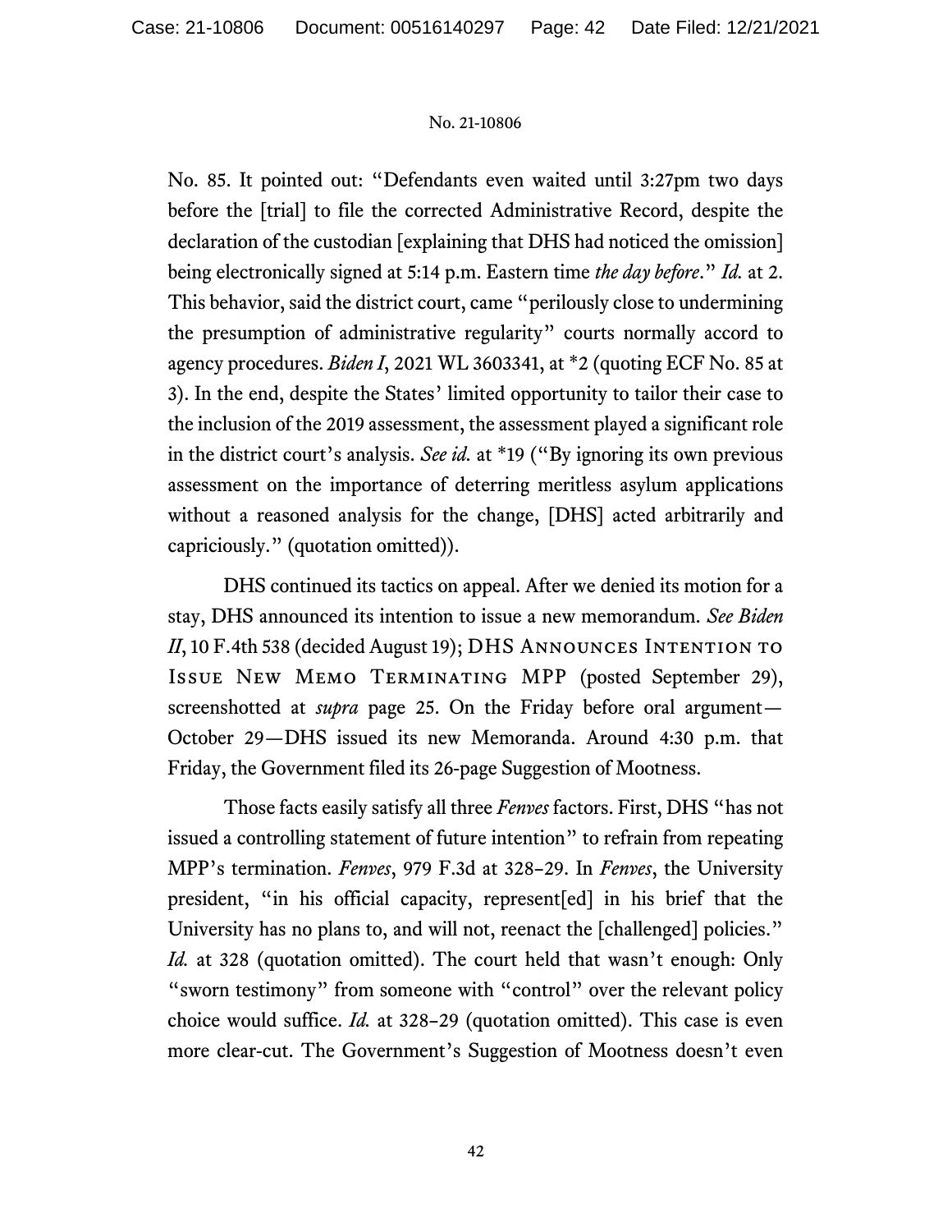No. 85. It pointed out: "Defendants even waited until 3:27pm two days before the [trial] to file the corrected Administrative Record, despite the declaration of the custodian [explaining that DHS had noticed the omission] being electronically signed at 5:14 p.m. Eastern time *the day before*." *Id.* at 2. This behavior, said the district court, came "perilously close to undermining the presumption of administrative regularity" courts normally accord to agency procedures. *Biden I*, 2021 WL 3603341, at *2 (quoting ECF No. 85 at 3). In the end, despite the States' limited opportunity to tailor their case to the inclusion of the 2019 assessment, the assessment played a significant role in the district court's analysis. *See id.* at *19 ("By ignoring its own previous assessment on the importance of deterring meritless asylum applications without a reasoned analysis for the change, [DHS] acted arbitrarily and capriciously." (quotation omitted)).

DHS continued its tactics on appeal. After we denied its motion for a stay, DHS announced its intention to issue a new memorandum. *See Biden II*, 10 F.4th 538 (decided August 19); DHS Announces Intention to Issue New Memo Terminating MPP (posted September 29), screenshotted at *supra* page 25. On the Friday before oral argument—October 29—DHS issued its new Memoranda. Around 4:30 p.m. that Friday, the Government filed its 26-page Suggestion of Mootness.

Those facts easily satisfy all three *Fenves* factors. First, DHS "has not issued a controlling statement of future intention" to refrain from repeating MPP's termination. *Fenves*, 979 F.3d at 328–29. In *Fenves*, the University president, "in his official capacity, represent[ed] in his brief that the University has no plans to, and will not, reenact the [challenged] policies." *Id.* at 328 (quotation omitted). The court held that wasn't enough: Only "sworn testimony" from someone with "control" over the relevant policy choice would suffice. *Id.* at 328–29 (quotation omitted). This case is even more clear-cut. The Government's Suggestion of Mootness doesn't even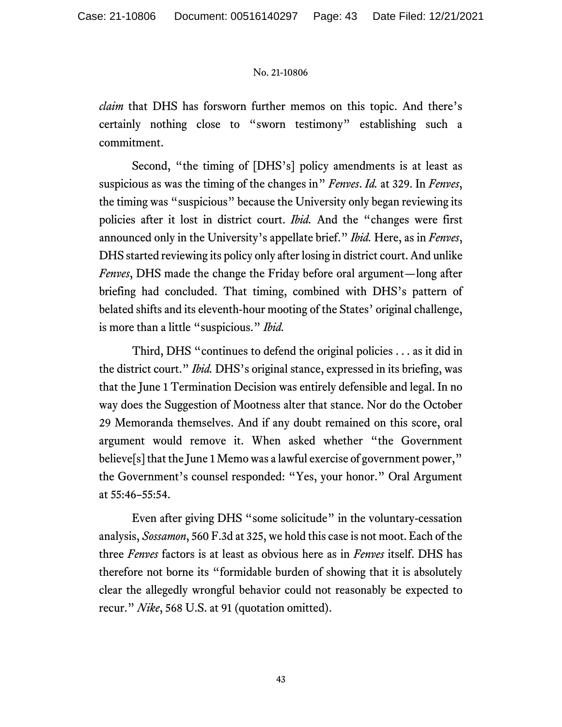*claim* that DHS has forsworn further memos on this topic. And there's certainly nothing close to "sworn testimony" establishing such a commitment.

Second, "the timing of [DHS's] policy amendments is at least as suspicious as was the timing of the changes in" *Fenves*. *Id.* at 329. In *Fenves*, the timing was "suspicious" because the University only began reviewing its policies after it lost in district court. *Ibid.* And the "changes were first announced only in the University's appellate brief." *Ibid.* Here, as in *Fenves*, DHS started reviewing its policy only after losing in district court. And unlike *Fenves*, DHS made the change the Friday before oral argument—long after briefing had concluded. That timing, combined with DHS's pattern of belated shifts and its eleventh-hour mooting of the States' original challenge, is more than a little "suspicious." *Ibid.*

Third, DHS "continues to defend the original policies . . . as it did in the district court." *Ibid.* DHS's original stance, expressed in its briefing, was that the June 1 Termination Decision was entirely defensible and legal. In no way does the Suggestion of Mootness alter that stance. Nor do the October 29 Memoranda themselves. And if any doubt remained on this score, oral argument would remove it. When asked whether "the Government believe[s] that the June 1 Memo was a lawful exercise of government power," the Government's counsel responded: "Yes, your honor." Oral Argument at 55:46–55:54.

Even after giving DHS "some solicitude" in the voluntary-cessation analysis, *Sossamon*, 560 F.3d at 325, we hold this case is not moot. Each of the three *Fenves* factors is at least as obvious here as in *Fenves* itself. DHS has therefore not borne its "formidable burden of showing that it is absolutely clear the allegedly wrongful behavior could not reasonably be expected to recur." *Nike*, 568 U.S. at 91 (quotation omitted).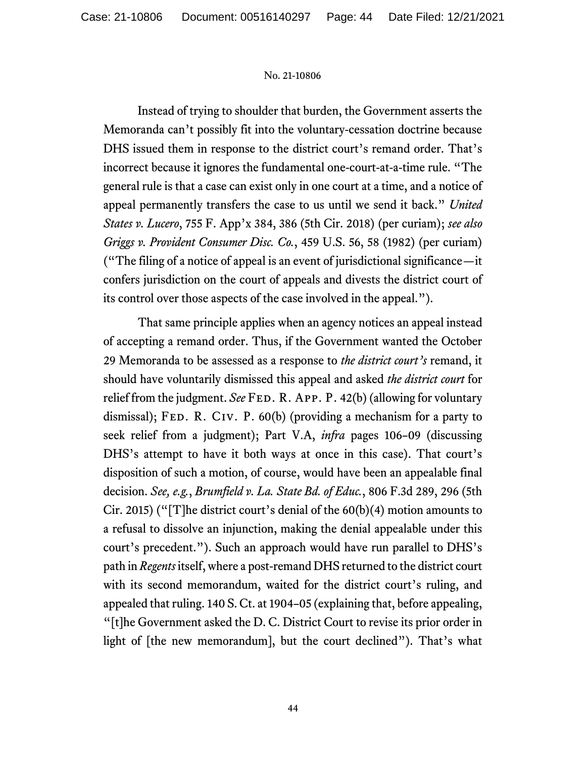Instead of trying to shoulder that burden, the Government asserts the Memoranda can't possibly fit into the voluntary-cessation doctrine because DHS issued them in response to the district court's remand order. That's incorrect because it ignores the fundamental one-court-at-a-time rule. "The general rule is that a case can exist only in one court at a time, and a notice of appeal permanently transfers the case to us until we send it back." *United States v. Lucero*, 755 F. App'x 384, 386 (5th Cir. 2018) (per curiam); *see also Griggs v. Provident Consumer Disc. Co.*, 459 U.S. 56, 58 (1982) (per curiam) ("The filing of a notice of appeal is an event of jurisdictional significance—it confers jurisdiction on the court of appeals and divests the district court of its control over those aspects of the case involved in the appeal.").

That same principle applies when an agency notices an appeal instead of accepting a remand order. Thus, if the Government wanted the October 29 Memoranda to be assessed as a response to *the district court's* remand, it should have voluntarily dismissed this appeal and asked *the district court* for relief from the judgment. *See* Fed. R. App. P. 42(b) (allowing for voluntary dismissal); Fed. R. Civ. P. 60(b) (providing a mechanism for a party to seek relief from a judgment); Part V.A, *infra* pages 106–09 (discussing DHS's attempt to have it both ways at once in this case). That court's disposition of such a motion, of course, would have been an appealable final decision. *See, e.g.*, *Brumfield v. La. State Bd. of Educ.*, 806 F.3d 289, 296 (5th Cir. 2015) ("[T]he district court's denial of the 60(b)(4) motion amounts to a refusal to dissolve an injunction, making the denial appealable under this court's precedent."). Such an approach would have run parallel to DHS's path in *Regents* itself, where a post-remand DHS returned to the district court with its second memorandum, waited for the district court's ruling, and appealed that ruling. 140 S. Ct. at 1904–05 (explaining that, before appealing, "[t]he Government asked the D. C. District Court to revise its prior order in light of [the new memorandum], but the court declined"). That's what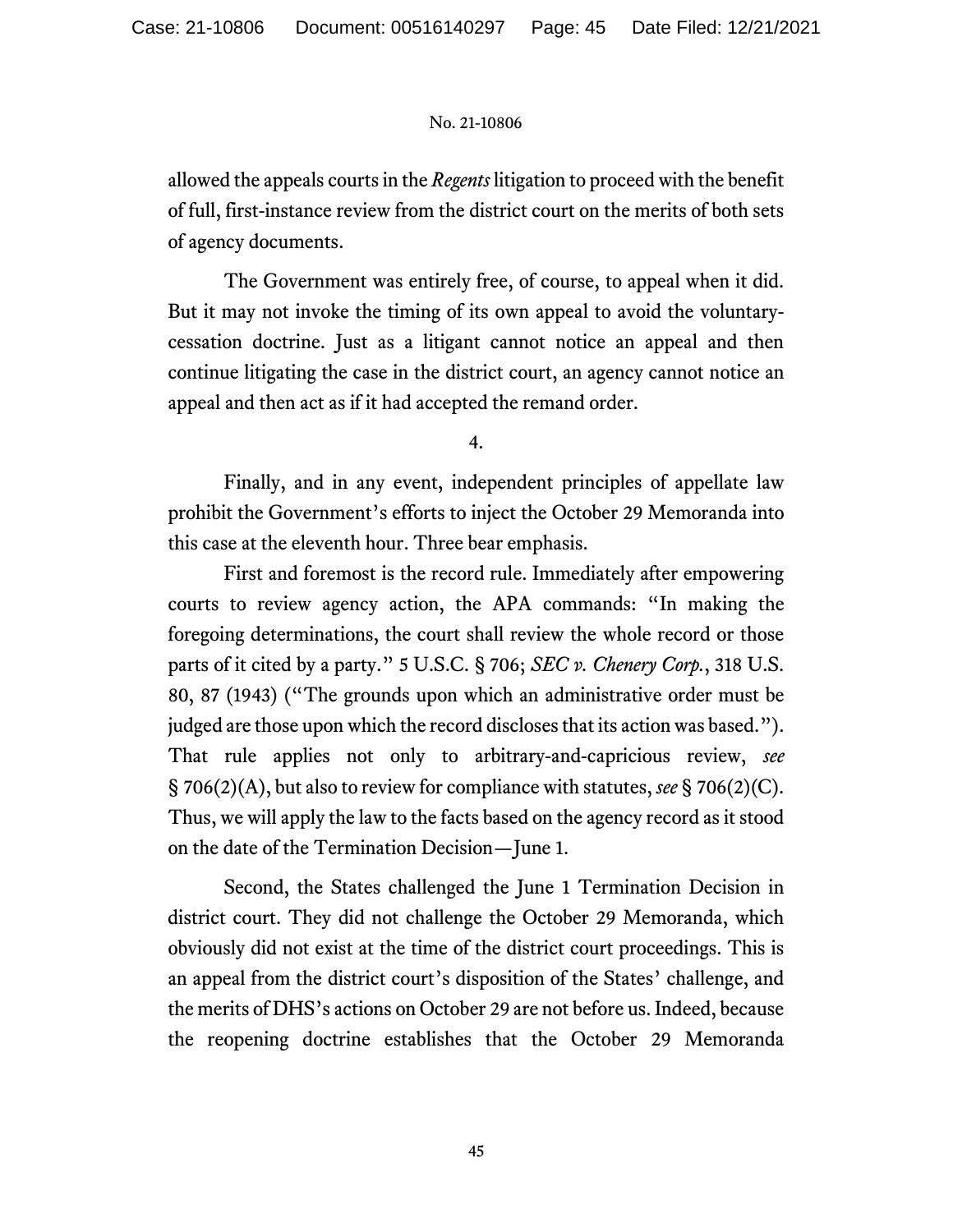allowed the appeals courts in the *Regents* litigation to proceed with the benefit of full, first-instance review from the district court on the merits of both sets of agency documents.

The Government was entirely free, of course, to appeal when it did. But it may not invoke the timing of its own appeal to avoid the voluntary-cessation doctrine. Just as a litigant cannot notice an appeal and then continue litigating the case in the district court, an agency cannot notice an appeal and then act as if it had accepted the remand order.

4.

Finally, and in any event, independent principles of appellate law prohibit the Government's efforts to inject the October 29 Memoranda into this case at the eleventh hour. Three bear emphasis.

First and foremost is the record rule. Immediately after empowering courts to review agency action, the APA commands: "In making the foregoing determinations, the court shall review the whole record or those parts of it cited by a party." 5 U.S.C. § 706; *SEC v. Chenery Corp.*, 318 U.S. 80, 87 (1943) ("The grounds upon which an administrative order must be judged are those upon which the record discloses that its action was based."). That rule applies not only to arbitrary-and-capricious review, *see* § 706(2)(A), but also to review for compliance with statutes, *see* § 706(2)(C). Thus, we will apply the law to the facts based on the agency record as it stood on the date of the Termination Decision—June 1.

Second, the States challenged the June 1 Termination Decision in district court. They did not challenge the October 29 Memoranda, which obviously did not exist at the time of the district court proceedings. This is an appeal from the district court's disposition of the States' challenge, and the merits of DHS's actions on October 29 are not before us. Indeed, because the reopening doctrine establishes that the October 29 Memoranda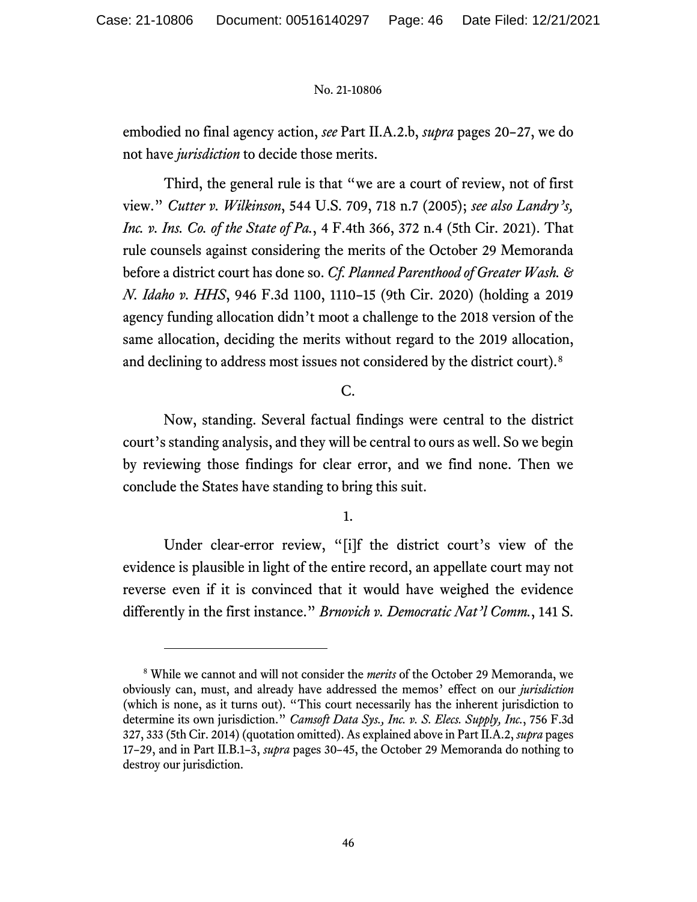embodied no final agency action, *see* Part II.A.2.b, *supra* pages 20–27, we do not have *jurisdiction* to decide those merits.

Third, the general rule is that "we are a court of review, not of first view." *Cutter v. Wilkinson*, 544 U.S. 709, 718 n.7 (2005); *see also Landry's, Inc. v. Ins. Co. of the State of Pa.*, 4 F.4th 366, 372 n.4 (5th Cir. 2021). That rule counsels against considering the merits of the October 29 Memoranda before a district court has done so. *Cf. Planned Parenthood of Greater Wash. & N. Idaho v. HHS*, 946 F.3d 1100, 1110–15 (9th Cir. 2020) (holding a 2019 agency funding allocation didn't moot a challenge to the 2018 version of the same allocation, deciding the merits without regard to the 2019 allocation, and declining to address most issues not considered by the district court).[8]

C.

Now, standing. Several factual findings were central to the district court's standing analysis, and they will be central to ours as well. So we begin by reviewing those findings for clear error, and we find none. Then we conclude the States have standing to bring this suit.

1.

Under clear-error review, "[i]f the district court's view of the evidence is plausible in light of the entire record, an appellate court may not reverse even if it is convinced that it would have weighed the evidence differently in the first instance." *Brnovich v. Democratic Nat'l Comm.*, 141 S.

---

[8] While we cannot and will not consider the *merits* of the October 29 Memoranda, we obviously can, must, and already have addressed the memos' effect on our *jurisdiction* (which is none, as it turns out). "This court necessarily has the inherent jurisdiction to determine its own jurisdiction." *Camsoft Data Sys., Inc. v. S. Elecs. Supply, Inc.*, 756 F.3d 327, 333 (5th Cir. 2014) (quotation omitted). As explained above in Part II.A.2, *supra* pages 17–29, and in Part II.B.1–3, *supra* pages 30–45, the October 29 Memoranda do nothing to destroy our jurisdiction.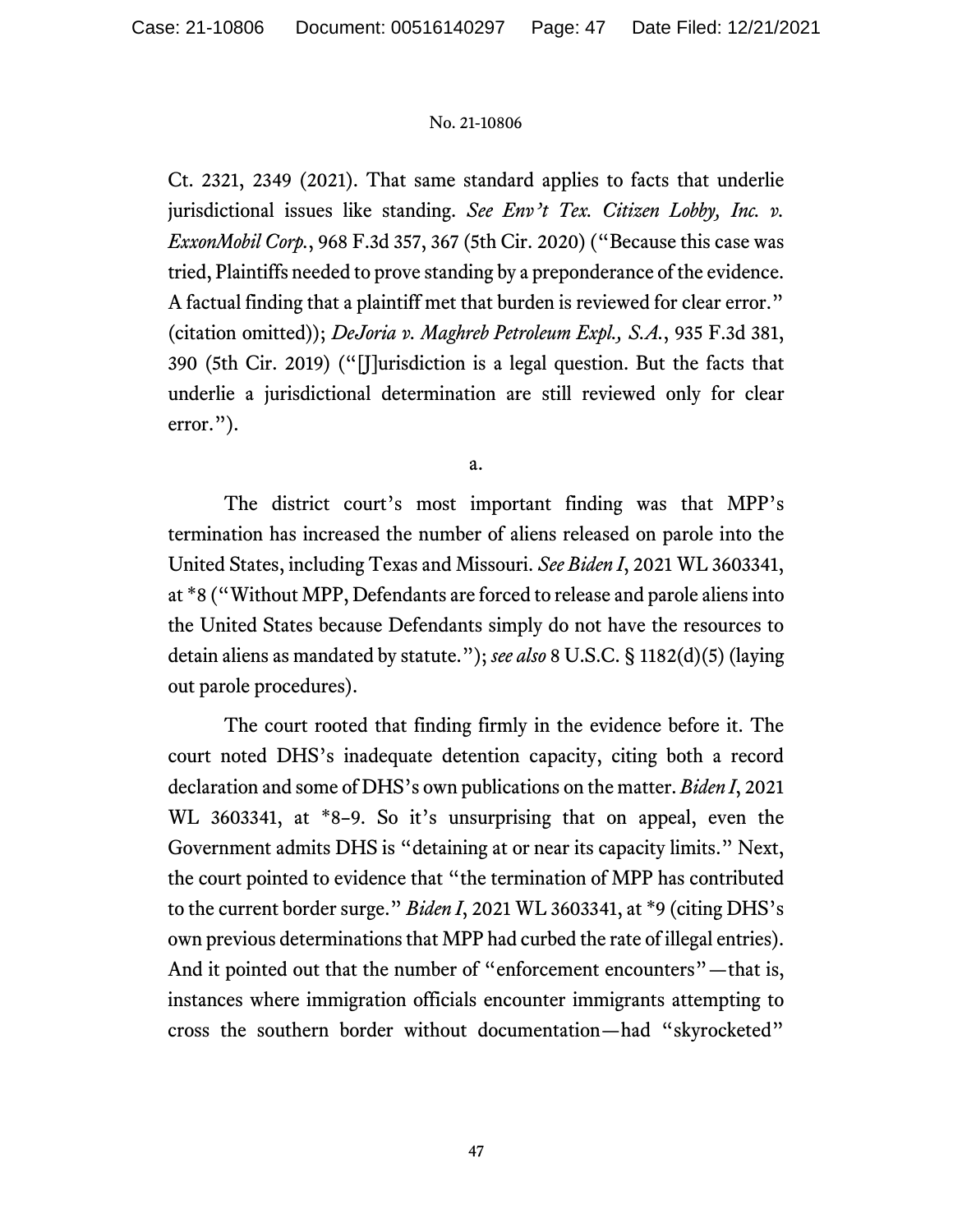Ct. 2321, 2349 (2021). That same standard applies to facts that underlie jurisdictional issues like standing. *See Env't Tex. Citizen Lobby, Inc. v. ExxonMobil Corp.*, 968 F.3d 357, 367 (5th Cir. 2020) ("Because this case was tried, Plaintiffs needed to prove standing by a preponderance of the evidence. A factual finding that a plaintiff met that burden is reviewed for clear error." (citation omitted)); *DeJoria v. Maghreb Petroleum Expl., S.A.*, 935 F.3d 381, 390 (5th Cir. 2019) ("[J]urisdiction is a legal question. But the facts that underlie a jurisdictional determination are still reviewed only for clear error.").

a.

The district court's most important finding was that MPP's termination has increased the number of aliens released on parole into the United States, including Texas and Missouri. *See Biden I*, 2021 WL 3603341, at *8 ("Without MPP, Defendants are forced to release and parole aliens into the United States because Defendants simply do not have the resources to detain aliens as mandated by statute."); *see also* 8 U.S.C. § 1182(d)(5) (laying out parole procedures).

The court rooted that finding firmly in the evidence before it. The court noted DHS's inadequate detention capacity, citing both a record declaration and some of DHS's own publications on the matter. *Biden I*, 2021 WL 3603341, at *8–9. So it's unsurprising that on appeal, even the Government admits DHS is "detaining at or near its capacity limits." Next, the court pointed to evidence that "the termination of MPP has contributed to the current border surge." *Biden I*, 2021 WL 3603341, at *9 (citing DHS's own previous determinations that MPP had curbed the rate of illegal entries). And it pointed out that the number of "enforcement encounters"—that is, instances where immigration officials encounter immigrants attempting to cross the southern border without documentation—had "skyrocketed"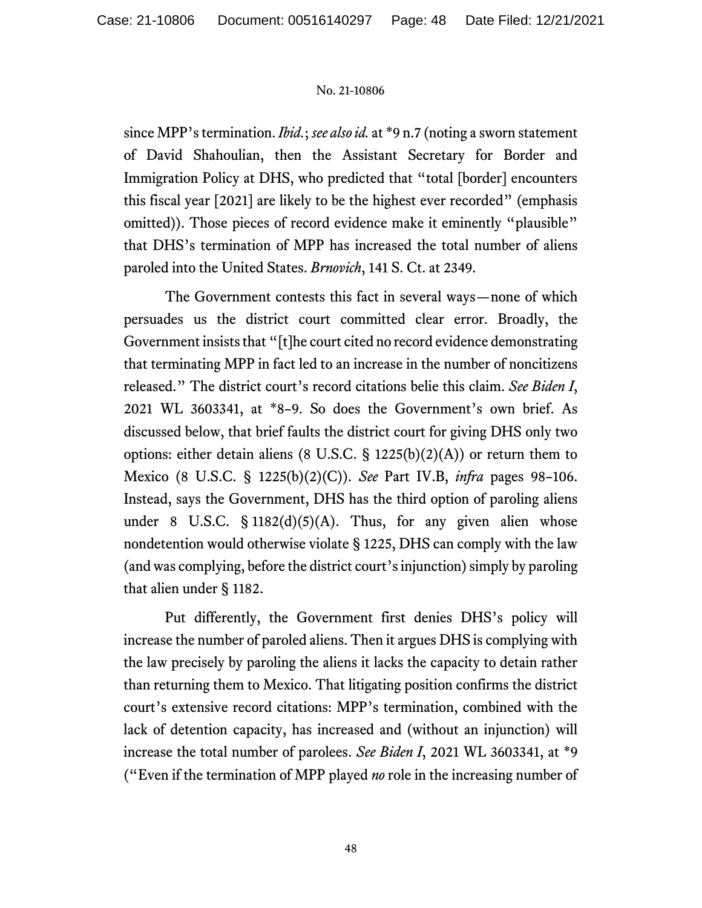since MPP's termination. *Ibid.*; *see also id.* at *9 n.7 (noting a sworn statement of David Shahoulian, then the Assistant Secretary for Border and Immigration Policy at DHS, who predicted that "total [border] encounters this fiscal year [2021] are likely to be the highest ever recorded" (emphasis omitted)). Those pieces of record evidence make it eminently "plausible" that DHS's termination of MPP has increased the total number of aliens paroled into the United States. *Brnovich*, 141 S. Ct. at 2349.

The Government contests this fact in several ways—none of which persuades us the district court committed clear error. Broadly, the Government insists that "[t]he court cited no record evidence demonstrating that terminating MPP in fact led to an increase in the number of noncitizens released." The district court's record citations belie this claim. *See Biden I*, 2021 WL 3603341, at *8–9. So does the Government's own brief. As discussed below, that brief faults the district court for giving DHS only two options: either detain aliens (8 U.S.C. § 1225(b)(2)(A)) or return them to Mexico (8 U.S.C. § 1225(b)(2)(C)). *See* Part IV.B, *infra* pages 98–106. Instead, says the Government, DHS has the third option of paroling aliens under 8 U.S.C. § 1182(d)(5)(A). Thus, for any given alien whose nondetention would otherwise violate § 1225, DHS can comply with the law (and was complying, before the district court's injunction) simply by paroling that alien under § 1182.

Put differently, the Government first denies DHS's policy will increase the number of paroled aliens. Then it argues DHS is complying with the law precisely by paroling the aliens it lacks the capacity to detain rather than returning them to Mexico. That litigating position confirms the district court's extensive record citations: MPP's termination, combined with the lack of detention capacity, has increased and (without an injunction) will increase the total number of parolees. *See Biden I*, 2021 WL 3603341, at *9 ("Even if the termination of MPP played *no* role in the increasing number of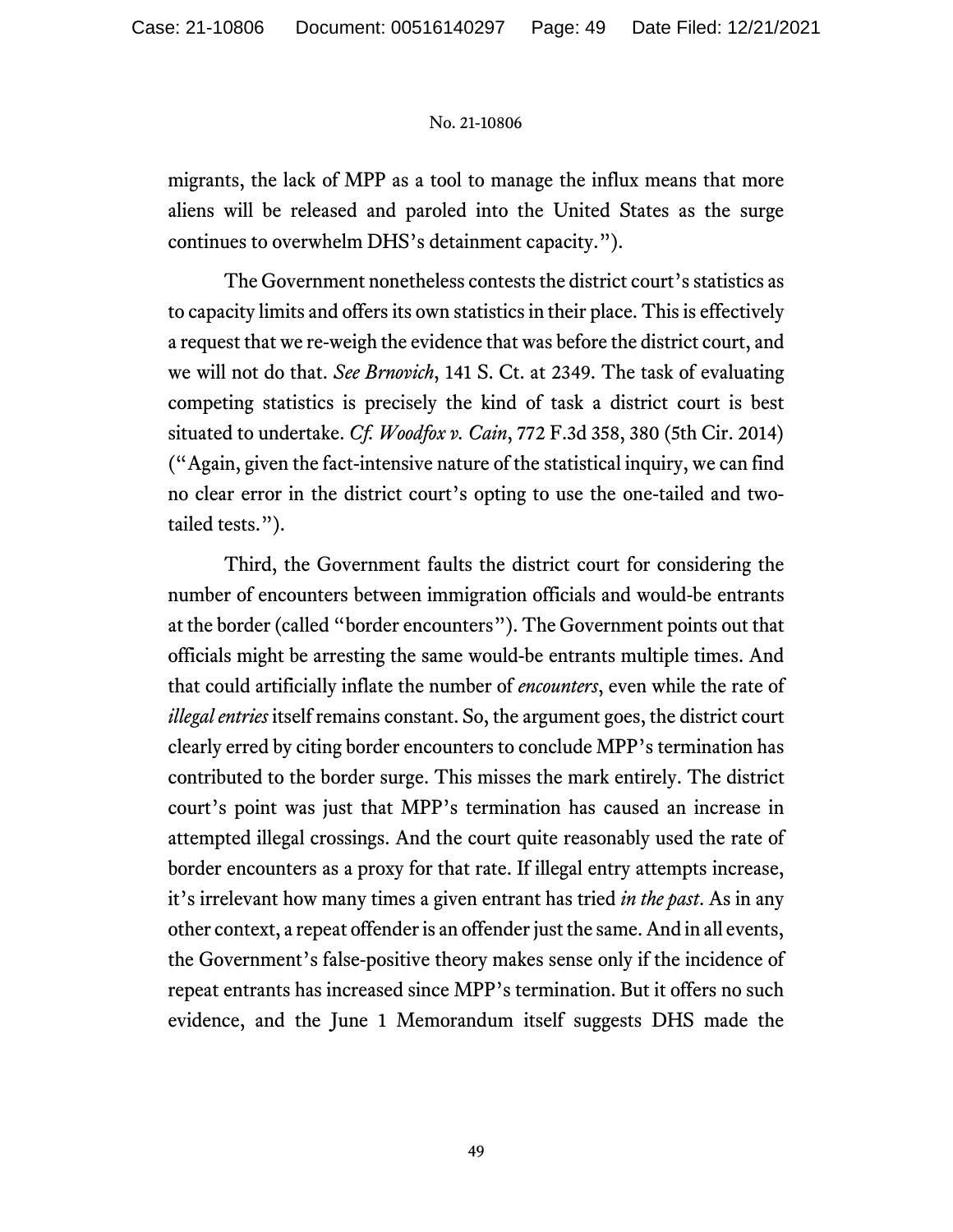migrants, the lack of MPP as a tool to manage the influx means that more aliens will be released and paroled into the United States as the surge continues to overwhelm DHS's detainment capacity.").

The Government nonetheless contests the district court's statistics as to capacity limits and offers its own statistics in their place. This is effectively a request that we re-weigh the evidence that was before the district court, and we will not do that. *See Brnovich*, 141 S. Ct. at 2349. The task of evaluating competing statistics is precisely the kind of task a district court is best situated to undertake. *Cf. Woodfox v. Cain*, 772 F.3d 358, 380 (5th Cir. 2014) ("Again, given the fact-intensive nature of the statistical inquiry, we can find no clear error in the district court's opting to use the one-tailed and two-tailed tests.").

Third, the Government faults the district court for considering the number of encounters between immigration officials and would-be entrants at the border (called "border encounters"). The Government points out that officials might be arresting the same would-be entrants multiple times. And that could artificially inflate the number of *encounters*, even while the rate of *illegal entries* itself remains constant. So, the argument goes, the district court clearly erred by citing border encounters to conclude MPP's termination has contributed to the border surge. This misses the mark entirely. The district court's point was just that MPP's termination has caused an increase in attempted illegal crossings. And the court quite reasonably used the rate of border encounters as a proxy for that rate. If illegal entry attempts increase, it's irrelevant how many times a given entrant has tried *in the past*. As in any other context, a repeat offender is an offender just the same. And in all events, the Government's false-positive theory makes sense only if the incidence of repeat entrants has increased since MPP's termination. But it offers no such evidence, and the June 1 Memorandum itself suggests DHS made the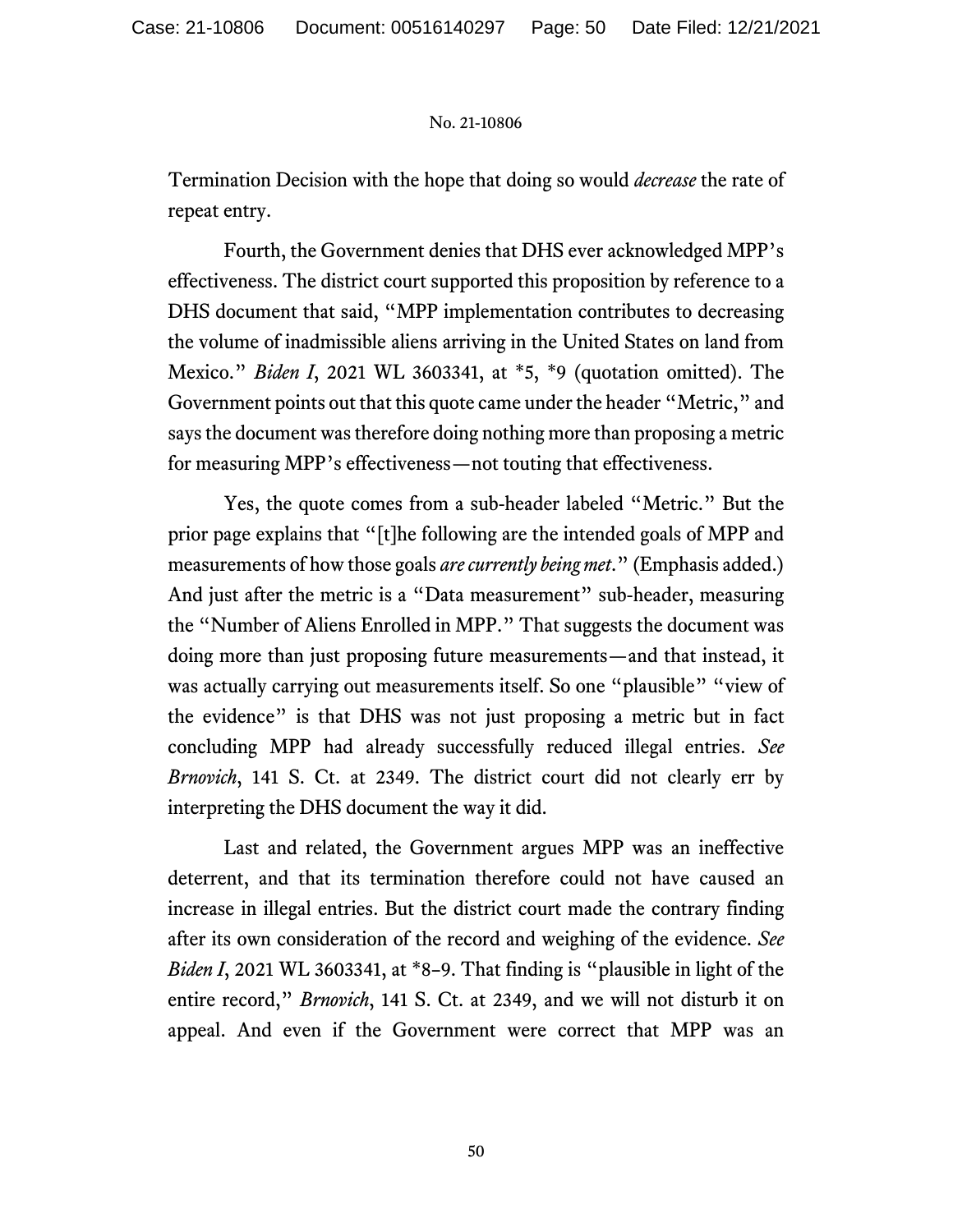Termination Decision with the hope that doing so would *decrease* the rate of repeat entry.

Fourth, the Government denies that DHS ever acknowledged MPP's effectiveness. The district court supported this proposition by reference to a DHS document that said, "MPP implementation contributes to decreasing the volume of inadmissible aliens arriving in the United States on land from Mexico." *Biden I*, 2021 WL 3603341, at *5, *9 (quotation omitted). The Government points out that this quote came under the header "Metric," and says the document was therefore doing nothing more than proposing a metric for measuring MPP's effectiveness—not touting that effectiveness.

Yes, the quote comes from a sub-header labeled "Metric." But the prior page explains that "[t]he following are the intended goals of MPP and measurements of how those goals *are currently being met*." (Emphasis added.) And just after the metric is a "Data measurement" sub-header, measuring the "Number of Aliens Enrolled in MPP." That suggests the document was doing more than just proposing future measurements—and that instead, it was actually carrying out measurements itself. So one "plausible" "view of the evidence" is that DHS was not just proposing a metric but in fact concluding MPP had already successfully reduced illegal entries. *See Brnovich*, 141 S. Ct. at 2349. The district court did not clearly err by interpreting the DHS document the way it did.

Last and related, the Government argues MPP was an ineffective deterrent, and that its termination therefore could not have caused an increase in illegal entries. But the district court made the contrary finding after its own consideration of the record and weighing of the evidence. *See Biden I*, 2021 WL 3603341, at *8–9. That finding is "plausible in light of the entire record," *Brnovich*, 141 S. Ct. at 2349, and we will not disturb it on appeal. And even if the Government were correct that MPP was an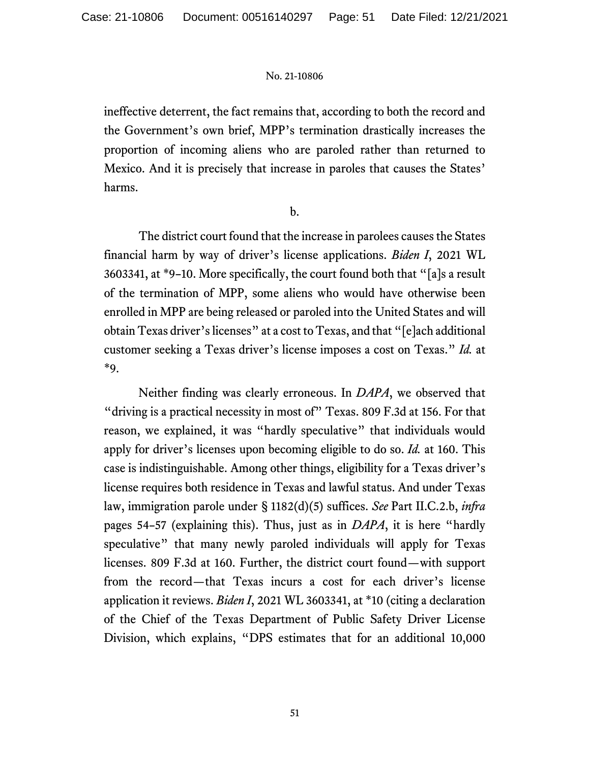ineffective deterrent, the fact remains that, according to both the record and the Government's own brief, MPP's termination drastically increases the proportion of incoming aliens who are paroled rather than returned to Mexico. And it is precisely that increase in paroles that causes the States' harms.

b.

The district court found that the increase in parolees causes the States financial harm by way of driver's license applications. *Biden I*, 2021 WL 3603341, at *9–10. More specifically, the court found both that "[a]s a result of the termination of MPP, some aliens who would have otherwise been enrolled in MPP are being released or paroled into the United States and will obtain Texas driver's licenses" at a cost to Texas, and that "[e]ach additional customer seeking a Texas driver's license imposes a cost on Texas." *Id.* at *9.

Neither finding was clearly erroneous. In *DAPA*, we observed that "driving is a practical necessity in most of" Texas. 809 F.3d at 156. For that reason, we explained, it was "hardly speculative" that individuals would apply for driver's licenses upon becoming eligible to do so. *Id.* at 160. This case is indistinguishable. Among other things, eligibility for a Texas driver's license requires both residence in Texas and lawful status. And under Texas law, immigration parole under § 1182(d)(5) suffices. *See* Part II.C.2.b, *infra* pages 54–57 (explaining this). Thus, just as in *DAPA*, it is here "hardly speculative" that many newly paroled individuals will apply for Texas licenses. 809 F.3d at 160. Further, the district court found—with support from the record—that Texas incurs a cost for each driver's license application it reviews. *Biden I*, 2021 WL 3603341, at *10 (citing a declaration of the Chief of the Texas Department of Public Safety Driver License Division, which explains, "DPS estimates that for an additional 10,000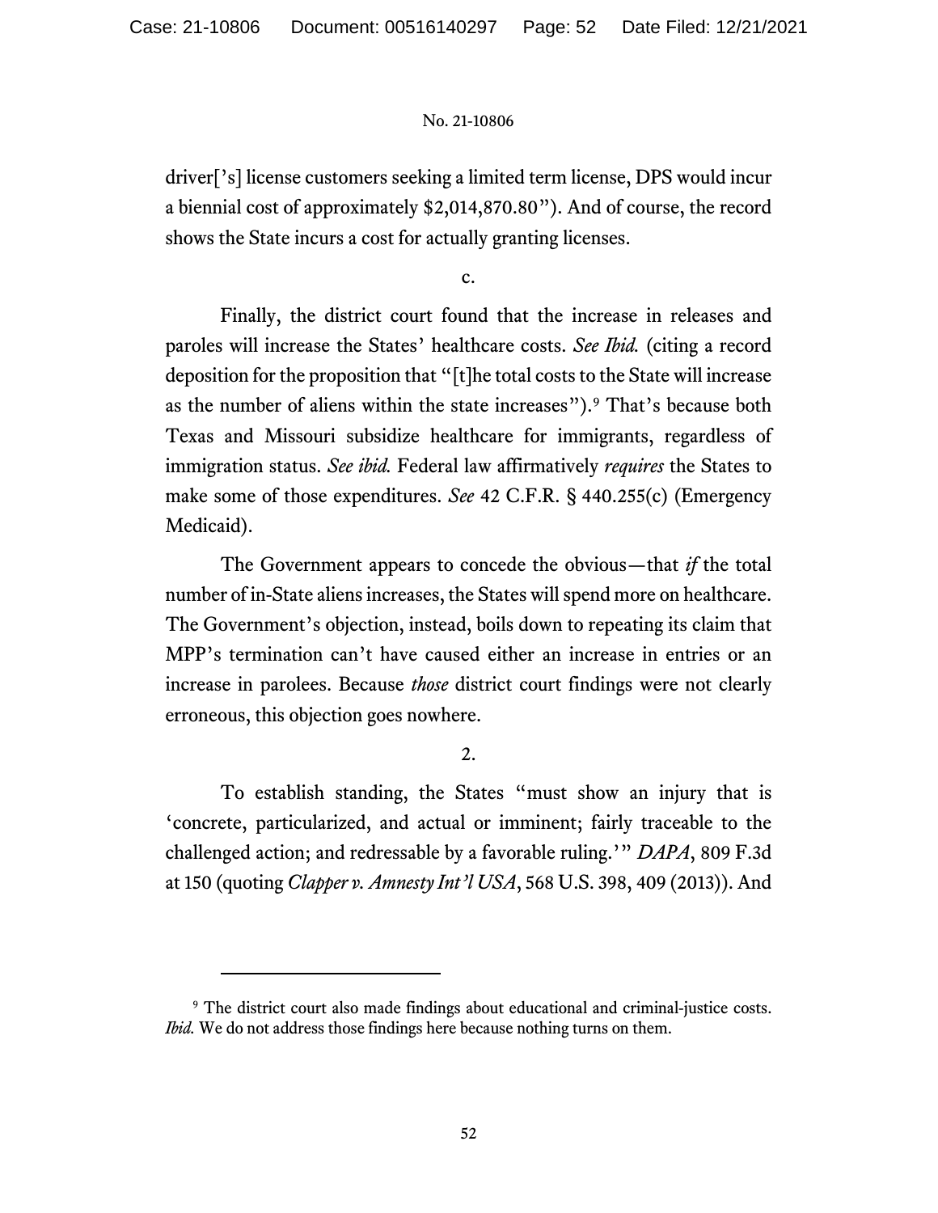driver['s] license customers seeking a limited term license, DPS would incur a biennial cost of approximately $2,014,870.80"). And of course, the record shows the State incurs a cost for actually granting licenses.

c.

Finally, the district court found that the increase in releases and paroles will increase the States' healthcare costs. *See Ibid.* (citing a record deposition for the proposition that "[t]he total costs to the State will increase as the number of aliens within the state increases").[9] That's because both Texas and Missouri subsidize healthcare for immigrants, regardless of immigration status. *See ibid.* Federal law affirmatively *requires* the States to make some of those expenditures. *See* 42 C.F.R. § 440.255(c) (Emergency Medicaid).

The Government appears to concede the obvious—that *if* the total number of in-State aliens increases, the States will spend more on healthcare. The Government's objection, instead, boils down to repeating its claim that MPP's termination can't have caused either an increase in entries or an increase in parolees. Because *those* district court findings were not clearly erroneous, this objection goes nowhere.

2.

To establish standing, the States "must show an injury that is 'concrete, particularized, and actual or imminent; fairly traceable to the challenged action; and redressable by a favorable ruling.'" *DAPA*, 809 F.3d at 150 (quoting *Clapper v. Amnesty Int'l USA*, 568 U.S. 398, 409 (2013)). And

---

[9] The district court also made findings about educational and criminal-justice costs. *Ibid.* We do not address those findings here because nothing turns on them.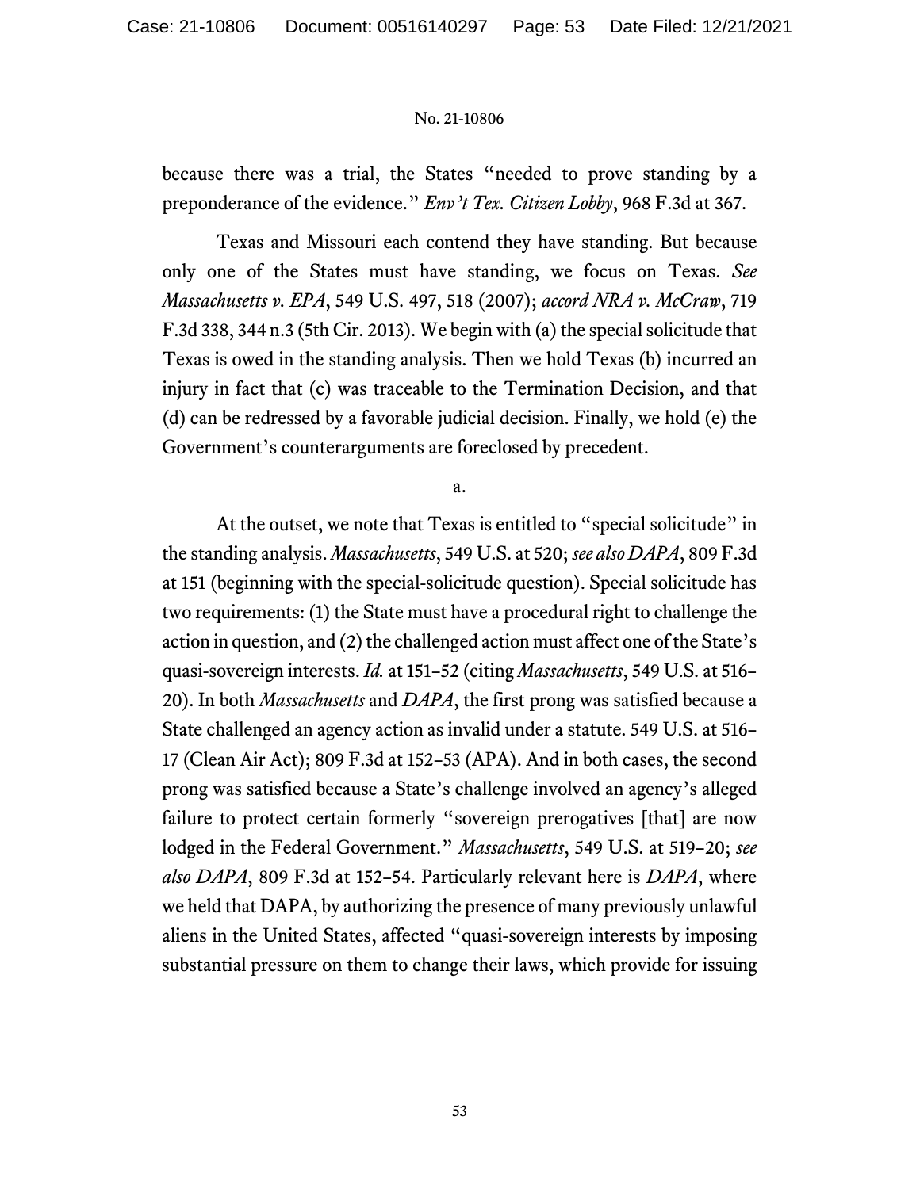because there was a trial, the States "needed to prove standing by a preponderance of the evidence." *Env't Tex. Citizen Lobby*, 968 F.3d at 367.

Texas and Missouri each contend they have standing. But because only one of the States must have standing, we focus on Texas. *See Massachusetts v. EPA*, 549 U.S. 497, 518 (2007); *accord NRA v. McCraw*, 719 F.3d 338, 344 n.3 (5th Cir. 2013). We begin with (a) the special solicitude that Texas is owed in the standing analysis. Then we hold Texas (b) incurred an injury in fact that (c) was traceable to the Termination Decision, and that (d) can be redressed by a favorable judicial decision. Finally, we hold (e) the Government's counterarguments are foreclosed by precedent.

a.

At the outset, we note that Texas is entitled to "special solicitude" in the standing analysis. *Massachusetts*, 549 U.S. at 520; *see also DAPA*, 809 F.3d at 151 (beginning with the special-solicitude question). Special solicitude has two requirements: (1) the State must have a procedural right to challenge the action in question, and (2) the challenged action must affect one of the State's quasi-sovereign interests. *Id.* at 151–52 (citing *Massachusetts*, 549 U.S. at 516–20). In both *Massachusetts* and *DAPA*, the first prong was satisfied because a State challenged an agency action as invalid under a statute. 549 U.S. at 516–17 (Clean Air Act); 809 F.3d at 152–53 (APA). And in both cases, the second prong was satisfied because a State's challenge involved an agency's alleged failure to protect certain formerly "sovereign prerogatives [that] are now lodged in the Federal Government." *Massachusetts*, 549 U.S. at 519–20; *see also DAPA*, 809 F.3d at 152–54. Particularly relevant here is *DAPA*, where we held that DAPA, by authorizing the presence of many previously unlawful aliens in the United States, affected "quasi-sovereign interests by imposing substantial pressure on them to change their laws, which provide for issuing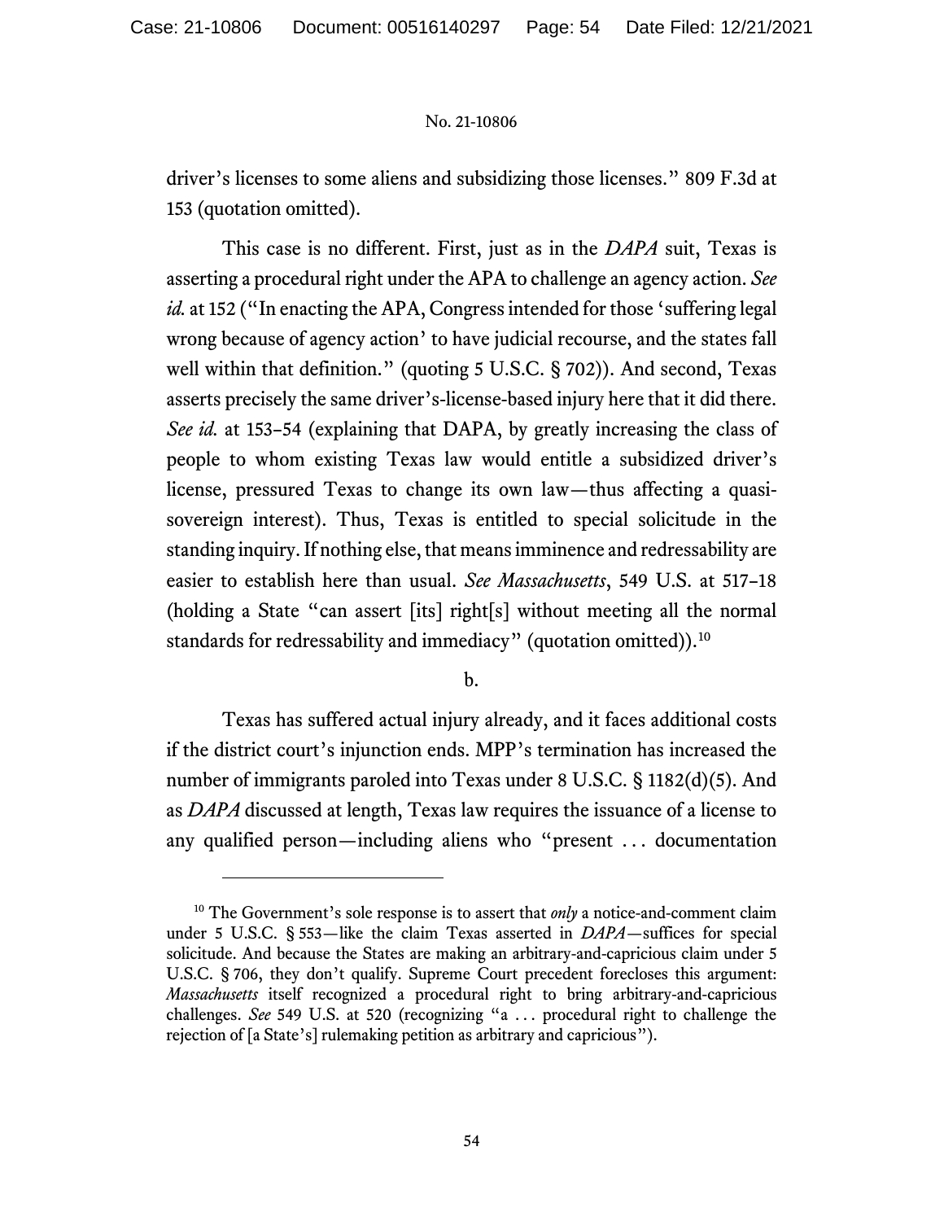driver's licenses to some aliens and subsidizing those licenses." 809 F.3d at 153 (quotation omitted).

This case is no different. First, just as in the *DAPA* suit, Texas is asserting a procedural right under the APA to challenge an agency action. *See id.* at 152 ("In enacting the APA, Congress intended for those 'suffering legal wrong because of agency action' to have judicial recourse, and the states fall well within that definition." (quoting 5 U.S.C. § 702)). And second, Texas asserts precisely the same driver's-license-based injury here that it did there. *See id.* at 153–54 (explaining that DAPA, by greatly increasing the class of people to whom existing Texas law would entitle a subsidized driver's license, pressured Texas to change its own law—thus affecting a quasi-sovereign interest). Thus, Texas is entitled to special solicitude in the standing inquiry. If nothing else, that means imminence and redressability are easier to establish here than usual. *See Massachusetts*, 549 U.S. at 517–18 (holding a State "can assert [its] right[s] without meeting all the normal standards for redressability and immediacy" (quotation omitted)).[10]

b.

Texas has suffered actual injury already, and it faces additional costs if the district court's injunction ends. MPP's termination has increased the number of immigrants paroled into Texas under 8 U.S.C. § 1182(d)(5). And as *DAPA* discussed at length, Texas law requires the issuance of a license to any qualified person—including aliens who "present . . . documentation

---

[10] The Government's sole response is to assert that *only* a notice-and-comment claim under 5 U.S.C. § 553—like the claim Texas asserted in *DAPA*—suffices for special solicitude. And because the States are making an arbitrary-and-capricious claim under 5 U.S.C. § 706, they don't qualify. Supreme Court precedent forecloses this argument: *Massachusetts* itself recognized a procedural right to bring arbitrary-and-capricious challenges. *See* 549 U.S. at 520 (recognizing "a . . . procedural right to challenge the rejection of [a State's] rulemaking petition as arbitrary and capricious").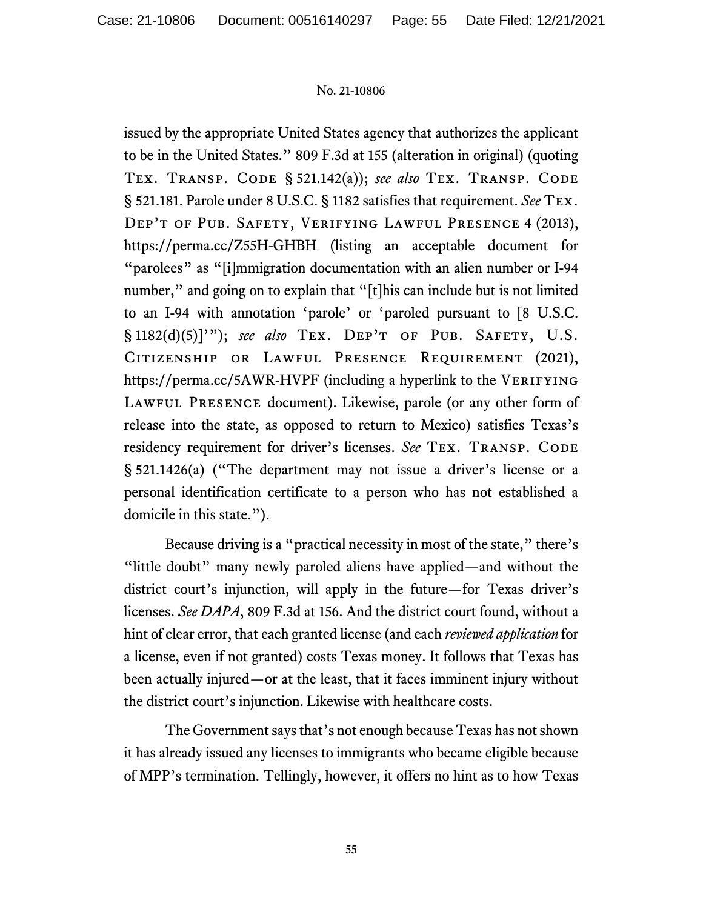issued by the appropriate United States agency that authorizes the applicant to be in the United States." 809 F.3d at 155 (alteration in original) (quoting Tex. Transp. Code § 521.142(a)); *see also* Tex. Transp. Code § 521.181. Parole under 8 U.S.C. § 1182 satisfies that requirement. *See* Tex. Dep't of Pub. Safety, Verifying Lawful Presence 4 (2013), https://perma.cc/Z55H-GHBH (listing an acceptable document for "parolees" as "[i]mmigration documentation with an alien number or I-94 number," and going on to explain that "[t]his can include but is not limited to an I-94 with annotation 'parole' or 'paroled pursuant to [8 U.S.C. § 1182(d)(5)]'"); *see also* Tex. Dep't of Pub. Safety, U.S. Citizenship or Lawful Presence Requirement (2021), https://perma.cc/5AWR-HVPF (including a hyperlink to the Verifying Lawful Presence document). Likewise, parole (or any other form of release into the state, as opposed to return to Mexico) satisfies Texas's residency requirement for driver's licenses. *See* Tex. Transp. Code § 521.1426(a) ("The department may not issue a driver's license or a personal identification certificate to a person who has not established a domicile in this state.").

Because driving is a "practical necessity in most of the state," there's "little doubt" many newly paroled aliens have applied—and without the district court's injunction, will apply in the future—for Texas driver's licenses. *See DAPA*, 809 F.3d at 156. And the district court found, without a hint of clear error, that each granted license (and each *reviewed application* for a license, even if not granted) costs Texas money. It follows that Texas has been actually injured—or at the least, that it faces imminent injury without the district court's injunction. Likewise with healthcare costs.

The Government says that's not enough because Texas has not shown it has already issued any licenses to immigrants who became eligible because of MPP's termination. Tellingly, however, it offers no hint as to how Texas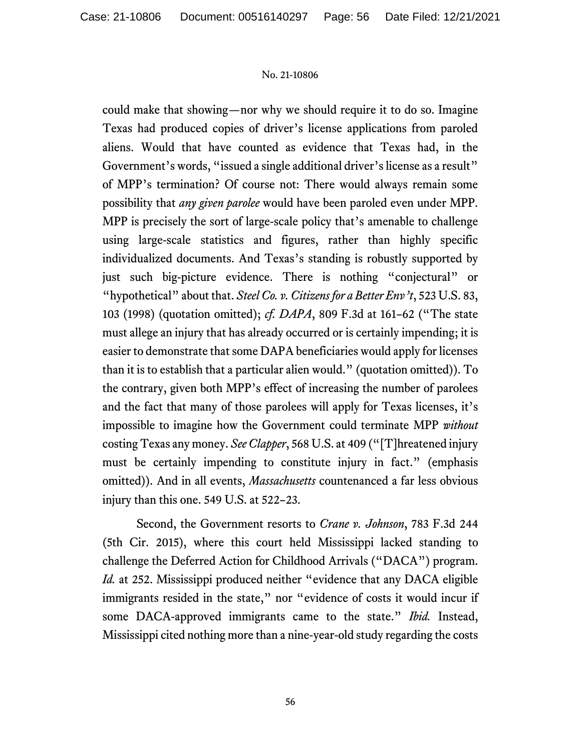could make that showing—nor why we should require it to do so. Imagine Texas had produced copies of driver's license applications from paroled aliens. Would that have counted as evidence that Texas had, in the Government's words, "issued a single additional driver's license as a result" of MPP's termination? Of course not: There would always remain some possibility that *any given parolee* would have been paroled even under MPP. MPP is precisely the sort of large-scale policy that's amenable to challenge using large-scale statistics and figures, rather than highly specific individualized documents. And Texas's standing is robustly supported by just such big-picture evidence. There is nothing "conjectural" or "hypothetical" about that. *Steel Co. v. Citizens for a Better Env't*, 523 U.S. 83, 103 (1998) (quotation omitted); *cf. DAPA*, 809 F.3d at 161–62 ("The state must allege an injury that has already occurred or is certainly impending; it is easier to demonstrate that some DAPA beneficiaries would apply for licenses than it is to establish that a particular alien would." (quotation omitted)). To the contrary, given both MPP's effect of increasing the number of parolees and the fact that many of those parolees will apply for Texas licenses, it's impossible to imagine how the Government could terminate MPP *without* costing Texas any money. *See Clapper*, 568 U.S. at 409 ("[T]hreatened injury must be certainly impending to constitute injury in fact." (emphasis omitted)). And in all events, *Massachusetts* countenanced a far less obvious injury than this one. 549 U.S. at 522–23.

Second, the Government resorts to *Crane v. Johnson*, 783 F.3d 244 (5th Cir. 2015), where this court held Mississippi lacked standing to challenge the Deferred Action for Childhood Arrivals ("DACA") program. *Id.* at 252. Mississippi produced neither "evidence that any DACA eligible immigrants resided in the state," nor "evidence of costs it would incur if some DACA-approved immigrants came to the state." *Ibid.* Instead, Mississippi cited nothing more than a nine-year-old study regarding the costs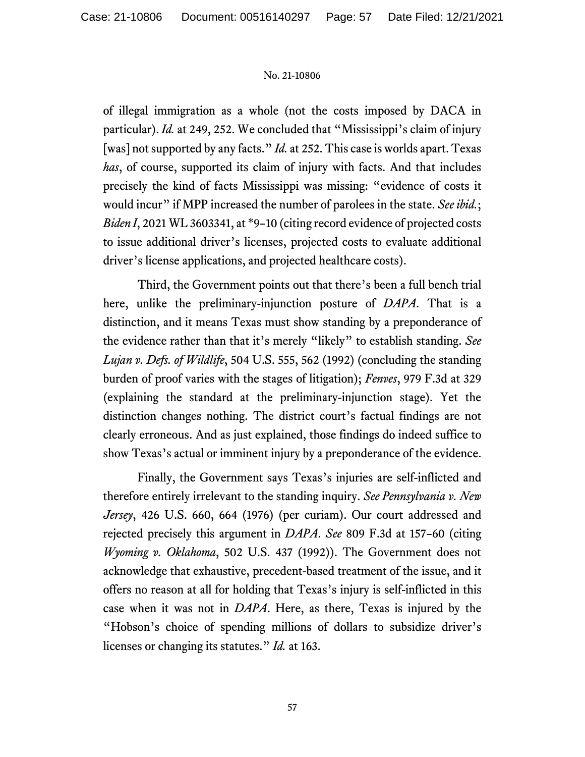of illegal immigration as a whole (not the costs imposed by DACA in particular). *Id.* at 249, 252. We concluded that "Mississippi's claim of injury [was] not supported by any facts." *Id.* at 252. This case is worlds apart. Texas *has*, of course, supported its claim of injury with facts. And that includes precisely the kind of facts Mississippi was missing: "evidence of costs it would incur" if MPP increased the number of parolees in the state. *See ibid.*; *Biden I*, 2021 WL 3603341, at *9–10 (citing record evidence of projected costs to issue additional driver's licenses, projected costs to evaluate additional driver's license applications, and projected healthcare costs).

Third, the Government points out that there's been a full bench trial here, unlike the preliminary-injunction posture of *DAPA*. That is a distinction, and it means Texas must show standing by a preponderance of the evidence rather than that it's merely "likely" to establish standing. *See Lujan v. Defs. of Wildlife*, 504 U.S. 555, 562 (1992) (concluding the standing burden of proof varies with the stages of litigation); *Fenves*, 979 F.3d at 329 (explaining the standard at the preliminary-injunction stage). Yet the distinction changes nothing. The district court's factual findings are not clearly erroneous. And as just explained, those findings do indeed suffice to show Texas's actual or imminent injury by a preponderance of the evidence.

Finally, the Government says Texas's injuries are self-inflicted and therefore entirely irrelevant to the standing inquiry. *See Pennsylvania v. New Jersey*, 426 U.S. 660, 664 (1976) (per curiam). Our court addressed and rejected precisely this argument in *DAPA*. *See* 809 F.3d at 157–60 (citing *Wyoming v. Oklahoma*, 502 U.S. 437 (1992)). The Government does not acknowledge that exhaustive, precedent-based treatment of the issue, and it offers no reason at all for holding that Texas's injury is self-inflicted in this case when it was not in *DAPA*. Here, as there, Texas is injured by the "Hobson's choice of spending millions of dollars to subsidize driver's licenses or changing its statutes." *Id.* at 163.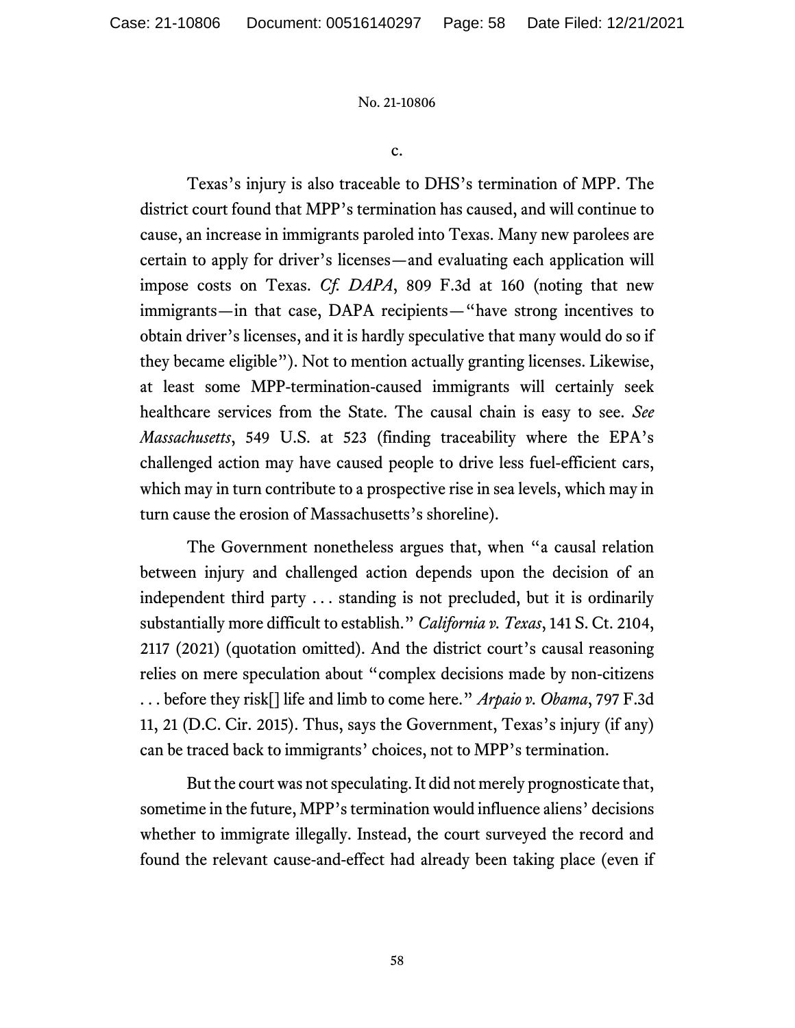c.

Texas's injury is also traceable to DHS's termination of MPP. The district court found that MPP's termination has caused, and will continue to cause, an increase in immigrants paroled into Texas. Many new parolees are certain to apply for driver's licenses—and evaluating each application will impose costs on Texas. *Cf. DAPA*, 809 F.3d at 160 (noting that new immigrants—in that case, DAPA recipients—"have strong incentives to obtain driver's licenses, and it is hardly speculative that many would do so if they became eligible"). Not to mention actually granting licenses. Likewise, at least some MPP-termination-caused immigrants will certainly seek healthcare services from the State. The causal chain is easy to see. *See Massachusetts*, 549 U.S. at 523 (finding traceability where the EPA's challenged action may have caused people to drive less fuel-efficient cars, which may in turn contribute to a prospective rise in sea levels, which may in turn cause the erosion of Massachusetts's shoreline).

The Government nonetheless argues that, when "a causal relation between injury and challenged action depends upon the decision of an independent third party . . . standing is not precluded, but it is ordinarily substantially more difficult to establish." *California v. Texas*, 141 S. Ct. 2104, 2117 (2021) (quotation omitted). And the district court's causal reasoning relies on mere speculation about "complex decisions made by non-citizens . . . before they risk[] life and limb to come here." *Arpaio v. Obama*, 797 F.3d 11, 21 (D.C. Cir. 2015). Thus, says the Government, Texas's injury (if any) can be traced back to immigrants' choices, not to MPP's termination.

But the court was not speculating. It did not merely prognosticate that, sometime in the future, MPP's termination would influence aliens' decisions whether to immigrate illegally. Instead, the court surveyed the record and found the relevant cause-and-effect had already been taking place (even if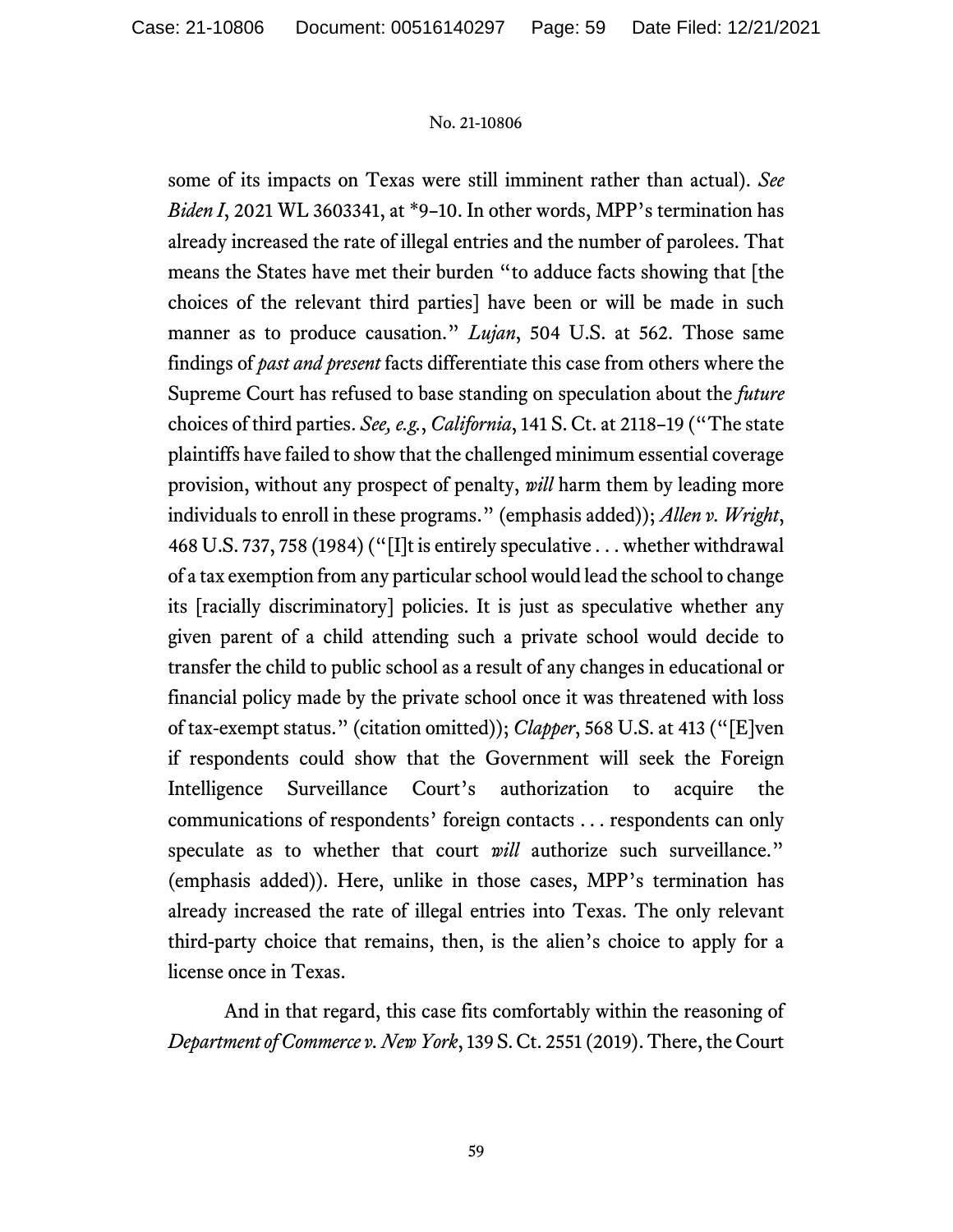some of its impacts on Texas were still imminent rather than actual). *See Biden I*, 2021 WL 3603341, at *9–10. In other words, MPP's termination has already increased the rate of illegal entries and the number of parolees. That means the States have met their burden "to adduce facts showing that [the choices of the relevant third parties] have been or will be made in such manner as to produce causation." *Lujan*, 504 U.S. at 562. Those same findings of *past and present* facts differentiate this case from others where the Supreme Court has refused to base standing on speculation about the *future* choices of third parties. *See, e.g.*, *California*, 141 S. Ct. at 2118–19 ("The state plaintiffs have failed to show that the challenged minimum essential coverage provision, without any prospect of penalty, *will* harm them by leading more individuals to enroll in these programs." (emphasis added)); *Allen v. Wright*, 468 U.S. 737, 758 (1984) ("[I]t is entirely speculative . . . whether withdrawal of a tax exemption from any particular school would lead the school to change its [racially discriminatory] policies. It is just as speculative whether any given parent of a child attending such a private school would decide to transfer the child to public school as a result of any changes in educational or financial policy made by the private school once it was threatened with loss of tax-exempt status." (citation omitted)); *Clapper*, 568 U.S. at 413 ("[E]ven if respondents could show that the Government will seek the Foreign Intelligence Surveillance Court's authorization to acquire the communications of respondents' foreign contacts . . . respondents can only speculate as to whether that court *will* authorize such surveillance." (emphasis added)). Here, unlike in those cases, MPP's termination has already increased the rate of illegal entries into Texas. The only relevant third-party choice that remains, then, is the alien's choice to apply for a license once in Texas.

And in that regard, this case fits comfortably within the reasoning of *Department of Commerce v. New York*, 139 S. Ct. 2551 (2019). There, the Court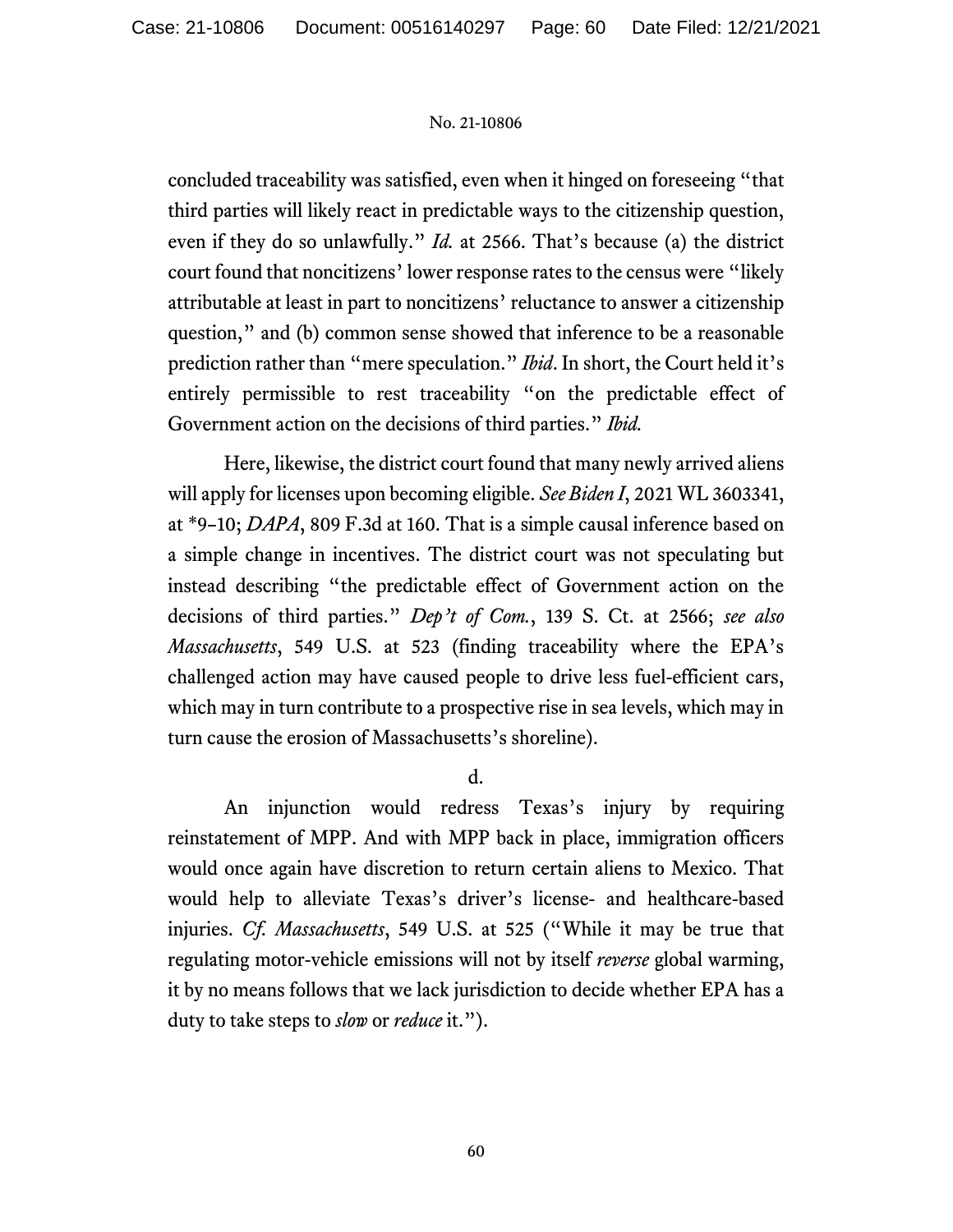concluded traceability was satisfied, even when it hinged on foreseeing "that third parties will likely react in predictable ways to the citizenship question, even if they do so unlawfully." *Id.* at 2566. That's because (a) the district court found that noncitizens' lower response rates to the census were "likely attributable at least in part to noncitizens' reluctance to answer a citizenship question," and (b) common sense showed that inference to be a reasonable prediction rather than "mere speculation." *Ibid*. In short, the Court held it's entirely permissible to rest traceability "on the predictable effect of Government action on the decisions of third parties." *Ibid.*

Here, likewise, the district court found that many newly arrived aliens will apply for licenses upon becoming eligible. *See Biden I*, 2021 WL 3603341, at \*9–10; *DAPA*, 809 F.3d at 160. That is a simple causal inference based on a simple change in incentives. The district court was not speculating but instead describing "the predictable effect of Government action on the decisions of third parties." *Dep't of Com.*, 139 S. Ct. at 2566; *see also Massachusetts*, 549 U.S. at 523 (finding traceability where the EPA's challenged action may have caused people to drive less fuel-efficient cars, which may in turn contribute to a prospective rise in sea levels, which may in turn cause the erosion of Massachusetts's shoreline).

d.

An injunction would redress Texas's injury by requiring reinstatement of MPP. And with MPP back in place, immigration officers would once again have discretion to return certain aliens to Mexico. That would help to alleviate Texas's driver's license- and healthcare-based injuries. *Cf. Massachusetts*, 549 U.S. at 525 ("While it may be true that regulating motor-vehicle emissions will not by itself *reverse* global warming, it by no means follows that we lack jurisdiction to decide whether EPA has a duty to take steps to *slow* or *reduce* it.").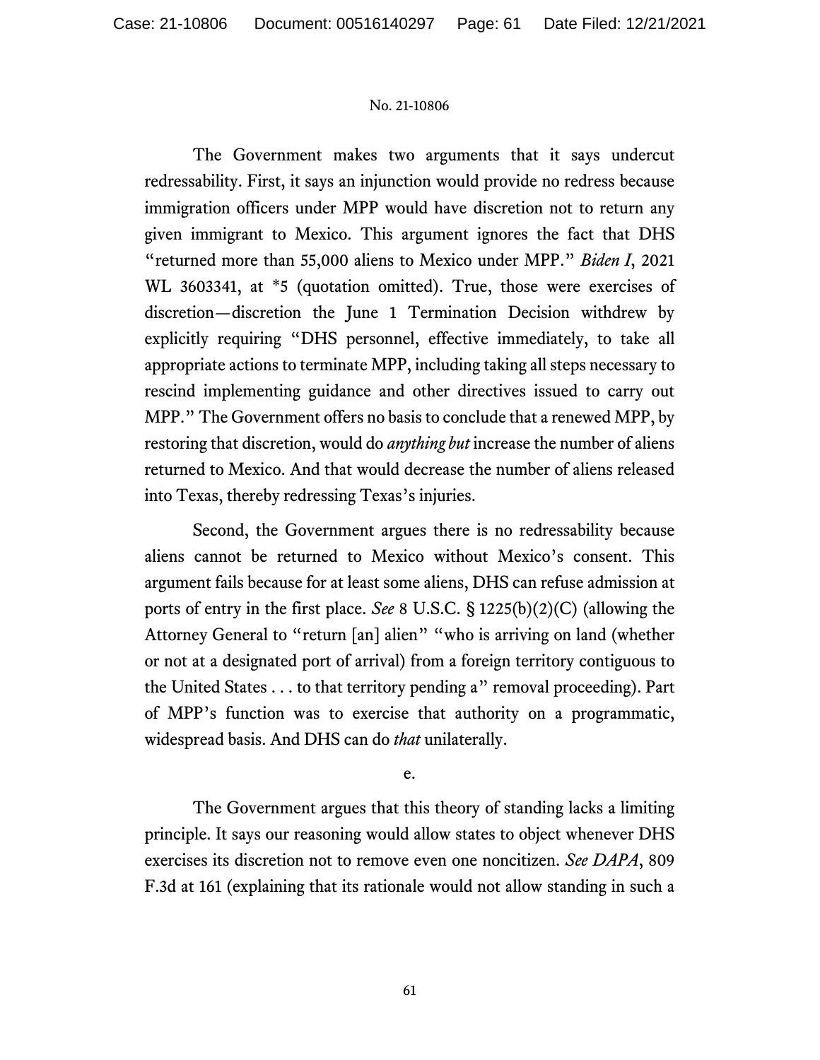The Government makes two arguments that it says undercut redressability. First, it says an injunction would provide no redress because immigration officers under MPP would have discretion not to return any given immigrant to Mexico. This argument ignores the fact that DHS "returned more than 55,000 aliens to Mexico under MPP." *Biden I*, 2021 WL 3603341, at *5 (quotation omitted). True, those were exercises of discretion—discretion the June 1 Termination Decision withdrew by explicitly requiring "DHS personnel, effective immediately, to take all appropriate actions to terminate MPP, including taking all steps necessary to rescind implementing guidance and other directives issued to carry out MPP." The Government offers no basis to conclude that a renewed MPP, by restoring that discretion, would do *anything but* increase the number of aliens returned to Mexico. And that would decrease the number of aliens released into Texas, thereby redressing Texas's injuries.

Second, the Government argues there is no redressability because aliens cannot be returned to Mexico without Mexico's consent. This argument fails because for at least some aliens, DHS can refuse admission at ports of entry in the first place. *See* 8 U.S.C. § 1225(b)(2)(C) (allowing the Attorney General to "return [an] alien" "who is arriving on land (whether or not at a designated port of arrival) from a foreign territory contiguous to the United States . . . to that territory pending a" removal proceeding). Part of MPP's function was to exercise that authority on a programmatic, widespread basis. And DHS can do *that* unilaterally.

e.

The Government argues that this theory of standing lacks a limiting principle. It says our reasoning would allow states to object whenever DHS exercises its discretion not to remove even one noncitizen. *See DAPA*, 809 F.3d at 161 (explaining that its rationale would not allow standing in such a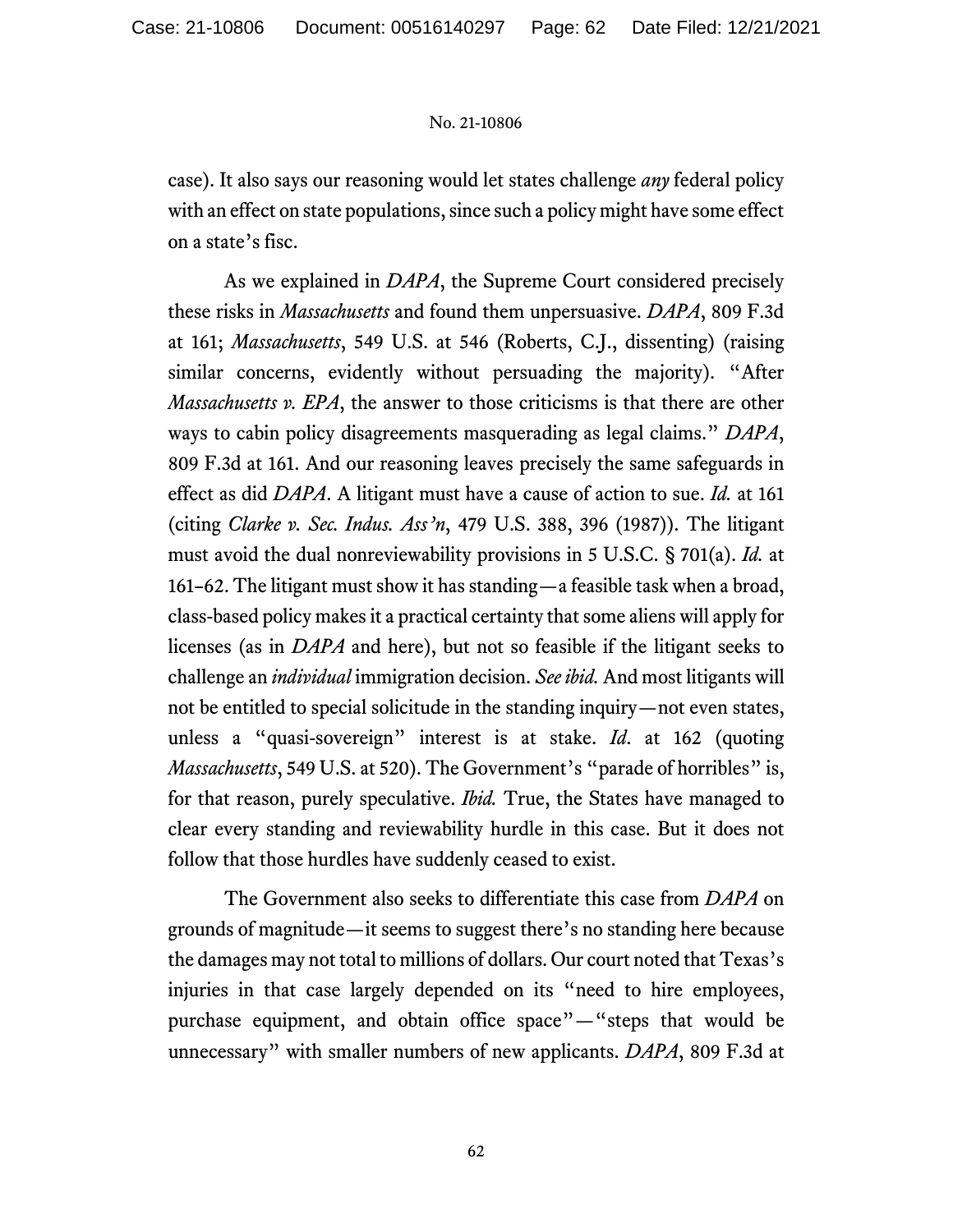case). It also says our reasoning would let states challenge *any* federal policy with an effect on state populations, since such a policy might have some effect on a state's fisc.

As we explained in *DAPA*, the Supreme Court considered precisely these risks in *Massachusetts* and found them unpersuasive. *DAPA*, 809 F.3d at 161; *Massachusetts*, 549 U.S. at 546 (Roberts, C.J., dissenting) (raising similar concerns, evidently without persuading the majority). "After *Massachusetts v. EPA*, the answer to those criticisms is that there are other ways to cabin policy disagreements masquerading as legal claims." *DAPA*, 809 F.3d at 161. And our reasoning leaves precisely the same safeguards in effect as did *DAPA*. A litigant must have a cause of action to sue. *Id.* at 161 (citing *Clarke v. Sec. Indus. Ass'n*, 479 U.S. 388, 396 (1987)). The litigant must avoid the dual nonreviewability provisions in 5 U.S.C. § 701(a). *Id.* at 161–62. The litigant must show it has standing—a feasible task when a broad, class-based policy makes it a practical certainty that some aliens will apply for licenses (as in *DAPA* and here), but not so feasible if the litigant seeks to challenge an *individual* immigration decision. *See ibid.* And most litigants will not be entitled to special solicitude in the standing inquiry—not even states, unless a "quasi-sovereign" interest is at stake. *Id.* at 162 (quoting *Massachusetts*, 549 U.S. at 520). The Government's "parade of horribles" is, for that reason, purely speculative. *Ibid.* True, the States have managed to clear every standing and reviewability hurdle in this case. But it does not follow that those hurdles have suddenly ceased to exist.

The Government also seeks to differentiate this case from *DAPA* on grounds of magnitude—it seems to suggest there's no standing here because the damages may not total to millions of dollars. Our court noted that Texas's injuries in that case largely depended on its "need to hire employees, purchase equipment, and obtain office space"—"steps that would be unnecessary" with smaller numbers of new applicants. *DAPA*, 809 F.3d at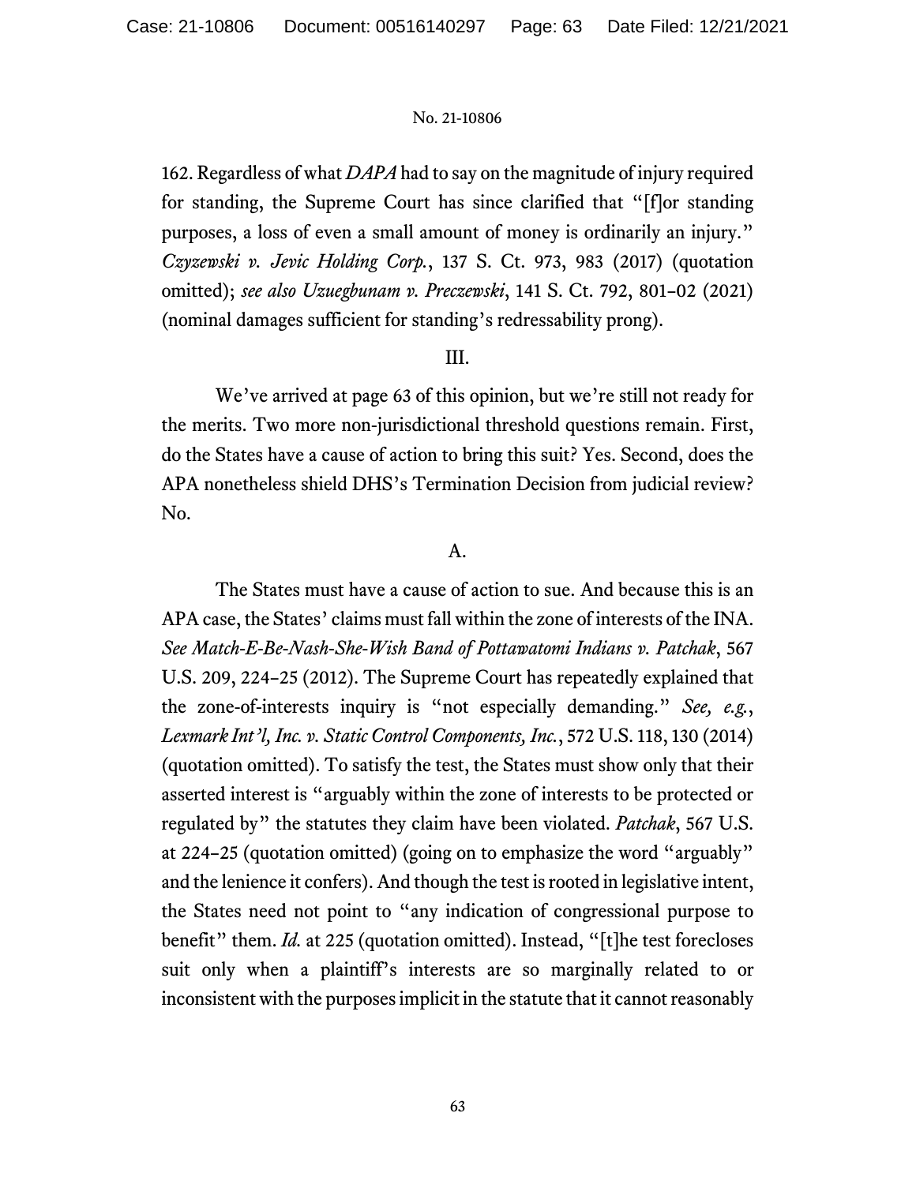162. Regardless of what *DAPA* had to say on the magnitude of injury required for standing, the Supreme Court has since clarified that "[f]or standing purposes, a loss of even a small amount of money is ordinarily an injury." *Czyzewski v. Jevic Holding Corp.*, 137 S. Ct. 973, 983 (2017) (quotation omitted); *see also Uzuegbunam v. Preczewski*, 141 S. Ct. 792, 801–02 (2021) (nominal damages sufficient for standing's redressability prong).

## III.

We've arrived at page 63 of this opinion, but we're still not ready for the merits. Two more non-jurisdictional threshold questions remain. First, do the States have a cause of action to bring this suit? Yes. Second, does the APA nonetheless shield DHS's Termination Decision from judicial review? No.

### A.

The States must have a cause of action to sue. And because this is an APA case, the States' claims must fall within the zone of interests of the INA. *See Match-E-Be-Nash-She-Wish Band of Pottawatomi Indians v. Patchak*, 567 U.S. 209, 224–25 (2012). The Supreme Court has repeatedly explained that the zone-of-interests inquiry is "not especially demanding." *See, e.g.*, *Lexmark Int'l, Inc. v. Static Control Components, Inc.*, 572 U.S. 118, 130 (2014) (quotation omitted). To satisfy the test, the States must show only that their asserted interest is "arguably within the zone of interests to be protected or regulated by" the statutes they claim have been violated. *Patchak*, 567 U.S. at 224–25 (quotation omitted) (going on to emphasize the word "arguably" and the lenience it confers). And though the test is rooted in legislative intent, the States need not point to "any indication of congressional purpose to benefit" them. *Id.* at 225 (quotation omitted). Instead, "[t]he test forecloses suit only when a plaintiff's interests are so marginally related to or inconsistent with the purposes implicit in the statute that it cannot reasonably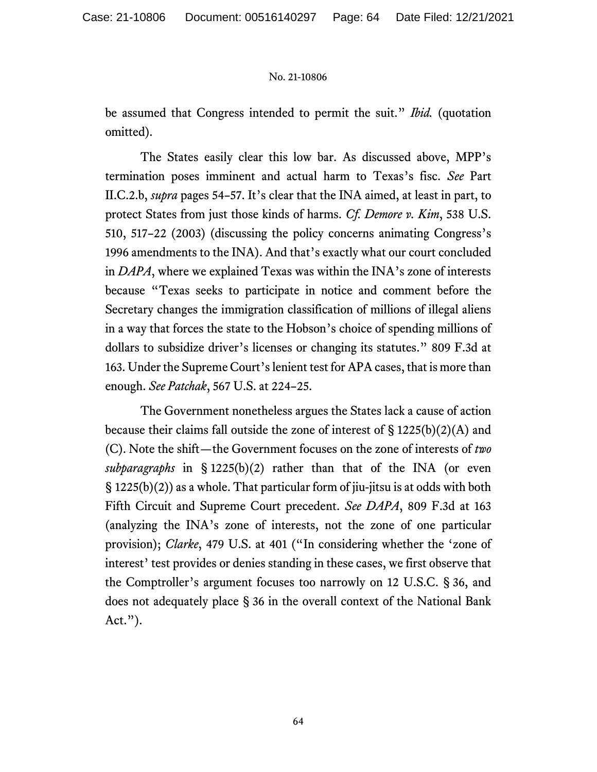be assumed that Congress intended to permit the suit." *Ibid.* (quotation omitted).

The States easily clear this low bar. As discussed above, MPP's termination poses imminent and actual harm to Texas's fisc. *See* Part II.C.2.b, *supra* pages 54–57. It's clear that the INA aimed, at least in part, to protect States from just those kinds of harms. *Cf. Demore v. Kim*, 538 U.S. 510, 517–22 (2003) (discussing the policy concerns animating Congress's 1996 amendments to the INA). And that's exactly what our court concluded in *DAPA*, where we explained Texas was within the INA's zone of interests because "Texas seeks to participate in notice and comment before the Secretary changes the immigration classification of millions of illegal aliens in a way that forces the state to the Hobson's choice of spending millions of dollars to subsidize driver's licenses or changing its statutes." 809 F.3d at 163. Under the Supreme Court's lenient test for APA cases, that is more than enough. *See Patchak*, 567 U.S. at 224–25.

The Government nonetheless argues the States lack a cause of action because their claims fall outside the zone of interest of § 1225(b)(2)(A) and (C). Note the shift—the Government focuses on the zone of interests of *two subparagraphs* in § 1225(b)(2) rather than that of the INA (or even § 1225(b)(2)) as a whole. That particular form of jiu-jitsu is at odds with both Fifth Circuit and Supreme Court precedent. *See DAPA*, 809 F.3d at 163 (analyzing the INA's zone of interests, not the zone of one particular provision); *Clarke*, 479 U.S. at 401 ("In considering whether the 'zone of interest' test provides or denies standing in these cases, we first observe that the Comptroller's argument focuses too narrowly on 12 U.S.C. § 36, and does not adequately place § 36 in the overall context of the National Bank Act.").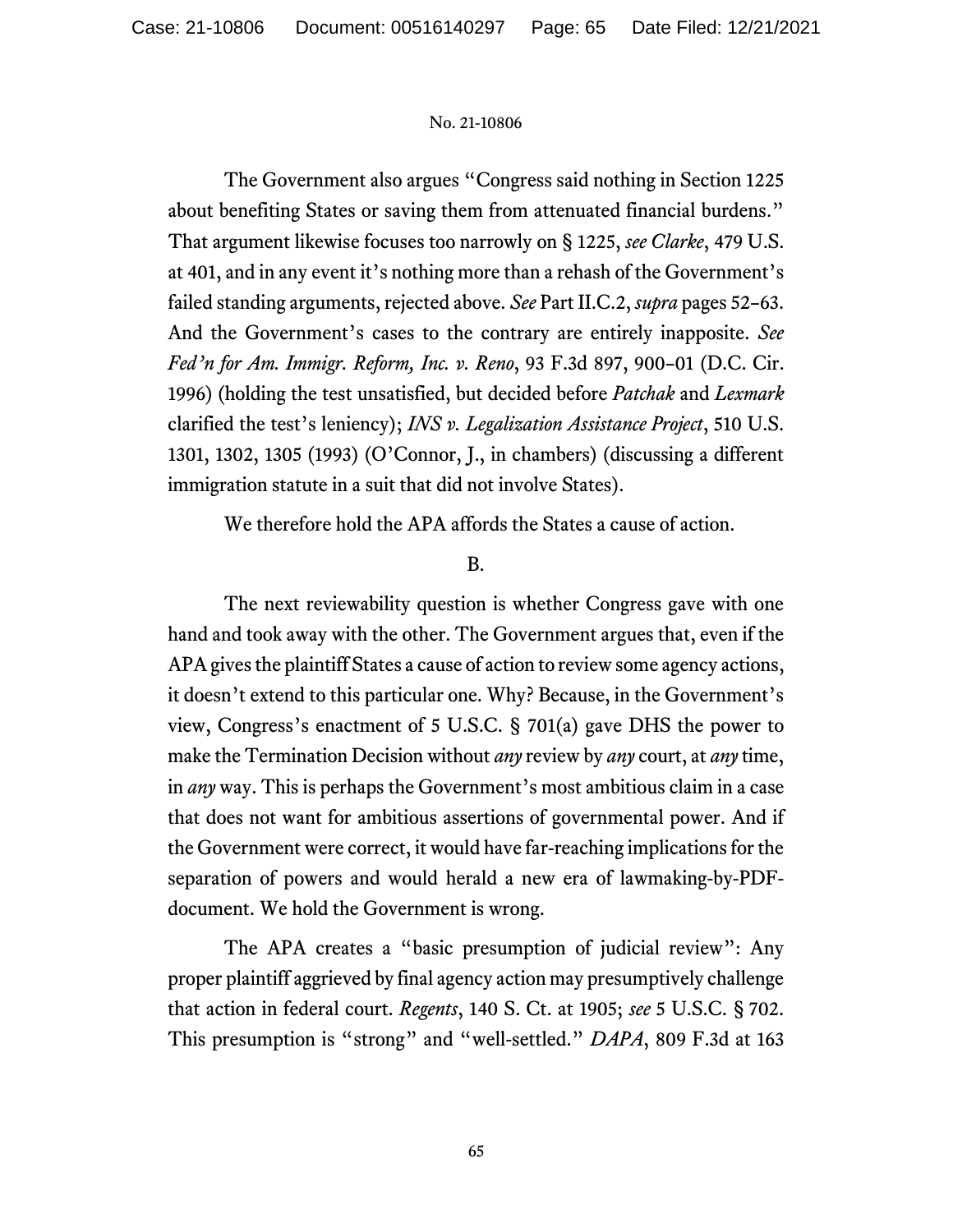The Government also argues "Congress said nothing in Section 1225 about benefiting States or saving them from attenuated financial burdens." That argument likewise focuses too narrowly on § 1225, *see Clarke*, 479 U.S. at 401, and in any event it's nothing more than a rehash of the Government's failed standing arguments, rejected above. *See* Part II.C.2, *supra* pages 52–63. And the Government's cases to the contrary are entirely inapposite. *See Fed'n for Am. Immigr. Reform, Inc. v. Reno*, 93 F.3d 897, 900–01 (D.C. Cir. 1996) (holding the test unsatisfied, but decided before *Patchak* and *Lexmark* clarified the test's leniency); *INS v. Legalization Assistance Project*, 510 U.S. 1301, 1302, 1305 (1993) (O'Connor, J., in chambers) (discussing a different immigration statute in a suit that did not involve States).

We therefore hold the APA affords the States a cause of action.

B.

The next reviewability question is whether Congress gave with one hand and took away with the other. The Government argues that, even if the APA gives the plaintiff States a cause of action to review some agency actions, it doesn't extend to this particular one. Why? Because, in the Government's view, Congress's enactment of 5 U.S.C. § 701(a) gave DHS the power to make the Termination Decision without *any* review by *any* court, at *any* time, in *any* way. This is perhaps the Government's most ambitious claim in a case that does not want for ambitious assertions of governmental power. And if the Government were correct, it would have far-reaching implications for the separation of powers and would herald a new era of lawmaking-by-PDF-document. We hold the Government is wrong.

The APA creates a "basic presumption of judicial review": Any proper plaintiff aggrieved by final agency action may presumptively challenge that action in federal court. *Regents*, 140 S. Ct. at 1905; *see* 5 U.S.C. § 702. This presumption is "strong" and "well-settled." *DAPA*, 809 F.3d at 163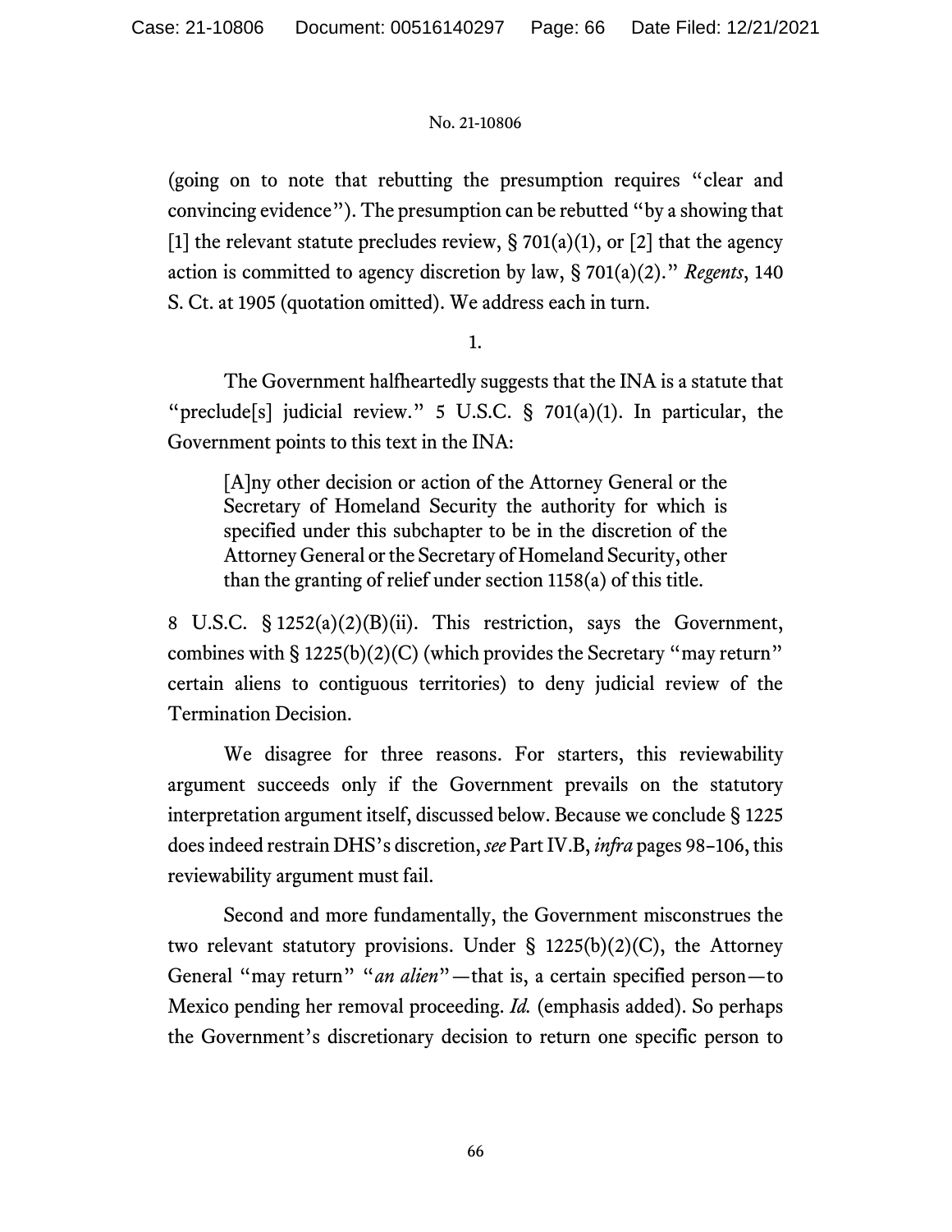(going on to note that rebutting the presumption requires "clear and convincing evidence"). The presumption can be rebutted "by a showing that [1] the relevant statute precludes review, § 701(a)(1), or [2] that the agency action is committed to agency discretion by law, § 701(a)(2)." *Regents*, 140 S. Ct. at 1905 (quotation omitted). We address each in turn.

1.

The Government halfheartedly suggests that the INA is a statute that "preclude[s] judicial review." 5 U.S.C. § 701(a)(1). In particular, the Government points to this text in the INA:

> [A]ny other decision or action of the Attorney General or the Secretary of Homeland Security the authority for which is specified under this subchapter to be in the discretion of the Attorney General or the Secretary of Homeland Security, other than the granting of relief under section 1158(a) of this title.

8 U.S.C. § 1252(a)(2)(B)(ii). This restriction, says the Government, combines with § 1225(b)(2)(C) (which provides the Secretary "may return" certain aliens to contiguous territories) to deny judicial review of the Termination Decision.

We disagree for three reasons. For starters, this reviewability argument succeeds only if the Government prevails on the statutory interpretation argument itself, discussed below. Because we conclude § 1225 does indeed restrain DHS's discretion, *see* Part IV.B, *infra* pages 98–106, this reviewability argument must fail.

Second and more fundamentally, the Government misconstrues the two relevant statutory provisions. Under § 1225(b)(2)(C), the Attorney General "may return" "*an alien*"—that is, a certain specified person—to Mexico pending her removal proceeding. *Id.* (emphasis added). So perhaps the Government's discretionary decision to return one specific person to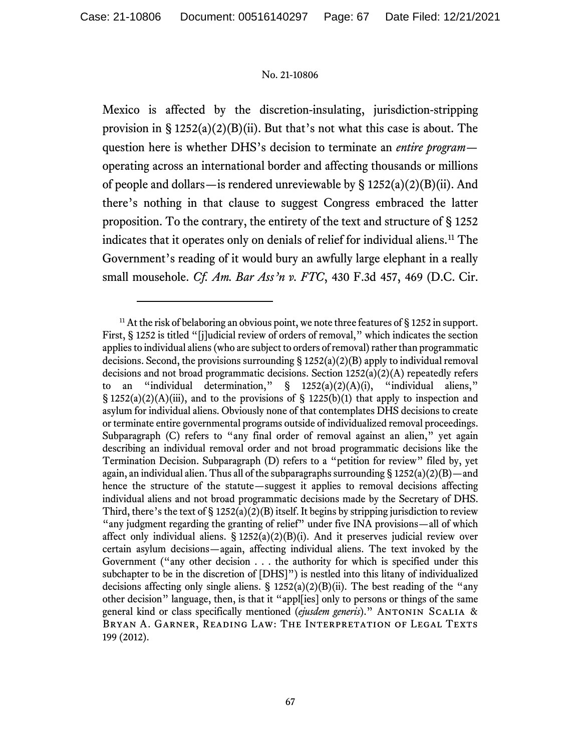Mexico is affected by the discretion-insulating, jurisdiction-stripping provision in § 1252(a)(2)(B)(ii). But that's not what this case is about. The question here is whether DHS's decision to terminate an *entire program*—operating across an international border and affecting thousands or millions of people and dollars—is rendered unreviewable by § 1252(a)(2)(B)(ii). And there's nothing in that clause to suggest Congress embraced the latter proposition. To the contrary, the entirety of the text and structure of § 1252 indicates that it operates only on denials of relief for individual aliens.[11] The Government's reading of it would bury an awfully large elephant in a really small mousehole. *Cf. Am. Bar Ass'n v. FTC*, 430 F.3d 457, 469 (D.C. Cir.

---

[11] At the risk of belaboring an obvious point, we note three features of § 1252 in support. First, § 1252 is titled "[j]udicial review of orders of removal," which indicates the section applies to individual aliens (who are subject to orders of removal) rather than programmatic decisions. Second, the provisions surrounding § 1252(a)(2)(B) apply to individual removal decisions and not broad programmatic decisions. Section 1252(a)(2)(A) repeatedly refers to an "individual determination," § 1252(a)(2)(A)(i), "individual aliens," § 1252(a)(2)(A)(iii), and to the provisions of § 1225(b)(1) that apply to inspection and asylum for individual aliens. Obviously none of that contemplates DHS decisions to create or terminate entire governmental programs outside of individualized removal proceedings. Subparagraph (C) refers to "any final order of removal against an alien," yet again describing an individual removal order and not broad programmatic decisions like the Termination Decision. Subparagraph (D) refers to a "petition for review" filed by, yet again, an individual alien. Thus all of the subparagraphs surrounding § 1252(a)(2)(B)—and hence the structure of the statute—suggest it applies to removal decisions affecting individual aliens and not broad programmatic decisions made by the Secretary of DHS. Third, there's the text of § 1252(a)(2)(B) itself. It begins by stripping jurisdiction to review "any judgment regarding the granting of relief" under five INA provisions—all of which affect only individual aliens. § 1252(a)(2)(B)(i). And it preserves judicial review over certain asylum decisions—again, affecting individual aliens. The text invoked by the Government ("any other decision . . . the authority for which is specified under this subchapter to be in the discretion of [DHS]") is nestled into this litany of individualized decisions affecting only single aliens. § 1252(a)(2)(B)(ii). The best reading of the "any other decision" language, then, is that it "appl[ies] only to persons or things of the same general kind or class specifically mentioned (*ejusdem generis*)." ANTONIN SCALIA & BRYAN A. GARNER, READING LAW: THE INTERPRETATION OF LEGAL TEXTS 199 (2012).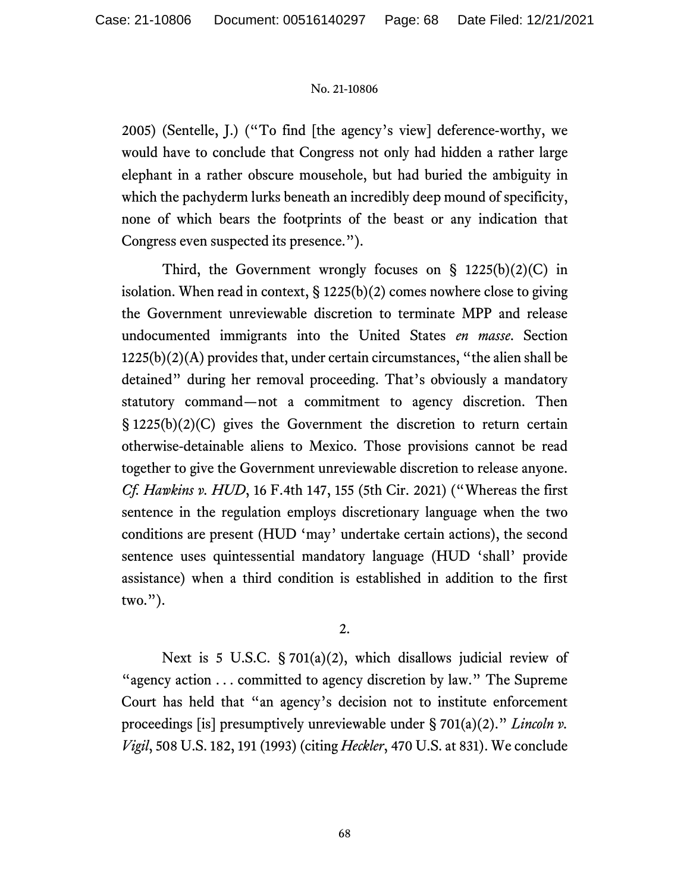2005) (Sentelle, J.) ("To find [the agency's view] deference-worthy, we would have to conclude that Congress not only had hidden a rather large elephant in a rather obscure mousehole, but had buried the ambiguity in which the pachyderm lurks beneath an incredibly deep mound of specificity, none of which bears the footprints of the beast or any indication that Congress even suspected its presence.").

Third, the Government wrongly focuses on § 1225(b)(2)(C) in isolation. When read in context, § 1225(b)(2) comes nowhere close to giving the Government unreviewable discretion to terminate MPP and release undocumented immigrants into the United States *en masse*. Section 1225(b)(2)(A) provides that, under certain circumstances, "the alien shall be detained" during her removal proceeding. That's obviously a mandatory statutory command—not a commitment to agency discretion. Then § 1225(b)(2)(C) gives the Government the discretion to return certain otherwise-detainable aliens to Mexico. Those provisions cannot be read together to give the Government unreviewable discretion to release anyone. *Cf. Hawkins v. HUD*, 16 F.4th 147, 155 (5th Cir. 2021) ("Whereas the first sentence in the regulation employs discretionary language when the two conditions are present (HUD 'may' undertake certain actions), the second sentence uses quintessential mandatory language (HUD 'shall' provide assistance) when a third condition is established in addition to the first two.").

2.

Next is 5 U.S.C. § 701(a)(2), which disallows judicial review of "agency action . . . committed to agency discretion by law." The Supreme Court has held that "an agency's decision not to institute enforcement proceedings [is] presumptively unreviewable under § 701(a)(2)." *Lincoln v. Vigil*, 508 U.S. 182, 191 (1993) (citing *Heckler*, 470 U.S. at 831). We conclude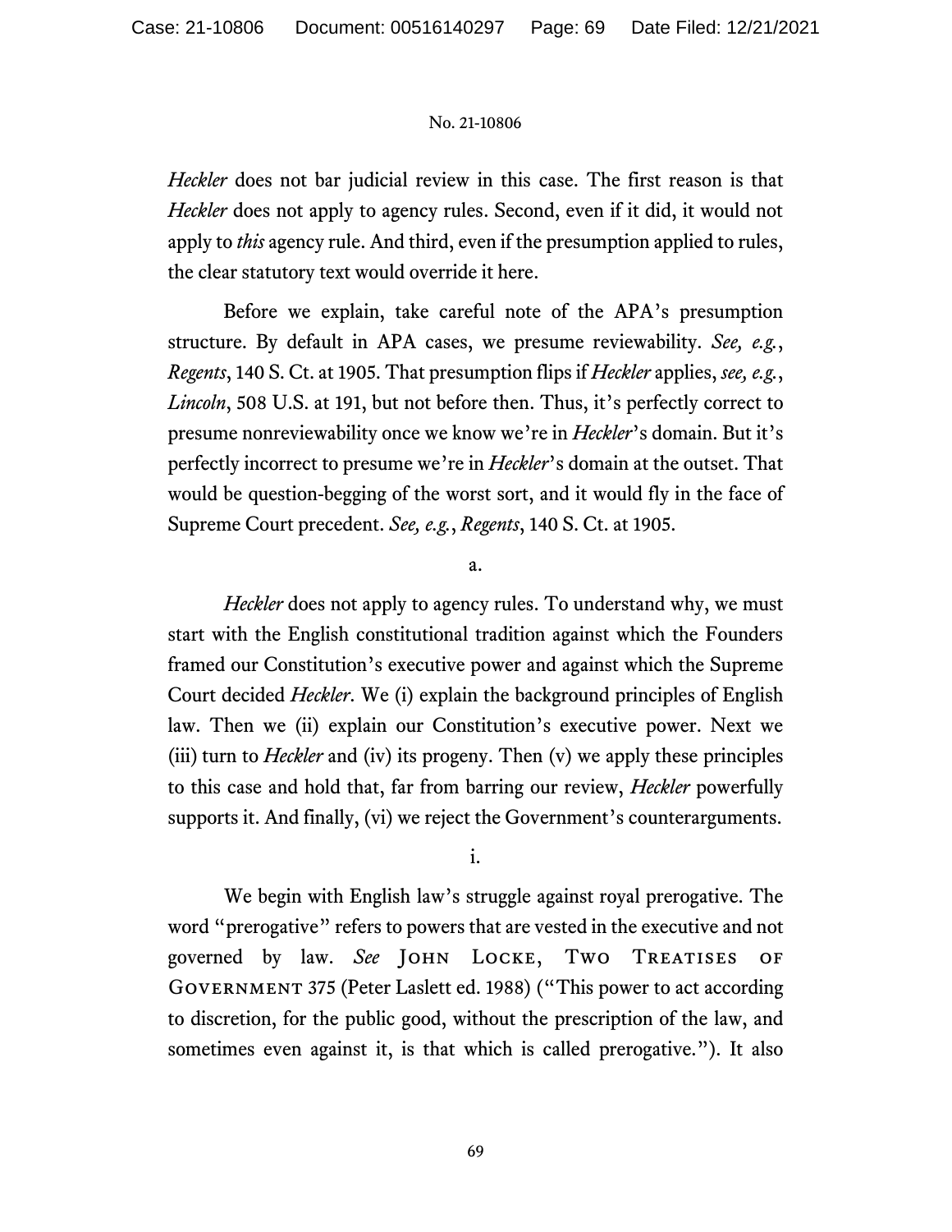*Heckler* does not bar judicial review in this case. The first reason is that *Heckler* does not apply to agency rules. Second, even if it did, it would not apply to *this* agency rule. And third, even if the presumption applied to rules, the clear statutory text would override it here.

Before we explain, take careful note of the APA's presumption structure. By default in APA cases, we presume reviewability. *See, e.g.*, *Regents*, 140 S. Ct. at 1905. That presumption flips if *Heckler* applies, *see, e.g.*, *Lincoln*, 508 U.S. at 191, but not before then. Thus, it's perfectly correct to presume nonreviewability once we know we're in *Heckler*'s domain. But it's perfectly incorrect to presume we're in *Heckler*'s domain at the outset. That would be question-begging of the worst sort, and it would fly in the face of Supreme Court precedent. *See, e.g.*, *Regents*, 140 S. Ct. at 1905.

a.

*Heckler* does not apply to agency rules. To understand why, we must start with the English constitutional tradition against which the Founders framed our Constitution's executive power and against which the Supreme Court decided *Heckler*. We (i) explain the background principles of English law. Then we (ii) explain our Constitution's executive power. Next we (iii) turn to *Heckler* and (iv) its progeny. Then (v) we apply these principles to this case and hold that, far from barring our review, *Heckler* powerfully supports it. And finally, (vi) we reject the Government's counterarguments.

i.

We begin with English law's struggle against royal prerogative. The word "prerogative" refers to powers that are vested in the executive and not governed by law. *See* John Locke, Two Treatises of Government 375 (Peter Laslett ed. 1988) ("This power to act according to discretion, for the public good, without the prescription of the law, and sometimes even against it, is that which is called prerogative."). It also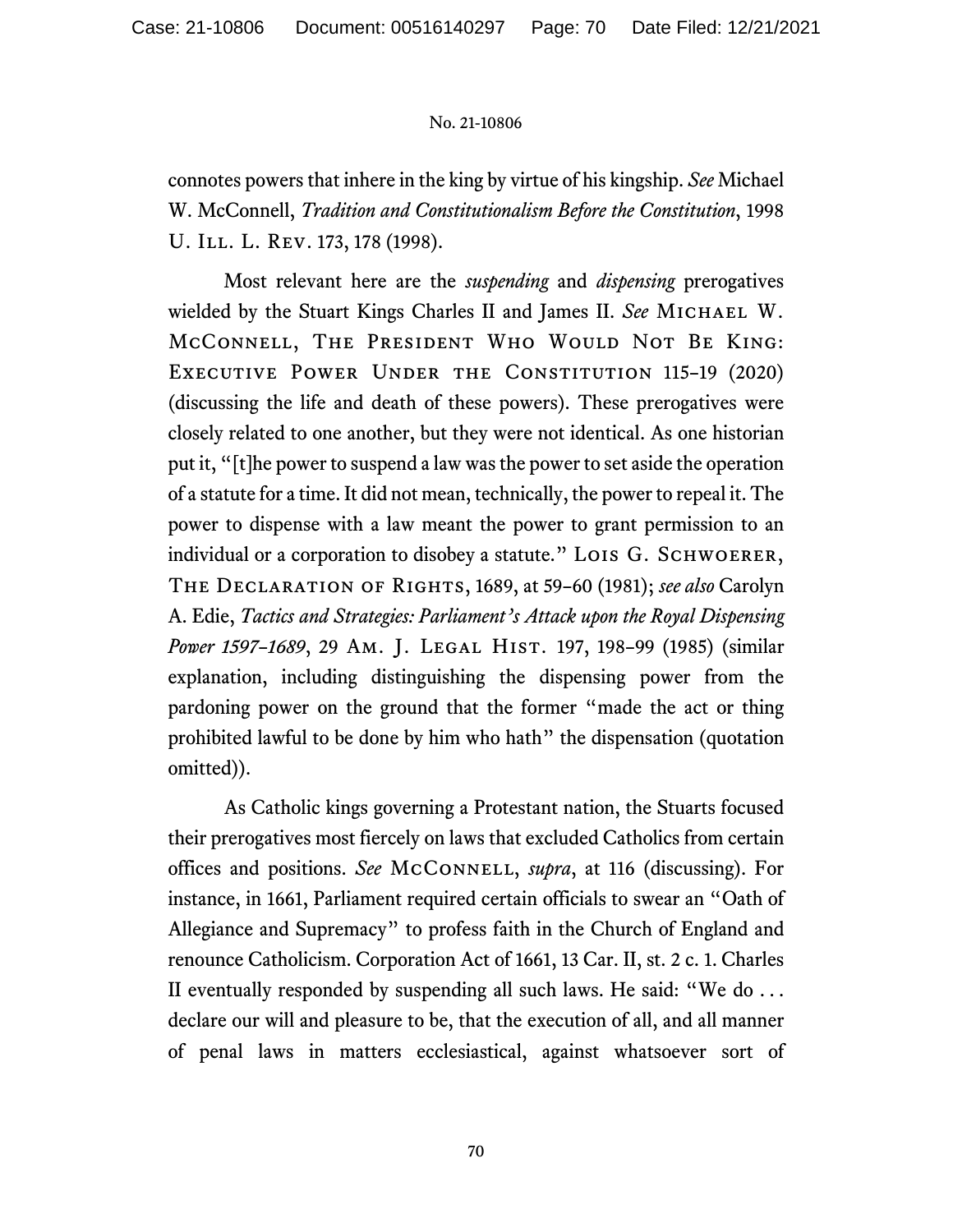connotes powers that inhere in the king by virtue of his kingship. *See* Michael W. McConnell, *Tradition and Constitutionalism Before the Constitution*, 1998 U. Ill. L. Rev. 173, 178 (1998).

Most relevant here are the *suspending* and *dispensing* prerogatives wielded by the Stuart Kings Charles II and James II. *See* Michael W. McConnell, The President Who Would Not Be King: Executive Power Under the Constitution 115–19 (2020) (discussing the life and death of these powers). These prerogatives were closely related to one another, but they were not identical. As one historian put it, "[t]he power to suspend a law was the power to set aside the operation of a statute for a time. It did not mean, technically, the power to repeal it. The power to dispense with a law meant the power to grant permission to an individual or a corporation to disobey a statute." Lois G. Schwoerer, The Declaration of Rights, 1689, at 59–60 (1981); *see also* Carolyn A. Edie, *Tactics and Strategies: Parliament's Attack upon the Royal Dispensing Power 1597–1689*, 29 Am. J. Legal Hist. 197, 198–99 (1985) (similar explanation, including distinguishing the dispensing power from the pardoning power on the ground that the former "made the act or thing prohibited lawful to be done by him who hath" the dispensation (quotation omitted)).

As Catholic kings governing a Protestant nation, the Stuarts focused their prerogatives most fiercely on laws that excluded Catholics from certain offices and positions. *See* McConnell, *supra*, at 116 (discussing). For instance, in 1661, Parliament required certain officials to swear an "Oath of Allegiance and Supremacy" to profess faith in the Church of England and renounce Catholicism. Corporation Act of 1661, 13 Car. II, st. 2 c. 1. Charles II eventually responded by suspending all such laws. He said: "We do . . . declare our will and pleasure to be, that the execution of all, and all manner of penal laws in matters ecclesiastical, against whatsoever sort of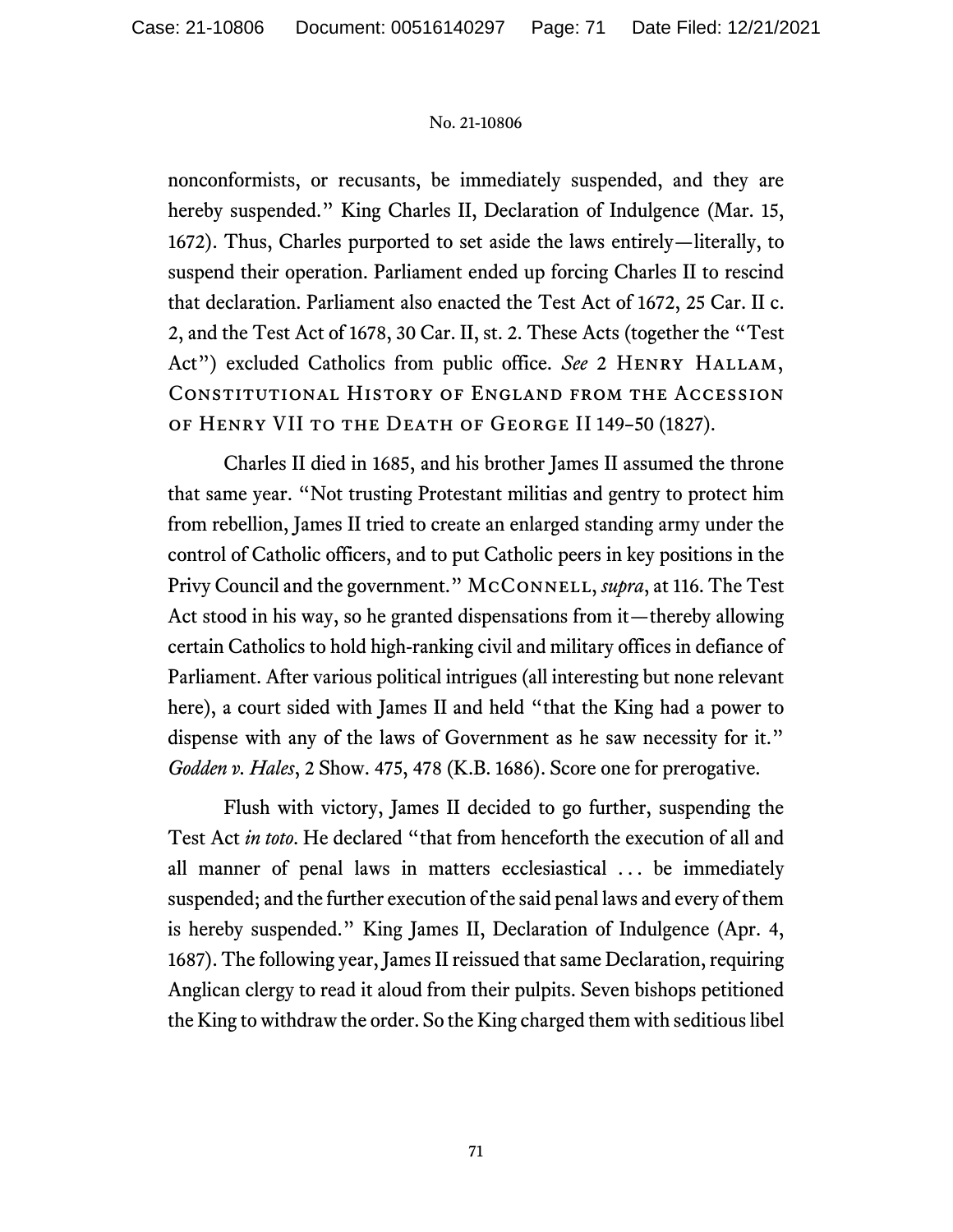nonconformists, or recusants, be immediately suspended, and they are hereby suspended." King Charles II, Declaration of Indulgence (Mar. 15, 1672). Thus, Charles purported to set aside the laws entirely—literally, to suspend their operation. Parliament ended up forcing Charles II to rescind that declaration. Parliament also enacted the Test Act of 1672, 25 Car. II c. 2, and the Test Act of 1678, 30 Car. II, st. 2. These Acts (together the "Test Act") excluded Catholics from public office. *See* 2 Henry Hallam, Constitutional History of England from the Accession of Henry VII to the Death of George II 149–50 (1827).

Charles II died in 1685, and his brother James II assumed the throne that same year. "Not trusting Protestant militias and gentry to protect him from rebellion, James II tried to create an enlarged standing army under the control of Catholic officers, and to put Catholic peers in key positions in the Privy Council and the government." McConnell, *supra*, at 116. The Test Act stood in his way, so he granted dispensations from it—thereby allowing certain Catholics to hold high-ranking civil and military offices in defiance of Parliament. After various political intrigues (all interesting but none relevant here), a court sided with James II and held "that the King had a power to dispense with any of the laws of Government as he saw necessity for it." *Godden v. Hales*, 2 Show. 475, 478 (K.B. 1686). Score one for prerogative.

Flush with victory, James II decided to go further, suspending the Test Act *in toto*. He declared "that from henceforth the execution of all and all manner of penal laws in matters ecclesiastical . . . be immediately suspended; and the further execution of the said penal laws and every of them is hereby suspended." King James II, Declaration of Indulgence (Apr. 4, 1687). The following year, James II reissued that same Declaration, requiring Anglican clergy to read it aloud from their pulpits. Seven bishops petitioned the King to withdraw the order. So the King charged them with seditious libel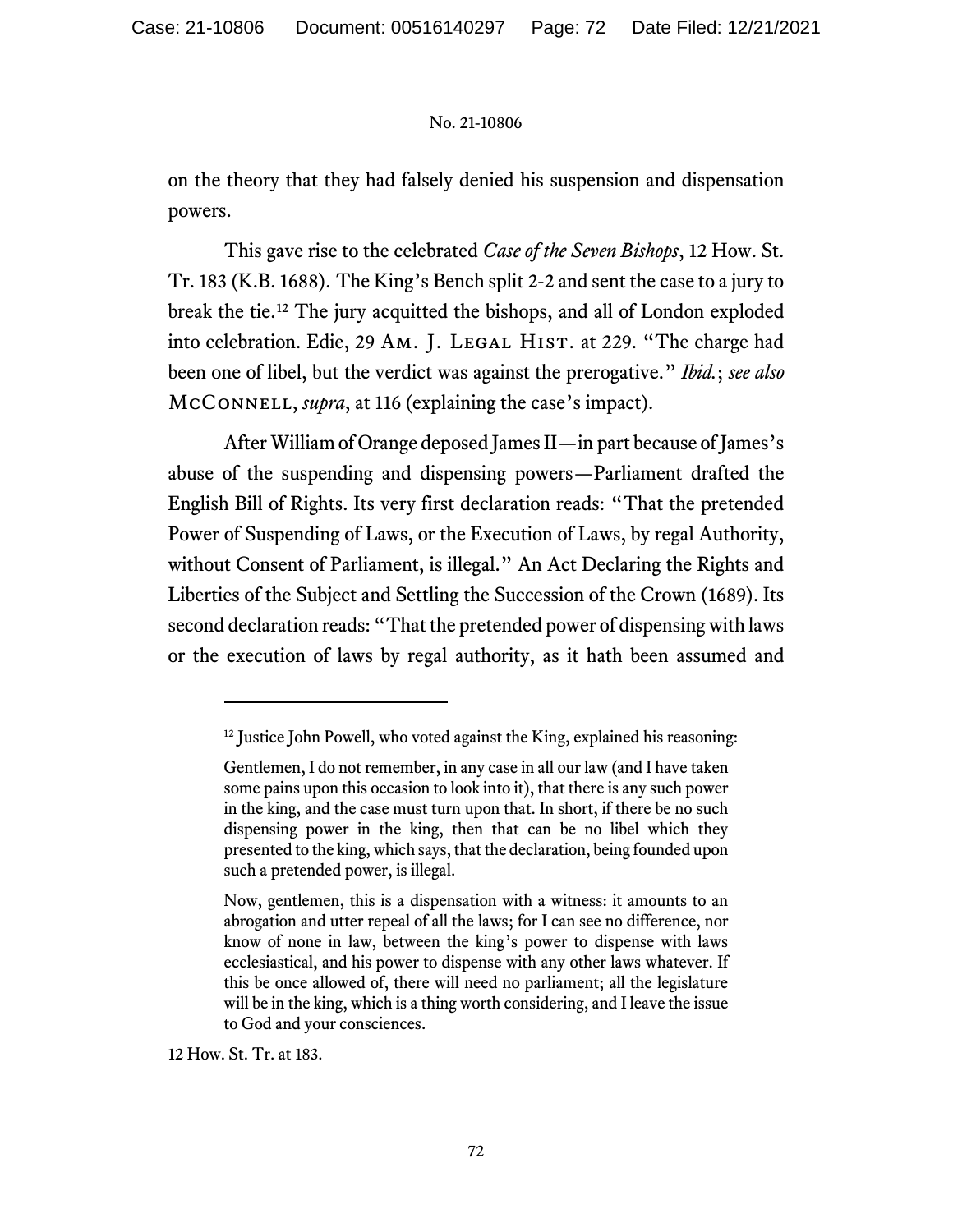on the theory that they had falsely denied his suspension and dispensation powers.

This gave rise to the celebrated *Case of the Seven Bishops*, 12 How. St. Tr. 183 (K.B. 1688). The King's Bench split 2-2 and sent the case to a jury to break the tie.[12] The jury acquitted the bishops, and all of London exploded into celebration. Edie, 29 AM. J. LEGAL HIST. at 229. "The charge had been one of libel, but the verdict was against the prerogative." *Ibid.*; *see also* MCCONNELL, *supra*, at 116 (explaining the case's impact).

After William of Orange deposed James II—in part because of James's abuse of the suspending and dispensing powers—Parliament drafted the English Bill of Rights. Its very first declaration reads: "That the pretended Power of Suspending of Laws, or the Execution of Laws, by regal Authority, without Consent of Parliament, is illegal." An Act Declaring the Rights and Liberties of the Subject and Settling the Succession of the Crown (1689). Its second declaration reads: "That the pretended power of dispensing with laws or the execution of laws by regal authority, as it hath been assumed and

---

[12] Justice John Powell, who voted against the King, explained his reasoning:

> Gentlemen, I do not remember, in any case in all our law (and I have taken some pains upon this occasion to look into it), that there is any such power in the king, and the case must turn upon that. In short, if there be no such dispensing power in the king, then that can be no libel which they presented to the king, which says, that the declaration, being founded upon such a pretended power, is illegal.
>
> Now, gentlemen, this is a dispensation with a witness: it amounts to an abrogation and utter repeal of all the laws; for I can see no difference, nor know of none in law, between the king's power to dispense with laws ecclesiastical, and his power to dispense with any other laws whatever. If this be once allowed of, there will need no parliament; all the legislature will be in the king, which is a thing worth considering, and I leave the issue to God and your consciences.

12 How. St. Tr. at 183.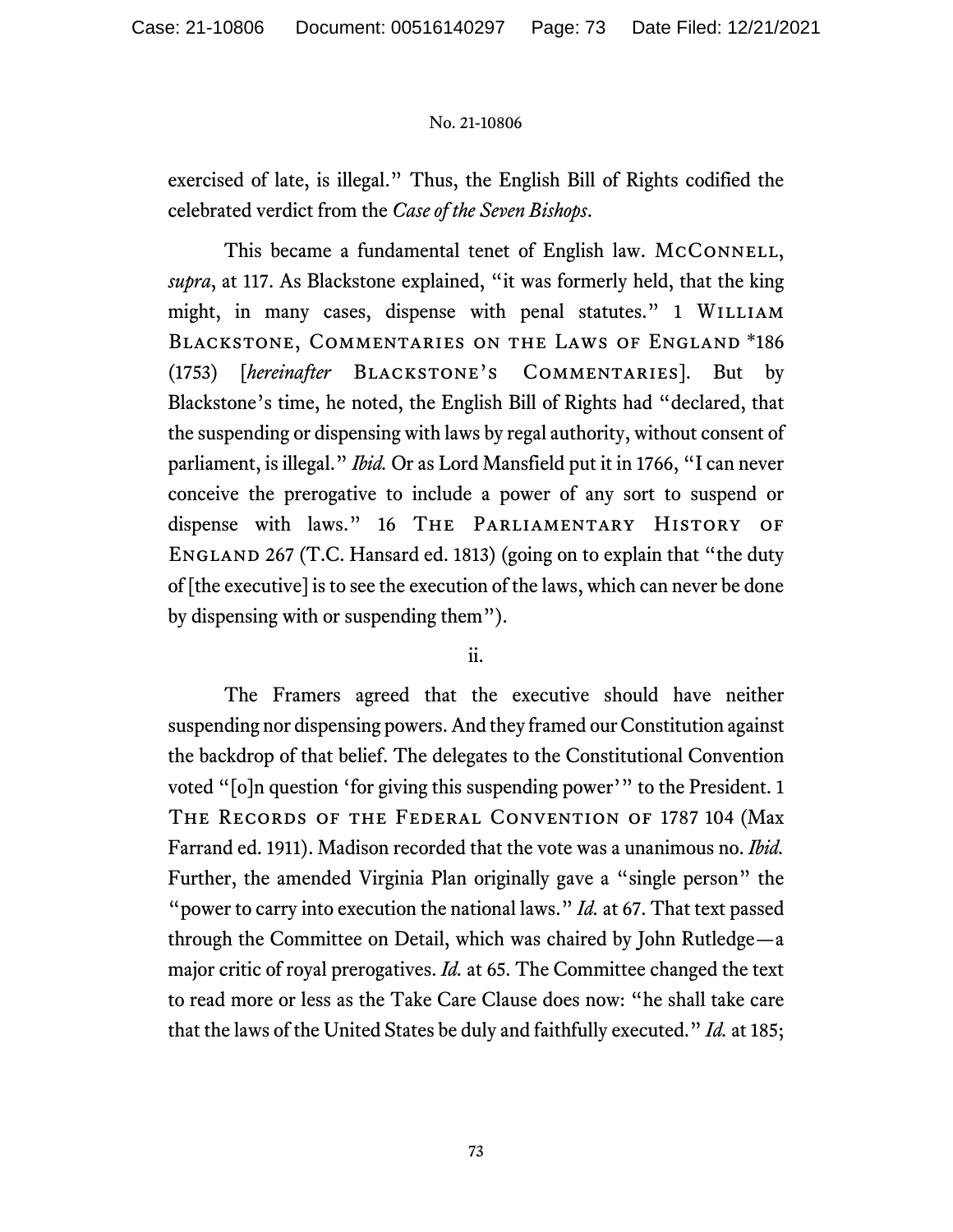exercised of late, is illegal." Thus, the English Bill of Rights codified the celebrated verdict from the *Case of the Seven Bishops*.

This became a fundamental tenet of English law. McConnell, *supra*, at 117. As Blackstone explained, "it was formerly held, that the king might, in many cases, dispense with penal statutes." 1 William Blackstone, Commentaries on the Laws of England *186 (1753) [*hereinafter* Blackstone's Commentaries]. But by Blackstone's time, he noted, the English Bill of Rights had "declared, that the suspending or dispensing with laws by regal authority, without consent of parliament, is illegal." *Ibid.* Or as Lord Mansfield put it in 1766, "I can never conceive the prerogative to include a power of any sort to suspend or dispense with laws." 16 The Parliamentary History of England 267 (T.C. Hansard ed. 1813) (going on to explain that "the duty of [the executive] is to see the execution of the laws, which can never be done by dispensing with or suspending them").

ii.

The Framers agreed that the executive should have neither suspending nor dispensing powers. And they framed our Constitution against the backdrop of that belief. The delegates to the Constitutional Convention voted "[o]n question 'for giving this suspending power'" to the President. 1 The Records of the Federal Convention of 1787 104 (Max Farrand ed. 1911). Madison recorded that the vote was a unanimous no. *Ibid.* Further, the amended Virginia Plan originally gave a "single person" the "power to carry into execution the national laws." *Id.* at 67. That text passed through the Committee on Detail, which was chaired by John Rutledge—a major critic of royal prerogatives. *Id.* at 65. The Committee changed the text to read more or less as the Take Care Clause does now: "he shall take care that the laws of the United States be duly and faithfully executed." *Id.* at 185;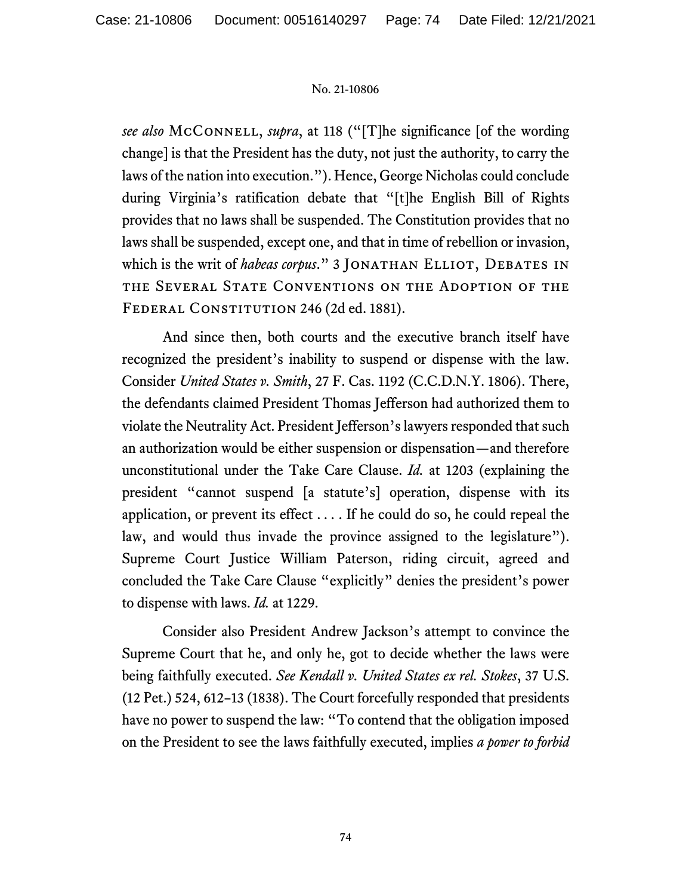*see also* McConnell, *supra*, at 118 ("[T]he significance [of the wording change] is that the President has the duty, not just the authority, to carry the laws of the nation into execution."). Hence, George Nicholas could conclude during Virginia's ratification debate that "[t]he English Bill of Rights provides that no laws shall be suspended. The Constitution provides that no laws shall be suspended, except one, and that in time of rebellion or invasion, which is the writ of *habeas corpus*." 3 Jonathan Elliot, Debates in the Several State Conventions on the Adoption of the Federal Constitution 246 (2d ed. 1881).

And since then, both courts and the executive branch itself have recognized the president's inability to suspend or dispense with the law. Consider *United States v. Smith*, 27 F. Cas. 1192 (C.C.D.N.Y. 1806). There, the defendants claimed President Thomas Jefferson had authorized them to violate the Neutrality Act. President Jefferson's lawyers responded that such an authorization would be either suspension or dispensation—and therefore unconstitutional under the Take Care Clause. *Id.* at 1203 (explaining the president "cannot suspend [a statute's] operation, dispense with its application, or prevent its effect . . . . If he could do so, he could repeal the law, and would thus invade the province assigned to the legislature"). Supreme Court Justice William Paterson, riding circuit, agreed and concluded the Take Care Clause "explicitly" denies the president's power to dispense with laws. *Id.* at 1229.

Consider also President Andrew Jackson's attempt to convince the Supreme Court that he, and only he, got to decide whether the laws were being faithfully executed. *See Kendall v. United States ex rel. Stokes*, 37 U.S. (12 Pet.) 524, 612–13 (1838). The Court forcefully responded that presidents have no power to suspend the law: "To contend that the obligation imposed on the President to see the laws faithfully executed, implies *a power to forbid*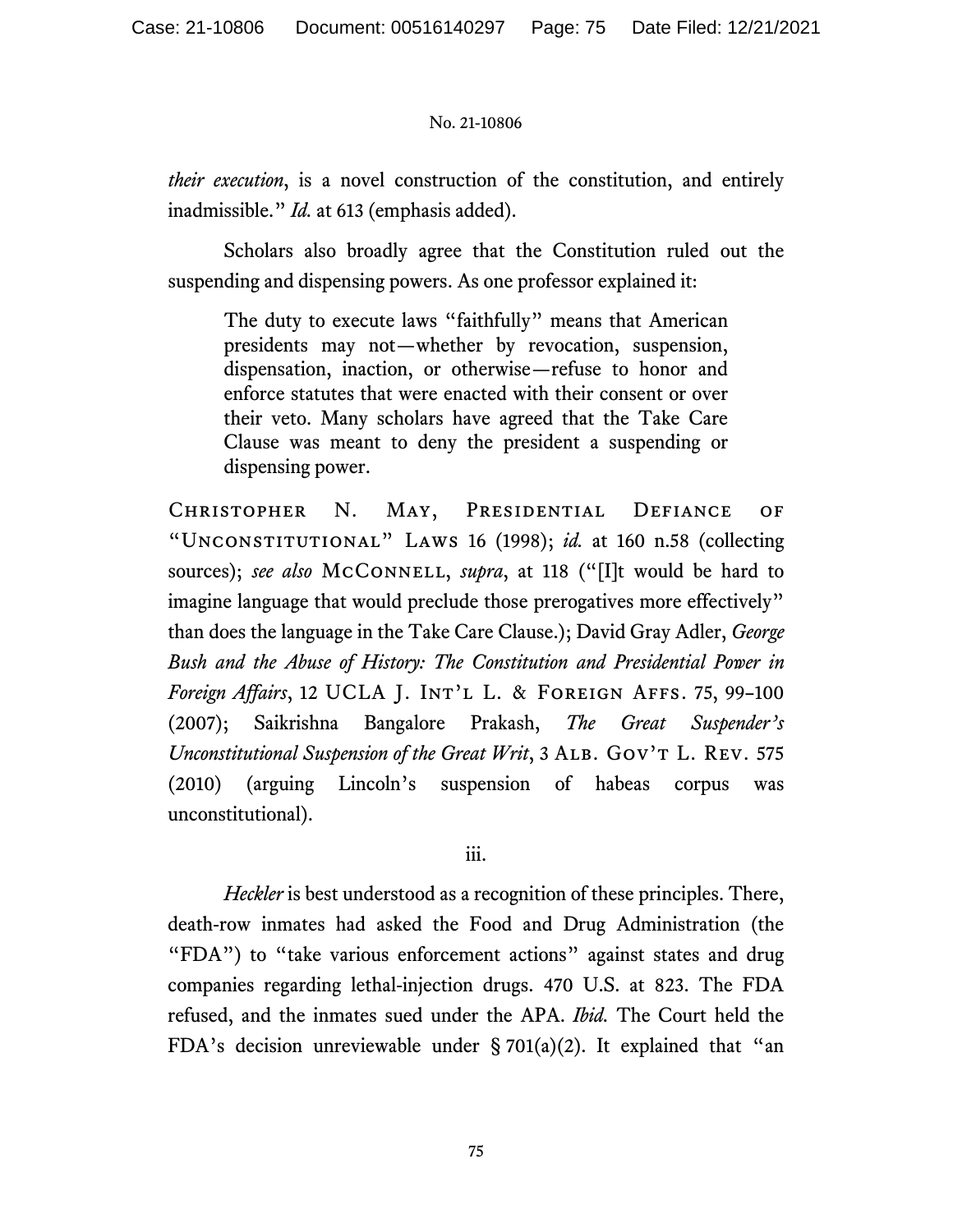*their execution*, is a novel construction of the constitution, and entirely inadmissible." *Id.* at 613 (emphasis added).

Scholars also broadly agree that the Constitution ruled out the suspending and dispensing powers. As one professor explained it:

> The duty to execute laws "faithfully" means that American presidents may not—whether by revocation, suspension, dispensation, inaction, or otherwise—refuse to honor and enforce statutes that were enacted with their consent or over their veto. Many scholars have agreed that the Take Care Clause was meant to deny the president a suspending or dispensing power.

Christopher N. May, Presidential Defiance of "Unconstitutional" Laws 16 (1998); *id.* at 160 n.58 (collecting sources); *see also* McConnell, *supra*, at 118 ("[I]t would be hard to imagine language that would preclude those prerogatives more effectively" than does the language in the Take Care Clause.); David Gray Adler, *George Bush and the Abuse of History: The Constitution and Presidential Power in Foreign Affairs*, 12 UCLA J. Int'l L. & Foreign Affs. 75, 99–100 (2007); Saikrishna Bangalore Prakash, *The Great Suspender's Unconstitutional Suspension of the Great Writ*, 3 Alb. Gov't L. Rev. 575 (2010) (arguing Lincoln's suspension of habeas corpus was unconstitutional).

iii.

*Heckler* is best understood as a recognition of these principles. There, death-row inmates had asked the Food and Drug Administration (the "FDA") to "take various enforcement actions" against states and drug companies regarding lethal-injection drugs. 470 U.S. at 823. The FDA refused, and the inmates sued under the APA. *Ibid.* The Court held the FDA's decision unreviewable under § 701(a)(2). It explained that "an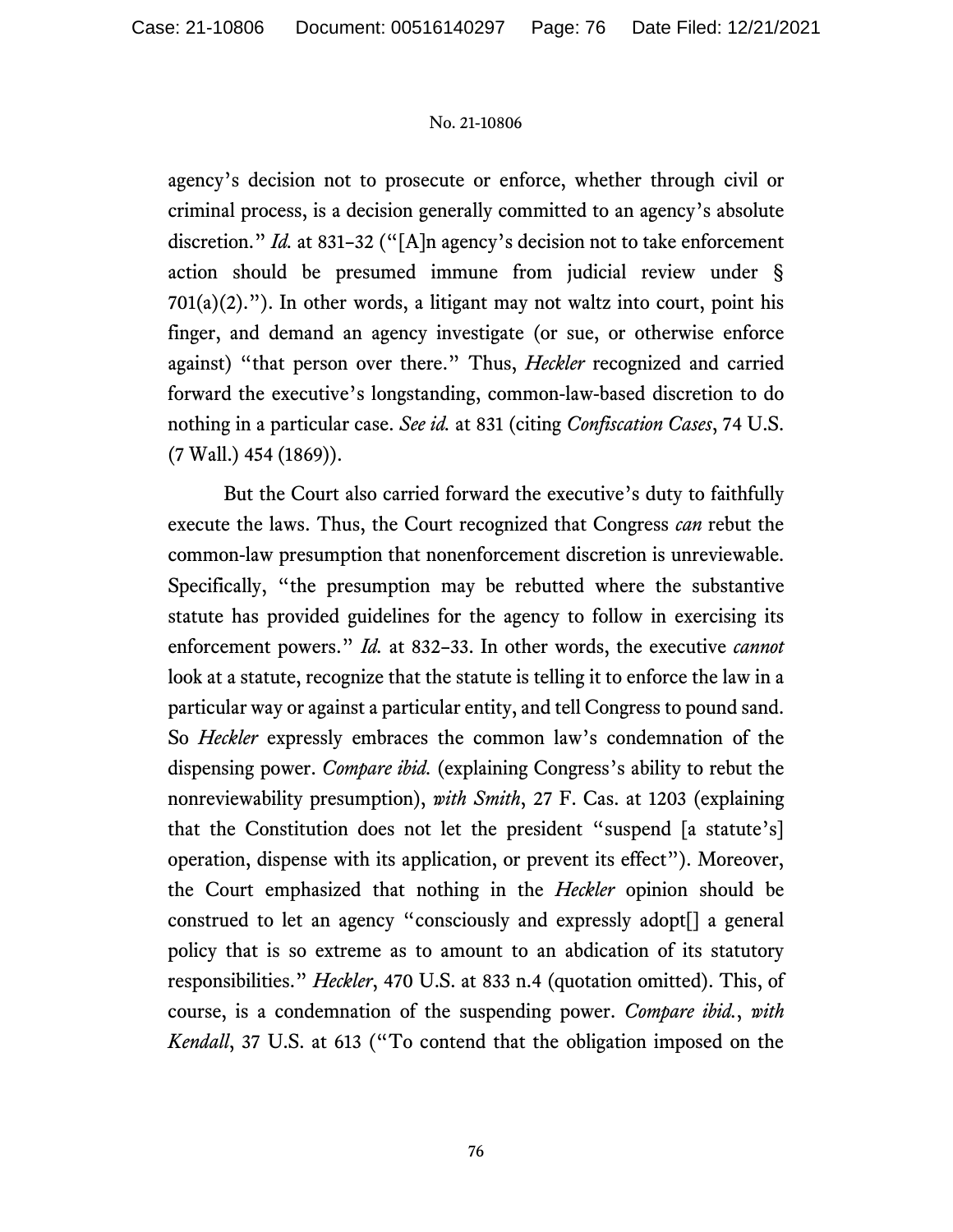agency's decision not to prosecute or enforce, whether through civil or criminal process, is a decision generally committed to an agency's absolute discretion." *Id.* at 831–32 ("[A]n agency's decision not to take enforcement action should be presumed immune from judicial review under § 701(a)(2)."). In other words, a litigant may not waltz into court, point his finger, and demand an agency investigate (or sue, or otherwise enforce against) "that person over there." Thus, *Heckler* recognized and carried forward the executive's longstanding, common-law-based discretion to do nothing in a particular case. *See id.* at 831 (citing *Confiscation Cases*, 74 U.S. (7 Wall.) 454 (1869)).

But the Court also carried forward the executive's duty to faithfully execute the laws. Thus, the Court recognized that Congress *can* rebut the common-law presumption that nonenforcement discretion is unreviewable. Specifically, "the presumption may be rebutted where the substantive statute has provided guidelines for the agency to follow in exercising its enforcement powers." *Id.* at 832–33. In other words, the executive *cannot* look at a statute, recognize that the statute is telling it to enforce the law in a particular way or against a particular entity, and tell Congress to pound sand. So *Heckler* expressly embraces the common law's condemnation of the dispensing power. *Compare ibid.* (explaining Congress's ability to rebut the nonreviewability presumption), *with Smith*, 27 F. Cas. at 1203 (explaining that the Constitution does not let the president "suspend [a statute's] operation, dispense with its application, or prevent its effect"). Moreover, the Court emphasized that nothing in the *Heckler* opinion should be construed to let an agency "consciously and expressly adopt[] a general policy that is so extreme as to amount to an abdication of its statutory responsibilities." *Heckler*, 470 U.S. at 833 n.4 (quotation omitted). This, of course, is a condemnation of the suspending power. *Compare ibid.*, *with Kendall*, 37 U.S. at 613 ("To contend that the obligation imposed on the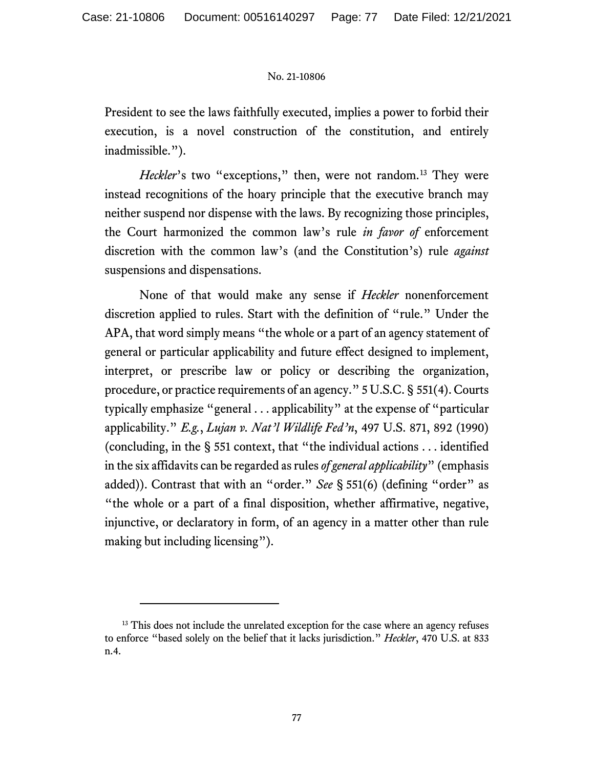President to see the laws faithfully executed, implies a power to forbid their execution, is a novel construction of the constitution, and entirely inadmissible.").

*Heckler*'s two "exceptions," then, were not random.[13] They were instead recognitions of the hoary principle that the executive branch may neither suspend nor dispense with the laws. By recognizing those principles, the Court harmonized the common law's rule *in favor of* enforcement discretion with the common law's (and the Constitution's) rule *against* suspensions and dispensations.

None of that would make any sense if *Heckler* nonenforcement discretion applied to rules. Start with the definition of "rule." Under the APA, that word simply means "the whole or a part of an agency statement of general or particular applicability and future effect designed to implement, interpret, or prescribe law or policy or describing the organization, procedure, or practice requirements of an agency." 5 U.S.C. § 551(4). Courts typically emphasize "general . . . applicability" at the expense of "particular applicability." *E.g.*, *Lujan v. Nat'l Wildlife Fed'n*, 497 U.S. 871, 892 (1990) (concluding, in the § 551 context, that "the individual actions . . . identified in the six affidavits can be regarded as rules *of general applicability*" (emphasis added)). Contrast that with an "order." *See* § 551(6) (defining "order" as "the whole or a part of a final disposition, whether affirmative, negative, injunctive, or declaratory in form, of an agency in a matter other than rule making but including licensing").

---

[13] This does not include the unrelated exception for the case where an agency refuses to enforce "based solely on the belief that it lacks jurisdiction." *Heckler*, 470 U.S. at 833 n.4.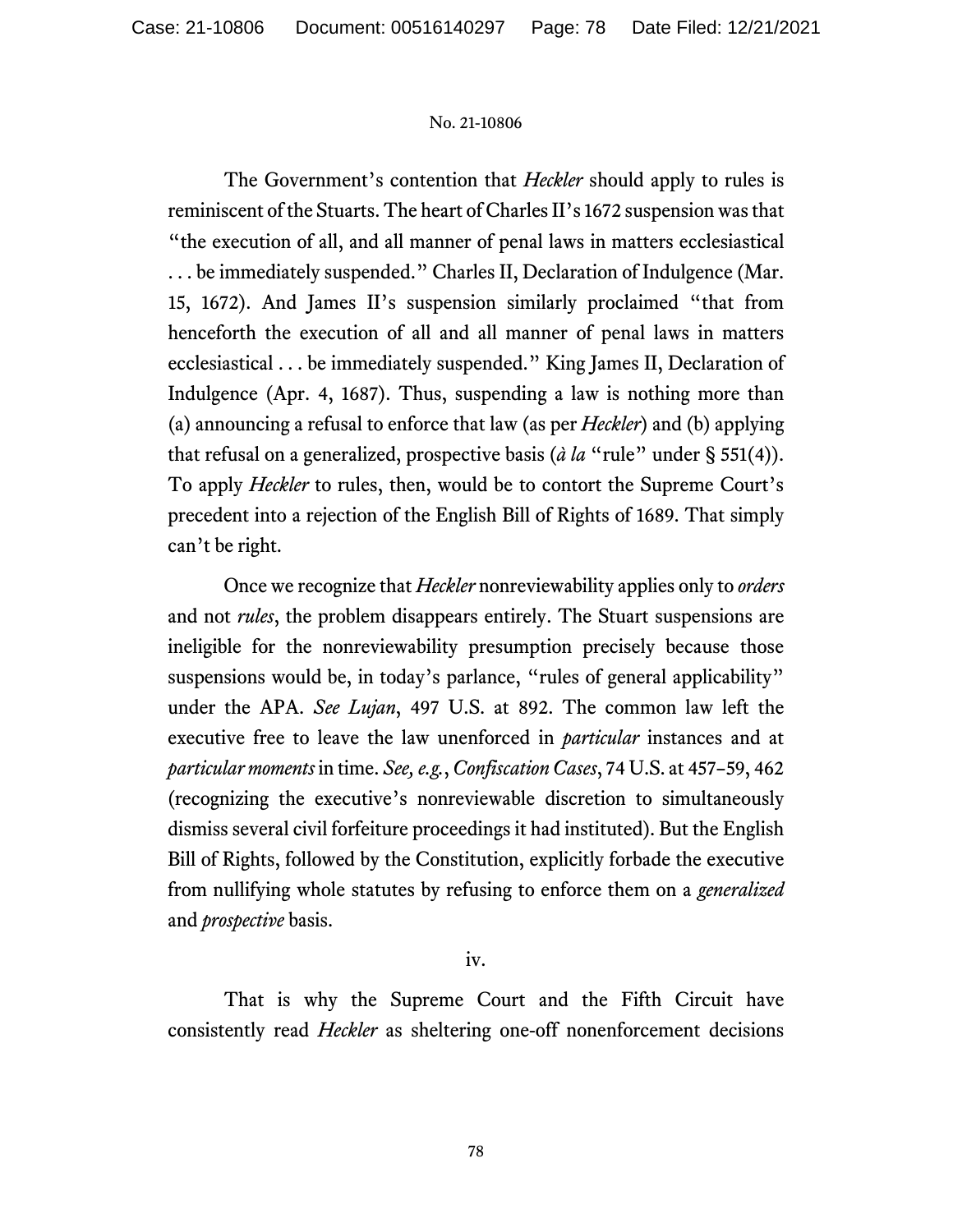The Government's contention that *Heckler* should apply to rules is reminiscent of the Stuarts. The heart of Charles II's 1672 suspension was that "the execution of all, and all manner of penal laws in matters ecclesiastical . . . be immediately suspended." Charles II, Declaration of Indulgence (Mar. 15, 1672). And James II's suspension similarly proclaimed "that from henceforth the execution of all and all manner of penal laws in matters ecclesiastical . . . be immediately suspended." King James II, Declaration of Indulgence (Apr. 4, 1687). Thus, suspending a law is nothing more than (a) announcing a refusal to enforce that law (as per *Heckler*) and (b) applying that refusal on a generalized, prospective basis (*à la* "rule" under § 551(4)). To apply *Heckler* to rules, then, would be to contort the Supreme Court's precedent into a rejection of the English Bill of Rights of 1689. That simply can't be right.

Once we recognize that *Heckler* nonreviewability applies only to *orders* and not *rules*, the problem disappears entirely. The Stuart suspensions are ineligible for the nonreviewability presumption precisely because those suspensions would be, in today's parlance, "rules of general applicability" under the APA. *See Lujan*, 497 U.S. at 892. The common law left the executive free to leave the law unenforced in *particular* instances and at *particular moments* in time. *See, e.g.*, *Confiscation Cases*, 74 U.S. at 457–59, 462 (recognizing the executive's nonreviewable discretion to simultaneously dismiss several civil forfeiture proceedings it had instituted). But the English Bill of Rights, followed by the Constitution, explicitly forbade the executive from nullifying whole statutes by refusing to enforce them on a *generalized* and *prospective* basis.

iv.

That is why the Supreme Court and the Fifth Circuit have consistently read *Heckler* as sheltering one-off nonenforcement decisions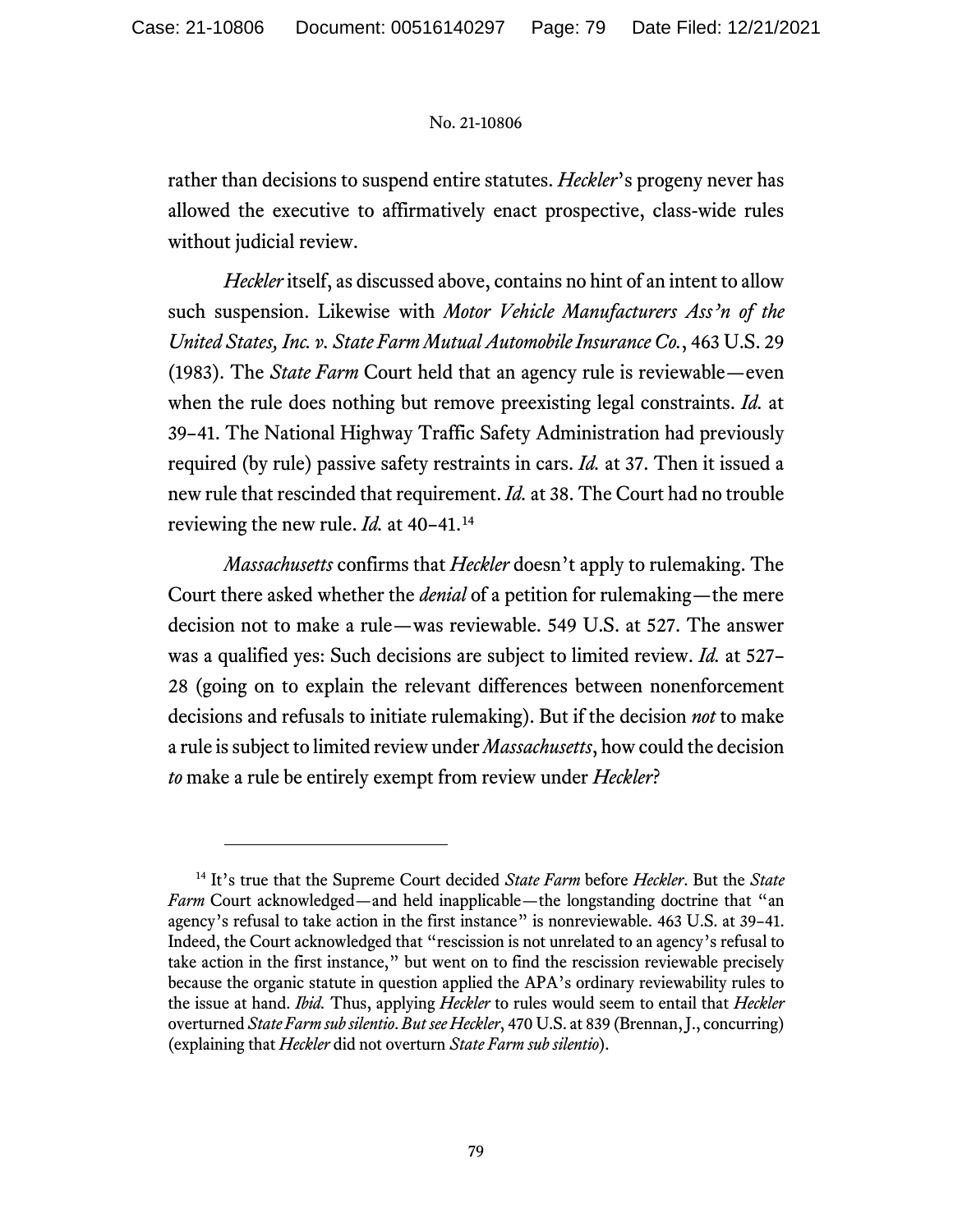rather than decisions to suspend entire statutes. *Heckler*'s progeny never has allowed the executive to affirmatively enact prospective, class-wide rules without judicial review.

*Heckler* itself, as discussed above, contains no hint of an intent to allow such suspension. Likewise with *Motor Vehicle Manufacturers Ass'n of the United States, Inc. v. State Farm Mutual Automobile Insurance Co.*, 463 U.S. 29 (1983). The *State Farm* Court held that an agency rule is reviewable—even when the rule does nothing but remove preexisting legal constraints. *Id.* at 39–41. The National Highway Traffic Safety Administration had previously required (by rule) passive safety restraints in cars. *Id.* at 37. Then it issued a new rule that rescinded that requirement. *Id.* at 38. The Court had no trouble reviewing the new rule. *Id.* at 40–41.[14]

*Massachusetts* confirms that *Heckler* doesn't apply to rulemaking. The Court there asked whether the *denial* of a petition for rulemaking—the mere decision not to make a rule—was reviewable. 549 U.S. at 527. The answer was a qualified yes: Such decisions are subject to limited review. *Id.* at 527–28 (going on to explain the relevant differences between nonenforcement decisions and refusals to initiate rulemaking). But if the decision *not* to make a rule is subject to limited review under *Massachusetts*, how could the decision *to* make a rule be entirely exempt from review under *Heckler*?

---

[14] It's true that the Supreme Court decided *State Farm* before *Heckler*. But the *State Farm* Court acknowledged—and held inapplicable—the longstanding doctrine that "an agency's refusal to take action in the first instance" is nonreviewable. 463 U.S. at 39–41. Indeed, the Court acknowledged that "rescission is not unrelated to an agency's refusal to take action in the first instance," but went on to find the rescission reviewable precisely because the organic statute in question applied the APA's ordinary reviewability rules to the issue at hand. *Ibid.* Thus, applying *Heckler* to rules would seem to entail that *Heckler* overturned *State Farm sub silentio*. *But see Heckler*, 470 U.S. at 839 (Brennan, J., concurring) (explaining that *Heckler* did not overturn *State Farm sub silentio*).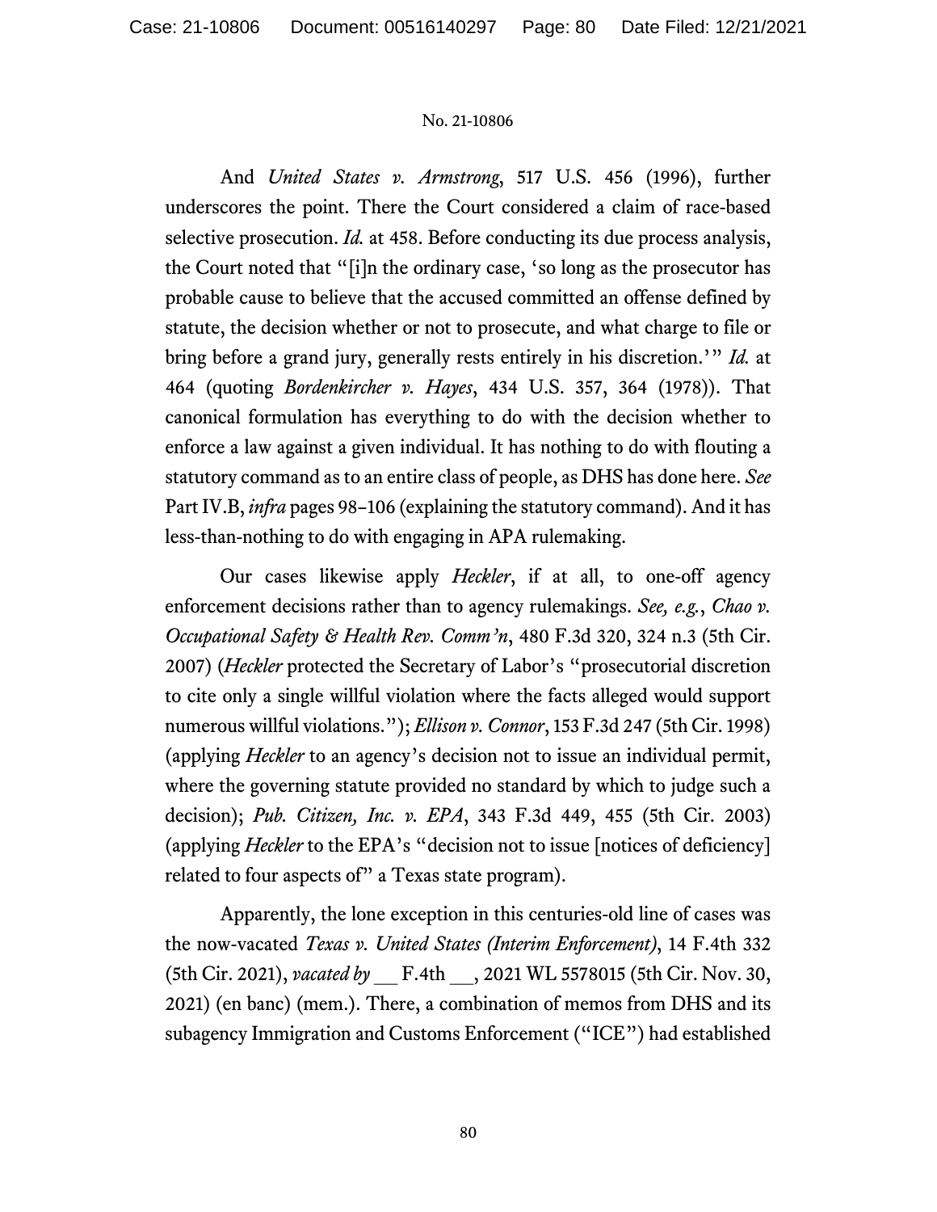And *United States v. Armstrong*, 517 U.S. 456 (1996), further underscores the point. There the Court considered a claim of race-based selective prosecution. *Id.* at 458. Before conducting its due process analysis, the Court noted that "[i]n the ordinary case, 'so long as the prosecutor has probable cause to believe that the accused committed an offense defined by statute, the decision whether or not to prosecute, and what charge to file or bring before a grand jury, generally rests entirely in his discretion.'" *Id.* at 464 (quoting *Bordenkircher v. Hayes*, 434 U.S. 357, 364 (1978)). That canonical formulation has everything to do with the decision whether to enforce a law against a given individual. It has nothing to do with flouting a statutory command as to an entire class of people, as DHS has done here. *See* Part IV.B, *infra* pages 98–106 (explaining the statutory command). And it has less-than-nothing to do with engaging in APA rulemaking.

Our cases likewise apply *Heckler*, if at all, to one-off agency enforcement decisions rather than to agency rulemakings. *See, e.g.*, *Chao v. Occupational Safety & Health Rev. Comm'n*, 480 F.3d 320, 324 n.3 (5th Cir. 2007) (*Heckler* protected the Secretary of Labor's "prosecutorial discretion to cite only a single willful violation where the facts alleged would support numerous willful violations."); *Ellison v. Connor*, 153 F.3d 247 (5th Cir. 1998) (applying *Heckler* to an agency's decision not to issue an individual permit, where the governing statute provided no standard by which to judge such a decision); *Pub. Citizen, Inc. v. EPA*, 343 F.3d 449, 455 (5th Cir. 2003) (applying *Heckler* to the EPA's "decision not to issue [notices of deficiency] related to four aspects of" a Texas state program).

Apparently, the lone exception in this centuries-old line of cases was the now-vacated *Texas v. United States (Interim Enforcement)*, 14 F.4th 332 (5th Cir. 2021), *vacated by* __ F.4th __, 2021 WL 5578015 (5th Cir. Nov. 30, 2021) (en banc) (mem.). There, a combination of memos from DHS and its subagency Immigration and Customs Enforcement ("ICE") had established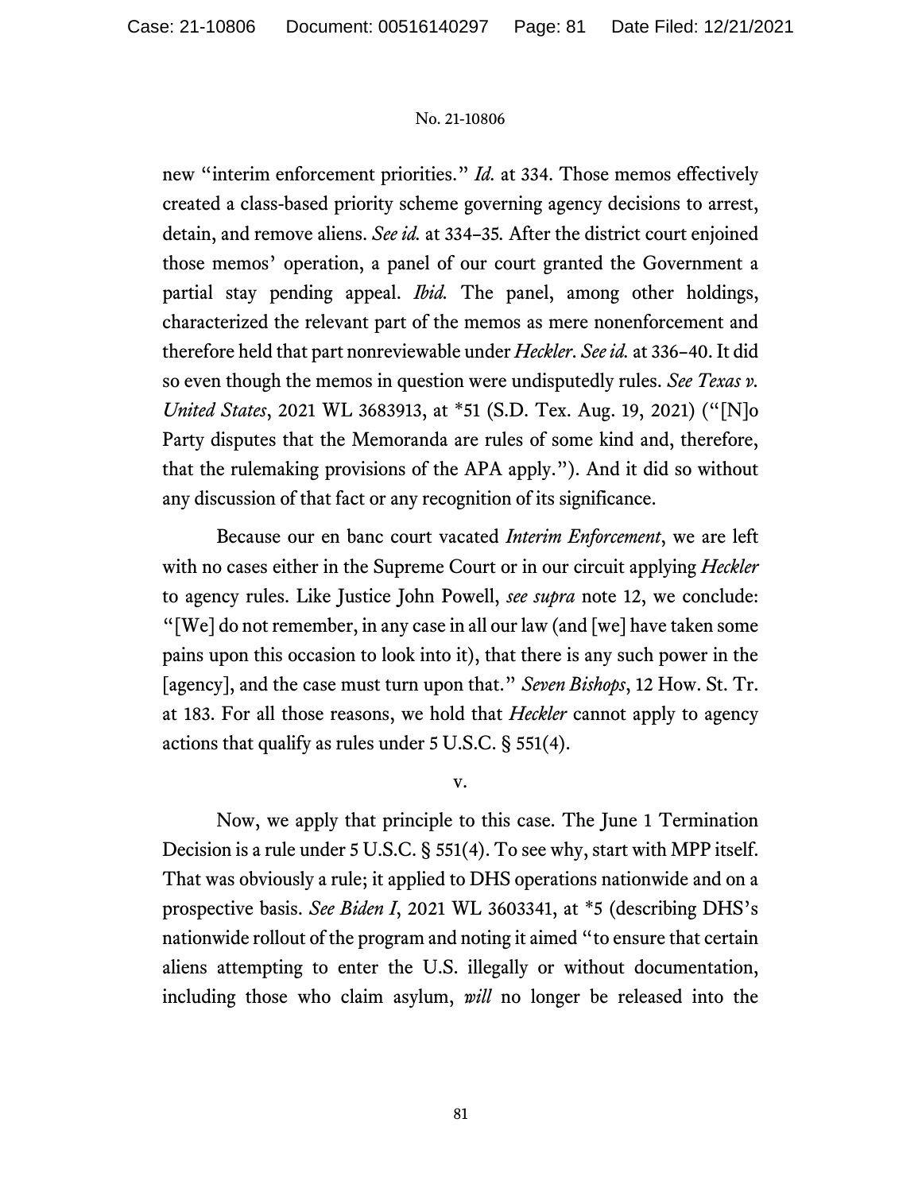new "interim enforcement priorities." *Id.* at 334. Those memos effectively created a class-based priority scheme governing agency decisions to arrest, detain, and remove aliens. *See id.* at 334–35. After the district court enjoined those memos' operation, a panel of our court granted the Government a partial stay pending appeal. *Ibid.* The panel, among other holdings, characterized the relevant part of the memos as mere nonenforcement and therefore held that part nonreviewable under *Heckler*. *See id.* at 336–40. It did so even though the memos in question were undisputedly rules. *See Texas v. United States*, 2021 WL 3683913, at *51 (S.D. Tex. Aug. 19, 2021) ("[N]o Party disputes that the Memoranda are rules of some kind and, therefore, that the rulemaking provisions of the APA apply."). And it did so without any discussion of that fact or any recognition of its significance.

Because our en banc court vacated *Interim Enforcement*, we are left with no cases either in the Supreme Court or in our circuit applying *Heckler* to agency rules. Like Justice John Powell, *see supra* note 12, we conclude: "[We] do not remember, in any case in all our law (and [we] have taken some pains upon this occasion to look into it), that there is any such power in the [agency], and the case must turn upon that." *Seven Bishops*, 12 How. St. Tr. at 183. For all those reasons, we hold that *Heckler* cannot apply to agency actions that qualify as rules under 5 U.S.C. § 551(4).

V.

Now, we apply that principle to this case. The June 1 Termination Decision is a rule under 5 U.S.C. § 551(4). To see why, start with MPP itself. That was obviously a rule; it applied to DHS operations nationwide and on a prospective basis. *See Biden I*, 2021 WL 3603341, at *5 (describing DHS's nationwide rollout of the program and noting it aimed "to ensure that certain aliens attempting to enter the U.S. illegally or without documentation, including those who claim asylum, *will* no longer be released into the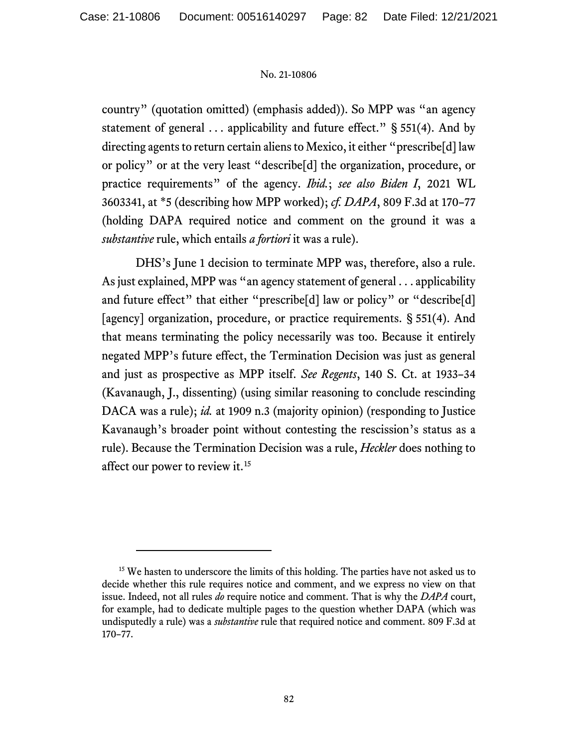country" (quotation omitted) (emphasis added)). So MPP was "an agency statement of general . . . applicability and future effect." § 551(4). And by directing agents to return certain aliens to Mexico, it either "prescribe[d] law or policy" or at the very least "describe[d] the organization, procedure, or practice requirements" of the agency. *Ibid.*; *see also Biden I*, 2021 WL 3603341, at *5 (describing how MPP worked); *cf. DAPA*, 809 F.3d at 170–77 (holding DAPA required notice and comment on the ground it was a *substantive* rule, which entails *a fortiori* it was a rule).

DHS's June 1 decision to terminate MPP was, therefore, also a rule. As just explained, MPP was "an agency statement of general . . . applicability and future effect" that either "prescribe[d] law or policy" or "describe[d] [agency] organization, procedure, or practice requirements. § 551(4). And that means terminating the policy necessarily was too. Because it entirely negated MPP's future effect, the Termination Decision was just as general and just as prospective as MPP itself. *See Regents*, 140 S. Ct. at 1933–34 (Kavanaugh, J., dissenting) (using similar reasoning to conclude rescinding DACA was a rule); *id.* at 1909 n.3 (majority opinion) (responding to Justice Kavanaugh's broader point without contesting the rescission's status as a rule). Because the Termination Decision was a rule, *Heckler* does nothing to affect our power to review it.[15]

---

[15] We hasten to underscore the limits of this holding. The parties have not asked us to decide whether this rule requires notice and comment, and we express no view on that issue. Indeed, not all rules *do* require notice and comment. That is why the *DAPA* court, for example, had to dedicate multiple pages to the question whether DAPA (which was undisputedly a rule) was a *substantive* rule that required notice and comment. 809 F.3d at 170–77.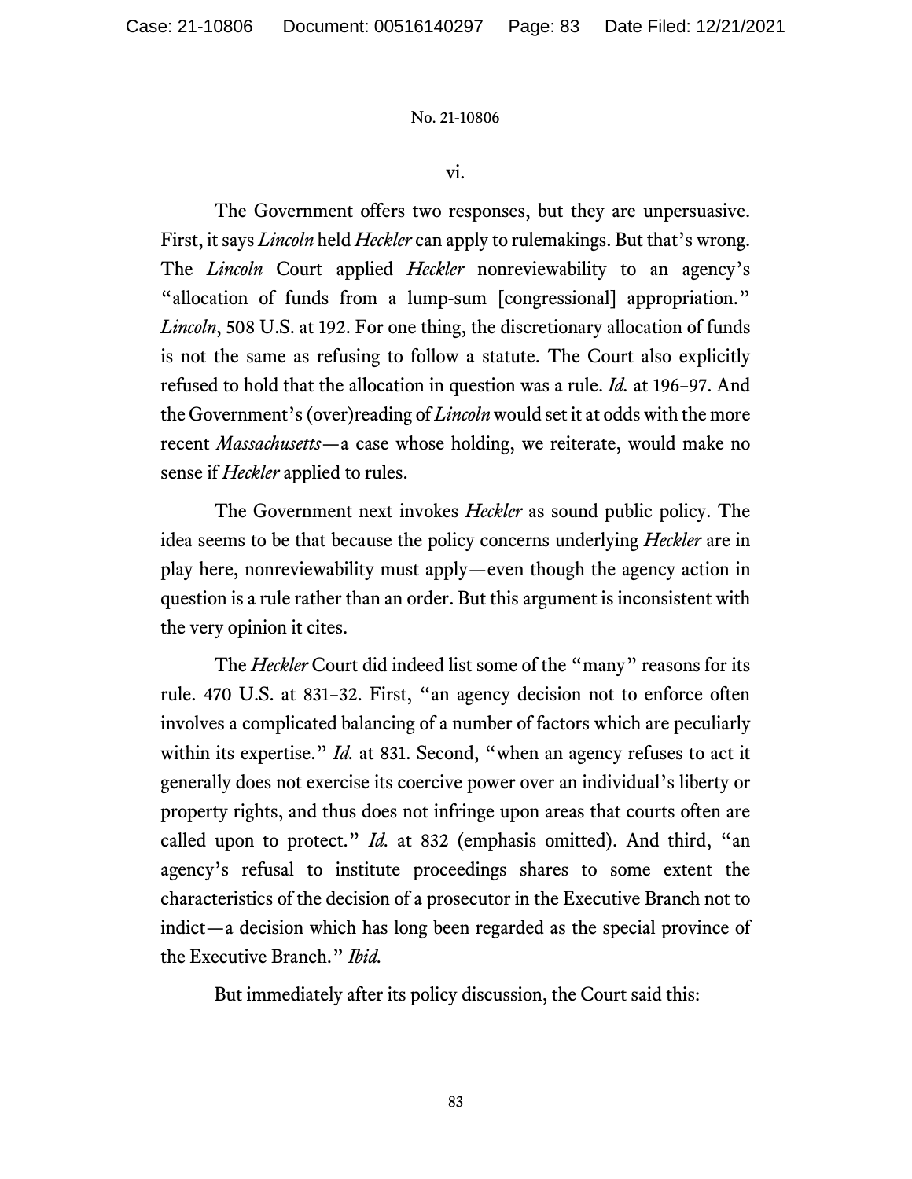vi.

The Government offers two responses, but they are unpersuasive. First, it says *Lincoln* held *Heckler* can apply to rulemakings. But that's wrong. The *Lincoln* Court applied *Heckler* nonreviewability to an agency's "allocation of funds from a lump-sum [congressional] appropriation." *Lincoln*, 508 U.S. at 192. For one thing, the discretionary allocation of funds is not the same as refusing to follow a statute. The Court also explicitly refused to hold that the allocation in question was a rule. *Id.* at 196–97. And the Government's (over)reading of *Lincoln* would set it at odds with the more recent *Massachusetts*—a case whose holding, we reiterate, would make no sense if *Heckler* applied to rules.

The Government next invokes *Heckler* as sound public policy. The idea seems to be that because the policy concerns underlying *Heckler* are in play here, nonreviewability must apply—even though the agency action in question is a rule rather than an order. But this argument is inconsistent with the very opinion it cites.

The *Heckler* Court did indeed list some of the "many" reasons for its rule. 470 U.S. at 831–32. First, "an agency decision not to enforce often involves a complicated balancing of a number of factors which are peculiarly within its expertise." *Id.* at 831. Second, "when an agency refuses to act it generally does not exercise its coercive power over an individual's liberty or property rights, and thus does not infringe upon areas that courts often are called upon to protect." *Id.* at 832 (emphasis omitted). And third, "an agency's refusal to institute proceedings shares to some extent the characteristics of the decision of a prosecutor in the Executive Branch not to indict—a decision which has long been regarded as the special province of the Executive Branch." *Ibid.*

But immediately after its policy discussion, the Court said this: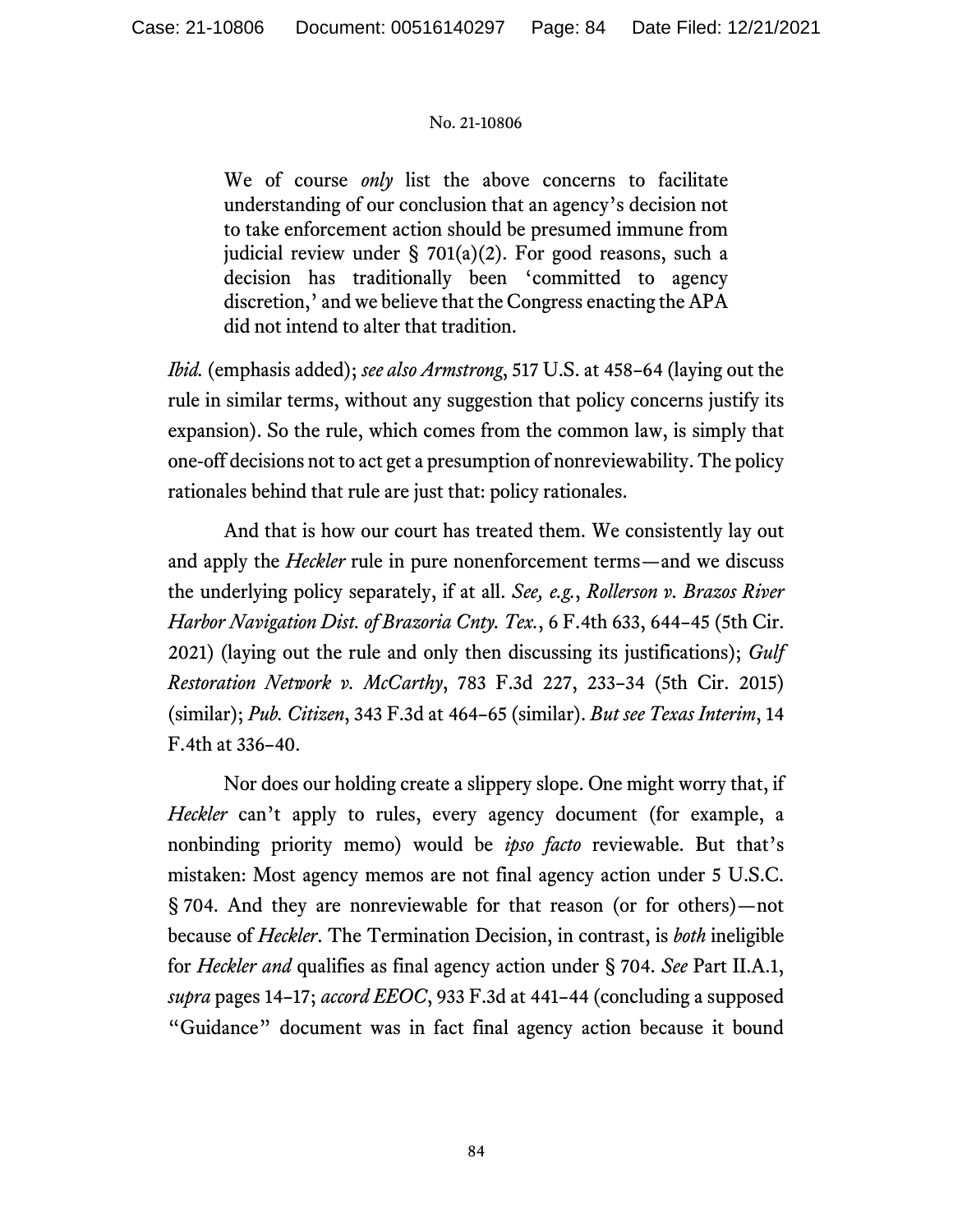> We of course *only* list the above concerns to facilitate understanding of our conclusion that an agency's decision not to take enforcement action should be presumed immune from judicial review under § 701(a)(2). For good reasons, such a decision has traditionally been 'committed to agency discretion,' and we believe that the Congress enacting the APA did not intend to alter that tradition.

*Ibid.* (emphasis added); *see also Armstrong*, 517 U.S. at 458–64 (laying out the rule in similar terms, without any suggestion that policy concerns justify its expansion). So the rule, which comes from the common law, is simply that one-off decisions not to act get a presumption of nonreviewability. The policy rationales behind that rule are just that: policy rationales.

And that is how our court has treated them. We consistently lay out and apply the *Heckler* rule in pure nonenforcement terms—and we discuss the underlying policy separately, if at all. *See, e.g.*, *Rollerson v. Brazos River Harbor Navigation Dist. of Brazoria Cnty. Tex.*, 6 F.4th 633, 644–45 (5th Cir. 2021) (laying out the rule and only then discussing its justifications); *Gulf Restoration Network v. McCarthy*, 783 F.3d 227, 233–34 (5th Cir. 2015) (similar); *Pub. Citizen*, 343 F.3d at 464–65 (similar). *But see Texas Interim*, 14 F.4th at 336–40.

Nor does our holding create a slippery slope. One might worry that, if *Heckler* can't apply to rules, every agency document (for example, a nonbinding priority memo) would be *ipso facto* reviewable. But that's mistaken: Most agency memos are not final agency action under 5 U.S.C. § 704. And they are nonreviewable for that reason (or for others)—not because of *Heckler*. The Termination Decision, in contrast, is *both* ineligible for *Heckler and* qualifies as final agency action under § 704. *See* Part II.A.1, *supra* pages 14–17; *accord EEOC*, 933 F.3d at 441–44 (concluding a supposed "Guidance" document was in fact final agency action because it bound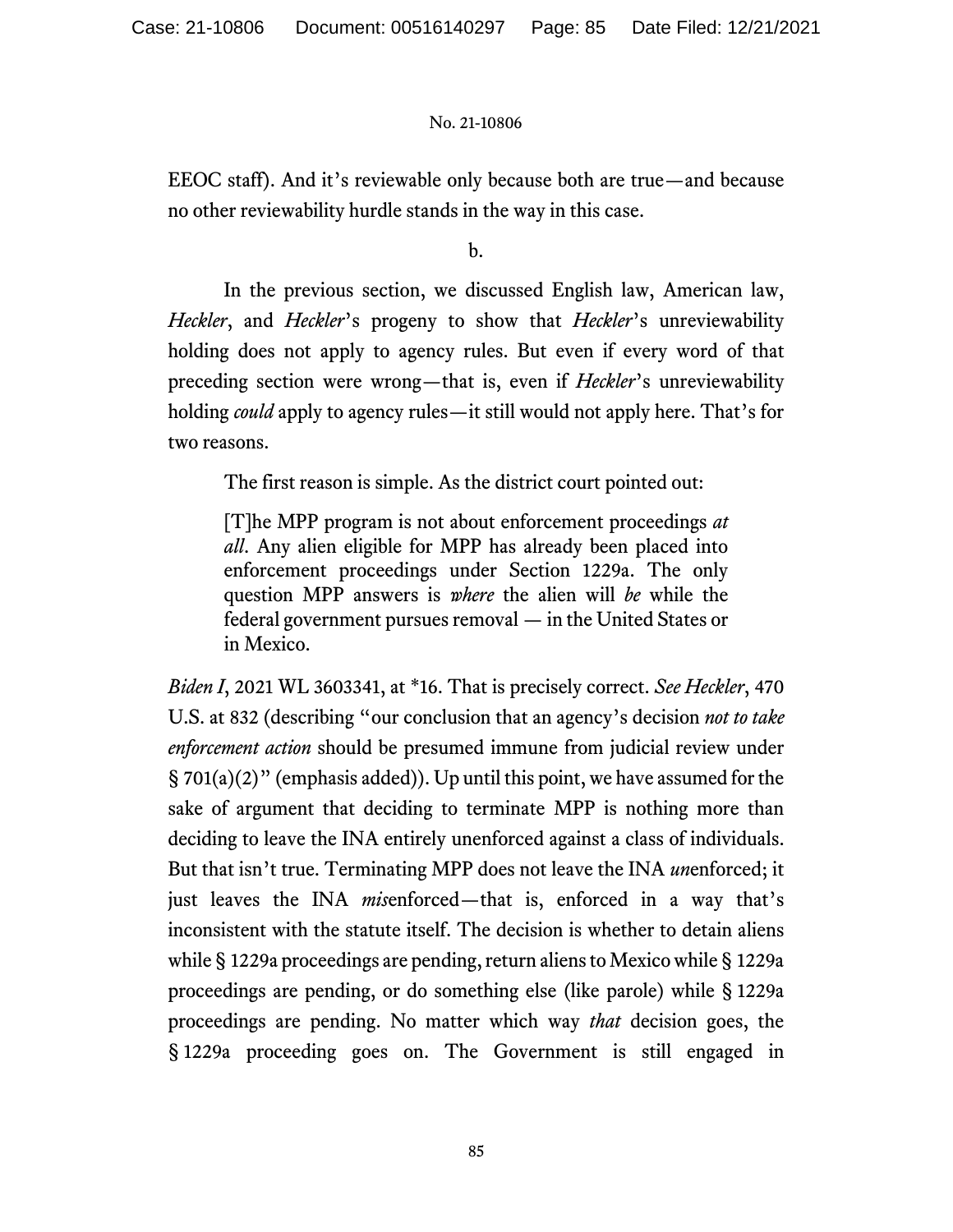EEOC staff). And it's reviewable only because both are true—and because no other reviewability hurdle stands in the way in this case.

b.

In the previous section, we discussed English law, American law, *Heckler*, and *Heckler*'s progeny to show that *Heckler*'s unreviewability holding does not apply to agency rules. But even if every word of that preceding section were wrong—that is, even if *Heckler*'s unreviewability holding *could* apply to agency rules—it still would not apply here. That's for two reasons.

The first reason is simple. As the district court pointed out:

> [T]he MPP program is not about enforcement proceedings *at all*. Any alien eligible for MPP has already been placed into enforcement proceedings under Section 1229a. The only question MPP answers is *where* the alien will *be* while the federal government pursues removal — in the United States or in Mexico.

*Biden I*, 2021 WL 3603341, at *16. That is precisely correct. *See Heckler*, 470 U.S. at 832 (describing "our conclusion that an agency's decision *not to take enforcement action* should be presumed immune from judicial review under § 701(a)(2)" (emphasis added)). Up until this point, we have assumed for the sake of argument that deciding to terminate MPP is nothing more than deciding to leave the INA entirely unenforced against a class of individuals. But that isn't true. Terminating MPP does not leave the INA *un*enforced; it just leaves the INA *mis*enforced—that is, enforced in a way that's inconsistent with the statute itself. The decision is whether to detain aliens while § 1229a proceedings are pending, return aliens to Mexico while § 1229a proceedings are pending, or do something else (like parole) while § 1229a proceedings are pending. No matter which way *that* decision goes, the § 1229a proceeding goes on. The Government is still engaged in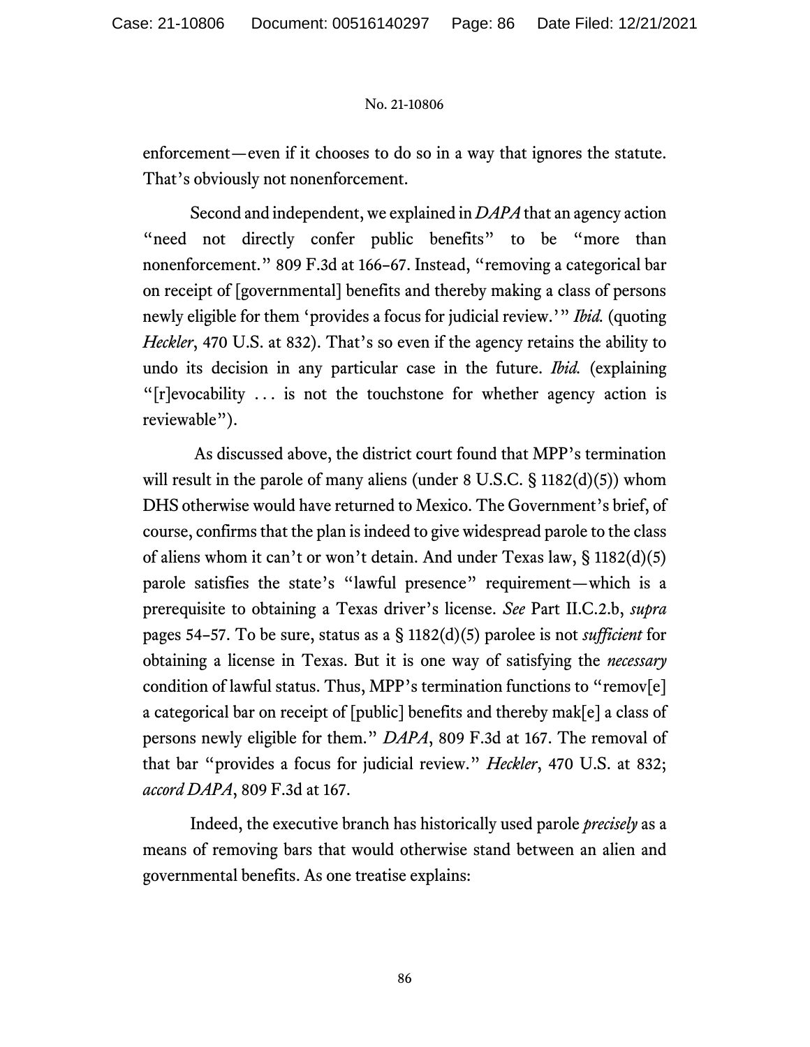enforcement—even if it chooses to do so in a way that ignores the statute. That's obviously not nonenforcement.

Second and independent, we explained in *DAPA* that an agency action "need not directly confer public benefits" to be "more than nonenforcement." 809 F.3d at 166–67. Instead, "removing a categorical bar on receipt of [governmental] benefits and thereby making a class of persons newly eligible for them 'provides a focus for judicial review.'" *Ibid.* (quoting *Heckler*, 470 U.S. at 832). That's so even if the agency retains the ability to undo its decision in any particular case in the future. *Ibid.* (explaining "[r]evocability . . . is not the touchstone for whether agency action is reviewable").

As discussed above, the district court found that MPP's termination will result in the parole of many aliens (under 8 U.S.C. § 1182(d)(5)) whom DHS otherwise would have returned to Mexico. The Government's brief, of course, confirms that the plan is indeed to give widespread parole to the class of aliens whom it can't or won't detain. And under Texas law, § 1182(d)(5) parole satisfies the state's "lawful presence" requirement—which is a prerequisite to obtaining a Texas driver's license. *See* Part II.C.2.b, *supra* pages 54–57. To be sure, status as a § 1182(d)(5) parolee is not *sufficient* for obtaining a license in Texas. But it is one way of satisfying the *necessary* condition of lawful status. Thus, MPP's termination functions to "remov[e] a categorical bar on receipt of [public] benefits and thereby mak[e] a class of persons newly eligible for them." *DAPA*, 809 F.3d at 167. The removal of that bar "provides a focus for judicial review." *Heckler*, 470 U.S. at 832; *accord DAPA*, 809 F.3d at 167.

Indeed, the executive branch has historically used parole *precisely* as a means of removing bars that would otherwise stand between an alien and governmental benefits. As one treatise explains: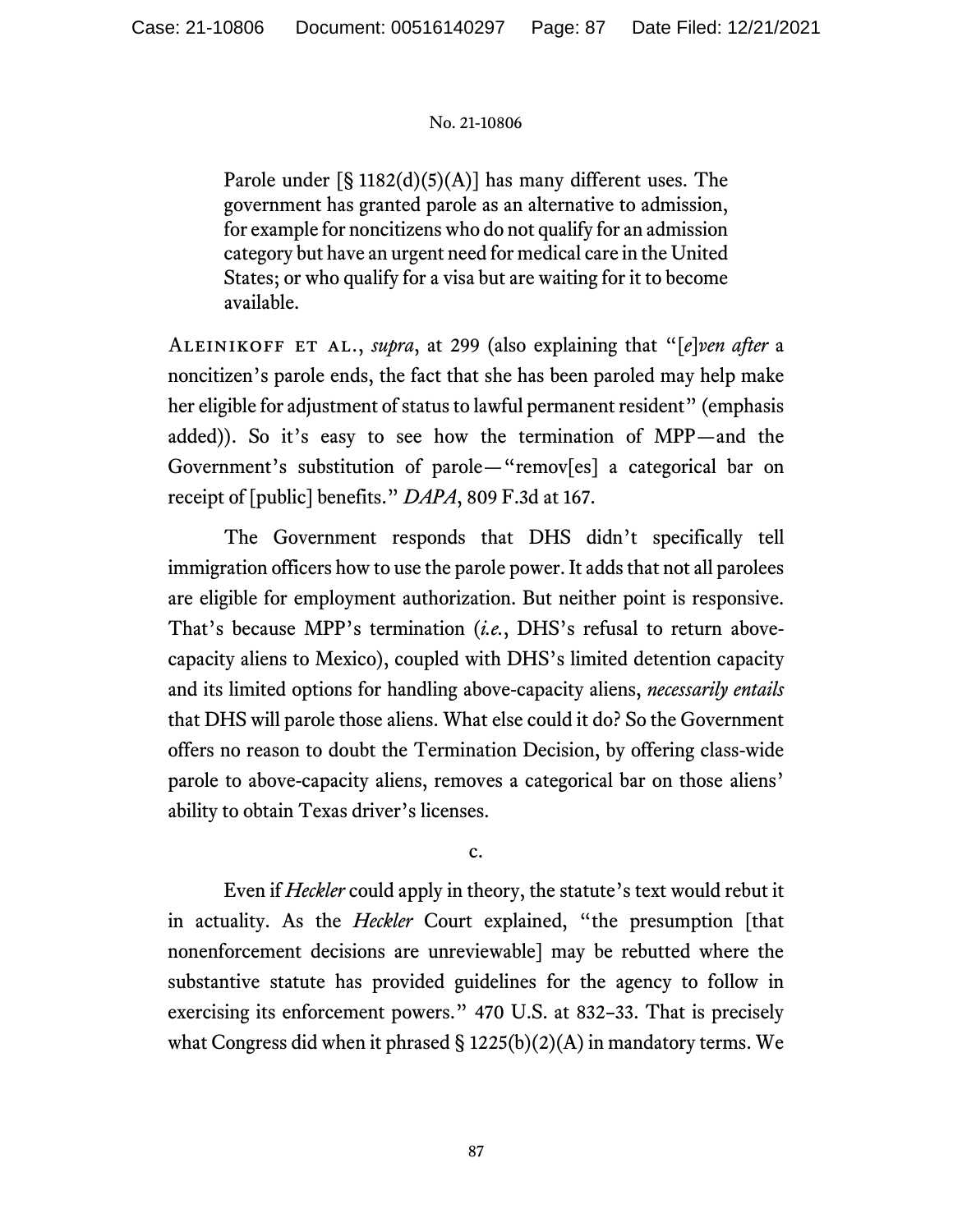> Parole under [§ 1182(d)(5)(A)] has many different uses. The government has granted parole as an alternative to admission, for example for noncitizens who do not qualify for an admission category but have an urgent need for medical care in the United States; or who qualify for a visa but are waiting for it to become available.

ALEINIKOFF ET AL., *supra*, at 299 (also explaining that "[*e*]*ven after* a noncitizen's parole ends, the fact that she has been paroled may help make her eligible for adjustment of status to lawful permanent resident" (emphasis added)). So it's easy to see how the termination of MPP—and the Government's substitution of parole—"remov[es] a categorical bar on receipt of [public] benefits." *DAPA*, 809 F.3d at 167.

The Government responds that DHS didn't specifically tell immigration officers how to use the parole power. It adds that not all parolees are eligible for employment authorization. But neither point is responsive. That's because MPP's termination (*i.e.*, DHS's refusal to return above-capacity aliens to Mexico), coupled with DHS's limited detention capacity and its limited options for handling above-capacity aliens, *necessarily entails* that DHS will parole those aliens. What else could it do? So the Government offers no reason to doubt the Termination Decision, by offering class-wide parole to above-capacity aliens, removes a categorical bar on those aliens' ability to obtain Texas driver's licenses.

c.

Even if *Heckler* could apply in theory, the statute's text would rebut it in actuality. As the *Heckler* Court explained, "the presumption [that nonenforcement decisions are unreviewable] may be rebutted where the substantive statute has provided guidelines for the agency to follow in exercising its enforcement powers." 470 U.S. at 832–33. That is precisely what Congress did when it phrased § 1225(b)(2)(A) in mandatory terms. We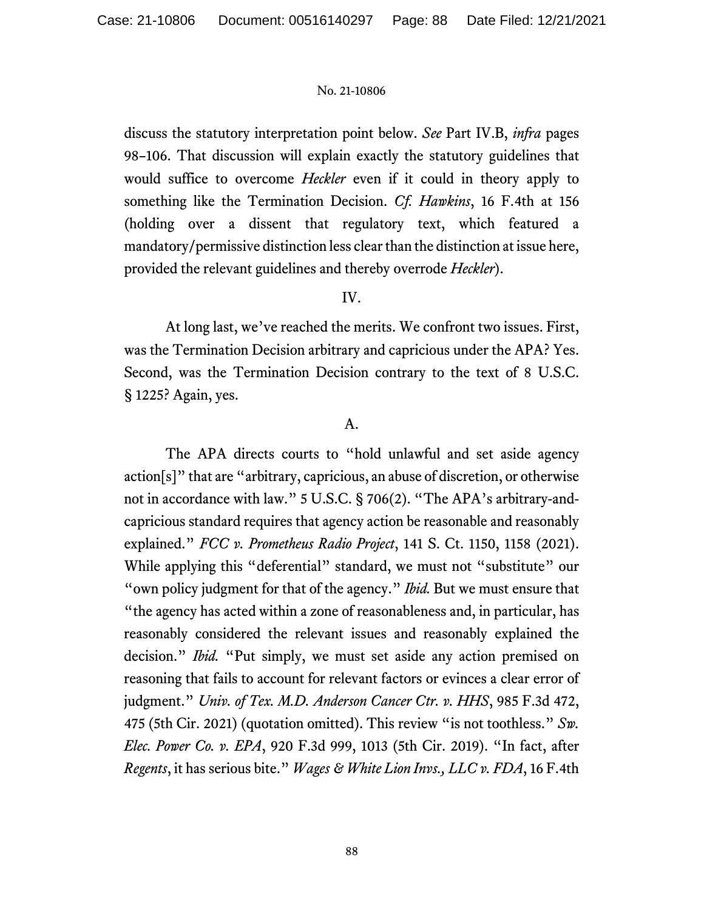discuss the statutory interpretation point below. *See* Part IV.B, *infra* pages 98–106. That discussion will explain exactly the statutory guidelines that would suffice to overcome *Heckler* even if it could in theory apply to something like the Termination Decision. *Cf. Hawkins*, 16 F.4th at 156 (holding over a dissent that regulatory text, which featured a mandatory/permissive distinction less clear than the distinction at issue here, provided the relevant guidelines and thereby overrode *Heckler*).

## IV.

At long last, we've reached the merits. We confront two issues. First, was the Termination Decision arbitrary and capricious under the APA? Yes. Second, was the Termination Decision contrary to the text of 8 U.S.C. § 1225? Again, yes.

### A.

The APA directs courts to "hold unlawful and set aside agency action[s]" that are "arbitrary, capricious, an abuse of discretion, or otherwise not in accordance with law." 5 U.S.C. § 706(2). "The APA's arbitrary-and-capricious standard requires that agency action be reasonable and reasonably explained." *FCC v. Prometheus Radio Project*, 141 S. Ct. 1150, 1158 (2021). While applying this "deferential" standard, we must not "substitute" our "own policy judgment for that of the agency." *Ibid.* But we must ensure that "the agency has acted within a zone of reasonableness and, in particular, has reasonably considered the relevant issues and reasonably explained the decision." *Ibid.* "Put simply, we must set aside any action premised on reasoning that fails to account for relevant factors or evinces a clear error of judgment." *Univ. of Tex. M.D. Anderson Cancer Ctr. v. HHS*, 985 F.3d 472, 475 (5th Cir. 2021) (quotation omitted). This review "is not toothless." *Sw. Elec. Power Co. v. EPA*, 920 F.3d 999, 1013 (5th Cir. 2019). "In fact, after *Regents*, it has serious bite." *Wages & White Lion Invs., LLC v. FDA*, 16 F.4th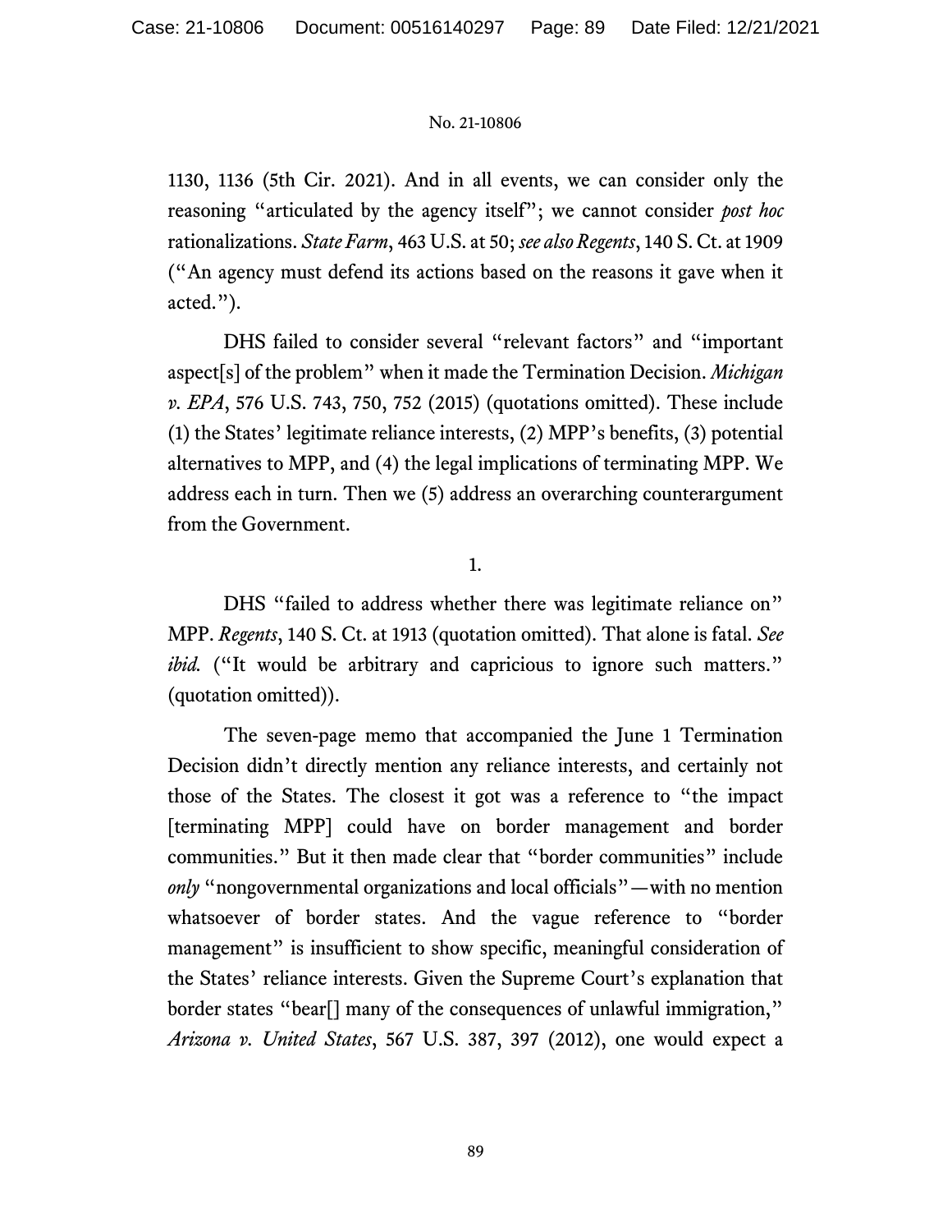1130, 1136 (5th Cir. 2021). And in all events, we can consider only the reasoning "articulated by the agency itself"; we cannot consider *post hoc* rationalizations. *State Farm*, 463 U.S. at 50; *see also Regents*, 140 S. Ct. at 1909 ("An agency must defend its actions based on the reasons it gave when it acted.").

DHS failed to consider several "relevant factors" and "important aspect[s] of the problem" when it made the Termination Decision. *Michigan v. EPA*, 576 U.S. 743, 750, 752 (2015) (quotations omitted). These include (1) the States' legitimate reliance interests, (2) MPP's benefits, (3) potential alternatives to MPP, and (4) the legal implications of terminating MPP. We address each in turn. Then we (5) address an overarching counterargument from the Government.

1.

DHS "failed to address whether there was legitimate reliance on" MPP. *Regents*, 140 S. Ct. at 1913 (quotation omitted). That alone is fatal. *See ibid.* ("It would be arbitrary and capricious to ignore such matters." (quotation omitted)).

The seven-page memo that accompanied the June 1 Termination Decision didn't directly mention any reliance interests, and certainly not those of the States. The closest it got was a reference to "the impact [terminating MPP] could have on border management and border communities." But it then made clear that "border communities" include *only* "nongovernmental organizations and local officials"—with no mention whatsoever of border states. And the vague reference to "border management" is insufficient to show specific, meaningful consideration of the States' reliance interests. Given the Supreme Court's explanation that border states "bear[] many of the consequences of unlawful immigration," *Arizona v. United States*, 567 U.S. 387, 397 (2012), one would expect a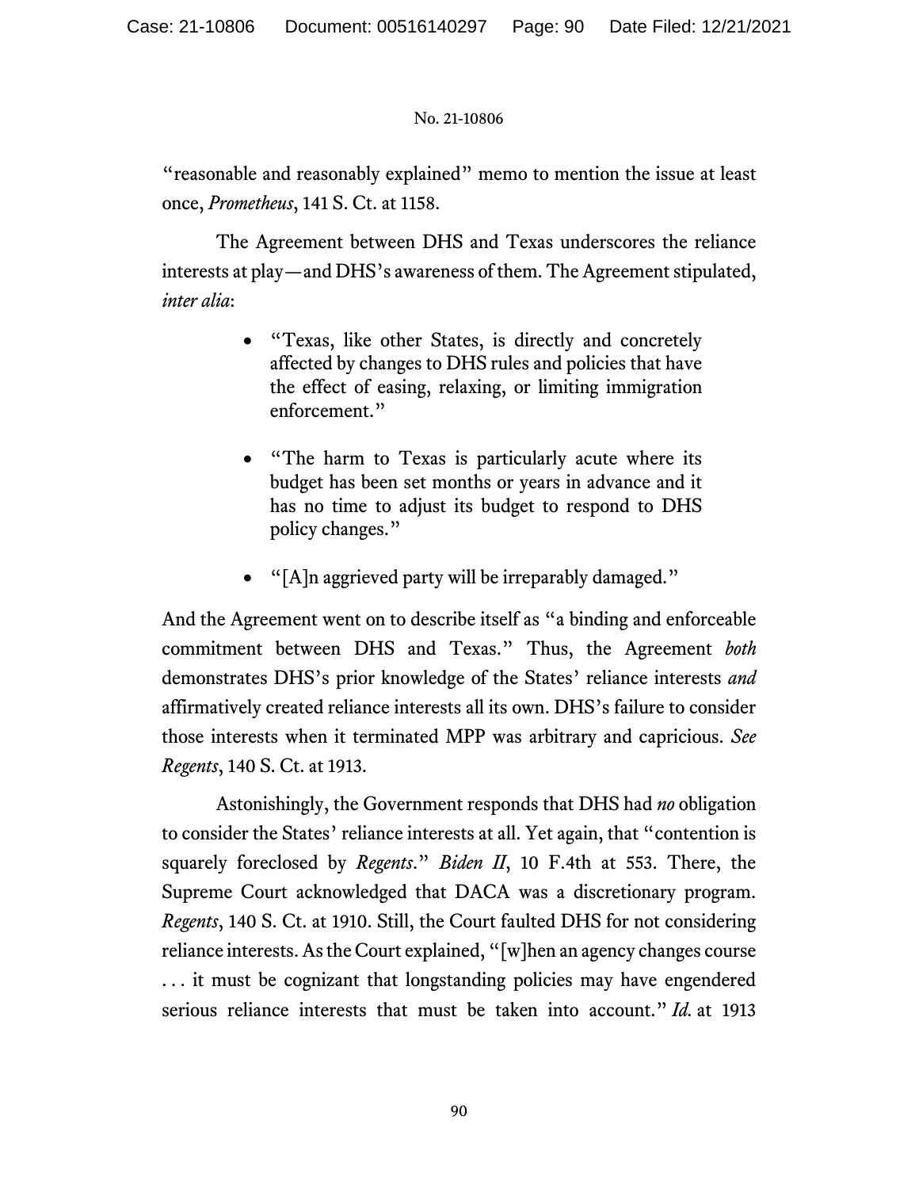"reasonable and reasonably explained" memo to mention the issue at least once, *Prometheus*, 141 S. Ct. at 1158.

The Agreement between DHS and Texas underscores the reliance interests at play—and DHS's awareness of them. The Agreement stipulated, *inter alia*:

- "Texas, like other States, is directly and concretely affected by changes to DHS rules and policies that have the effect of easing, relaxing, or limiting immigration enforcement."
- "The harm to Texas is particularly acute where its budget has been set months or years in advance and it has no time to adjust its budget to respond to DHS policy changes."
- "[A]n aggrieved party will be irreparably damaged."

And the Agreement went on to describe itself as "a binding and enforceable commitment between DHS and Texas." Thus, the Agreement *both* demonstrates DHS's prior knowledge of the States' reliance interests *and* affirmatively created reliance interests all its own. DHS's failure to consider those interests when it terminated MPP was arbitrary and capricious. *See Regents*, 140 S. Ct. at 1913.

Astonishingly, the Government responds that DHS had *no* obligation to consider the States' reliance interests at all. Yet again, that "contention is squarely foreclosed by *Regents*." *Biden II*, 10 F.4th at 553. There, the Supreme Court acknowledged that DACA was a discretionary program. *Regents*, 140 S. Ct. at 1910. Still, the Court faulted DHS for not considering reliance interests. As the Court explained, "[w]hen an agency changes course . . . it must be cognizant that longstanding policies may have engendered serious reliance interests that must be taken into account." *Id.* at 1913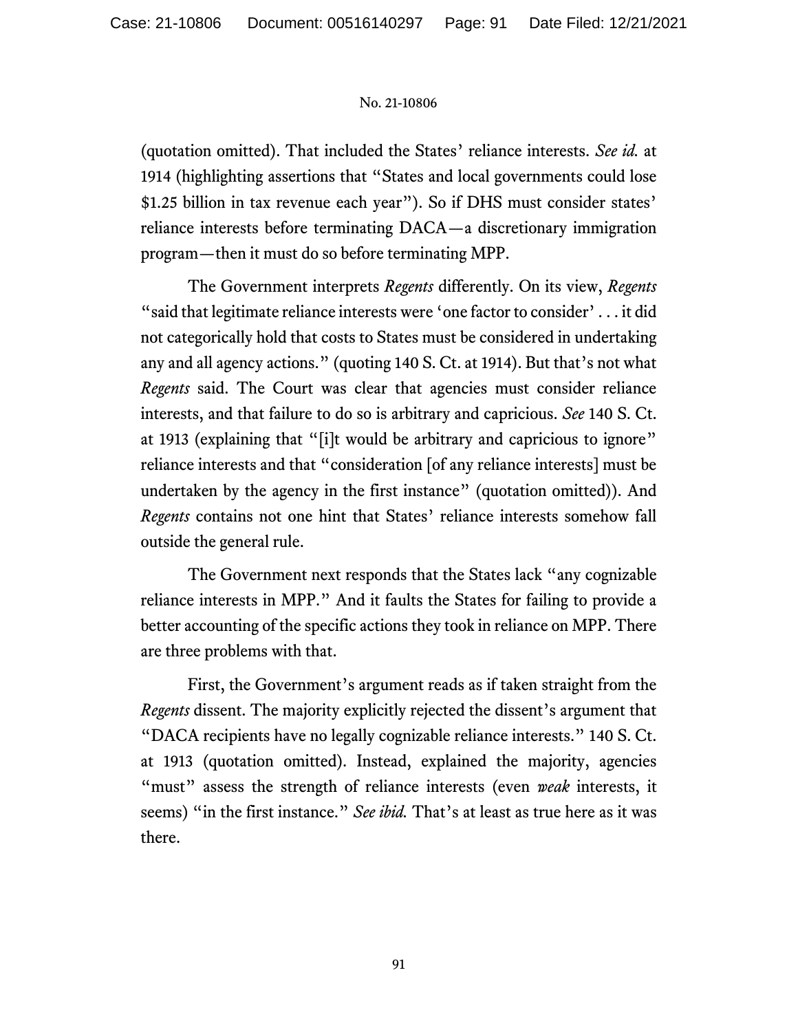(quotation omitted). That included the States' reliance interests. *See id.* at 1914 (highlighting assertions that "States and local governments could lose $1.25 billion in tax revenue each year"). So if DHS must consider states' reliance interests before terminating DACA—a discretionary immigration program—then it must do so before terminating MPP.

The Government interprets *Regents* differently. On its view, *Regents* "said that legitimate reliance interests were 'one factor to consider' . . . it did not categorically hold that costs to States must be considered in undertaking any and all agency actions." (quoting 140 S. Ct. at 1914). But that's not what *Regents* said. The Court was clear that agencies must consider reliance interests, and that failure to do so is arbitrary and capricious. *See* 140 S. Ct. at 1913 (explaining that "[i]t would be arbitrary and capricious to ignore" reliance interests and that "consideration [of any reliance interests] must be undertaken by the agency in the first instance" (quotation omitted)). And *Regents* contains not one hint that States' reliance interests somehow fall outside the general rule.

The Government next responds that the States lack "any cognizable reliance interests in MPP." And it faults the States for failing to provide a better accounting of the specific actions they took in reliance on MPP. There are three problems with that.

First, the Government's argument reads as if taken straight from the *Regents* dissent. The majority explicitly rejected the dissent's argument that "DACA recipients have no legally cognizable reliance interests." 140 S. Ct. at 1913 (quotation omitted). Instead, explained the majority, agencies "must" assess the strength of reliance interests (even *weak* interests, it seems) "in the first instance." *See ibid.* That's at least as true here as it was there.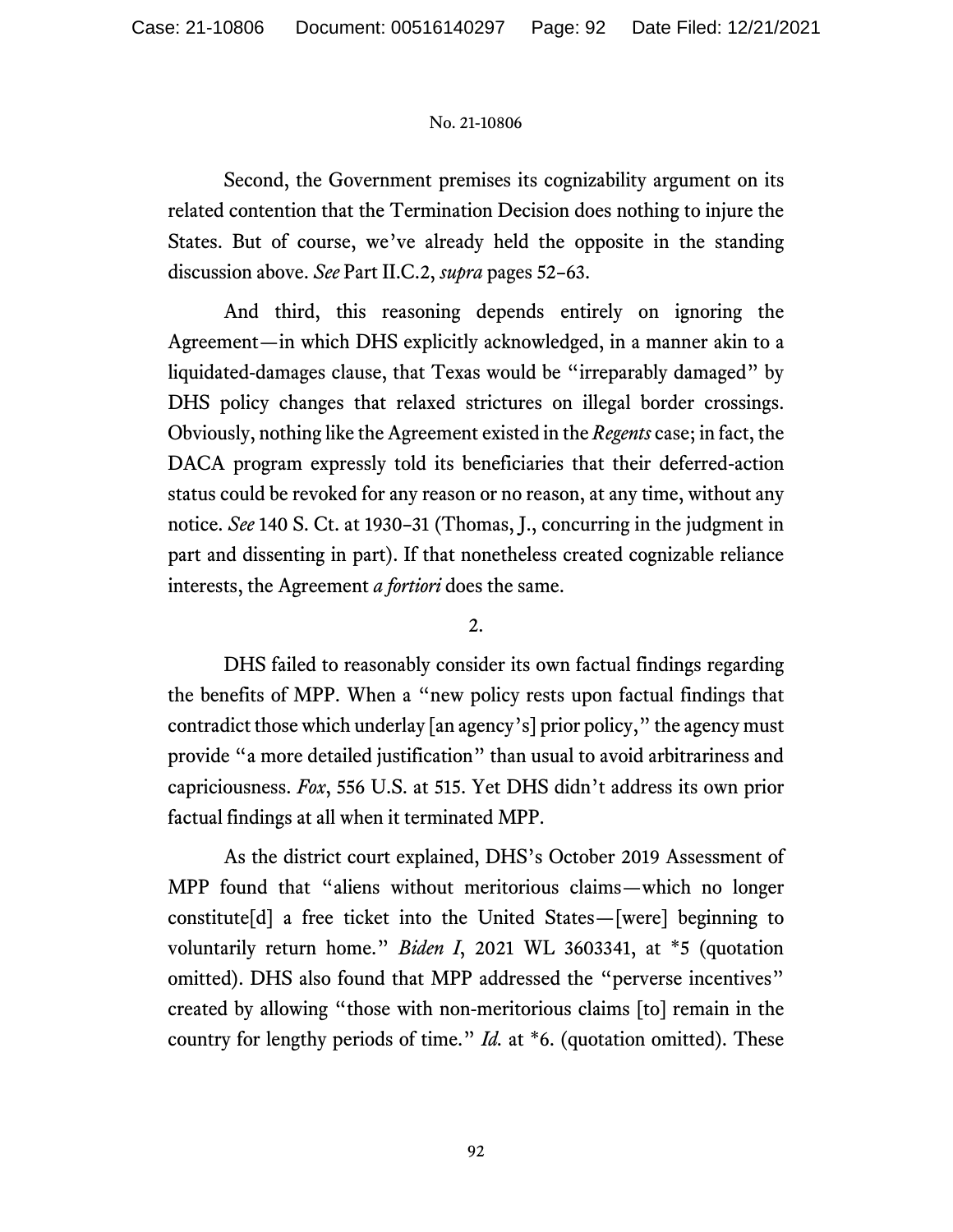Second, the Government premises its cognizability argument on its related contention that the Termination Decision does nothing to injure the States. But of course, we've already held the opposite in the standing discussion above. *See* Part II.C.2, *supra* pages 52–63.

And third, this reasoning depends entirely on ignoring the Agreement—in which DHS explicitly acknowledged, in a manner akin to a liquidated-damages clause, that Texas would be "irreparably damaged" by DHS policy changes that relaxed strictures on illegal border crossings. Obviously, nothing like the Agreement existed in the *Regents* case; in fact, the DACA program expressly told its beneficiaries that their deferred-action status could be revoked for any reason or no reason, at any time, without any notice. *See* 140 S. Ct. at 1930–31 (Thomas, J., concurring in the judgment in part and dissenting in part). If that nonetheless created cognizable reliance interests, the Agreement *a fortiori* does the same.

2.

DHS failed to reasonably consider its own factual findings regarding the benefits of MPP. When a "new policy rests upon factual findings that contradict those which underlay [an agency's] prior policy," the agency must provide "a more detailed justification" than usual to avoid arbitrariness and capriciousness. *Fox*, 556 U.S. at 515. Yet DHS didn't address its own prior factual findings at all when it terminated MPP.

As the district court explained, DHS's October 2019 Assessment of MPP found that "aliens without meritorious claims—which no longer constitute[d] a free ticket into the United States—[were] beginning to voluntarily return home." *Biden I*, 2021 WL 3603341, at *5 (quotation omitted). DHS also found that MPP addressed the "perverse incentives" created by allowing "those with non-meritorious claims [to] remain in the country for lengthy periods of time." *Id.* at *6. (quotation omitted). These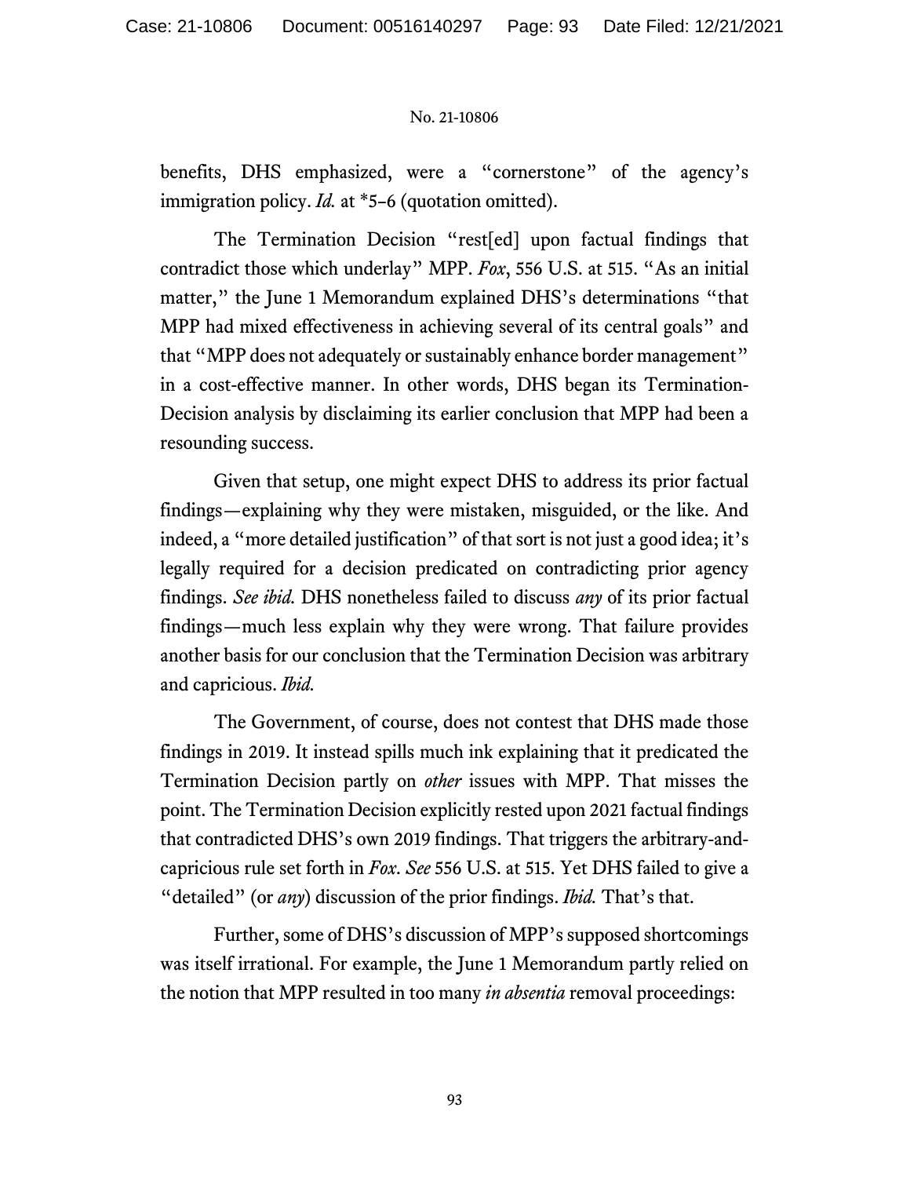benefits, DHS emphasized, were a "cornerstone" of the agency's immigration policy. *Id.* at *5–6 (quotation omitted).

The Termination Decision "rest[ed] upon factual findings that contradict those which underlay" MPP. *Fox*, 556 U.S. at 515. "As an initial matter," the June 1 Memorandum explained DHS's determinations "that MPP had mixed effectiveness in achieving several of its central goals" and that "MPP does not adequately or sustainably enhance border management" in a cost-effective manner. In other words, DHS began its Termination-Decision analysis by disclaiming its earlier conclusion that MPP had been a resounding success.

Given that setup, one might expect DHS to address its prior factual findings—explaining why they were mistaken, misguided, or the like. And indeed, a "more detailed justification" of that sort is not just a good idea; it's legally required for a decision predicated on contradicting prior agency findings. *See ibid.* DHS nonetheless failed to discuss *any* of its prior factual findings—much less explain why they were wrong. That failure provides another basis for our conclusion that the Termination Decision was arbitrary and capricious. *Ibid.*

The Government, of course, does not contest that DHS made those findings in 2019. It instead spills much ink explaining that it predicated the Termination Decision partly on *other* issues with MPP. That misses the point. The Termination Decision explicitly rested upon 2021 factual findings that contradicted DHS's own 2019 findings. That triggers the arbitrary-and-capricious rule set forth in *Fox*. *See* 556 U.S. at 515. Yet DHS failed to give a "detailed" (or *any*) discussion of the prior findings. *Ibid.* That's that.

Further, some of DHS's discussion of MPP's supposed shortcomings was itself irrational. For example, the June 1 Memorandum partly relied on the notion that MPP resulted in too many *in absentia* removal proceedings: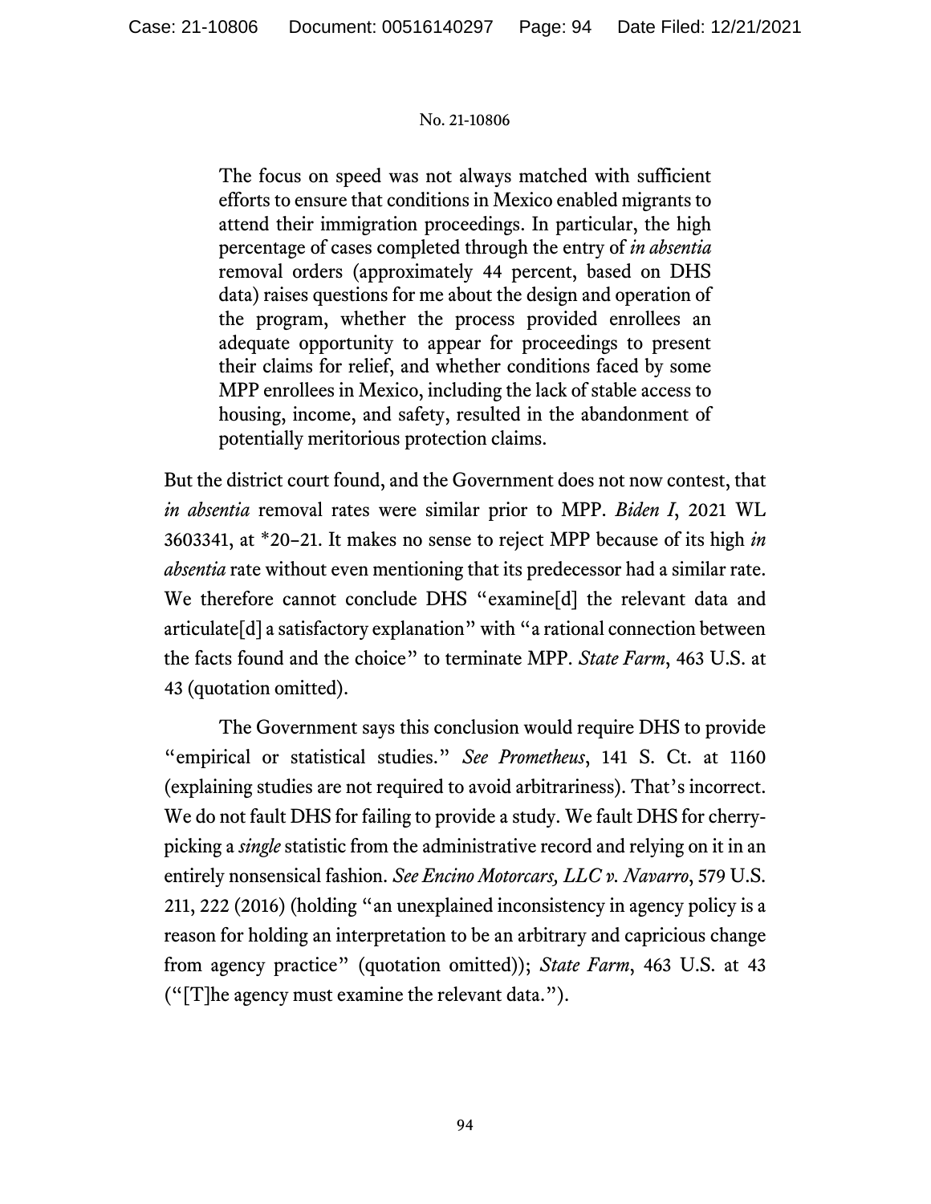> The focus on speed was not always matched with sufficient efforts to ensure that conditions in Mexico enabled migrants to attend their immigration proceedings. In particular, the high percentage of cases completed through the entry of *in absentia* removal orders (approximately 44 percent, based on DHS data) raises questions for me about the design and operation of the program, whether the process provided enrollees an adequate opportunity to appear for proceedings to present their claims for relief, and whether conditions faced by some MPP enrollees in Mexico, including the lack of stable access to housing, income, and safety, resulted in the abandonment of potentially meritorious protection claims.

But the district court found, and the Government does not now contest, that *in absentia* removal rates were similar prior to MPP. *Biden I*, 2021 WL 3603341, at \*20–21. It makes no sense to reject MPP because of its high *in absentia* rate without even mentioning that its predecessor had a similar rate. We therefore cannot conclude DHS "examine[d] the relevant data and articulate[d] a satisfactory explanation" with "a rational connection between the facts found and the choice" to terminate MPP. *State Farm*, 463 U.S. at 43 (quotation omitted).

The Government says this conclusion would require DHS to provide "empirical or statistical studies." *See Prometheus*, 141 S. Ct. at 1160 (explaining studies are not required to avoid arbitrariness). That's incorrect. We do not fault DHS for failing to provide a study. We fault DHS for cherry-picking a *single* statistic from the administrative record and relying on it in an entirely nonsensical fashion. *See Encino Motorcars, LLC v. Navarro*, 579 U.S. 211, 222 (2016) (holding "an unexplained inconsistency in agency policy is a reason for holding an interpretation to be an arbitrary and capricious change from agency practice" (quotation omitted)); *State Farm*, 463 U.S. at 43 ("[T]he agency must examine the relevant data.").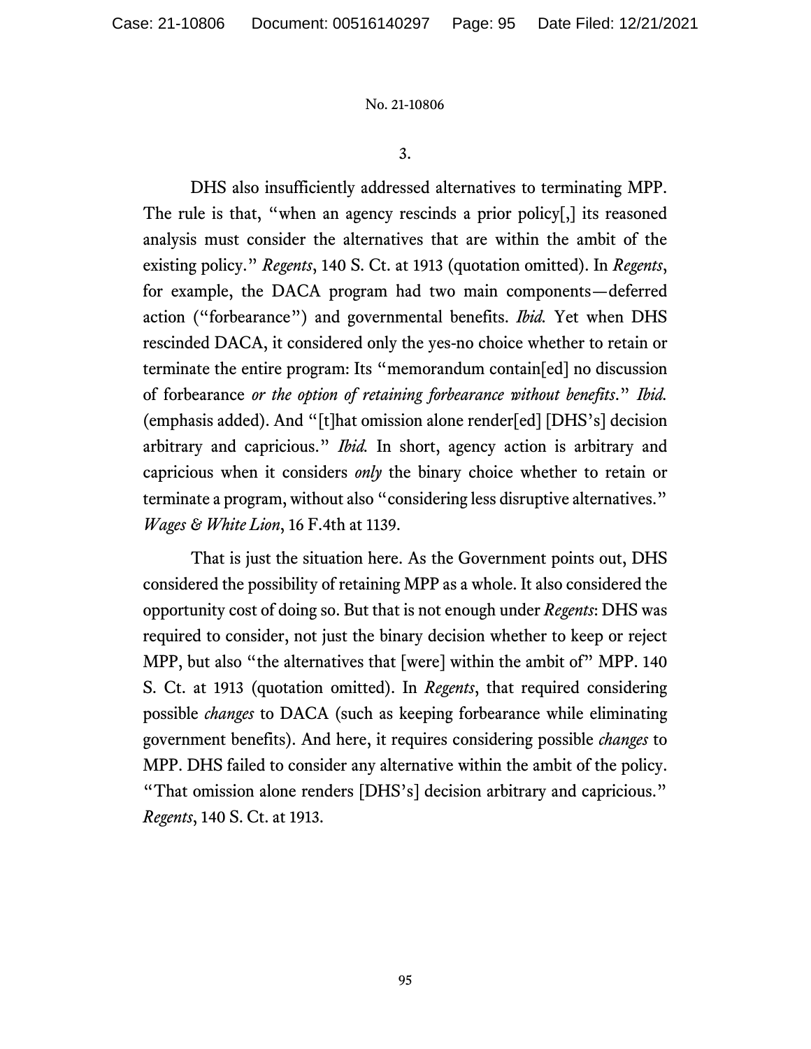3.

DHS also insufficiently addressed alternatives to terminating MPP. The rule is that, "when an agency rescinds a prior policy[,] its reasoned analysis must consider the alternatives that are within the ambit of the existing policy." *Regents*, 140 S. Ct. at 1913 (quotation omitted). In *Regents*, for example, the DACA program had two main components—deferred action ("forbearance") and governmental benefits. *Ibid.* Yet when DHS rescinded DACA, it considered only the yes-no choice whether to retain or terminate the entire program: Its "memorandum contain[ed] no discussion of forbearance *or the option of retaining forbearance without benefits*." *Ibid.* (emphasis added). And "[t]hat omission alone render[ed] [DHS's] decision arbitrary and capricious." *Ibid.* In short, agency action is arbitrary and capricious when it considers *only* the binary choice whether to retain or terminate a program, without also "considering less disruptive alternatives." *Wages & White Lion*, 16 F.4th at 1139.

That is just the situation here. As the Government points out, DHS considered the possibility of retaining MPP as a whole. It also considered the opportunity cost of doing so. But that is not enough under *Regents*: DHS was required to consider, not just the binary decision whether to keep or reject MPP, but also "the alternatives that [were] within the ambit of" MPP. 140 S. Ct. at 1913 (quotation omitted). In *Regents*, that required considering possible *changes* to DACA (such as keeping forbearance while eliminating government benefits). And here, it requires considering possible *changes* to MPP. DHS failed to consider any alternative within the ambit of the policy. "That omission alone renders [DHS's] decision arbitrary and capricious." *Regents*, 140 S. Ct. at 1913.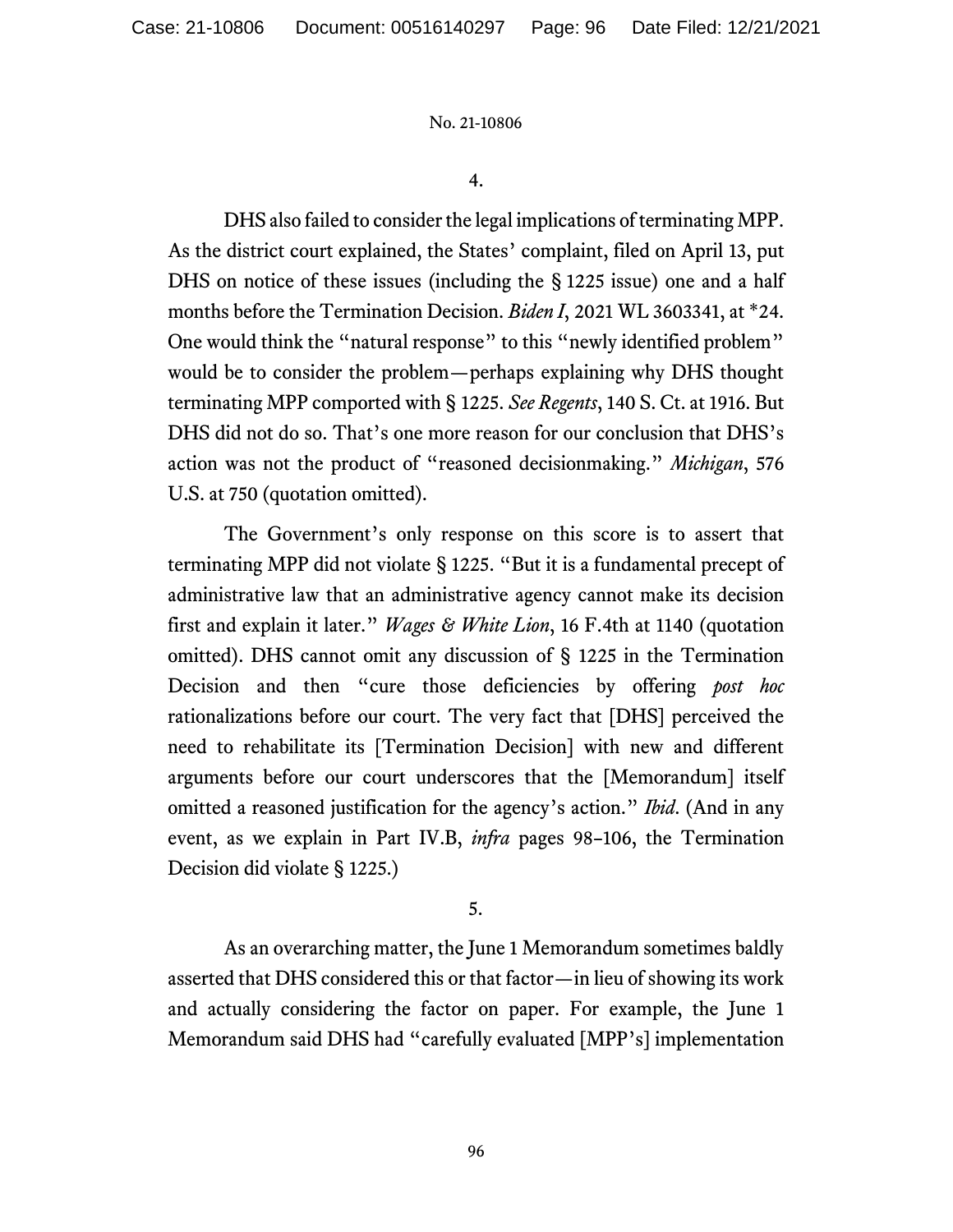4.

DHS also failed to consider the legal implications of terminating MPP. As the district court explained, the States' complaint, filed on April 13, put DHS on notice of these issues (including the § 1225 issue) one and a half months before the Termination Decision. *Biden I*, 2021 WL 3603341, at *24. One would think the "natural response" to this "newly identified problem" would be to consider the problem—perhaps explaining why DHS thought terminating MPP comported with § 1225. *See Regents*, 140 S. Ct. at 1916. But DHS did not do so. That's one more reason for our conclusion that DHS's action was not the product of "reasoned decisionmaking." *Michigan*, 576 U.S. at 750 (quotation omitted).

The Government's only response on this score is to assert that terminating MPP did not violate § 1225. "But it is a fundamental precept of administrative law that an administrative agency cannot make its decision first and explain it later." *Wages & White Lion*, 16 F.4th at 1140 (quotation omitted). DHS cannot omit any discussion of § 1225 in the Termination Decision and then "cure those deficiencies by offering *post hoc* rationalizations before our court. The very fact that [DHS] perceived the need to rehabilitate its [Termination Decision] with new and different arguments before our court underscores that the [Memorandum] itself omitted a reasoned justification for the agency's action." *Ibid.* (And in any event, as we explain in Part IV.B, *infra* pages 98–106, the Termination Decision did violate § 1225.)

5.

As an overarching matter, the June 1 Memorandum sometimes baldly asserted that DHS considered this or that factor—in lieu of showing its work and actually considering the factor on paper. For example, the June 1 Memorandum said DHS had "carefully evaluated [MPP's] implementation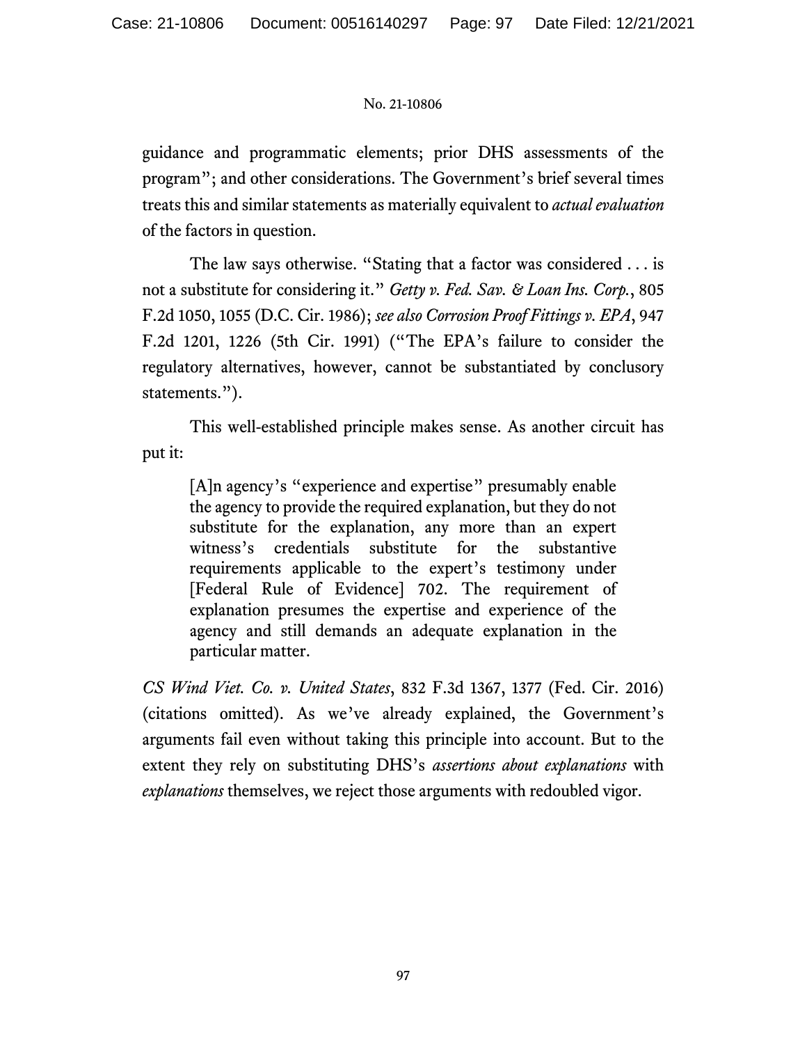guidance and programmatic elements; prior DHS assessments of the program"; and other considerations. The Government's brief several times treats this and similar statements as materially equivalent to *actual evaluation* of the factors in question.

The law says otherwise. "Stating that a factor was considered . . . is not a substitute for considering it." *Getty v. Fed. Sav. & Loan Ins. Corp.*, 805 F.2d 1050, 1055 (D.C. Cir. 1986); *see also Corrosion Proof Fittings v. EPA*, 947 F.2d 1201, 1226 (5th Cir. 1991) ("The EPA's failure to consider the regulatory alternatives, however, cannot be substantiated by conclusory statements.").

This well-established principle makes sense. As another circuit has put it:

> [A]n agency's "experience and expertise" presumably enable the agency to provide the required explanation, but they do not substitute for the explanation, any more than an expert witness's credentials substitute for the substantive requirements applicable to the expert's testimony under [Federal Rule of Evidence] 702. The requirement of explanation presumes the expertise and experience of the agency and still demands an adequate explanation in the particular matter.

*CS Wind Viet. Co. v. United States*, 832 F.3d 1367, 1377 (Fed. Cir. 2016) (citations omitted). As we've already explained, the Government's arguments fail even without taking this principle into account. But to the extent they rely on substituting DHS's *assertions about explanations* with *explanations* themselves, we reject those arguments with redoubled vigor.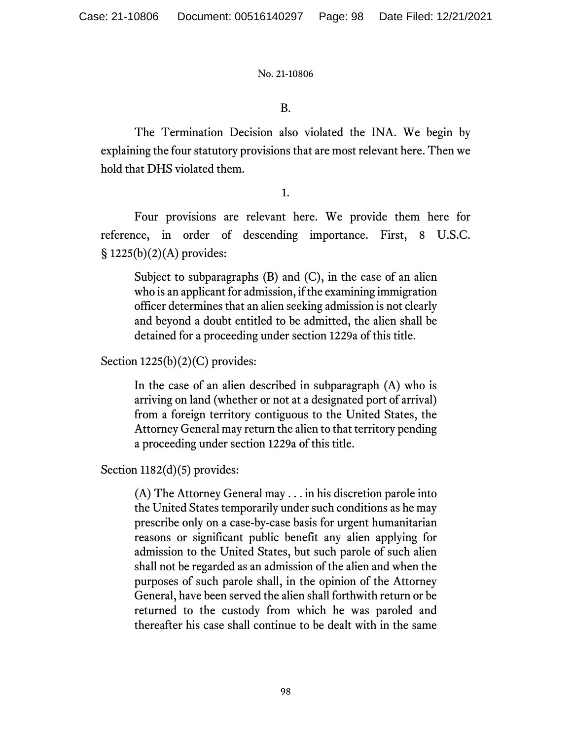B.

The Termination Decision also violated the INA. We begin by explaining the four statutory provisions that are most relevant here. Then we hold that DHS violated them.

1.

Four provisions are relevant here. We provide them here for reference, in order of descending importance. First, 8 U.S.C. § 1225(b)(2)(A) provides:

> Subject to subparagraphs (B) and (C), in the case of an alien who is an applicant for admission, if the examining immigration officer determines that an alien seeking admission is not clearly and beyond a doubt entitled to be admitted, the alien shall be detained for a proceeding under section 1229a of this title.

Section 1225(b)(2)(C) provides:

> In the case of an alien described in subparagraph (A) who is arriving on land (whether or not at a designated port of arrival) from a foreign territory contiguous to the United States, the Attorney General may return the alien to that territory pending a proceeding under section 1229a of this title.

Section 1182(d)(5) provides:

> (A) The Attorney General may . . . in his discretion parole into the United States temporarily under such conditions as he may prescribe only on a case-by-case basis for urgent humanitarian reasons or significant public benefit any alien applying for admission to the United States, but such parole of such alien shall not be regarded as an admission of the alien and when the purposes of such parole shall, in the opinion of the Attorney General, have been served the alien shall forthwith return or be returned to the custody from which he was paroled and thereafter his case shall continue to be dealt with in the same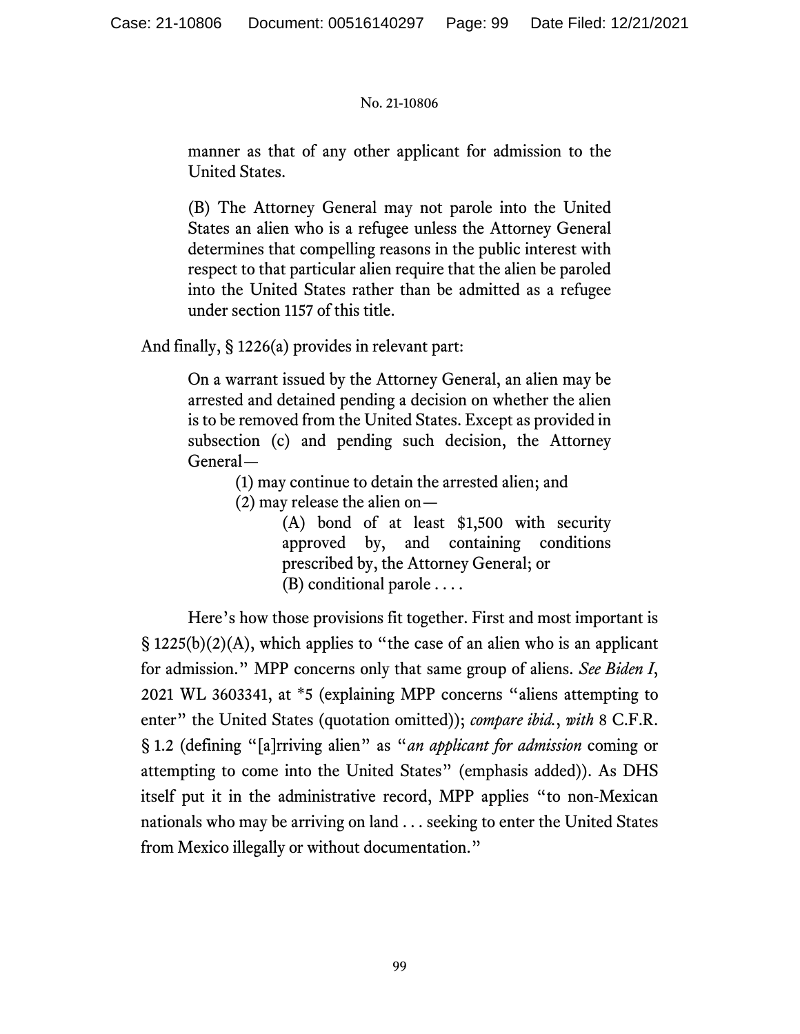> manner as that of any other applicant for admission to the United States.
>
> (B) The Attorney General may not parole into the United States an alien who is a refugee unless the Attorney General determines that compelling reasons in the public interest with respect to that particular alien require that the alien be paroled into the United States rather than be admitted as a refugee under section 1157 of this title.

And finally, § 1226(a) provides in relevant part:

> On a warrant issued by the Attorney General, an alien may be arrested and detained pending a decision on whether the alien is to be removed from the United States. Except as provided in subsection (c) and pending such decision, the Attorney General—
>
> > (1) may continue to detain the arrested alien; and
> >
> > (2) may release the alien on—
> >
> > > (A) bond of at least $1,500 with security approved by, and containing conditions prescribed by, the Attorney General; or
> > >
> > > (B) conditional parole . . . .

Here's how those provisions fit together. First and most important is § 1225(b)(2)(A), which applies to "the case of an alien who is an applicant for admission." MPP concerns only that same group of aliens. *See Biden I*, 2021 WL 3603341, at *5 (explaining MPP concerns "aliens attempting to enter" the United States (quotation omitted)); *compare ibid.*, *with* 8 C.F.R. § 1.2 (defining "[a]rriving alien" as "*an applicant for admission* coming or attempting to come into the United States" (emphasis added)). As DHS itself put it in the administrative record, MPP applies "to non-Mexican nationals who may be arriving on land . . . seeking to enter the United States from Mexico illegally or without documentation."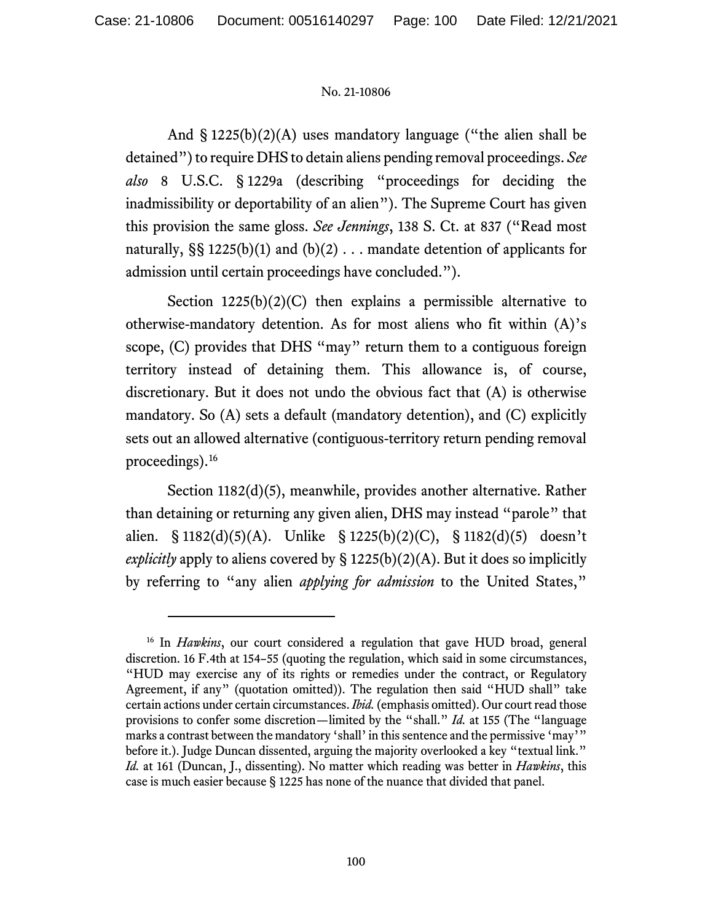And § 1225(b)(2)(A) uses mandatory language ("the alien shall be detained") to require DHS to detain aliens pending removal proceedings. *See also* 8 U.S.C. § 1229a (describing "proceedings for deciding the inadmissibility or deportability of an alien"). The Supreme Court has given this provision the same gloss. *See Jennings*, 138 S. Ct. at 837 ("Read most naturally, §§ 1225(b)(1) and (b)(2) . . . mandate detention of applicants for admission until certain proceedings have concluded.").

Section 1225(b)(2)(C) then explains a permissible alternative to otherwise-mandatory detention. As for most aliens who fit within (A)'s scope, (C) provides that DHS "may" return them to a contiguous foreign territory instead of detaining them. This allowance is, of course, discretionary. But it does not undo the obvious fact that (A) is otherwise mandatory. So (A) sets a default (mandatory detention), and (C) explicitly sets out an allowed alternative (contiguous-territory return pending removal proceedings).[16]

Section 1182(d)(5), meanwhile, provides another alternative. Rather than detaining or returning any given alien, DHS may instead "parole" that alien. § 1182(d)(5)(A). Unlike § 1225(b)(2)(C), § 1182(d)(5) doesn't *explicitly* apply to aliens covered by § 1225(b)(2)(A). But it does so implicitly by referring to "any alien *applying for admission* to the United States,"

---

[16] In *Hawkins*, our court considered a regulation that gave HUD broad, general discretion. 16 F.4th at 154–55 (quoting the regulation, which said in some circumstances, "HUD may exercise any of its rights or remedies under the contract, or Regulatory Agreement, if any" (quotation omitted)). The regulation then said "HUD shall" take certain actions under certain circumstances. *Ibid.* (emphasis omitted). Our court read those provisions to confer some discretion—limited by the "shall." *Id.* at 155 (The "language marks a contrast between the mandatory 'shall' in this sentence and the permissive 'may'" before it.). Judge Duncan dissented, arguing the majority overlooked a key "textual link." *Id.* at 161 (Duncan, J., dissenting). No matter which reading was better in *Hawkins*, this case is much easier because § 1225 has none of the nuance that divided that panel.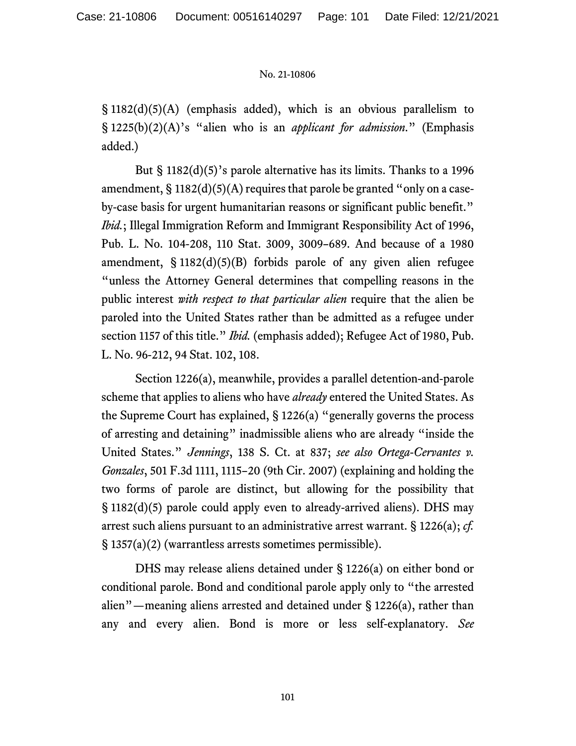§ 1182(d)(5)(A) (emphasis added), which is an obvious parallelism to § 1225(b)(2)(A)'s "alien who is an *applicant for admission*." (Emphasis added.)

But § 1182(d)(5)'s parole alternative has its limits. Thanks to a 1996 amendment, § 1182(d)(5)(A) requires that parole be granted "only on a case-by-case basis for urgent humanitarian reasons or significant public benefit." *Ibid.*; Illegal Immigration Reform and Immigrant Responsibility Act of 1996, Pub. L. No. 104-208, 110 Stat. 3009, 3009–689. And because of a 1980 amendment, § 1182(d)(5)(B) forbids parole of any given alien refugee "unless the Attorney General determines that compelling reasons in the public interest *with respect to that particular alien* require that the alien be paroled into the United States rather than be admitted as a refugee under section 1157 of this title." *Ibid.* (emphasis added); Refugee Act of 1980, Pub. L. No. 96-212, 94 Stat. 102, 108.

Section 1226(a), meanwhile, provides a parallel detention-and-parole scheme that applies to aliens who have *already* entered the United States. As the Supreme Court has explained, § 1226(a) "generally governs the process of arresting and detaining" inadmissible aliens who are already "inside the United States." *Jennings*, 138 S. Ct. at 837; *see also Ortega-Cervantes v. Gonzales*, 501 F.3d 1111, 1115–20 (9th Cir. 2007) (explaining and holding the two forms of parole are distinct, but allowing for the possibility that § 1182(d)(5) parole could apply even to already-arrived aliens). DHS may arrest such aliens pursuant to an administrative arrest warrant. § 1226(a); *cf.* § 1357(a)(2) (warrantless arrests sometimes permissible).

DHS may release aliens detained under § 1226(a) on either bond or conditional parole. Bond and conditional parole apply only to "the arrested alien"—meaning aliens arrested and detained under § 1226(a), rather than any and every alien. Bond is more or less self-explanatory. *See*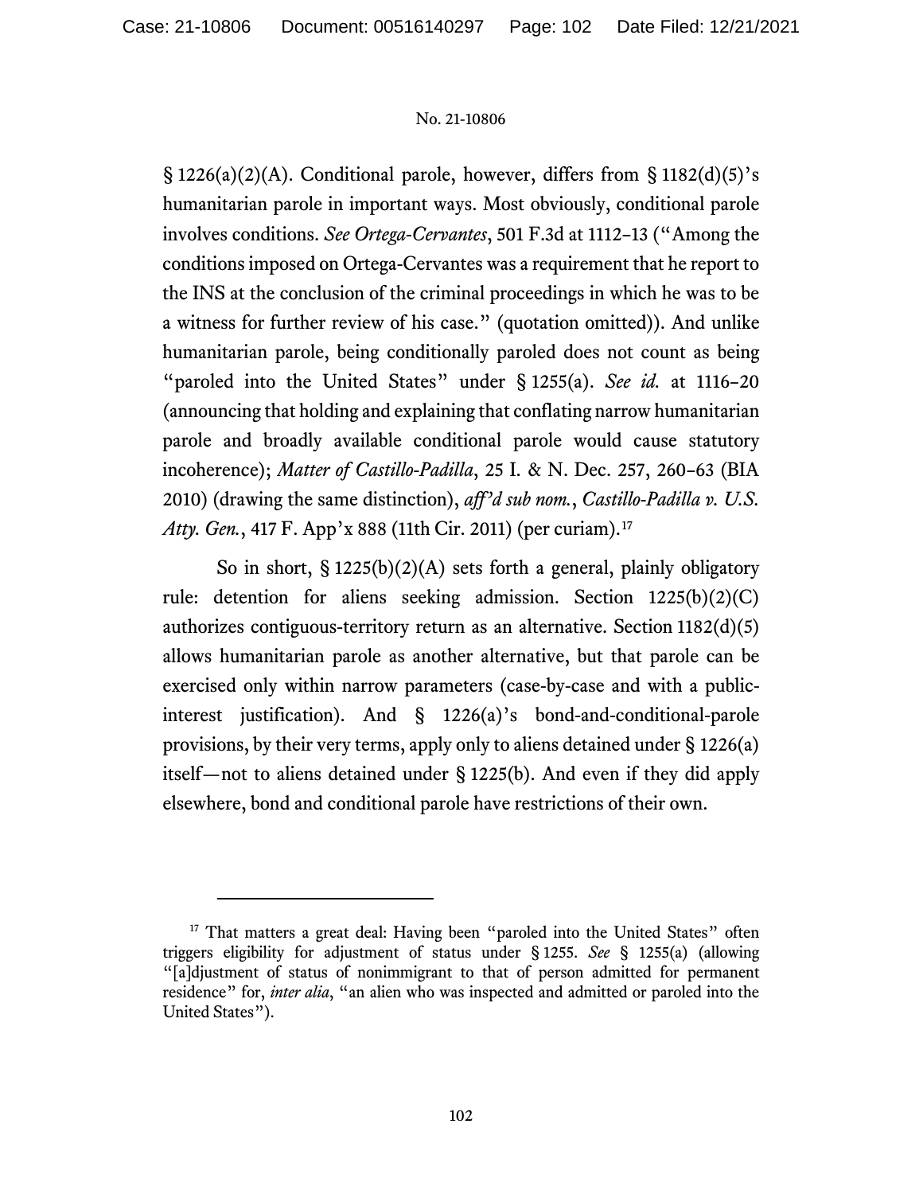§ 1226(a)(2)(A). Conditional parole, however, differs from § 1182(d)(5)'s humanitarian parole in important ways. Most obviously, conditional parole involves conditions. *See Ortega-Cervantes*, 501 F.3d at 1112–13 ("Among the conditions imposed on Ortega-Cervantes was a requirement that he report to the INS at the conclusion of the criminal proceedings in which he was to be a witness for further review of his case." (quotation omitted)). And unlike humanitarian parole, being conditionally paroled does not count as being "paroled into the United States" under § 1255(a). *See id.* at 1116–20 (announcing that holding and explaining that conflating narrow humanitarian parole and broadly available conditional parole would cause statutory incoherence); *Matter of Castillo-Padilla*, 25 I. & N. Dec. 257, 260–63 (BIA 2010) (drawing the same distinction), *aff'd sub nom.*, *Castillo-Padilla v. U.S. Atty. Gen.*, 417 F. App'x 888 (11th Cir. 2011) (per curiam).[17]

So in short, § 1225(b)(2)(A) sets forth a general, plainly obligatory rule: detention for aliens seeking admission. Section 1225(b)(2)(C) authorizes contiguous-territory return as an alternative. Section 1182(d)(5) allows humanitarian parole as another alternative, but that parole can be exercised only within narrow parameters (case-by-case and with a public-interest justification). And § 1226(a)'s bond-and-conditional-parole provisions, by their very terms, apply only to aliens detained under § 1226(a) itself—not to aliens detained under § 1225(b). And even if they did apply elsewhere, bond and conditional parole have restrictions of their own.

---

[17] That matters a great deal: Having been "paroled into the United States" often triggers eligibility for adjustment of status under § 1255. *See* § 1255(a) (allowing "[a]djustment of status of nonimmigrant to that of person admitted for permanent residence" for, *inter alia*, "an alien who was inspected and admitted or paroled into the United States").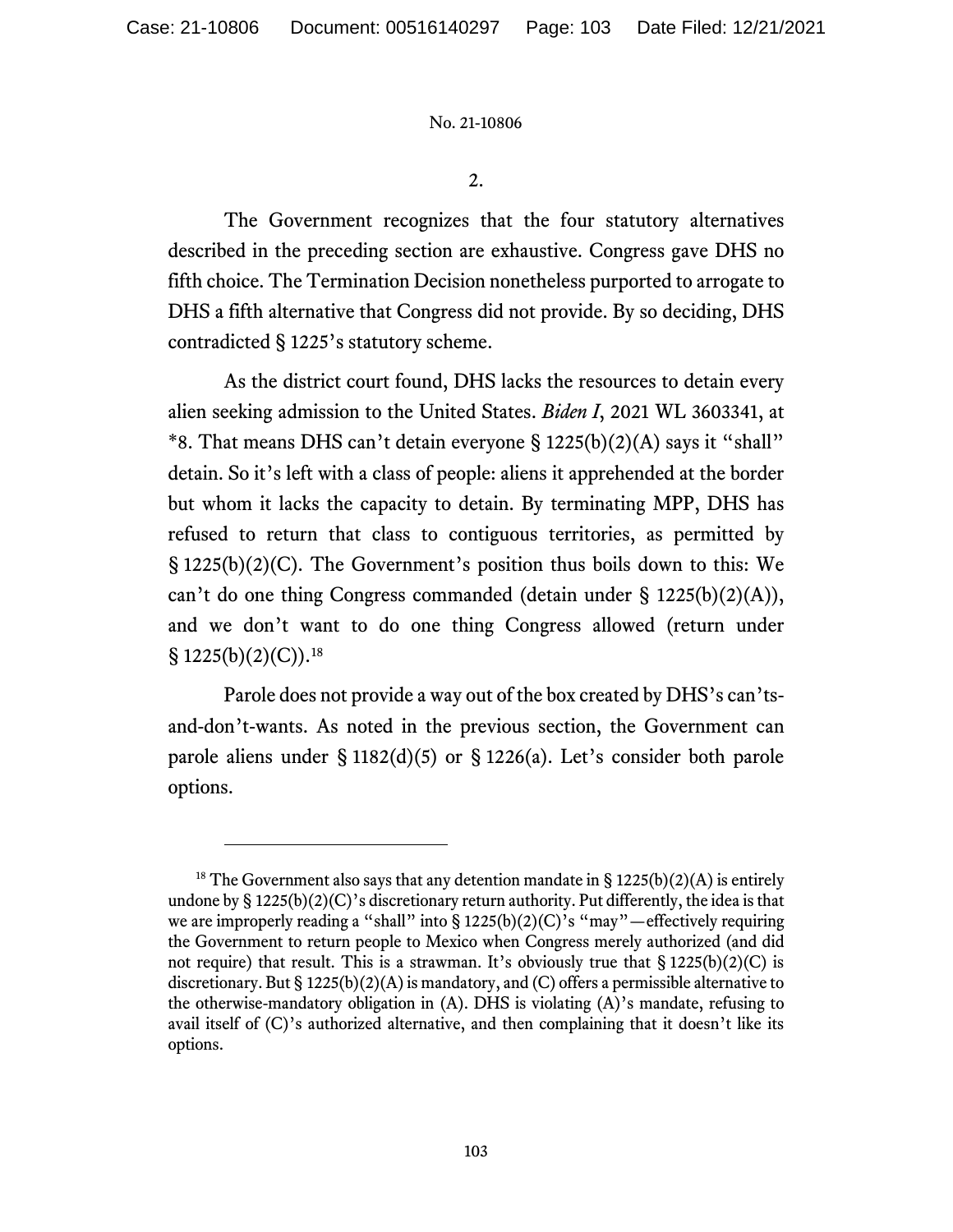2.

The Government recognizes that the four statutory alternatives described in the preceding section are exhaustive. Congress gave DHS no fifth choice. The Termination Decision nonetheless purported to arrogate to DHS a fifth alternative that Congress did not provide. By so deciding, DHS contradicted § 1225's statutory scheme.

As the district court found, DHS lacks the resources to detain every alien seeking admission to the United States. *Biden I*, 2021 WL 3603341, at *8. That means DHS can't detain everyone § 1225(b)(2)(A) says it "shall" detain. So it's left with a class of people: aliens it apprehended at the border but whom it lacks the capacity to detain. By terminating MPP, DHS has refused to return that class to contiguous territories, as permitted by § 1225(b)(2)(C). The Government's position thus boils down to this: We can't do one thing Congress commanded (detain under § 1225(b)(2)(A)), and we don't want to do one thing Congress allowed (return under § 1225(b)(2)(C)).[18]

Parole does not provide a way out of the box created by DHS's can'ts-and-don't-wants. As noted in the previous section, the Government can parole aliens under § 1182(d)(5) or § 1226(a). Let's consider both parole options.

---

[18] The Government also says that any detention mandate in § 1225(b)(2)(A) is entirely undone by § 1225(b)(2)(C)'s discretionary return authority. Put differently, the idea is that we are improperly reading a "shall" into § 1225(b)(2)(C)'s "may"—effectively requiring the Government to return people to Mexico when Congress merely authorized (and did not require) that result. This is a strawman. It's obviously true that § 1225(b)(2)(C) is discretionary. But § 1225(b)(2)(A) is mandatory, and (C) offers a permissible alternative to the otherwise-mandatory obligation in (A). DHS is violating (A)'s mandate, refusing to avail itself of (C)'s authorized alternative, and then complaining that it doesn't like its options.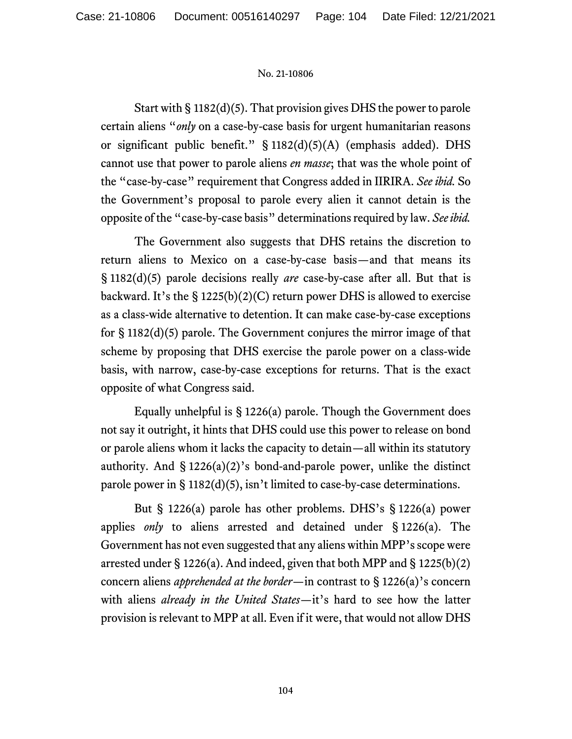Start with § 1182(d)(5). That provision gives DHS the power to parole certain aliens "*only* on a case-by-case basis for urgent humanitarian reasons or significant public benefit." § 1182(d)(5)(A) (emphasis added). DHS cannot use that power to parole aliens *en masse*; that was the whole point of the "case-by-case" requirement that Congress added in IIRIRA. *See ibid.* So the Government's proposal to parole every alien it cannot detain is the opposite of the "case-by-case basis" determinations required by law. *See ibid.*

The Government also suggests that DHS retains the discretion to return aliens to Mexico on a case-by-case basis—and that means its § 1182(d)(5) parole decisions really *are* case-by-case after all. But that is backward. It's the § 1225(b)(2)(C) return power DHS is allowed to exercise as a class-wide alternative to detention. It can make case-by-case exceptions for § 1182(d)(5) parole. The Government conjures the mirror image of that scheme by proposing that DHS exercise the parole power on a class-wide basis, with narrow, case-by-case exceptions for returns. That is the exact opposite of what Congress said.

Equally unhelpful is § 1226(a) parole. Though the Government does not say it outright, it hints that DHS could use this power to release on bond or parole aliens whom it lacks the capacity to detain—all within its statutory authority. And § 1226(a)(2)'s bond-and-parole power, unlike the distinct parole power in § 1182(d)(5), isn't limited to case-by-case determinations.

But § 1226(a) parole has other problems. DHS's § 1226(a) power applies *only* to aliens arrested and detained under § 1226(a). The Government has not even suggested that any aliens within MPP's scope were arrested under § 1226(a). And indeed, given that both MPP and § 1225(b)(2) concern aliens *apprehended at the border*—in contrast to § 1226(a)'s concern with aliens *already in the United States*—it's hard to see how the latter provision is relevant to MPP at all. Even if it were, that would not allow DHS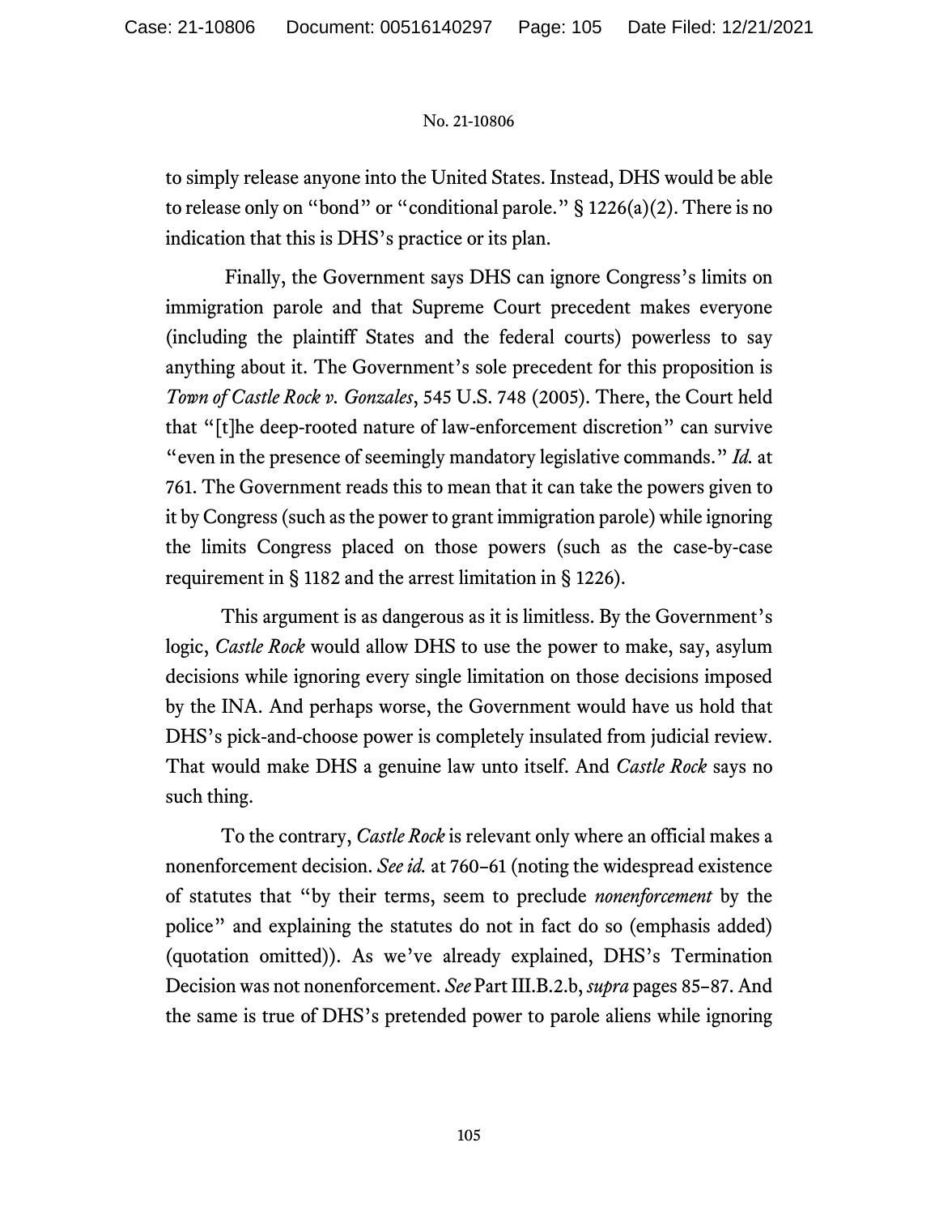to simply release anyone into the United States. Instead, DHS would be able to release only on "bond" or "conditional parole." § 1226(a)(2). There is no indication that this is DHS's practice or its plan.

Finally, the Government says DHS can ignore Congress's limits on immigration parole and that Supreme Court precedent makes everyone (including the plaintiff States and the federal courts) powerless to say anything about it. The Government's sole precedent for this proposition is *Town of Castle Rock v. Gonzales*, 545 U.S. 748 (2005). There, the Court held that "[t]he deep-rooted nature of law-enforcement discretion" can survive "even in the presence of seemingly mandatory legislative commands." *Id.* at 761. The Government reads this to mean that it can take the powers given to it by Congress (such as the power to grant immigration parole) while ignoring the limits Congress placed on those powers (such as the case-by-case requirement in § 1182 and the arrest limitation in § 1226).

This argument is as dangerous as it is limitless. By the Government's logic, *Castle Rock* would allow DHS to use the power to make, say, asylum decisions while ignoring every single limitation on those decisions imposed by the INA. And perhaps worse, the Government would have us hold that DHS's pick-and-choose power is completely insulated from judicial review. That would make DHS a genuine law unto itself. And *Castle Rock* says no such thing.

To the contrary, *Castle Rock* is relevant only where an official makes a nonenforcement decision. *See id.* at 760–61 (noting the widespread existence of statutes that "by their terms, seem to preclude *nonenforcement* by the police" and explaining the statutes do not in fact do so (emphasis added) (quotation omitted)). As we've already explained, DHS's Termination Decision was not nonenforcement. *See* Part III.B.2.b, *supra* pages 85–87. And the same is true of DHS's pretended power to parole aliens while ignoring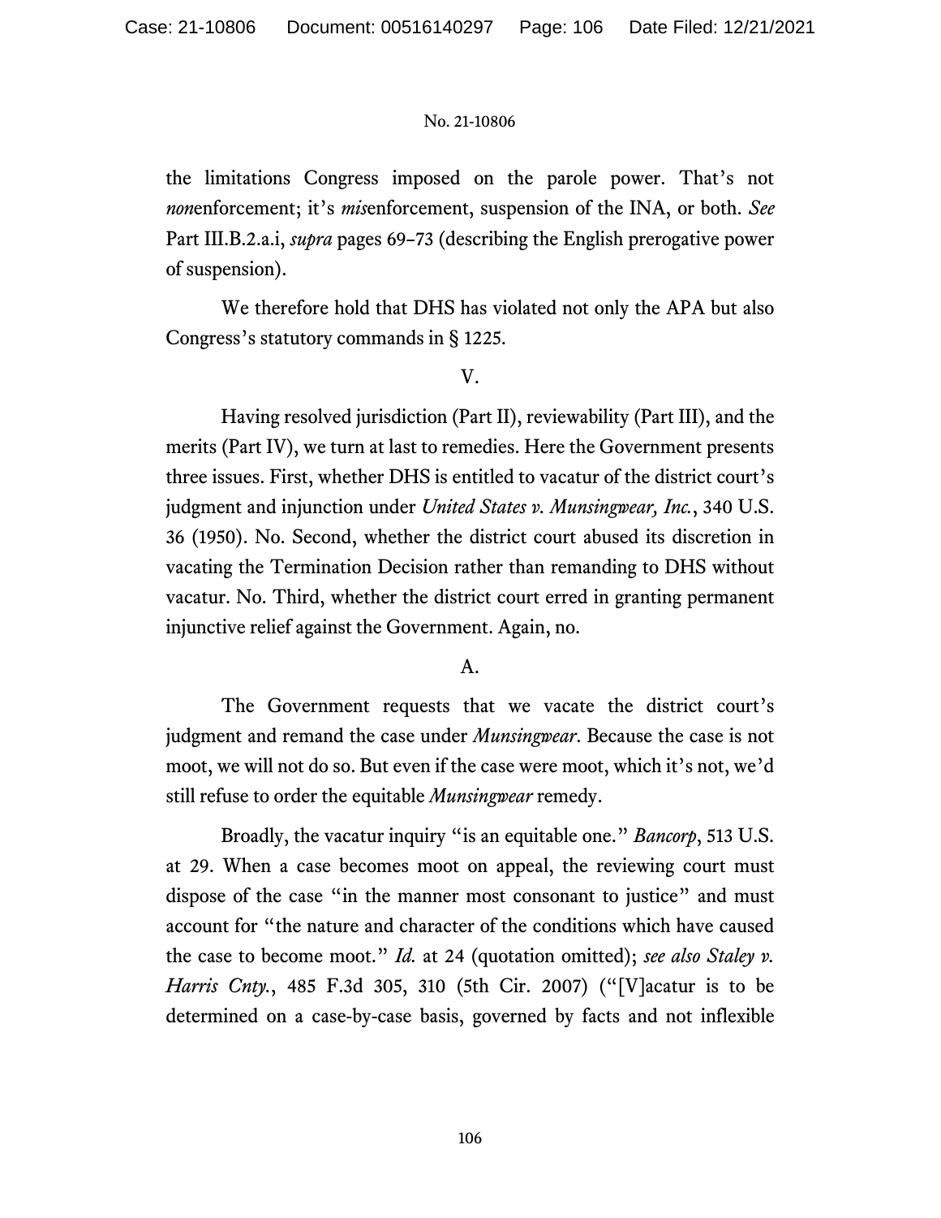the limitations Congress imposed on the parole power. That's not *non*enforcement; it's *mis*enforcement, suspension of the INA, or both. *See* Part III.B.2.a.i, *supra* pages 69–73 (describing the English prerogative power of suspension).

We therefore hold that DHS has violated not only the APA but also Congress's statutory commands in § 1225.

## V.

Having resolved jurisdiction (Part II), reviewability (Part III), and the merits (Part IV), we turn at last to remedies. Here the Government presents three issues. First, whether DHS is entitled to vacatur of the district court's judgment and injunction under *United States v. Munsingwear, Inc.*, 340 U.S. 36 (1950). No. Second, whether the district court abused its discretion in vacating the Termination Decision rather than remanding to DHS without vacatur. No. Third, whether the district court erred in granting permanent injunctive relief against the Government. Again, no.

### A.

The Government requests that we vacate the district court's judgment and remand the case under *Munsingwear*. Because the case is not moot, we will not do so. But even if the case were moot, which it's not, we'd still refuse to order the equitable *Munsingwear* remedy.

Broadly, the vacatur inquiry "is an equitable one." *Bancorp*, 513 U.S. at 29. When a case becomes moot on appeal, the reviewing court must dispose of the case "in the manner most consonant to justice" and must account for "the nature and character of the conditions which have caused the case to become moot." *Id.* at 24 (quotation omitted); *see also Staley v. Harris Cnty.*, 485 F.3d 305, 310 (5th Cir. 2007) ("[V]acatur is to be determined on a case-by-case basis, governed by facts and not inflexible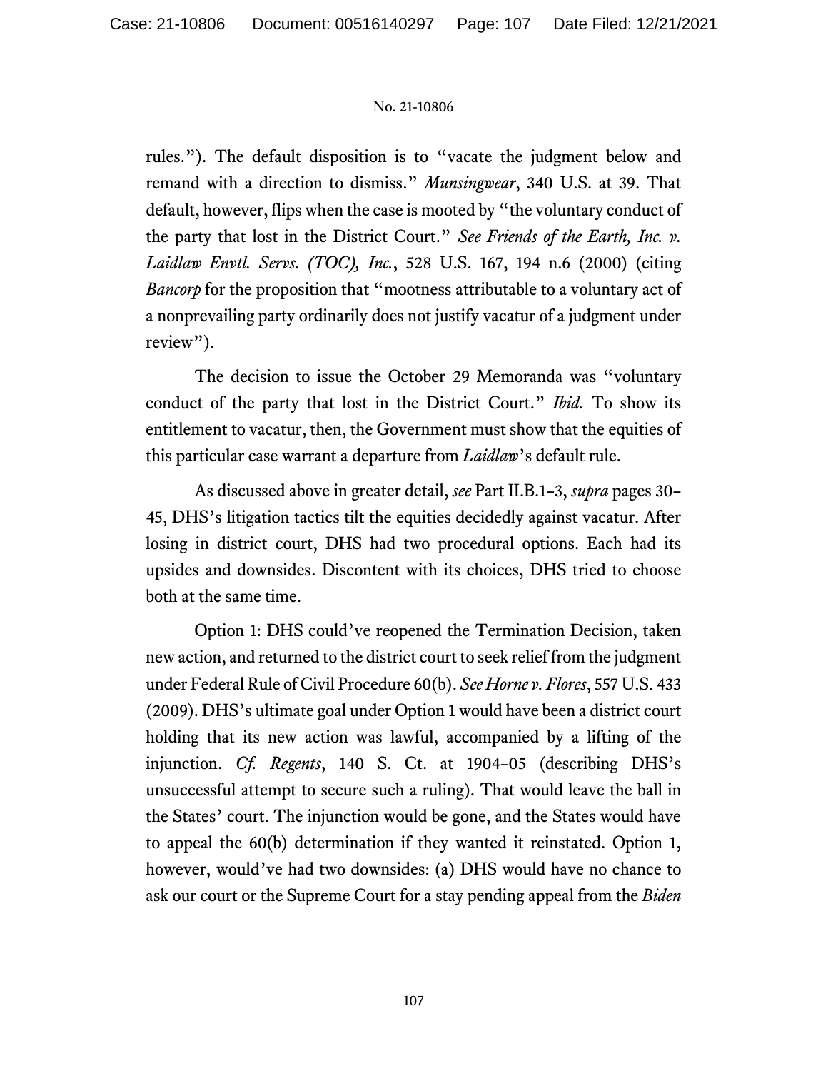rules."). The default disposition is to "vacate the judgment below and remand with a direction to dismiss." *Munsingwear*, 340 U.S. at 39. That default, however, flips when the case is mooted by "the voluntary conduct of the party that lost in the District Court." *See Friends of the Earth, Inc. v. Laidlaw Envtl. Servs. (TOC), Inc.*, 528 U.S. 167, 194 n.6 (2000) (citing *Bancorp* for the proposition that "mootness attributable to a voluntary act of a nonprevailing party ordinarily does not justify vacatur of a judgment under review").

The decision to issue the October 29 Memoranda was "voluntary conduct of the party that lost in the District Court." *Ibid.* To show its entitlement to vacatur, then, the Government must show that the equities of this particular case warrant a departure from *Laidlaw*'s default rule.

As discussed above in greater detail, *see* Part II.B.1–3, *supra* pages 30–45, DHS's litigation tactics tilt the equities decidedly against vacatur. After losing in district court, DHS had two procedural options. Each had its upsides and downsides. Discontent with its choices, DHS tried to choose both at the same time.

Option 1: DHS could've reopened the Termination Decision, taken new action, and returned to the district court to seek relief from the judgment under Federal Rule of Civil Procedure 60(b). *See Horne v. Flores*, 557 U.S. 433 (2009). DHS's ultimate goal under Option 1 would have been a district court holding that its new action was lawful, accompanied by a lifting of the injunction. *Cf. Regents*, 140 S. Ct. at 1904–05 (describing DHS's unsuccessful attempt to secure such a ruling). That would leave the ball in the States' court. The injunction would be gone, and the States would have to appeal the 60(b) determination if they wanted it reinstated. Option 1, however, would've had two downsides: (a) DHS would have no chance to ask our court or the Supreme Court for a stay pending appeal from the *Biden*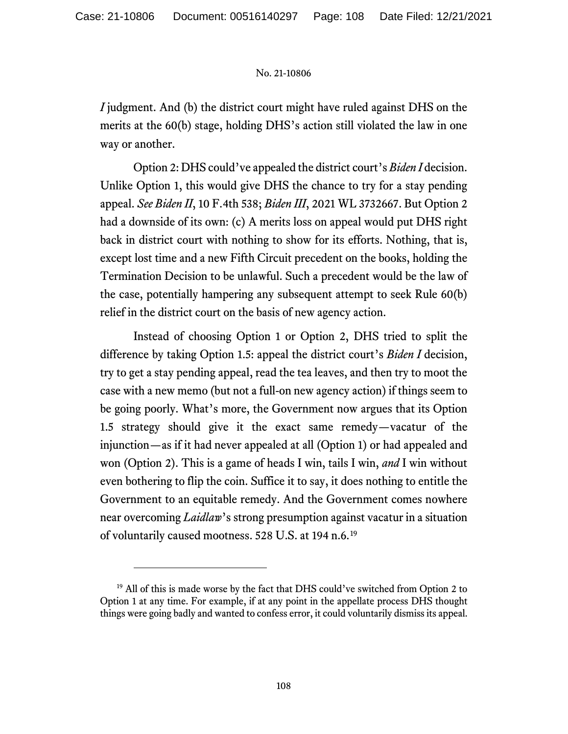*I* judgment. And (b) the district court might have ruled against DHS on the merits at the 60(b) stage, holding DHS's action still violated the law in one way or another.

Option 2: DHS could've appealed the district court's *Biden I* decision. Unlike Option 1, this would give DHS the chance to try for a stay pending appeal. *See Biden II*, 10 F.4th 538; *Biden III*, 2021 WL 3732667. But Option 2 had a downside of its own: (c) A merits loss on appeal would put DHS right back in district court with nothing to show for its efforts. Nothing, that is, except lost time and a new Fifth Circuit precedent on the books, holding the Termination Decision to be unlawful. Such a precedent would be the law of the case, potentially hampering any subsequent attempt to seek Rule 60(b) relief in the district court on the basis of new agency action.

Instead of choosing Option 1 or Option 2, DHS tried to split the difference by taking Option 1.5: appeal the district court's *Biden I* decision, try to get a stay pending appeal, read the tea leaves, and then try to moot the case with a new memo (but not a full-on new agency action) if things seem to be going poorly. What's more, the Government now argues that its Option 1.5 strategy should give it the exact same remedy—vacatur of the injunction—as if it had never appealed at all (Option 1) or had appealed and won (Option 2). This is a game of heads I win, tails I win, *and* I win without even bothering to flip the coin. Suffice it to say, it does nothing to entitle the Government to an equitable remedy. And the Government comes nowhere near overcoming *Laidlaw*'s strong presumption against vacatur in a situation of voluntarily caused mootness. 528 U.S. at 194 n.6.[19]

[19] All of this is made worse by the fact that DHS could've switched from Option 2 to Option 1 at any time. For example, if at any point in the appellate process DHS thought things were going badly and wanted to confess error, it could voluntarily dismiss its appeal.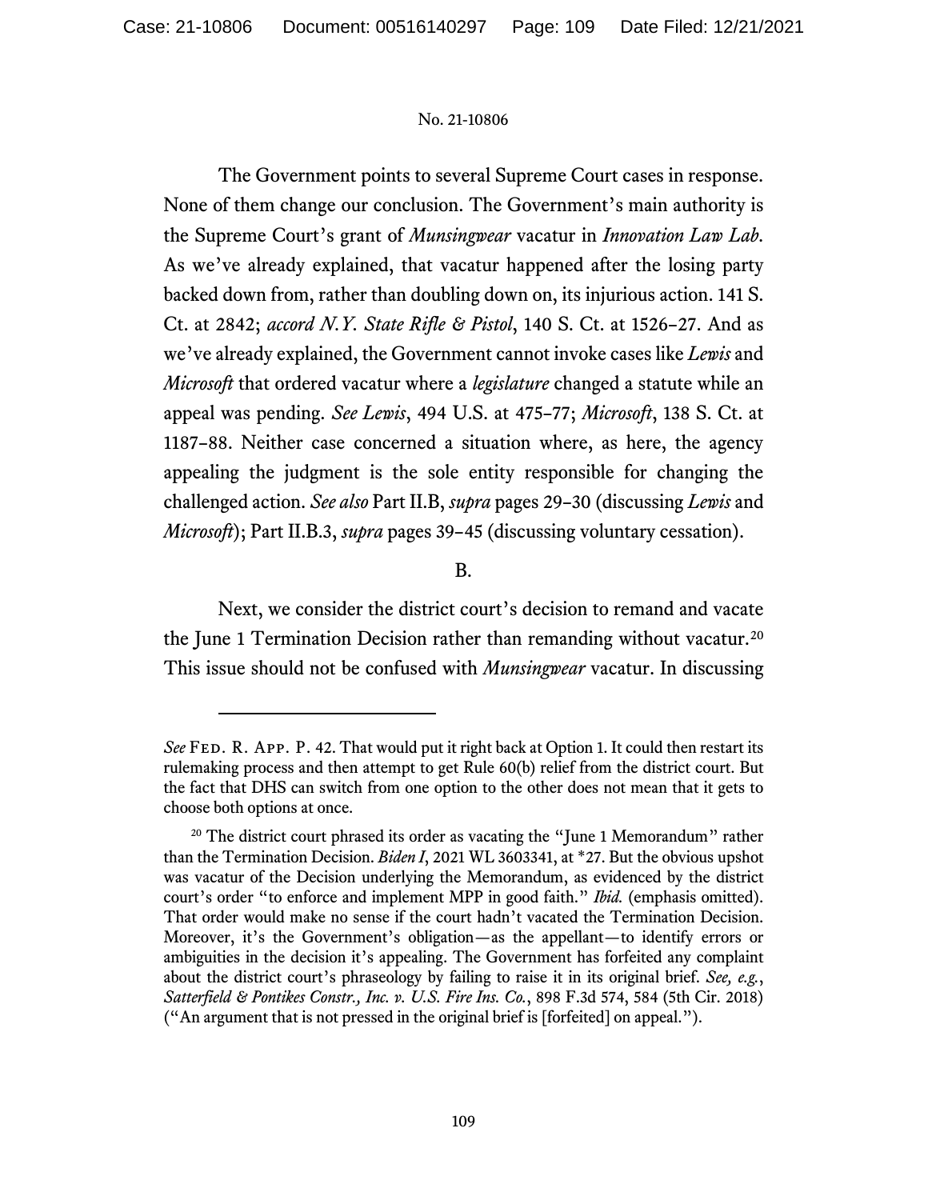The Government points to several Supreme Court cases in response. None of them change our conclusion. The Government's main authority is the Supreme Court's grant of *Munsingwear* vacatur in *Innovation Law Lab*. As we've already explained, that vacatur happened after the losing party backed down from, rather than doubling down on, its injurious action. 141 S. Ct. at 2842; *accord N.Y. State Rifle & Pistol*, 140 S. Ct. at 1526–27. And as we've already explained, the Government cannot invoke cases like *Lewis* and *Microsoft* that ordered vacatur where a *legislature* changed a statute while an appeal was pending. *See Lewis*, 494 U.S. at 475–77; *Microsoft*, 138 S. Ct. at 1187–88. Neither case concerned a situation where, as here, the agency appealing the judgment is the sole entity responsible for changing the challenged action. *See also* Part II.B, *supra* pages 29–30 (discussing *Lewis* and *Microsoft*); Part II.B.3, *supra* pages 39–45 (discussing voluntary cessation).

B.

Next, we consider the district court's decision to remand and vacate the June 1 Termination Decision rather than remanding without vacatur.[20] This issue should not be confused with *Munsingwear* vacatur. In discussing

---

*See* FED. R. APP. P. 42. That would put it right back at Option 1. It could then restart its rulemaking process and then attempt to get Rule 60(b) relief from the district court. But the fact that DHS can switch from one option to the other does not mean that it gets to choose both options at once.

[20] The district court phrased its order as vacating the "June 1 Memorandum" rather than the Termination Decision. *Biden I*, 2021 WL 3603341, at *27. But the obvious upshot was vacatur of the Decision underlying the Memorandum, as evidenced by the district court's order "to enforce and implement MPP in good faith." *Ibid.* (emphasis omitted). That order would make no sense if the court hadn't vacated the Termination Decision. Moreover, it's the Government's obligation—as the appellant—to identify errors or ambiguities in the decision it's appealing. The Government has forfeited any complaint about the district court's phraseology by failing to raise it in its original brief. *See, e.g.*, *Satterfield & Pontikes Constr., Inc. v. U.S. Fire Ins. Co.*, 898 F.3d 574, 584 (5th Cir. 2018) ("An argument that is not pressed in the original brief is [forfeited] on appeal.").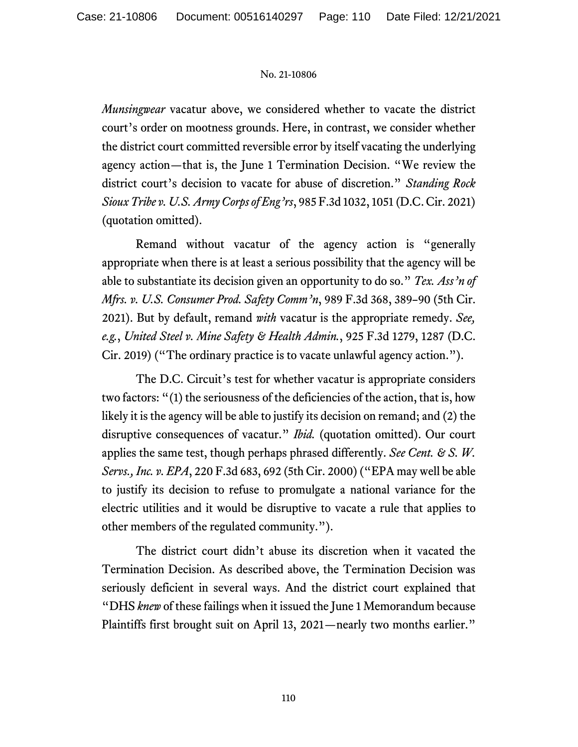*Munsingwear* vacatur above, we considered whether to vacate the district court's order on mootness grounds. Here, in contrast, we consider whether the district court committed reversible error by itself vacating the underlying agency action—that is, the June 1 Termination Decision. "We review the district court's decision to vacate for abuse of discretion." *Standing Rock Sioux Tribe v. U.S. Army Corps of Eng'rs*, 985 F.3d 1032, 1051 (D.C. Cir. 2021) (quotation omitted).

Remand without vacatur of the agency action is "generally appropriate when there is at least a serious possibility that the agency will be able to substantiate its decision given an opportunity to do so." *Tex. Ass'n of Mfrs. v. U.S. Consumer Prod. Safety Comm'n*, 989 F.3d 368, 389–90 (5th Cir. 2021). But by default, remand *with* vacatur is the appropriate remedy. *See, e.g.*, *United Steel v. Mine Safety & Health Admin.*, 925 F.3d 1279, 1287 (D.C. Cir. 2019) ("The ordinary practice is to vacate unlawful agency action.").

The D.C. Circuit's test for whether vacatur is appropriate considers two factors: "(1) the seriousness of the deficiencies of the action, that is, how likely it is the agency will be able to justify its decision on remand; and (2) the disruptive consequences of vacatur." *Ibid.* (quotation omitted). Our court applies the same test, though perhaps phrased differently. *See Cent. & S. W. Servs., Inc. v. EPA*, 220 F.3d 683, 692 (5th Cir. 2000) ("EPA may well be able to justify its decision to refuse to promulgate a national variance for the electric utilities and it would be disruptive to vacate a rule that applies to other members of the regulated community.").

The district court didn't abuse its discretion when it vacated the Termination Decision. As described above, the Termination Decision was seriously deficient in several ways. And the district court explained that "DHS *knew* of these failings when it issued the June 1 Memorandum because Plaintiffs first brought suit on April 13, 2021—nearly two months earlier."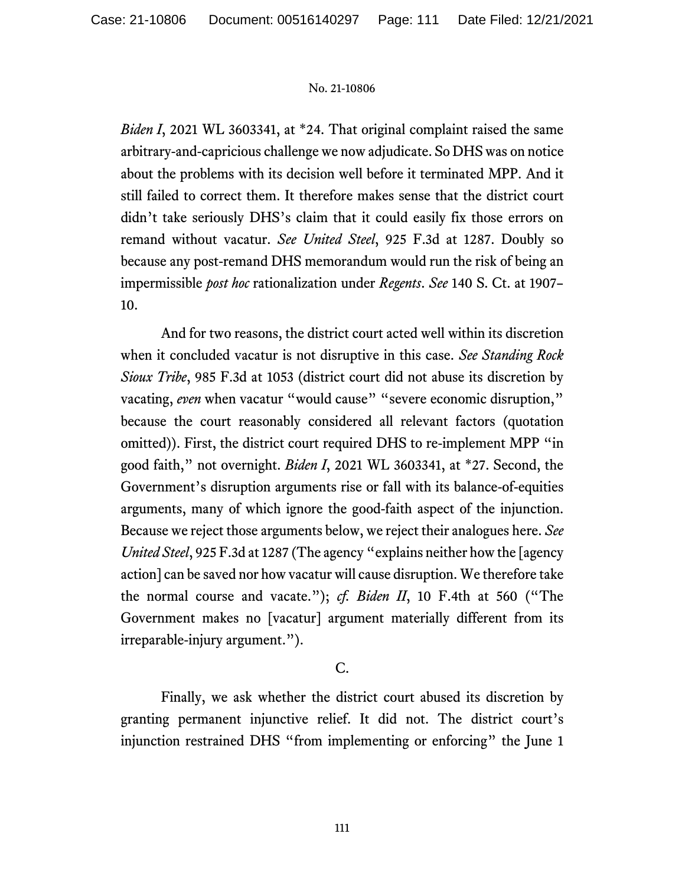*Biden I*, 2021 WL 3603341, at *24. That original complaint raised the same arbitrary-and-capricious challenge we now adjudicate. So DHS was on notice about the problems with its decision well before it terminated MPP. And it still failed to correct them. It therefore makes sense that the district court didn't take seriously DHS's claim that it could easily fix those errors on remand without vacatur. *See United Steel*, 925 F.3d at 1287. Doubly so because any post-remand DHS memorandum would run the risk of being an impermissible *post hoc* rationalization under *Regents*. *See* 140 S. Ct. at 1907–10.

And for two reasons, the district court acted well within its discretion when it concluded vacatur is not disruptive in this case. *See Standing Rock Sioux Tribe*, 985 F.3d at 1053 (district court did not abuse its discretion by vacating, *even* when vacatur "would cause" "severe economic disruption," because the court reasonably considered all relevant factors (quotation omitted)). First, the district court required DHS to re-implement MPP "in good faith," not overnight. *Biden I*, 2021 WL 3603341, at *27. Second, the Government's disruption arguments rise or fall with its balance-of-equities arguments, many of which ignore the good-faith aspect of the injunction. Because we reject those arguments below, we reject their analogues here. *See United Steel*, 925 F.3d at 1287 (The agency "explains neither how the [agency action] can be saved nor how vacatur will cause disruption. We therefore take the normal course and vacate."); *cf. Biden II*, 10 F.4th at 560 ("The Government makes no [vacatur] argument materially different from its irreparable-injury argument.").

### C.

Finally, we ask whether the district court abused its discretion by granting permanent injunctive relief. It did not. The district court's injunction restrained DHS "from implementing or enforcing" the June 1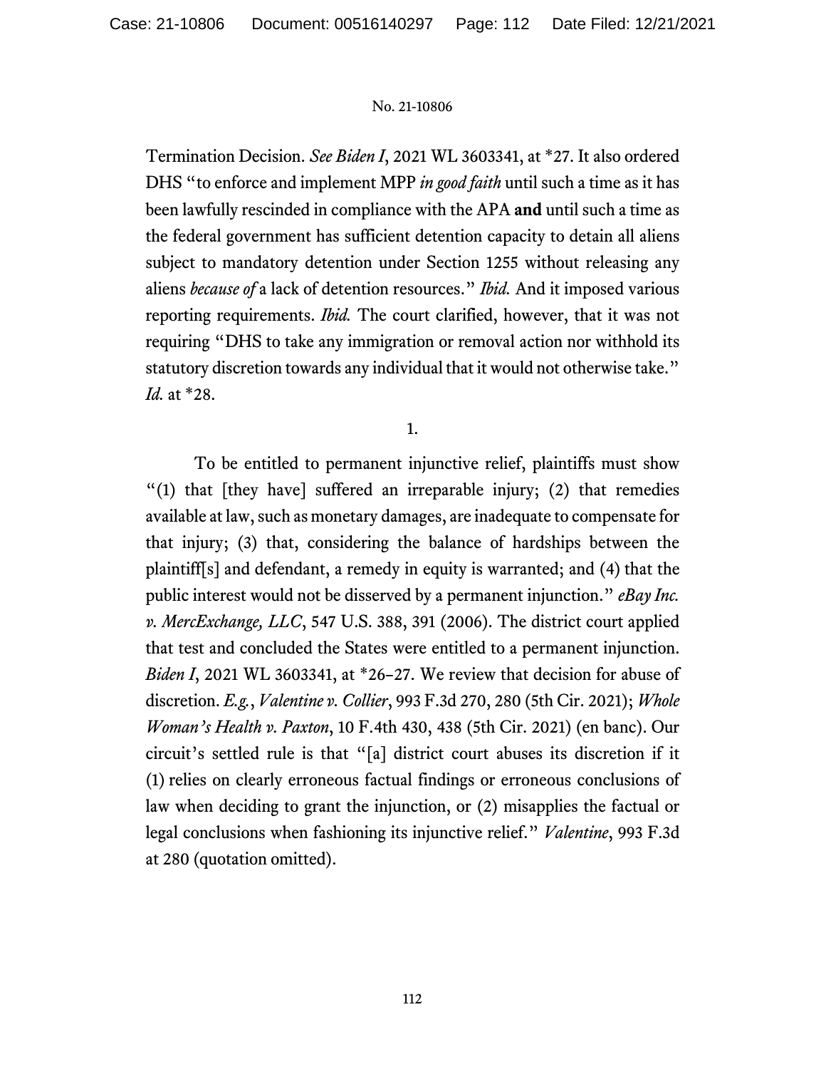Termination Decision. *See Biden I*, 2021 WL 3603341, at *27. It also ordered DHS "to enforce and implement MPP *in good faith* until such a time as it has been lawfully rescinded in compliance with the APA **and** until such a time as the federal government has sufficient detention capacity to detain all aliens subject to mandatory detention under Section 1255 without releasing any aliens *because of* a lack of detention resources." *Ibid.* And it imposed various reporting requirements. *Ibid.* The court clarified, however, that it was not requiring "DHS to take any immigration or removal action nor withhold its statutory discretion towards any individual that it would not otherwise take." *Id.* at *28.

1.

To be entitled to permanent injunctive relief, plaintiffs must show "(1) that [they have] suffered an irreparable injury; (2) that remedies available at law, such as monetary damages, are inadequate to compensate for that injury; (3) that, considering the balance of hardships between the plaintiff[s] and defendant, a remedy in equity is warranted; and (4) that the public interest would not be disserved by a permanent injunction." *eBay Inc. v. MercExchange, LLC*, 547 U.S. 388, 391 (2006). The district court applied that test and concluded the States were entitled to a permanent injunction. *Biden I*, 2021 WL 3603341, at *26–27. We review that decision for abuse of discretion. *E.g.*, *Valentine v. Collier*, 993 F.3d 270, 280 (5th Cir. 2021); *Whole Woman's Health v. Paxton*, 10 F.4th 430, 438 (5th Cir. 2021) (en banc). Our circuit's settled rule is that "[a] district court abuses its discretion if it (1) relies on clearly erroneous factual findings or erroneous conclusions of law when deciding to grant the injunction, or (2) misapplies the factual or legal conclusions when fashioning its injunctive relief." *Valentine*, 993 F.3d at 280 (quotation omitted).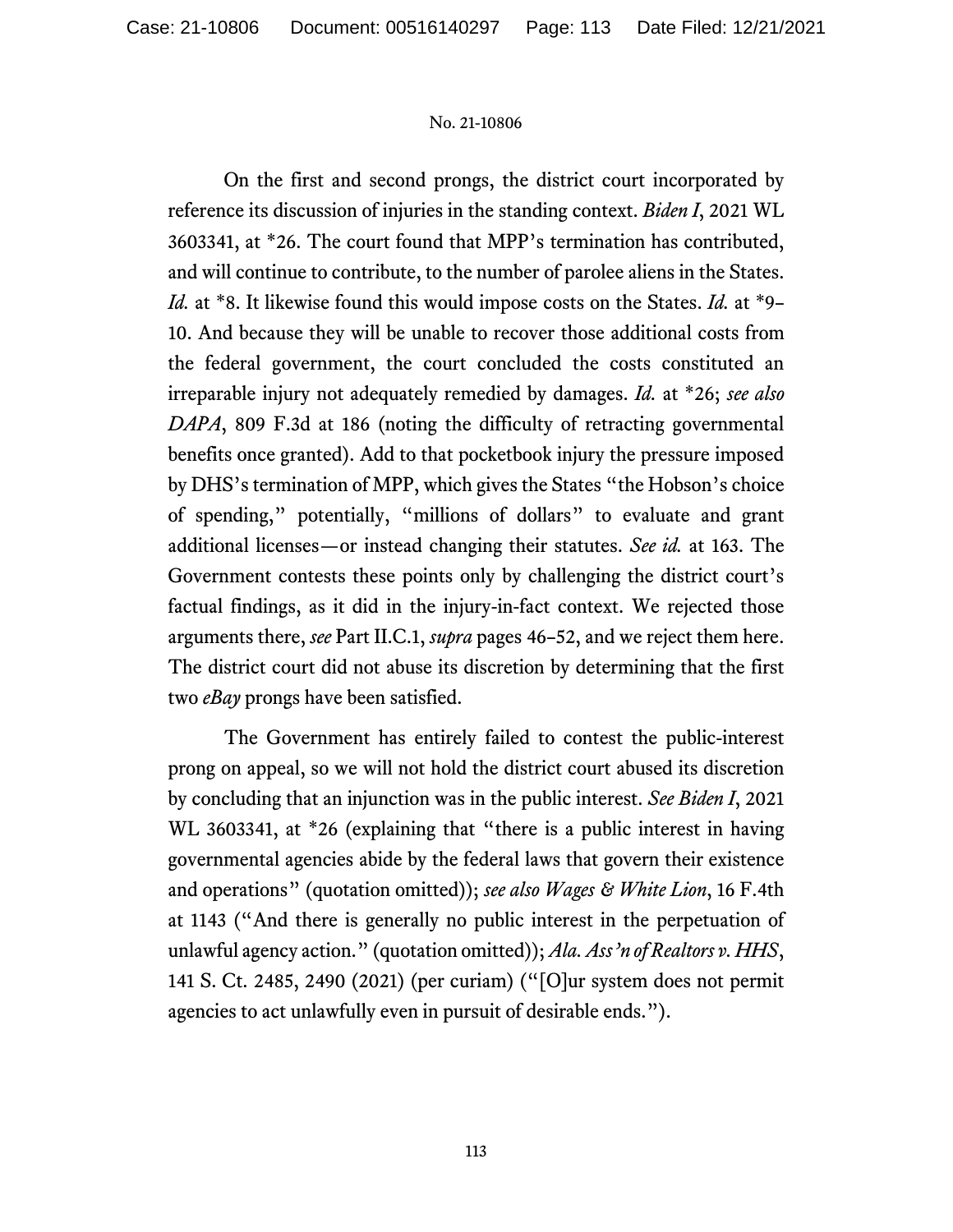On the first and second prongs, the district court incorporated by reference its discussion of injuries in the standing context. *Biden I*, 2021 WL 3603341, at *26. The court found that MPP's termination has contributed, and will continue to contribute, to the number of parolee aliens in the States. *Id.* at *8. It likewise found this would impose costs on the States. *Id.* at *9–10. And because they will be unable to recover those additional costs from the federal government, the court concluded the costs constituted an irreparable injury not adequately remedied by damages. *Id.* at *26; *see also DAPA*, 809 F.3d at 186 (noting the difficulty of retracting governmental benefits once granted). Add to that pocketbook injury the pressure imposed by DHS's termination of MPP, which gives the States "the Hobson's choice of spending," potentially, "millions of dollars" to evaluate and grant additional licenses—or instead changing their statutes. *See id.* at 163. The Government contests these points only by challenging the district court's factual findings, as it did in the injury-in-fact context. We rejected those arguments there, *see* Part II.C.1, *supra* pages 46–52, and we reject them here. The district court did not abuse its discretion by determining that the first two *eBay* prongs have been satisfied.

The Government has entirely failed to contest the public-interest prong on appeal, so we will not hold the district court abused its discretion by concluding that an injunction was in the public interest. *See Biden I*, 2021 WL 3603341, at *26 (explaining that "there is a public interest in having governmental agencies abide by the federal laws that govern their existence and operations" (quotation omitted)); *see also Wages & White Lion*, 16 F.4th at 1143 ("And there is generally no public interest in the perpetuation of unlawful agency action." (quotation omitted)); *Ala. Ass'n of Realtors v. HHS*, 141 S. Ct. 2485, 2490 (2021) (per curiam) ("[O]ur system does not permit agencies to act unlawfully even in pursuit of desirable ends.").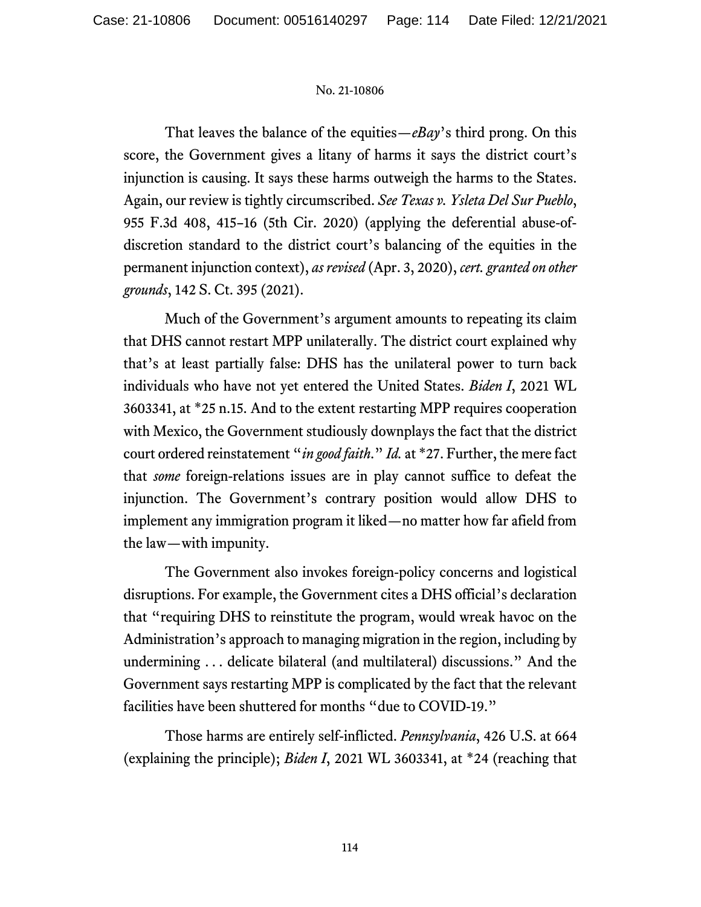That leaves the balance of the equities—*eBay*'s third prong. On this score, the Government gives a litany of harms it says the district court's injunction is causing. It says these harms outweigh the harms to the States. Again, our review is tightly circumscribed. *See Texas v. Ysleta Del Sur Pueblo*, 955 F.3d 408, 415–16 (5th Cir. 2020) (applying the deferential abuse-of-discretion standard to the district court's balancing of the equities in the permanent injunction context), *as revised* (Apr. 3, 2020), *cert. granted on other grounds*, 142 S. Ct. 395 (2021).

Much of the Government's argument amounts to repeating its claim that DHS cannot restart MPP unilaterally. The district court explained why that's at least partially false: DHS has the unilateral power to turn back individuals who have not yet entered the United States. *Biden I*, 2021 WL 3603341, at *25 n.15. And to the extent restarting MPP requires cooperation with Mexico, the Government studiously downplays the fact that the district court ordered reinstatement "*in good faith*." *Id.* at *27. Further, the mere fact that *some* foreign-relations issues are in play cannot suffice to defeat the injunction. The Government's contrary position would allow DHS to implement any immigration program it liked—no matter how far afield from the law—with impunity.

The Government also invokes foreign-policy concerns and logistical disruptions. For example, the Government cites a DHS official's declaration that "requiring DHS to reinstitute the program, would wreak havoc on the Administration's approach to managing migration in the region, including by undermining . . . delicate bilateral (and multilateral) discussions." And the Government says restarting MPP is complicated by the fact that the relevant facilities have been shuttered for months "due to COVID-19."

Those harms are entirely self-inflicted. *Pennsylvania*, 426 U.S. at 664 (explaining the principle); *Biden I*, 2021 WL 3603341, at *24 (reaching that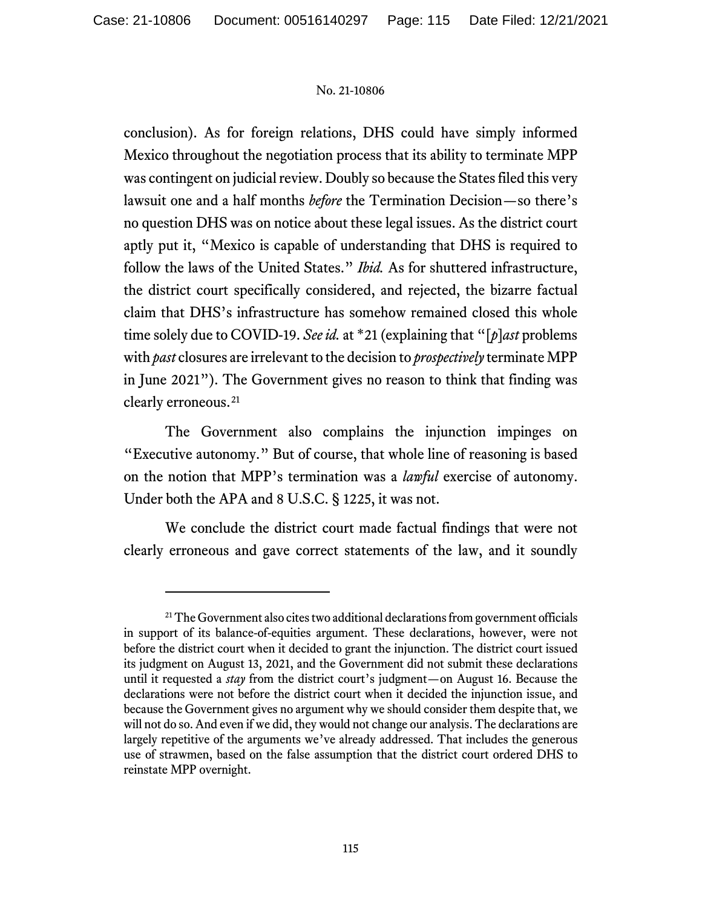conclusion). As for foreign relations, DHS could have simply informed Mexico throughout the negotiation process that its ability to terminate MPP was contingent on judicial review. Doubly so because the States filed this very lawsuit one and a half months *before* the Termination Decision—so there's no question DHS was on notice about these legal issues. As the district court aptly put it, "Mexico is capable of understanding that DHS is required to follow the laws of the United States." *Ibid.* As for shuttered infrastructure, the district court specifically considered, and rejected, the bizarre factual claim that DHS's infrastructure has somehow remained closed this whole time solely due to COVID-19. *See id.* at *21 (explaining that "[*p*]*ast* problems with *past* closures are irrelevant to the decision to *prospectively* terminate MPP in June 2021"). The Government gives no reason to think that finding was clearly erroneous.[21]

The Government also complains the injunction impinges on "Executive autonomy." But of course, that whole line of reasoning is based on the notion that MPP's termination was a *lawful* exercise of autonomy. Under both the APA and 8 U.S.C. § 1225, it was not.

We conclude the district court made factual findings that were not clearly erroneous and gave correct statements of the law, and it soundly

---

[21] The Government also cites two additional declarations from government officials in support of its balance-of-equities argument. These declarations, however, were not before the district court when it decided to grant the injunction. The district court issued its judgment on August 13, 2021, and the Government did not submit these declarations until it requested a *stay* from the district court's judgment—on August 16. Because the declarations were not before the district court when it decided the injunction issue, and because the Government gives no argument why we should consider them despite that, we will not do so. And even if we did, they would not change our analysis. The declarations are largely repetitive of the arguments we've already addressed. That includes the generous use of strawmen, based on the false assumption that the district court ordered DHS to reinstate MPP overnight.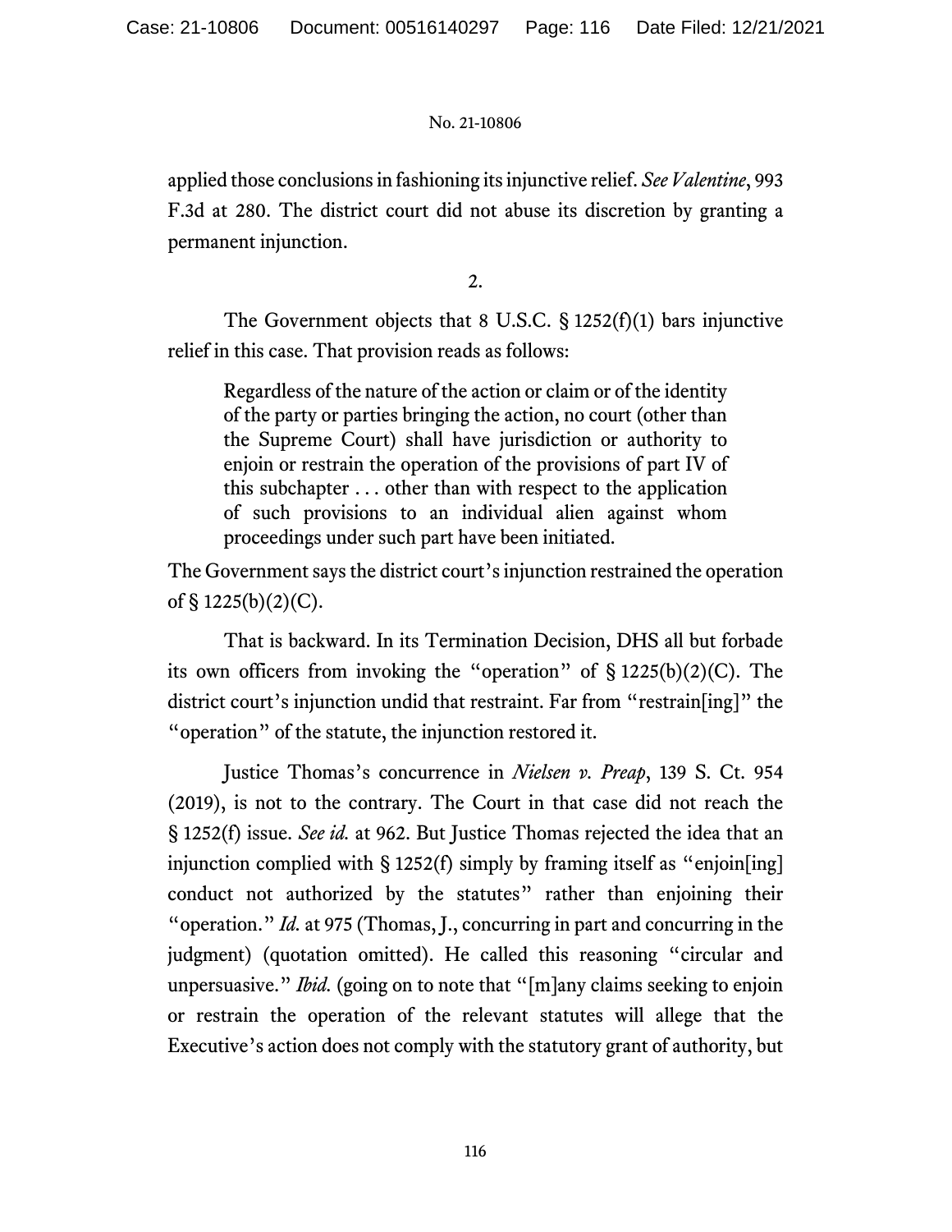applied those conclusions in fashioning its injunctive relief. *See Valentine*, 993 F.3d at 280. The district court did not abuse its discretion by granting a permanent injunction.

2.

The Government objects that 8 U.S.C. § 1252(f)(1) bars injunctive relief in this case. That provision reads as follows:

> Regardless of the nature of the action or claim or of the identity of the party or parties bringing the action, no court (other than the Supreme Court) shall have jurisdiction or authority to enjoin or restrain the operation of the provisions of part IV of this subchapter . . . other than with respect to the application of such provisions to an individual alien against whom proceedings under such part have been initiated.

The Government says the district court's injunction restrained the operation of § 1225(b)(2)(C).

That is backward. In its Termination Decision, DHS all but forbade its own officers from invoking the "operation" of § 1225(b)(2)(C). The district court's injunction undid that restraint. Far from "restrain[ing]" the "operation" of the statute, the injunction restored it.

Justice Thomas's concurrence in *Nielsen v. Preap*, 139 S. Ct. 954 (2019), is not to the contrary. The Court in that case did not reach the § 1252(f) issue. *See id.* at 962. But Justice Thomas rejected the idea that an injunction complied with § 1252(f) simply by framing itself as "enjoin[ing] conduct not authorized by the statutes" rather than enjoining their "operation." *Id.* at 975 (Thomas, J., concurring in part and concurring in the judgment) (quotation omitted). He called this reasoning "circular and unpersuasive." *Ibid.* (going on to note that "[m]any claims seeking to enjoin or restrain the operation of the relevant statutes will allege that the Executive's action does not comply with the statutory grant of authority, but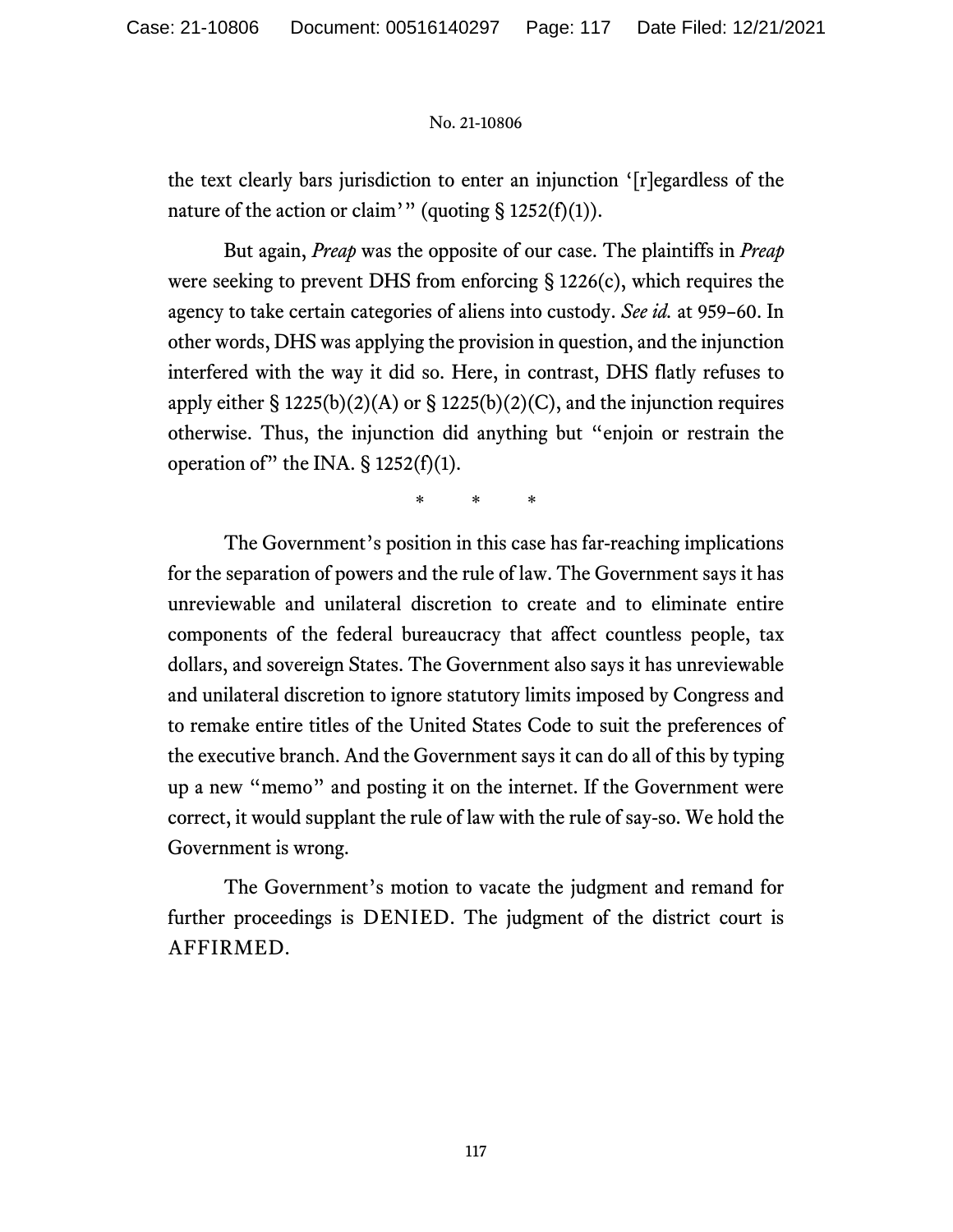the text clearly bars jurisdiction to enter an injunction '[r]egardless of the nature of the action or claim'" (quoting § 1252(f)(1)).

But again, *Preap* was the opposite of our case. The plaintiffs in *Preap* were seeking to prevent DHS from enforcing § 1226(c), which requires the agency to take certain categories of aliens into custody. *See id.* at 959–60. In other words, DHS was applying the provision in question, and the injunction interfered with the way it did so. Here, in contrast, DHS flatly refuses to apply either § 1225(b)(2)(A) or § 1225(b)(2)(C), and the injunction requires otherwise. Thus, the injunction did anything but "enjoin or restrain the operation of" the INA. § 1252(f)(1).

\* \* \*

The Government's position in this case has far-reaching implications for the separation of powers and the rule of law. The Government says it has unreviewable and unilateral discretion to create and to eliminate entire components of the federal bureaucracy that affect countless people, tax dollars, and sovereign States. The Government also says it has unreviewable and unilateral discretion to ignore statutory limits imposed by Congress and to remake entire titles of the United States Code to suit the preferences of the executive branch. And the Government says it can do all of this by typing up a new "memo" and posting it on the internet. If the Government were correct, it would supplant the rule of law with the rule of say-so. We hold the Government is wrong.

The Government's motion to vacate the judgment and remand for further proceedings is DENIED. The judgment of the district court is AFFIRMED.